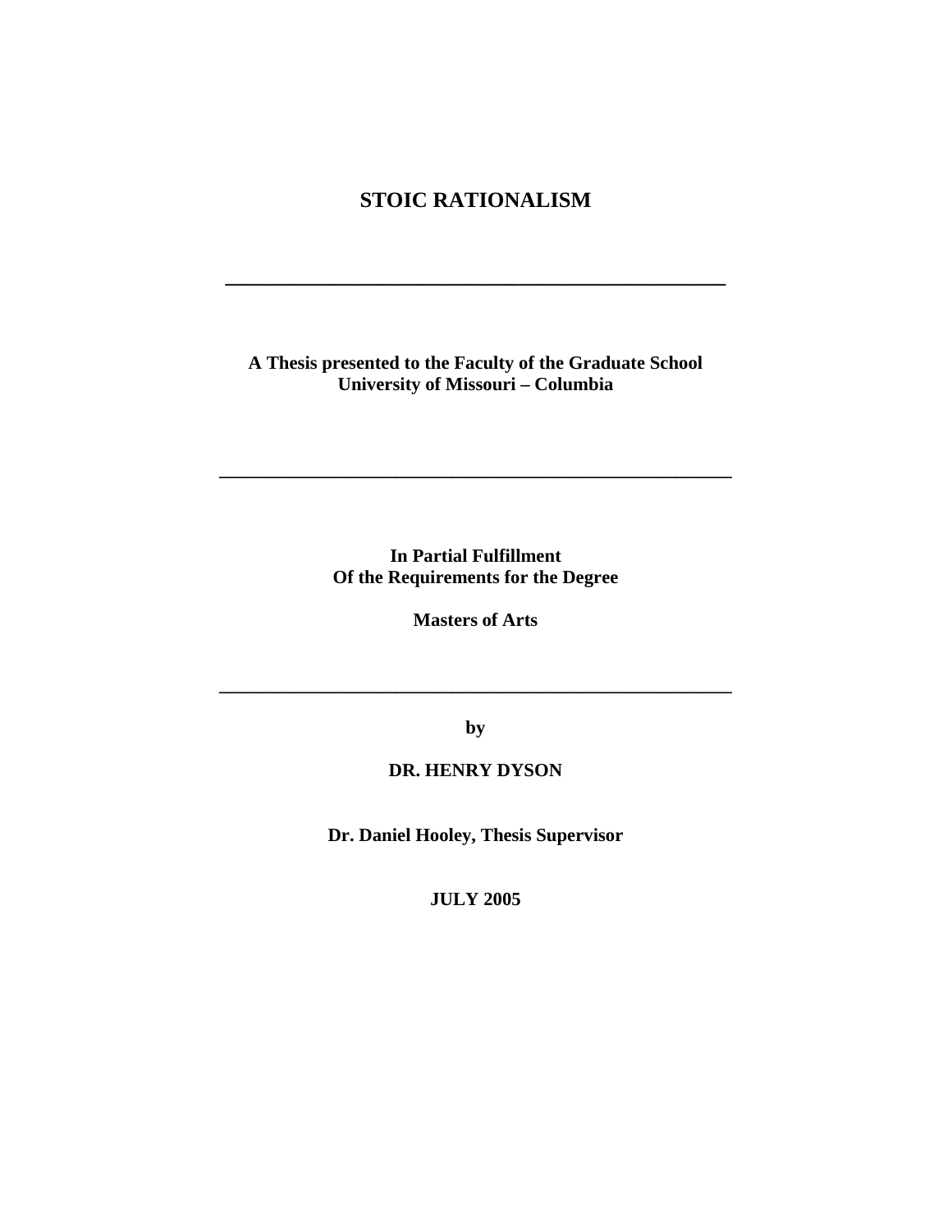# STOIC RATIONALISM

---

**A Thesis presented to the Faculty of the Graduate School**
**University of Missouri – Columbia**

---

**In Partial Fulfillment**
**Of the Requirements for the Degree**

**Masters of Arts**

---

**by**

**DR. HENRY DYSON**

**Dr. Daniel Hooley, Thesis Supervisor**

**JULY 2005**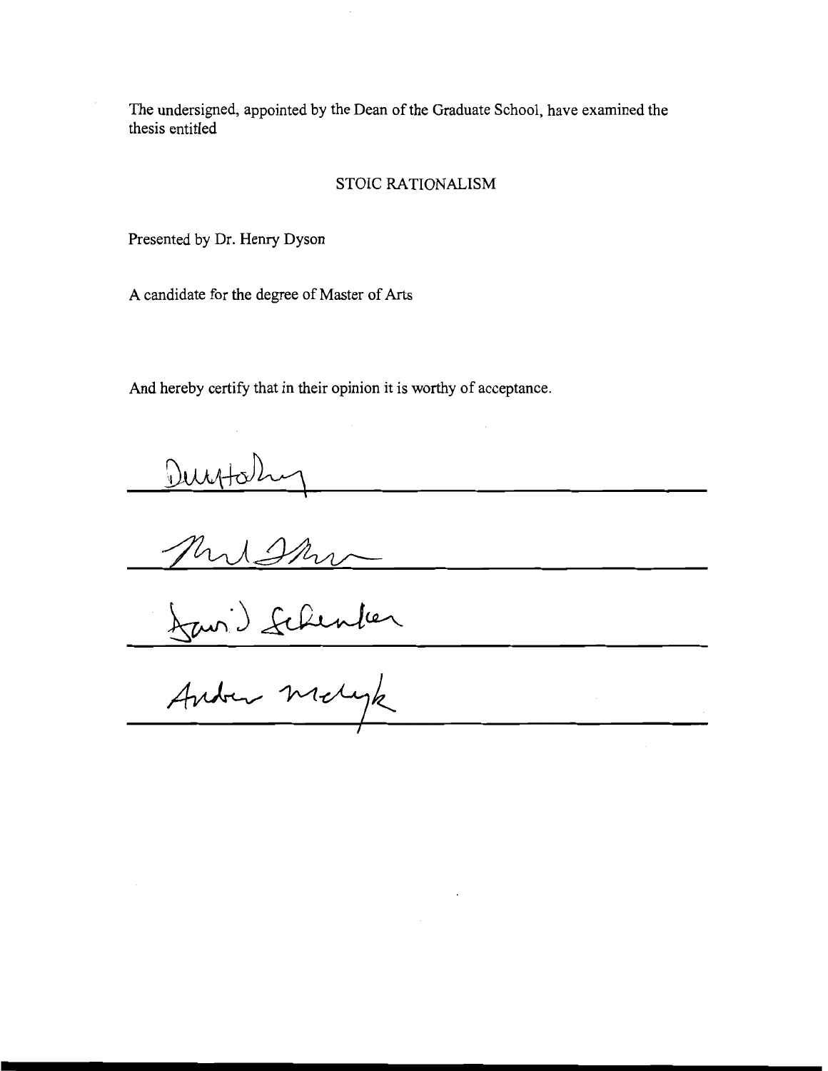The undersigned, appointed by the Dean of the Graduate School, have examined the thesis entitled

STOIC RATIONALISM

Presented by Dr. Henry Dyson

A candidate for the degree of Master of Arts

And hereby certify that in their opinion it is worthy of acceptance.

______________________________

______________________________

______________________________

______________________________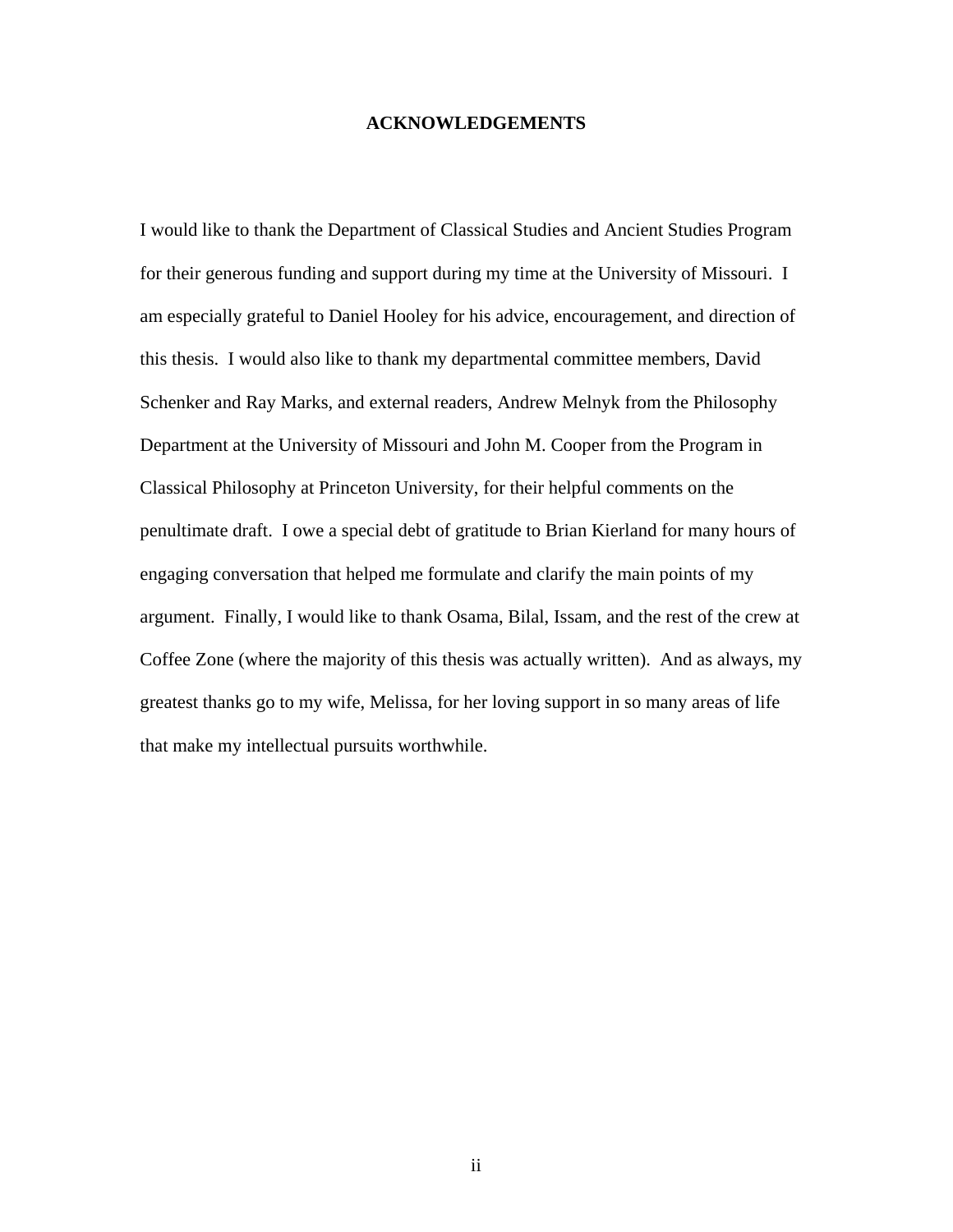# ACKNOWLEDGEMENTS

I would like to thank the Department of Classical Studies and Ancient Studies Program for their generous funding and support during my time at the University of Missouri. I am especially grateful to Daniel Hooley for his advice, encouragement, and direction of this thesis. I would also like to thank my departmental committee members, David Schenker and Ray Marks, and external readers, Andrew Melnyk from the Philosophy Department at the University of Missouri and John M. Cooper from the Program in Classical Philosophy at Princeton University, for their helpful comments on the penultimate draft. I owe a special debt of gratitude to Brian Kierland for many hours of engaging conversation that helped me formulate and clarify the main points of my argument. Finally, I would like to thank Osama, Bilal, Issam, and the rest of the crew at Coffee Zone (where the majority of this thesis was actually written). And as always, my greatest thanks go to my wife, Melissa, for her loving support in so many areas of life that make my intellectual pursuits worthwhile.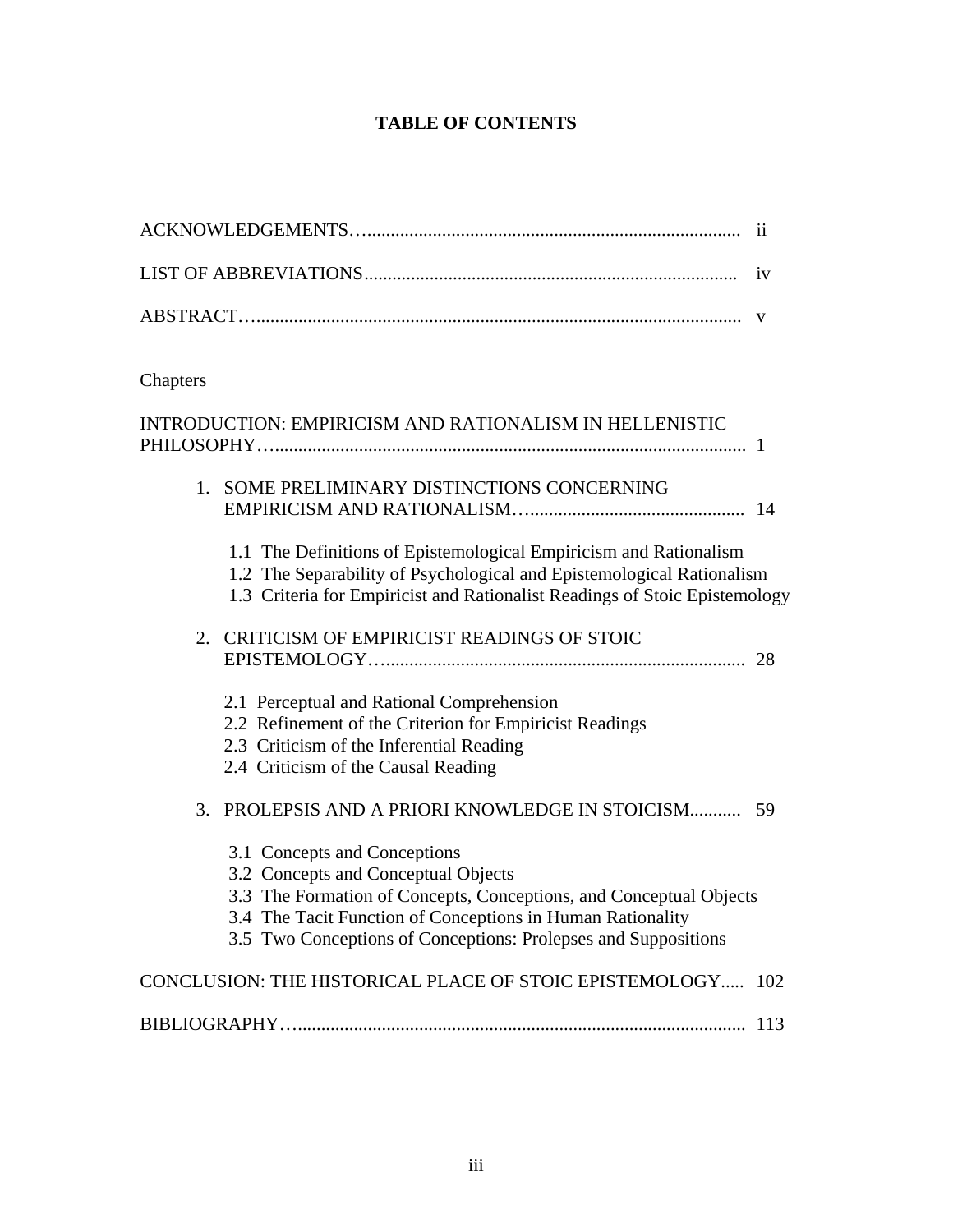# TABLE OF CONTENTS

ACKNOWLEDGEMENTS……………………………………………………………… ii

LIST OF ABBREVIATIONS……………………………………………………………… iv

ABSTRACT……………………………………………………………………………… v

Chapters

INTRODUCTION: EMPIRICISM AND RATIONALISM IN HELLENISTIC PHILOSOPHY……………………………………………………………………………… 1

1. SOME PRELIMINARY DISTINCTIONS CONCERNING EMPIRICISM AND RATIONALISM……………………………………………… 14

   1.1 The Definitions of Epistemological Empiricism and Rationalism
   1.2 The Separability of Psychological and Epistemological Rationalism
   1.3 Criteria for Empiricist and Rationalist Readings of Stoic Epistemology

2. CRITICISM OF EMPIRICIST READINGS OF STOIC EPISTEMOLOGY…………………………………………………………………… 28

   2.1 Perceptual and Rational Comprehension
   2.2 Refinement of the Criterion for Empiricist Readings
   2.3 Criticism of the Inferential Reading
   2.4 Criticism of the Causal Reading

3. PROLEPSIS AND A PRIORI KNOWLEDGE IN STOICISM……….. 59

   3.1 Concepts and Conceptions
   3.2 Concepts and Conceptual Objects
   3.3 The Formation of Concepts, Conceptions, and Conceptual Objects
   3.4 The Tacit Function of Conceptions in Human Rationality
   3.5 Two Conceptions of Conceptions: Prolepses and Suppositions

CONCLUSION: THE HISTORICAL PLACE OF STOIC EPISTEMOLOGY….. 102

BIBLIOGRAPHY……………………………………………………………………… 113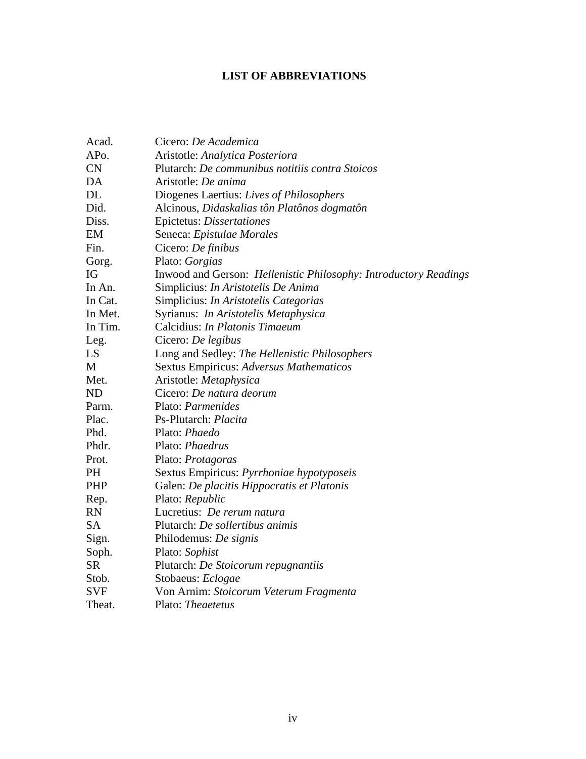# LIST OF ABBREVIATIONS

| | |
|---|---|
| Acad. | Cicero: *De Academica* |
| APo. | Aristotle: *Analytica Posteriora* |
| CN | Plutarch: *De communibus notitiis contra Stoicos* |
| DA | Aristotle: *De anima* |
| DL | Diogenes Laertius: *Lives of Philosophers* |
| Did. | Alcinous, *Didaskalias tôn Platônos dogmatôn* |
| Diss. | Epictetus: *Dissertationes* |
| EM | Seneca: *Epistulae Morales* |
| Fin. | Cicero: *De finibus* |
| Gorg. | Plato: *Gorgias* |
| IG | Inwood and Gerson: *Hellenistic Philosophy: Introductory Readings* |
| In An. | Simplicius: *In Aristotelis De Anima* |
| In Cat. | Simplicius: *In Aristotelis Categorias* |
| In Met. | Syrianus: *In Aristotelis Metaphysica* |
| In Tim. | Calcidius: *In Platonis Timaeum* |
| Leg. | Cicero: *De legibus* |
| LS | Long and Sedley: *The Hellenistic Philosophers* |
| M | Sextus Empiricus: *Adversus Mathematicos* |
| Met. | Aristotle: *Metaphysica* |
| ND | Cicero: *De natura deorum* |
| Parm. | Plato: *Parmenides* |
| Plac. | Ps-Plutarch: *Placita* |
| Phd. | Plato: *Phaedo* |
| Phdr. | Plato: *Phaedrus* |
| Prot. | Plato: *Protagoras* |
| PH | Sextus Empiricus: *Pyrrhoniae hypotyposeis* |
| PHP | Galen: *De placitis Hippocratis et Platonis* |
| Rep. | Plato: *Republic* |
| RN | Lucretius: *De rerum natura* |
| SA | Plutarch: *De sollertibus animis* |
| Sign. | Philodemus: *De signis* |
| Soph. | Plato: *Sophist* |
| SR | Plutarch: *De Stoicorum repugnantiis* |
| Stob. | Stobaeus: *Eclogae* |
| SVF | Von Arnim: *Stoicorum Veterum Fragmenta* |
| Theat. | Plato: *Theaetetus* |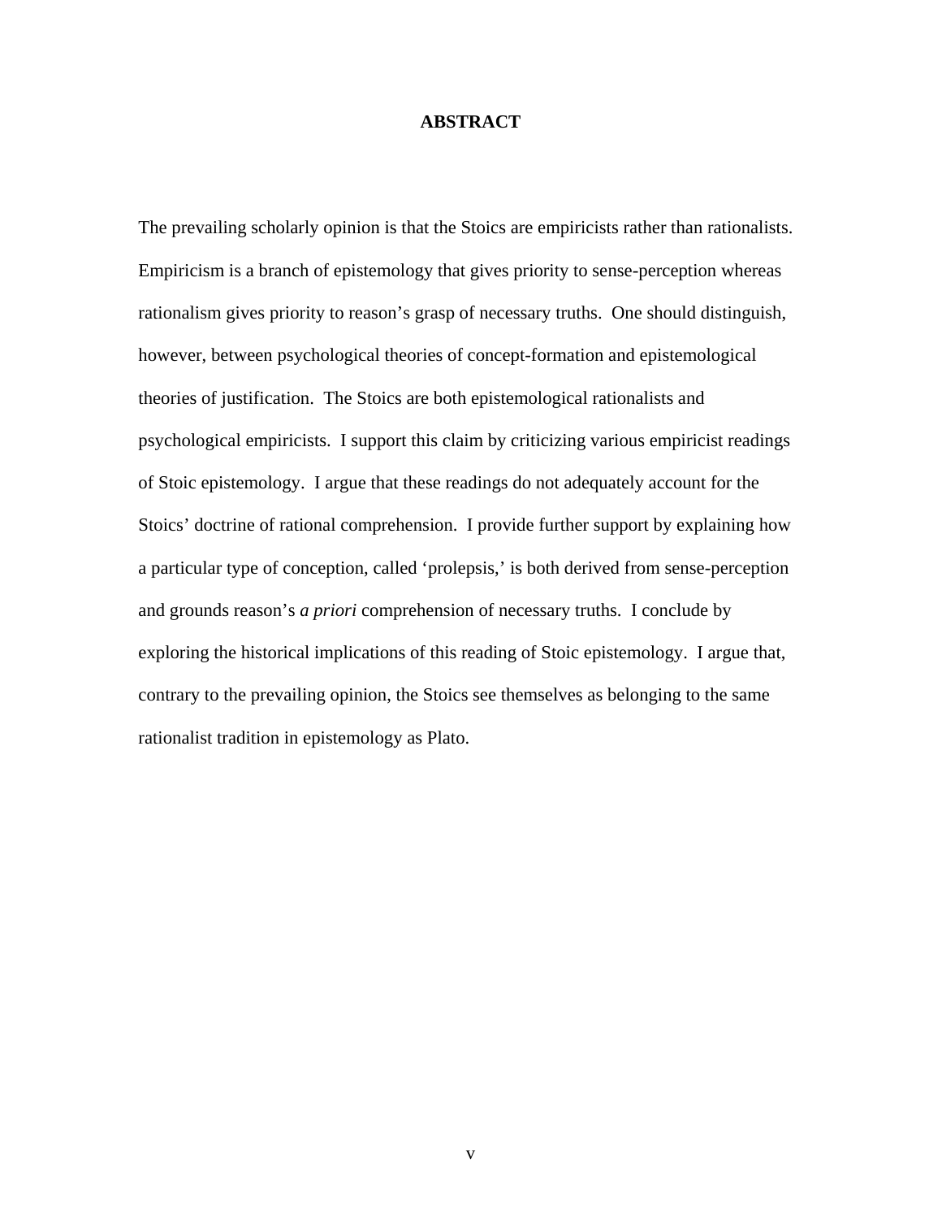# ABSTRACT

The prevailing scholarly opinion is that the Stoics are empiricists rather than rationalists. Empiricism is a branch of epistemology that gives priority to sense-perception whereas rationalism gives priority to reason's grasp of necessary truths. One should distinguish, however, between psychological theories of concept-formation and epistemological theories of justification. The Stoics are both epistemological rationalists and psychological empiricists. I support this claim by criticizing various empiricist readings of Stoic epistemology. I argue that these readings do not adequately account for the Stoics' doctrine of rational comprehension. I provide further support by explaining how a particular type of conception, called 'prolepsis,' is both derived from sense-perception and grounds reason's *a priori* comprehension of necessary truths. I conclude by exploring the historical implications of this reading of Stoic epistemology. I argue that, contrary to the prevailing opinion, the Stoics see themselves as belonging to the same rationalist tradition in epistemology as Plato.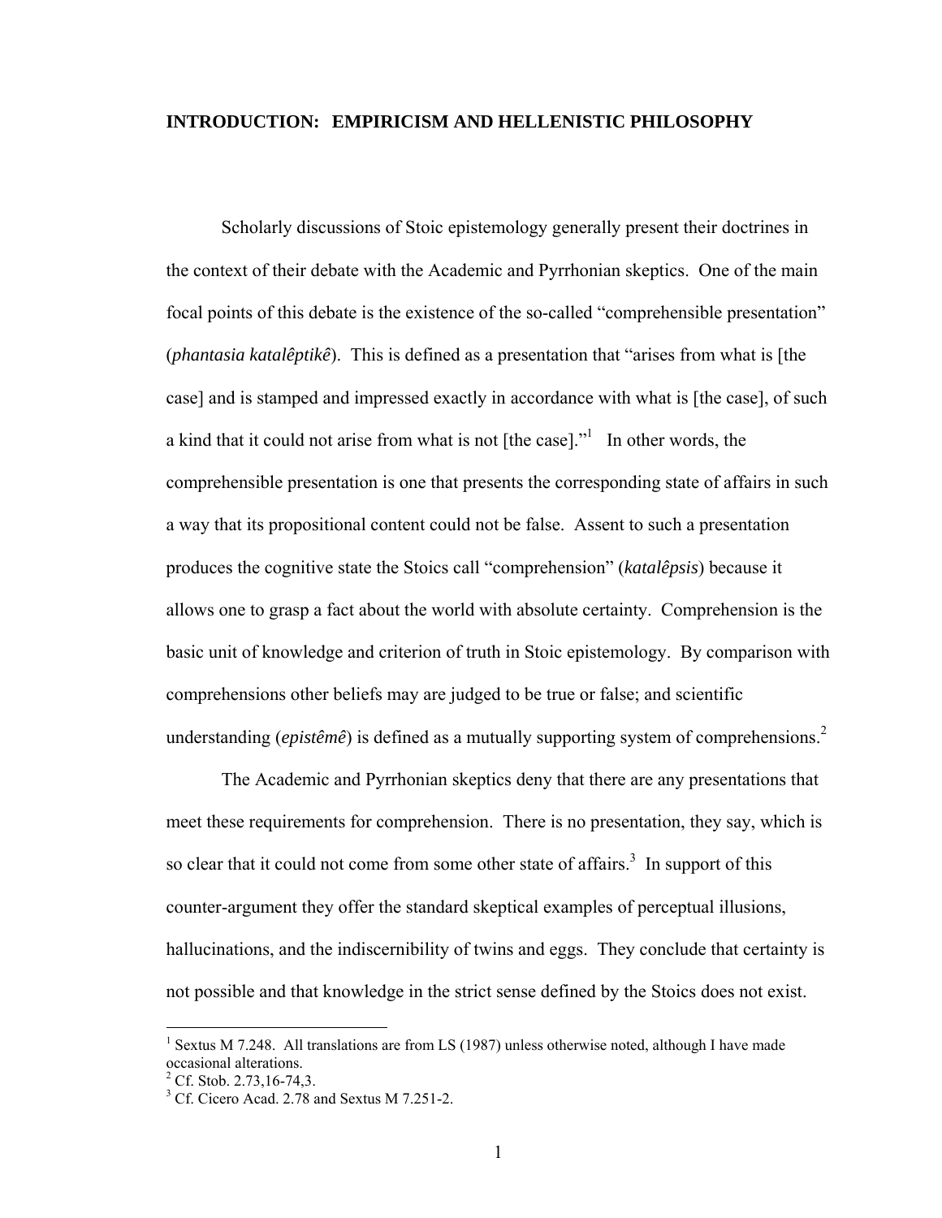## INTRODUCTION: EMPIRICISM AND HELLENISTIC PHILOSOPHY

Scholarly discussions of Stoic epistemology generally present their doctrines in the context of their debate with the Academic and Pyrrhonian skeptics. One of the main focal points of this debate is the existence of the so-called "comprehensible presentation" (*phantasia katalêptikê*). This is defined as a presentation that "arises from what is [the case] and is stamped and impressed exactly in accordance with what is [the case], of such a kind that it could not arise from what is not [the case]."[1] In other words, the comprehensible presentation is one that presents the corresponding state of affairs in such a way that its propositional content could not be false. Assent to such a presentation produces the cognitive state the Stoics call "comprehension" (*katalêpsis*) because it allows one to grasp a fact about the world with absolute certainty. Comprehension is the basic unit of knowledge and criterion of truth in Stoic epistemology. By comparison with comprehensions other beliefs may are judged to be true or false; and scientific understanding (*epistêmê*) is defined as a mutually supporting system of comprehensions.[2]

The Academic and Pyrrhonian skeptics deny that there are any presentations that meet these requirements for comprehension. There is no presentation, they say, which is so clear that it could not come from some other state of affairs.[3] In support of this counter-argument they offer the standard skeptical examples of perceptual illusions, hallucinations, and the indiscernibility of twins and eggs. They conclude that certainty is not possible and that knowledge in the strict sense defined by the Stoics does not exist.

---

[1] Sextus M 7.248. All translations are from LS (1987) unless otherwise noted, although I have made occasional alterations.

[2] Cf. Stob. 2.73,16-74,3.

[3] Cf. Cicero Acad. 2.78 and Sextus M 7.251-2.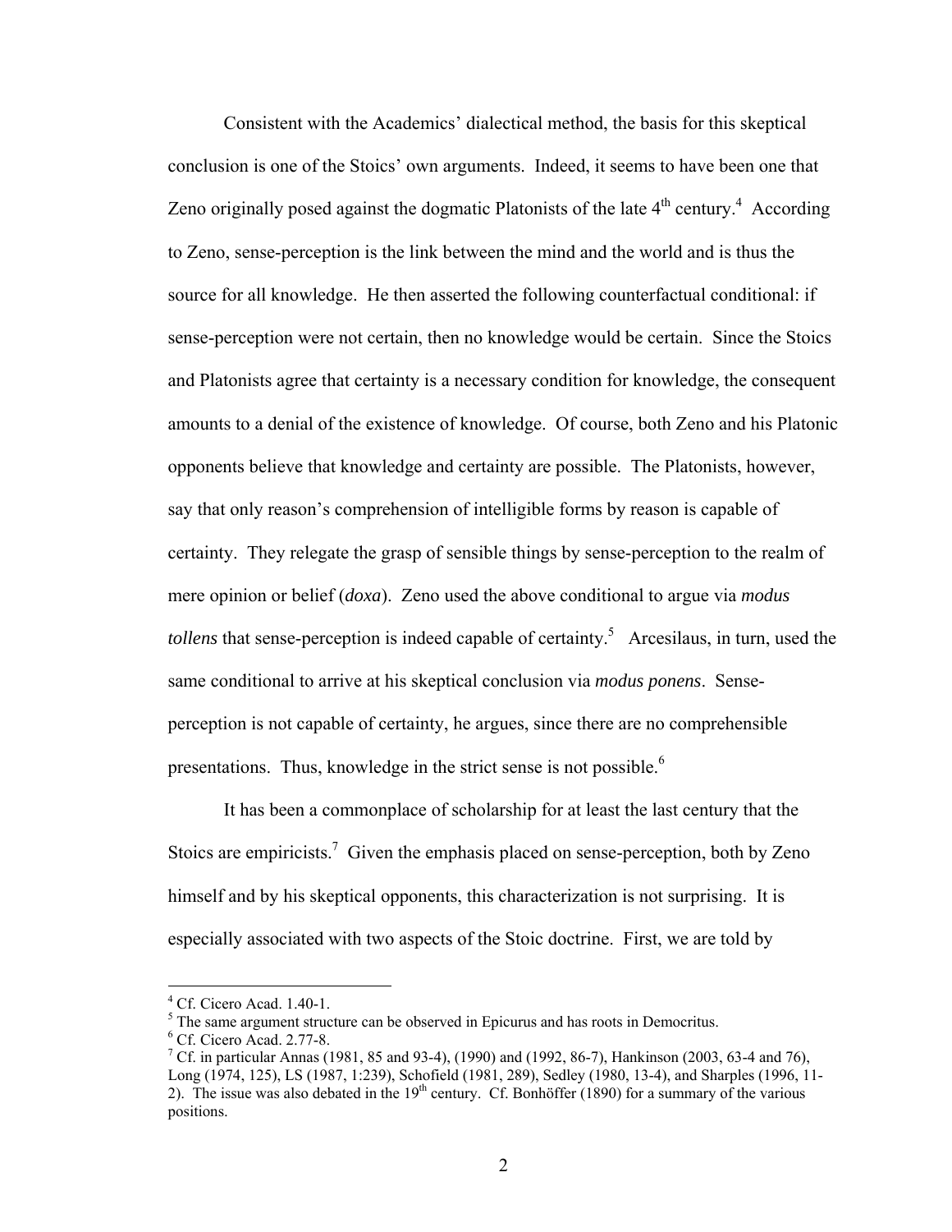Consistent with the Academics' dialectical method, the basis for this skeptical conclusion is one of the Stoics' own arguments. Indeed, it seems to have been one that Zeno originally posed against the dogmatic Platonists of the late 4th century.[4] According to Zeno, sense-perception is the link between the mind and the world and is thus the source for all knowledge. He then asserted the following counterfactual conditional: if sense-perception were not certain, then no knowledge would be certain. Since the Stoics and Platonists agree that certainty is a necessary condition for knowledge, the consequent amounts to a denial of the existence of knowledge. Of course, both Zeno and his Platonic opponents believe that knowledge and certainty are possible. The Platonists, however, say that only reason's comprehension of intelligible forms by reason is capable of certainty. They relegate the grasp of sensible things by sense-perception to the realm of mere opinion or belief (*doxa*). Zeno used the above conditional to argue via *modus tollens* that sense-perception is indeed capable of certainty.[5] Arcesilaus, in turn, used the same conditional to arrive at his skeptical conclusion via *modus ponens*. Sense-perception is not capable of certainty, he argues, since there are no comprehensible presentations. Thus, knowledge in the strict sense is not possible.[6]

It has been a commonplace of scholarship for at least the last century that the Stoics are empiricists.[7] Given the emphasis placed on sense-perception, both by Zeno himself and by his skeptical opponents, this characterization is not surprising. It is especially associated with two aspects of the Stoic doctrine. First, we are told by

---

[4] Cf. Cicero Acad. 1.40-1.

[5] The same argument structure can be observed in Epicurus and has roots in Democritus.

[6] Cf. Cicero Acad. 2.77-8.

[7] Cf. in particular Annas (1981, 85 and 93-4), (1990) and (1992, 86-7), Hankinson (2003, 63-4 and 76), Long (1974, 125), LS (1987, 1:239), Schofield (1981, 289), Sedley (1980, 13-4), and Sharples (1996, 11-2). The issue was also debated in the 19th century. Cf. Bonhöffer (1890) for a summary of the various positions.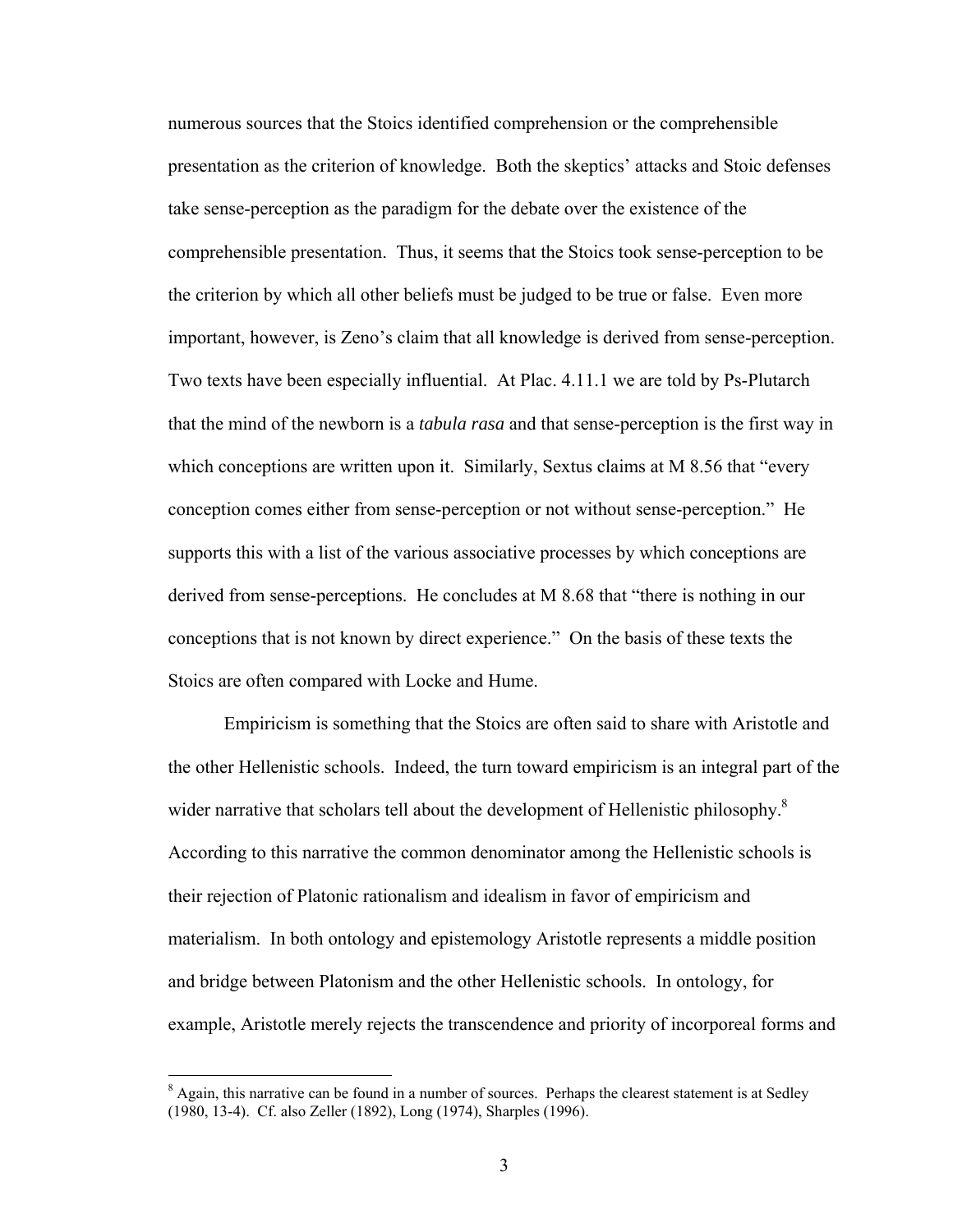numerous sources that the Stoics identified comprehension or the comprehensible presentation as the criterion of knowledge. Both the skeptics' attacks and Stoic defenses take sense-perception as the paradigm for the debate over the existence of the comprehensible presentation. Thus, it seems that the Stoics took sense-perception to be the criterion by which all other beliefs must be judged to be true or false. Even more important, however, is Zeno's claim that all knowledge is derived from sense-perception. Two texts have been especially influential. At Plac. 4.11.1 we are told by Ps-Plutarch that the mind of the newborn is a *tabula rasa* and that sense-perception is the first way in which conceptions are written upon it. Similarly, Sextus claims at M 8.56 that "every conception comes either from sense-perception or not without sense-perception." He supports this with a list of the various associative processes by which conceptions are derived from sense-perceptions. He concludes at M 8.68 that "there is nothing in our conceptions that is not known by direct experience." On the basis of these texts the Stoics are often compared with Locke and Hume.

Empiricism is something that the Stoics are often said to share with Aristotle and the other Hellenistic schools. Indeed, the turn toward empiricism is an integral part of the wider narrative that scholars tell about the development of Hellenistic philosophy.[8] According to this narrative the common denominator among the Hellenistic schools is their rejection of Platonic rationalism and idealism in favor of empiricism and materialism. In both ontology and epistemology Aristotle represents a middle position and bridge between Platonism and the other Hellenistic schools. In ontology, for example, Aristotle merely rejects the transcendence and priority of incorporeal forms and

[8] Again, this narrative can be found in a number of sources. Perhaps the clearest statement is at Sedley (1980, 13-4). Cf. also Zeller (1892), Long (1974), Sharples (1996).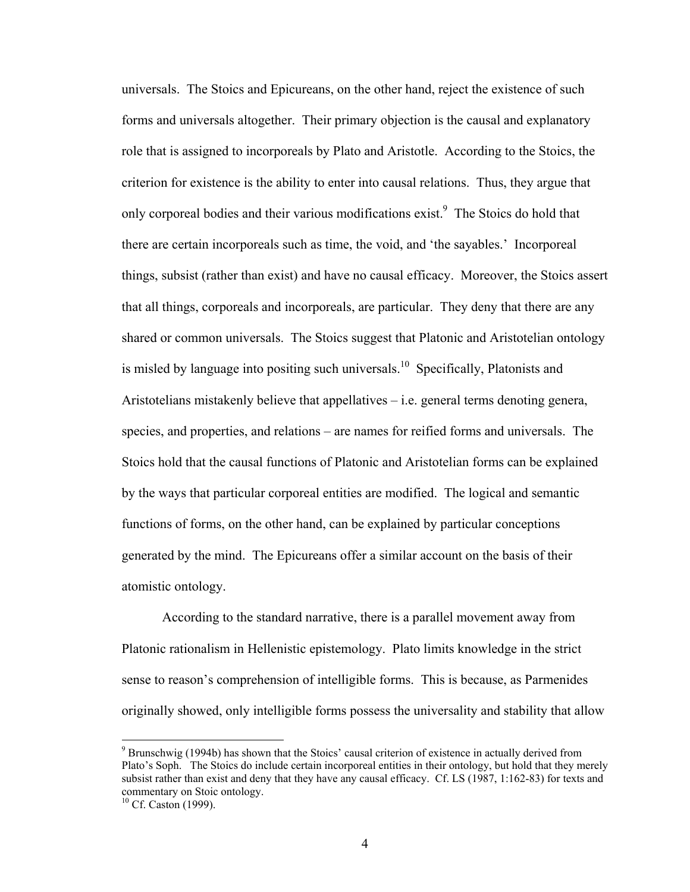universals. The Stoics and Epicureans, on the other hand, reject the existence of such forms and universals altogether. Their primary objection is the causal and explanatory role that is assigned to incorporeals by Plato and Aristotle. According to the Stoics, the criterion for existence is the ability to enter into causal relations. Thus, they argue that only corporeal bodies and their various modifications exist.[9] The Stoics do hold that there are certain incorporeals such as time, the void, and 'the sayables.' Incorporeal things, subsist (rather than exist) and have no causal efficacy. Moreover, the Stoics assert that all things, corporeals and incorporeals, are particular. They deny that there are any shared or common universals. The Stoics suggest that Platonic and Aristotelian ontology is misled by language into positing such universals.[10] Specifically, Platonists and Aristotelians mistakenly believe that appellatives – i.e. general terms denoting genera, species, and properties, and relations – are names for reified forms and universals. The Stoics hold that the causal functions of Platonic and Aristotelian forms can be explained by the ways that particular corporeal entities are modified. The logical and semantic functions of forms, on the other hand, can be explained by particular conceptions generated by the mind. The Epicureans offer a similar account on the basis of their atomistic ontology.

According to the standard narrative, there is a parallel movement away from Platonic rationalism in Hellenistic epistemology. Plato limits knowledge in the strict sense to reason's comprehension of intelligible forms. This is because, as Parmenides originally showed, only intelligible forms possess the universality and stability that allow

---

[9] Brunschwig (1994b) has shown that the Stoics' causal criterion of existence in actually derived from Plato's Soph. The Stoics do include certain incorporeal entities in their ontology, but hold that they merely subsist rather than exist and deny that they have any causal efficacy. Cf. LS (1987, 1:162-83) for texts and commentary on Stoic ontology.

[10] Cf. Caston (1999).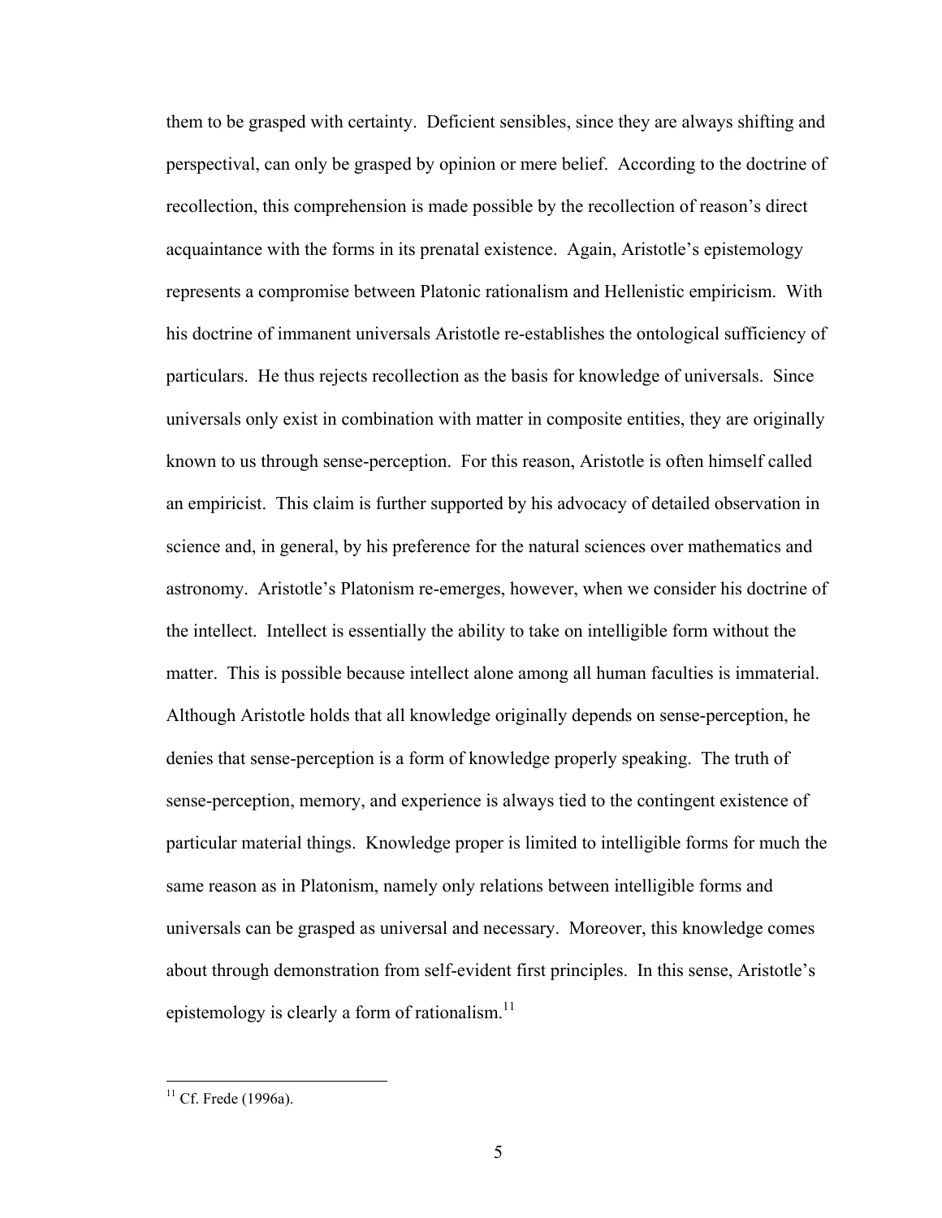them to be grasped with certainty. Deficient sensibles, since they are always shifting and perspectival, can only be grasped by opinion or mere belief. According to the doctrine of recollection, this comprehension is made possible by the recollection of reason's direct acquaintance with the forms in its prenatal existence. Again, Aristotle's epistemology represents a compromise between Platonic rationalism and Hellenistic empiricism. With his doctrine of immanent universals Aristotle re-establishes the ontological sufficiency of particulars. He thus rejects recollection as the basis for knowledge of universals. Since universals only exist in combination with matter in composite entities, they are originally known to us through sense-perception. For this reason, Aristotle is often himself called an empiricist. This claim is further supported by his advocacy of detailed observation in science and, in general, by his preference for the natural sciences over mathematics and astronomy. Aristotle's Platonism re-emerges, however, when we consider his doctrine of the intellect. Intellect is essentially the ability to take on intelligible form without the matter. This is possible because intellect alone among all human faculties is immaterial. Although Aristotle holds that all knowledge originally depends on sense-perception, he denies that sense-perception is a form of knowledge properly speaking. The truth of sense-perception, memory, and experience is always tied to the contingent existence of particular material things. Knowledge proper is limited to intelligible forms for much the same reason as in Platonism, namely only relations between intelligible forms and universals can be grasped as universal and necessary. Moreover, this knowledge comes about through demonstration from self-evident first principles. In this sense, Aristotle's epistemology is clearly a form of rationalism.[11]

---

[11] Cf. Frede (1996a).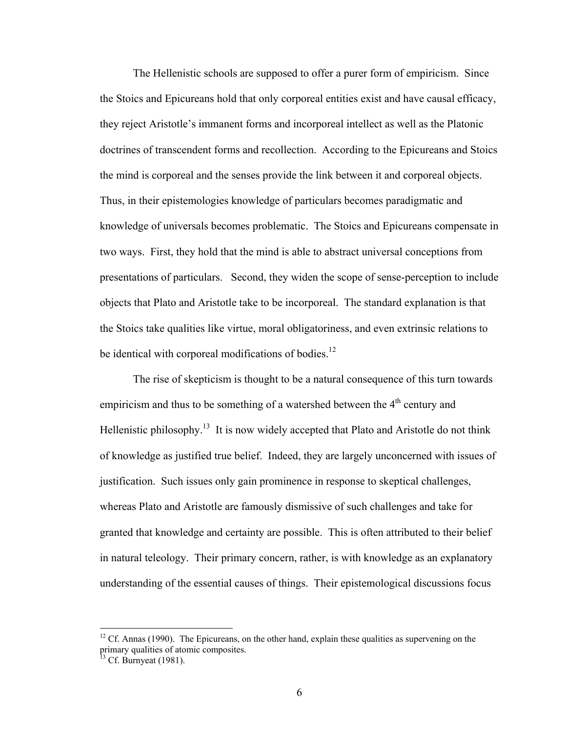The Hellenistic schools are supposed to offer a purer form of empiricism. Since the Stoics and Epicureans hold that only corporeal entities exist and have causal efficacy, they reject Aristotle's immanent forms and incorporeal intellect as well as the Platonic doctrines of transcendent forms and recollection. According to the Epicureans and Stoics the mind is corporeal and the senses provide the link between it and corporeal objects. Thus, in their epistemologies knowledge of particulars becomes paradigmatic and knowledge of universals becomes problematic. The Stoics and Epicureans compensate in two ways. First, they hold that the mind is able to abstract universal conceptions from presentations of particulars. Second, they widen the scope of sense-perception to include objects that Plato and Aristotle take to be incorporeal. The standard explanation is that the Stoics take qualities like virtue, moral obligatoriness, and even extrinsic relations to be identical with corporeal modifications of bodies.[12]

The rise of skepticism is thought to be a natural consequence of this turn towards empiricism and thus to be something of a watershed between the 4th century and Hellenistic philosophy.[13] It is now widely accepted that Plato and Aristotle do not think of knowledge as justified true belief. Indeed, they are largely unconcerned with issues of justification. Such issues only gain prominence in response to skeptical challenges, whereas Plato and Aristotle are famously dismissive of such challenges and take for granted that knowledge and certainty are possible. This is often attributed to their belief in natural teleology. Their primary concern, rather, is with knowledge as an explanatory understanding of the essential causes of things. Their epistemological discussions focus

---

[12] Cf. Annas (1990). The Epicureans, on the other hand, explain these qualities as supervening on the primary qualities of atomic composites.

[13] Cf. Burnyeat (1981).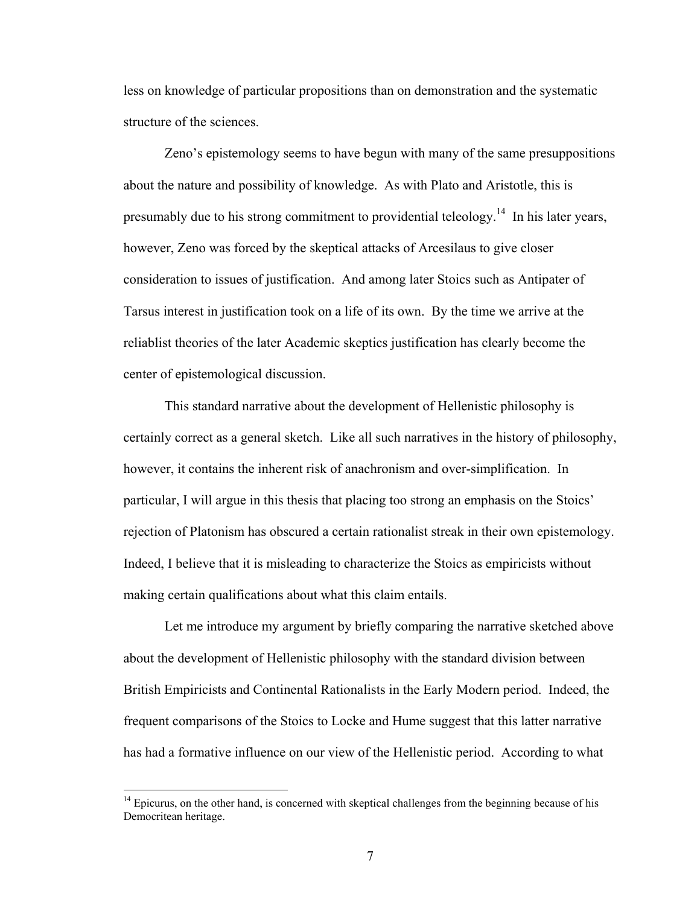less on knowledge of particular propositions than on demonstration and the systematic structure of the sciences.

Zeno's epistemology seems to have begun with many of the same presuppositions about the nature and possibility of knowledge. As with Plato and Aristotle, this is presumably due to his strong commitment to providential teleology.[14] In his later years, however, Zeno was forced by the skeptical attacks of Arcesilaus to give closer consideration to issues of justification. And among later Stoics such as Antipater of Tarsus interest in justification took on a life of its own. By the time we arrive at the reliablist theories of the later Academic skeptics justification has clearly become the center of epistemological discussion.

This standard narrative about the development of Hellenistic philosophy is certainly correct as a general sketch. Like all such narratives in the history of philosophy, however, it contains the inherent risk of anachronism and over-simplification. In particular, I will argue in this thesis that placing too strong an emphasis on the Stoics' rejection of Platonism has obscured a certain rationalist streak in their own epistemology. Indeed, I believe that it is misleading to characterize the Stoics as empiricists without making certain qualifications about what this claim entails.

Let me introduce my argument by briefly comparing the narrative sketched above about the development of Hellenistic philosophy with the standard division between British Empiricists and Continental Rationalists in the Early Modern period. Indeed, the frequent comparisons of the Stoics to Locke and Hume suggest that this latter narrative has had a formative influence on our view of the Hellenistic period. According to what

---

[14] Epicurus, on the other hand, is concerned with skeptical challenges from the beginning because of his Democritean heritage.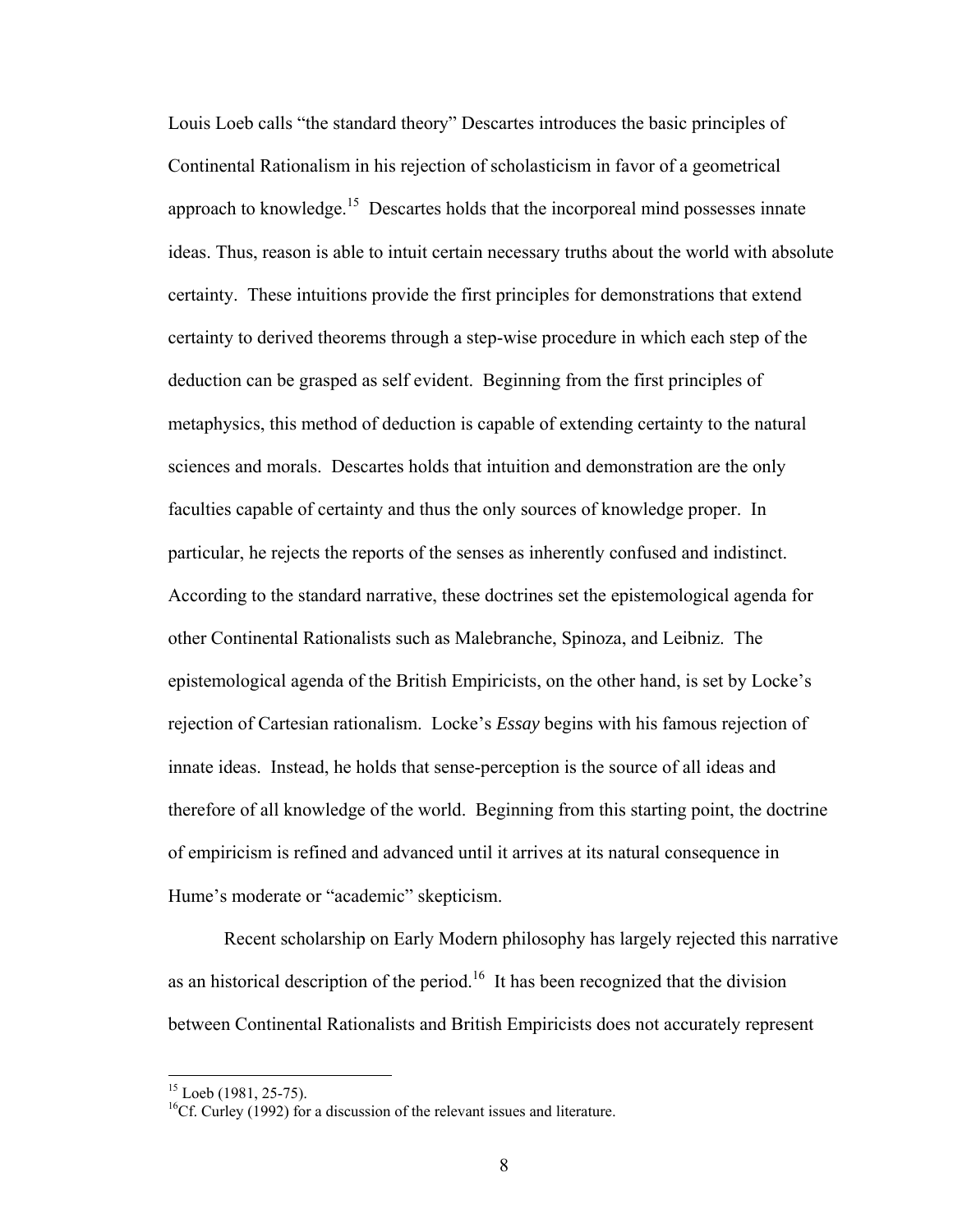Louis Loeb calls "the standard theory" Descartes introduces the basic principles of Continental Rationalism in his rejection of scholasticism in favor of a geometrical approach to knowledge.[15] Descartes holds that the incorporeal mind possesses innate ideas. Thus, reason is able to intuit certain necessary truths about the world with absolute certainty. These intuitions provide the first principles for demonstrations that extend certainty to derived theorems through a step-wise procedure in which each step of the deduction can be grasped as self evident. Beginning from the first principles of metaphysics, this method of deduction is capable of extending certainty to the natural sciences and morals. Descartes holds that intuition and demonstration are the only faculties capable of certainty and thus the only sources of knowledge proper. In particular, he rejects the reports of the senses as inherently confused and indistinct. According to the standard narrative, these doctrines set the epistemological agenda for other Continental Rationalists such as Malebranche, Spinoza, and Leibniz. The epistemological agenda of the British Empiricists, on the other hand, is set by Locke's rejection of Cartesian rationalism. Locke's *Essay* begins with his famous rejection of innate ideas. Instead, he holds that sense-perception is the source of all ideas and therefore of all knowledge of the world. Beginning from this starting point, the doctrine of empiricism is refined and advanced until it arrives at its natural consequence in Hume's moderate or "academic" skepticism.

Recent scholarship on Early Modern philosophy has largely rejected this narrative as an historical description of the period.[16] It has been recognized that the division between Continental Rationalists and British Empiricists does not accurately represent

---

[15] Loeb (1981, 25-75).

[16] Cf. Curley (1992) for a discussion of the relevant issues and literature.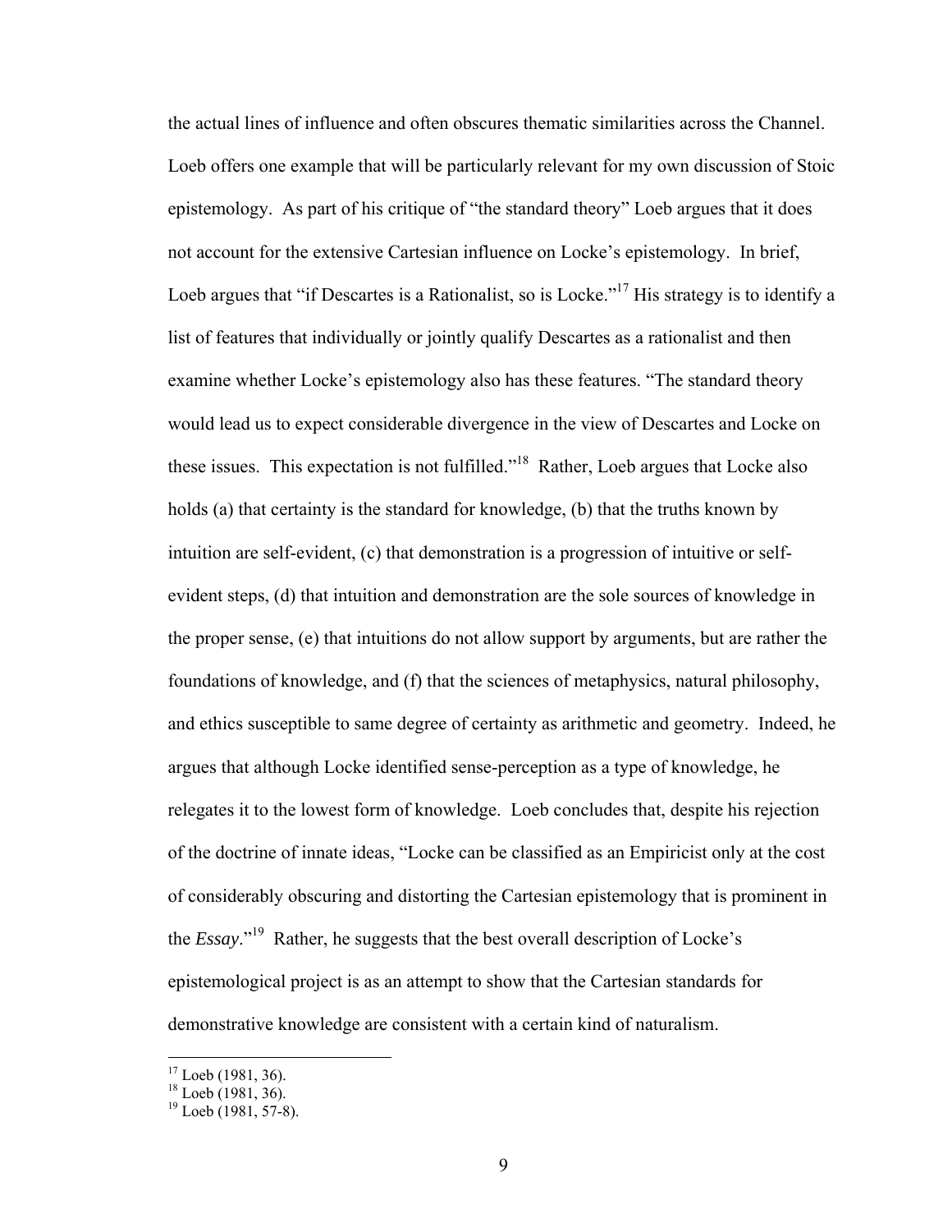the actual lines of influence and often obscures thematic similarities across the Channel. Loeb offers one example that will be particularly relevant for my own discussion of Stoic epistemology. As part of his critique of "the standard theory" Loeb argues that it does not account for the extensive Cartesian influence on Locke's epistemology. In brief, Loeb argues that "if Descartes is a Rationalist, so is Locke."[17] His strategy is to identify a list of features that individually or jointly qualify Descartes as a rationalist and then examine whether Locke's epistemology also has these features. "The standard theory would lead us to expect considerable divergence in the view of Descartes and Locke on these issues. This expectation is not fulfilled."[18] Rather, Loeb argues that Locke also holds (a) that certainty is the standard for knowledge, (b) that the truths known by intuition are self-evident, (c) that demonstration is a progression of intuitive or self-evident steps, (d) that intuition and demonstration are the sole sources of knowledge in the proper sense, (e) that intuitions do not allow support by arguments, but are rather the foundations of knowledge, and (f) that the sciences of metaphysics, natural philosophy, and ethics susceptible to same degree of certainty as arithmetic and geometry. Indeed, he argues that although Locke identified sense-perception as a type of knowledge, he relegates it to the lowest form of knowledge. Loeb concludes that, despite his rejection of the doctrine of innate ideas, "Locke can be classified as an Empiricist only at the cost of considerably obscuring and distorting the Cartesian epistemology that is prominent in the *Essay*."[19] Rather, he suggests that the best overall description of Locke's epistemological project is as an attempt to show that the Cartesian standards for demonstrative knowledge are consistent with a certain kind of naturalism.

[17] Loeb (1981, 36).
[18] Loeb (1981, 36).
[19] Loeb (1981, 57-8).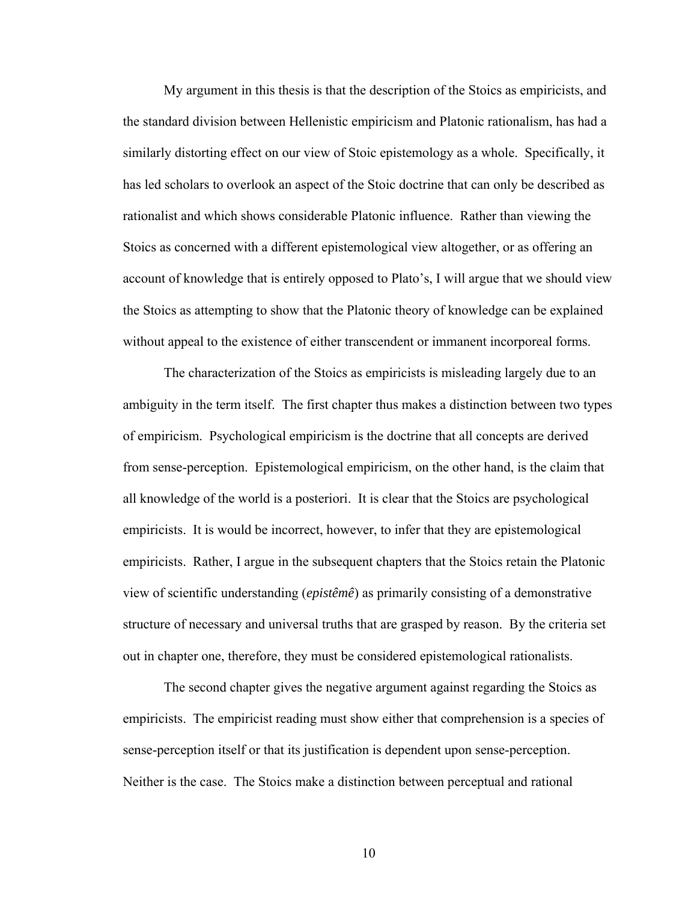My argument in this thesis is that the description of the Stoics as empiricists, and the standard division between Hellenistic empiricism and Platonic rationalism, has had a similarly distorting effect on our view of Stoic epistemology as a whole. Specifically, it has led scholars to overlook an aspect of the Stoic doctrine that can only be described as rationalist and which shows considerable Platonic influence. Rather than viewing the Stoics as concerned with a different epistemological view altogether, or as offering an account of knowledge that is entirely opposed to Plato's, I will argue that we should view the Stoics as attempting to show that the Platonic theory of knowledge can be explained without appeal to the existence of either transcendent or immanent incorporeal forms.

The characterization of the Stoics as empiricists is misleading largely due to an ambiguity in the term itself. The first chapter thus makes a distinction between two types of empiricism. Psychological empiricism is the doctrine that all concepts are derived from sense-perception. Epistemological empiricism, on the other hand, is the claim that all knowledge of the world is a posteriori. It is clear that the Stoics are psychological empiricists. It is would be incorrect, however, to infer that they are epistemological empiricists. Rather, I argue in the subsequent chapters that the Stoics retain the Platonic view of scientific understanding (*epistêmê*) as primarily consisting of a demonstrative structure of necessary and universal truths that are grasped by reason. By the criteria set out in chapter one, therefore, they must be considered epistemological rationalists.

The second chapter gives the negative argument against regarding the Stoics as empiricists. The empiricist reading must show either that comprehension is a species of sense-perception itself or that its justification is dependent upon sense-perception. Neither is the case. The Stoics make a distinction between perceptual and rational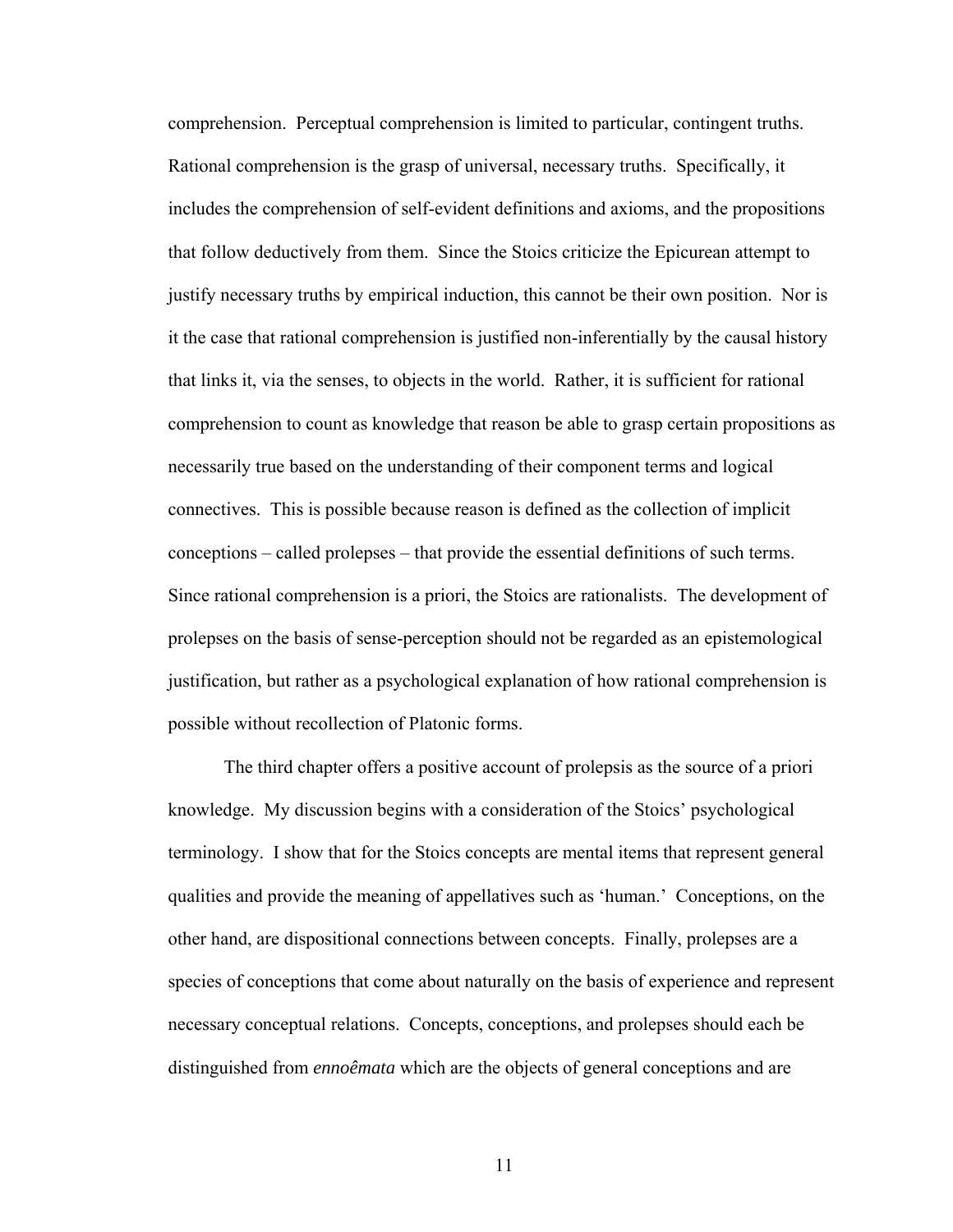comprehension. Perceptual comprehension is limited to particular, contingent truths. Rational comprehension is the grasp of universal, necessary truths. Specifically, it includes the comprehension of self-evident definitions and axioms, and the propositions that follow deductively from them. Since the Stoics criticize the Epicurean attempt to justify necessary truths by empirical induction, this cannot be their own position. Nor is it the case that rational comprehension is justified non-inferentially by the causal history that links it, via the senses, to objects in the world. Rather, it is sufficient for rational comprehension to count as knowledge that reason be able to grasp certain propositions as necessarily true based on the understanding of their component terms and logical connectives. This is possible because reason is defined as the collection of implicit conceptions – called prolepses – that provide the essential definitions of such terms. Since rational comprehension is a priori, the Stoics are rationalists. The development of prolepses on the basis of sense-perception should not be regarded as an epistemological justification, but rather as a psychological explanation of how rational comprehension is possible without recollection of Platonic forms.

The third chapter offers a positive account of prolepsis as the source of a priori knowledge. My discussion begins with a consideration of the Stoics' psychological terminology. I show that for the Stoics concepts are mental items that represent general qualities and provide the meaning of appellatives such as 'human.' Conceptions, on the other hand, are dispositional connections between concepts. Finally, prolepses are a species of conceptions that come about naturally on the basis of experience and represent necessary conceptual relations. Concepts, conceptions, and prolepses should each be distinguished from *ennoêmata* which are the objects of general conceptions and are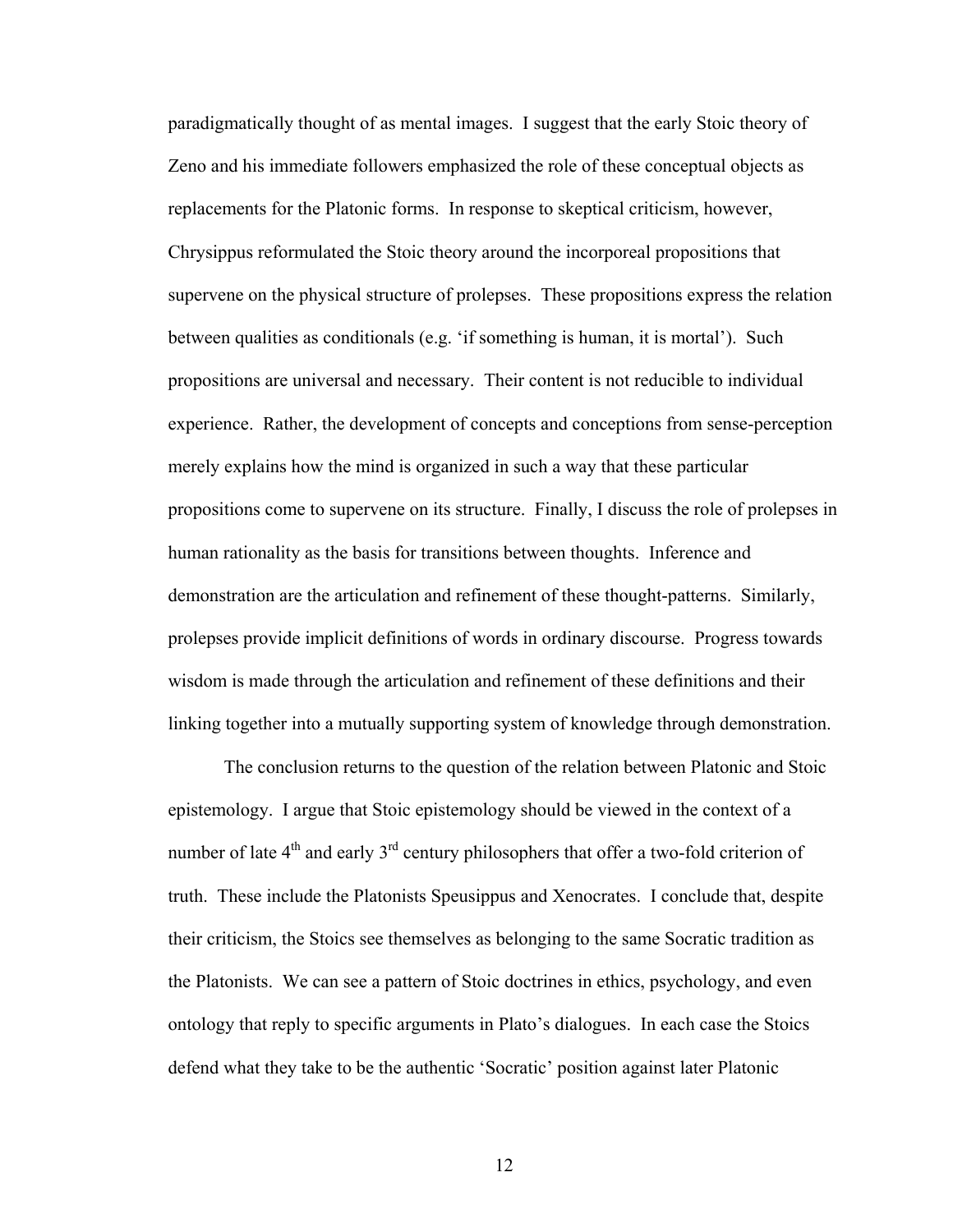paradigmatically thought of as mental images. I suggest that the early Stoic theory of Zeno and his immediate followers emphasized the role of these conceptual objects as replacements for the Platonic forms. In response to skeptical criticism, however, Chrysippus reformulated the Stoic theory around the incorporeal propositions that supervene on the physical structure of prolepses. These propositions express the relation between qualities as conditionals (e.g. 'if something is human, it is mortal'). Such propositions are universal and necessary. Their content is not reducible to individual experience. Rather, the development of concepts and conceptions from sense-perception merely explains how the mind is organized in such a way that these particular propositions come to supervene on its structure. Finally, I discuss the role of prolepses in human rationality as the basis for transitions between thoughts. Inference and demonstration are the articulation and refinement of these thought-patterns. Similarly, prolepses provide implicit definitions of words in ordinary discourse. Progress towards wisdom is made through the articulation and refinement of these definitions and their linking together into a mutually supporting system of knowledge through demonstration.

The conclusion returns to the question of the relation between Platonic and Stoic epistemology. I argue that Stoic epistemology should be viewed in the context of a number of late 4th and early 3rd century philosophers that offer a two-fold criterion of truth. These include the Platonists Speusippus and Xenocrates. I conclude that, despite their criticism, the Stoics see themselves as belonging to the same Socratic tradition as the Platonists. We can see a pattern of Stoic doctrines in ethics, psychology, and even ontology that reply to specific arguments in Plato's dialogues. In each case the Stoics defend what they take to be the authentic 'Socratic' position against later Platonic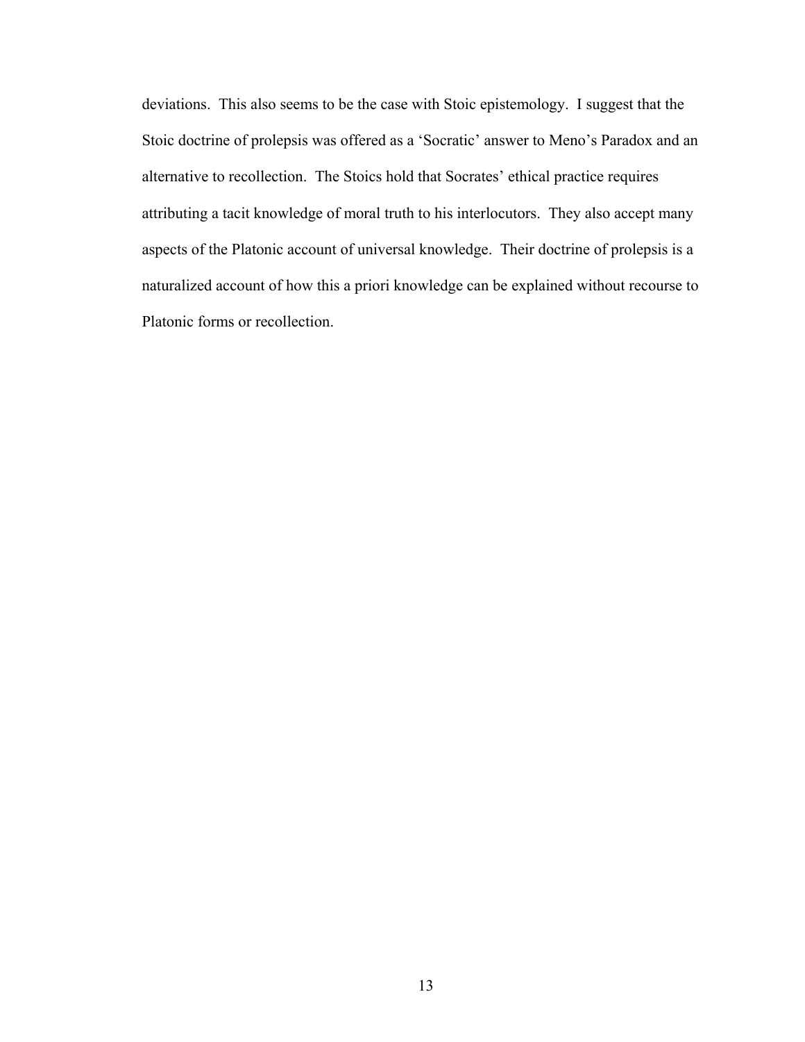deviations. This also seems to be the case with Stoic epistemology. I suggest that the Stoic doctrine of prolepsis was offered as a 'Socratic' answer to Meno's Paradox and an alternative to recollection. The Stoics hold that Socrates' ethical practice requires attributing a tacit knowledge of moral truth to his interlocutors. They also accept many aspects of the Platonic account of universal knowledge. Their doctrine of prolepsis is a naturalized account of how this a priori knowledge can be explained without recourse to Platonic forms or recollection.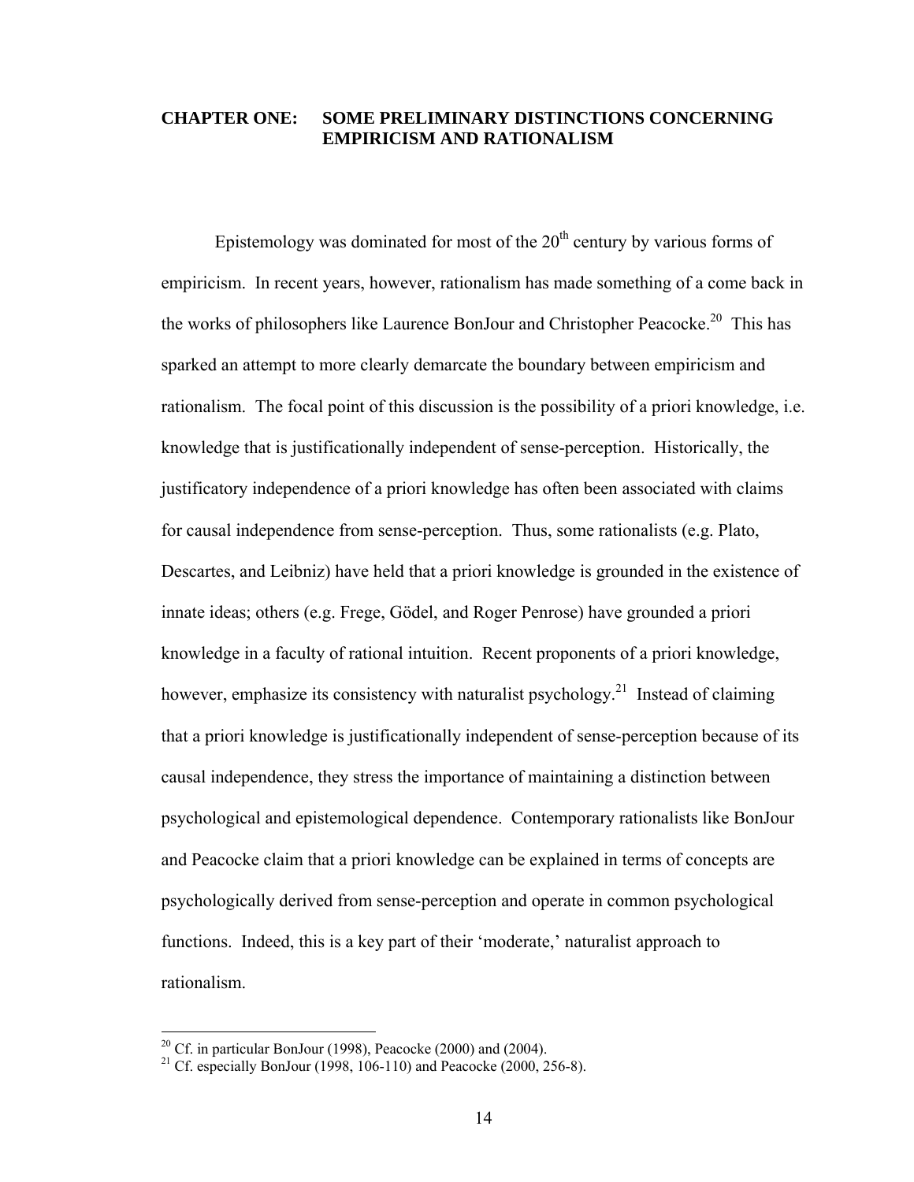# CHAPTER ONE: SOME PRELIMINARY DISTINCTIONS CONCERNING EMPIRICISM AND RATIONALISM

Epistemology was dominated for most of the 20th century by various forms of empiricism. In recent years, however, rationalism has made something of a come back in the works of philosophers like Laurence BonJour and Christopher Peacocke.[20] This has sparked an attempt to more clearly demarcate the boundary between empiricism and rationalism. The focal point of this discussion is the possibility of a priori knowledge, i.e. knowledge that is justificationally independent of sense-perception. Historically, the justificatory independence of a priori knowledge has often been associated with claims for causal independence from sense-perception. Thus, some rationalists (e.g. Plato, Descartes, and Leibniz) have held that a priori knowledge is grounded in the existence of innate ideas; others (e.g. Frege, Gödel, and Roger Penrose) have grounded a priori knowledge in a faculty of rational intuition. Recent proponents of a priori knowledge, however, emphasize its consistency with naturalist psychology.[21] Instead of claiming that a priori knowledge is justificationally independent of sense-perception because of its causal independence, they stress the importance of maintaining a distinction between psychological and epistemological dependence. Contemporary rationalists like BonJour and Peacocke claim that a priori knowledge can be explained in terms of concepts are psychologically derived from sense-perception and operate in common psychological functions. Indeed, this is a key part of their 'moderate,' naturalist approach to rationalism.

---

[20] Cf. in particular BonJour (1998), Peacocke (2000) and (2004).

[21] Cf. especially BonJour (1998, 106-110) and Peacocke (2000, 256-8).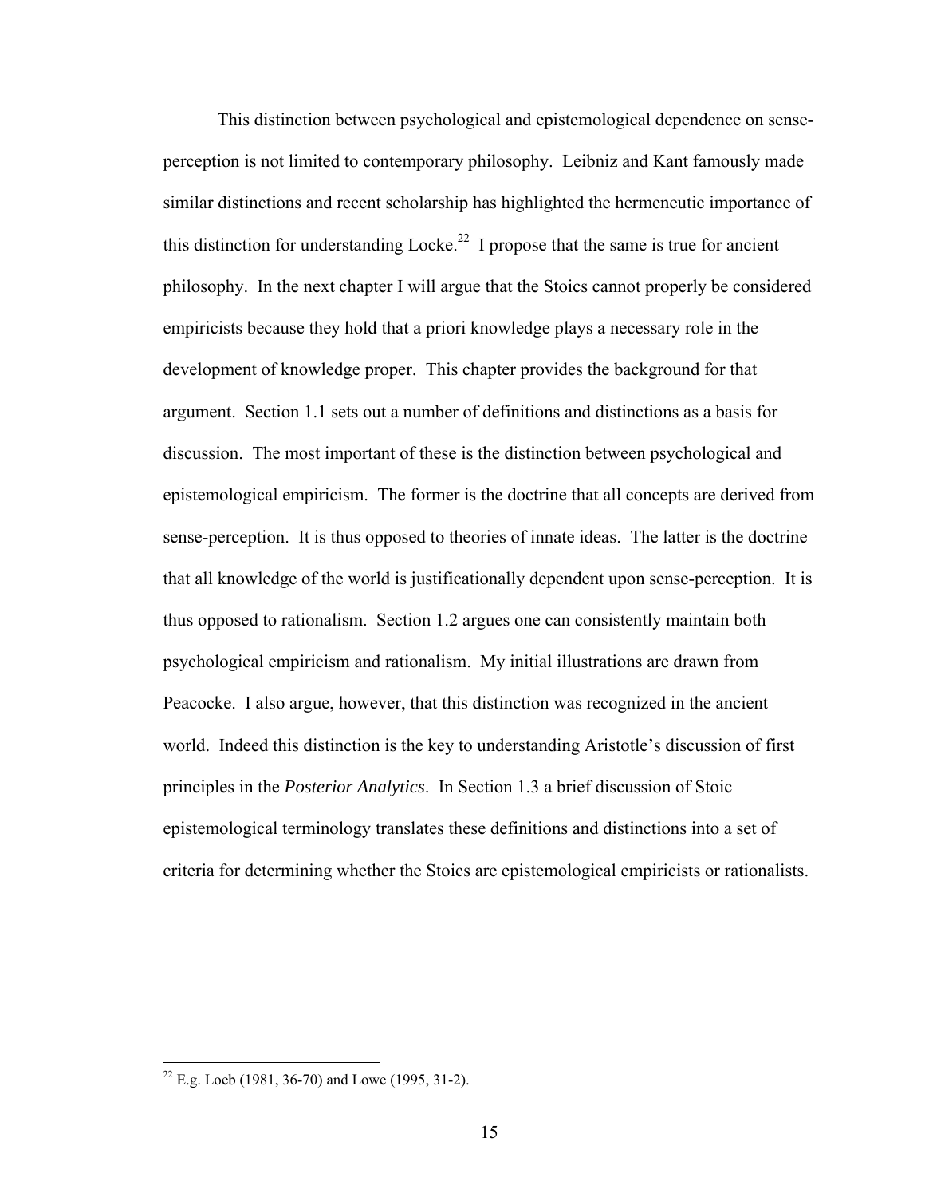This distinction between psychological and epistemological dependence on sense-perception is not limited to contemporary philosophy. Leibniz and Kant famously made similar distinctions and recent scholarship has highlighted the hermeneutic importance of this distinction for understanding Locke.[22] I propose that the same is true for ancient philosophy. In the next chapter I will argue that the Stoics cannot properly be considered empiricists because they hold that a priori knowledge plays a necessary role in the development of knowledge proper. This chapter provides the background for that argument. Section 1.1 sets out a number of definitions and distinctions as a basis for discussion. The most important of these is the distinction between psychological and epistemological empiricism. The former is the doctrine that all concepts are derived from sense-perception. It is thus opposed to theories of innate ideas. The latter is the doctrine that all knowledge of the world is justificationally dependent upon sense-perception. It is thus opposed to rationalism. Section 1.2 argues one can consistently maintain both psychological empiricism and rationalism. My initial illustrations are drawn from Peacocke. I also argue, however, that this distinction was recognized in the ancient world. Indeed this distinction is the key to understanding Aristotle's discussion of first principles in the *Posterior Analytics*. In Section 1.3 a brief discussion of Stoic epistemological terminology translates these definitions and distinctions into a set of criteria for determining whether the Stoics are epistemological empiricists or rationalists.

[22] E.g. Loeb (1981, 36-70) and Lowe (1995, 31-2).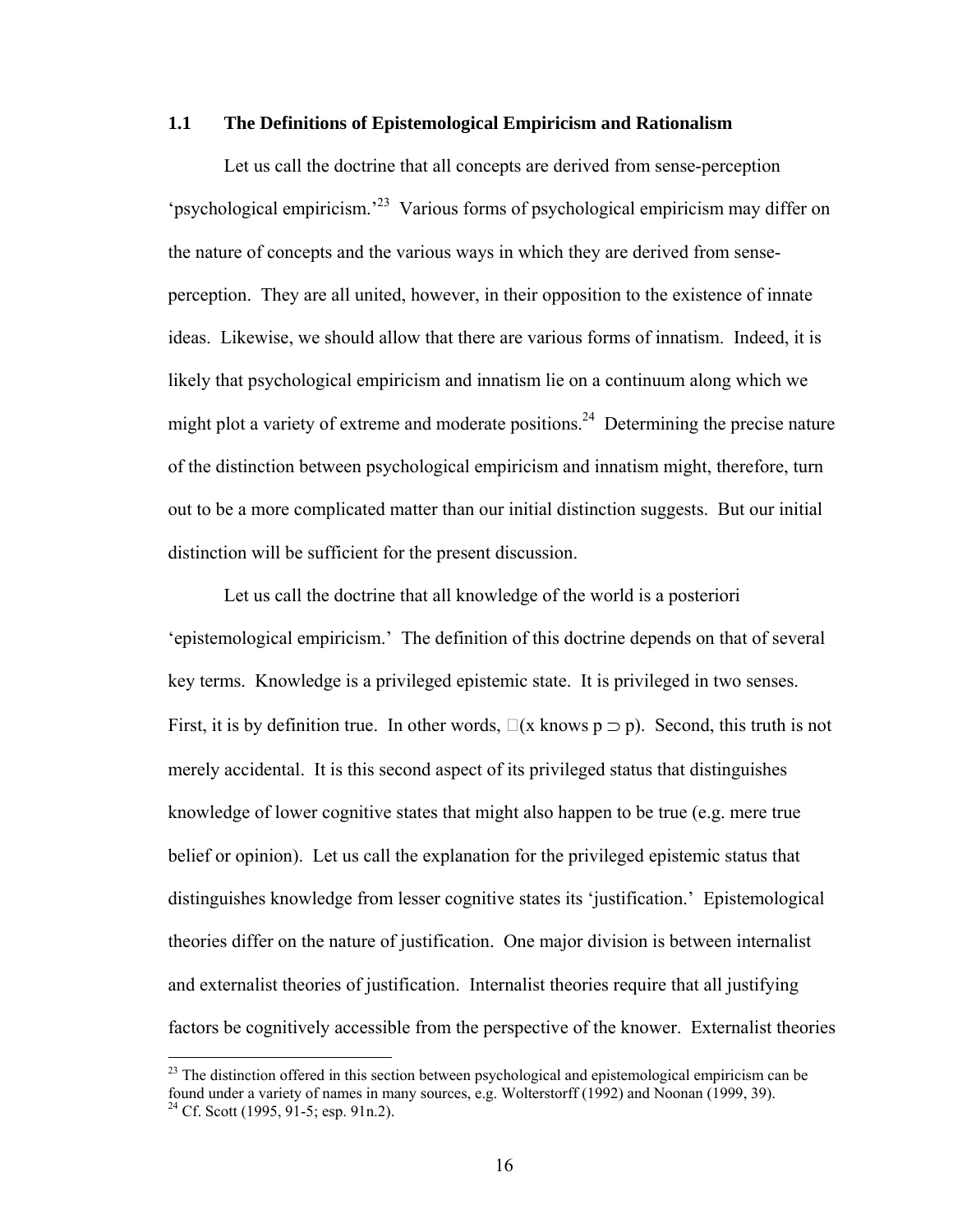### 1.1 The Definitions of Epistemological Empiricism and Rationalism

Let us call the doctrine that all concepts are derived from sense-perception 'psychological empiricism.'[23] Various forms of psychological empiricism may differ on the nature of concepts and the various ways in which they are derived from sense-perception. They are all united, however, in their opposition to the existence of innate ideas. Likewise, we should allow that there are various forms of innatism. Indeed, it is likely that psychological empiricism and innatism lie on a continuum along which we might plot a variety of extreme and moderate positions.[24] Determining the precise nature of the distinction between psychological empiricism and innatism might, therefore, turn out to be a more complicated matter than our initial distinction suggests. But our initial distinction will be sufficient for the present discussion.

Let us call the doctrine that all knowledge of the world is a posteriori 'epistemological empiricism.' The definition of this doctrine depends on that of several key terms. Knowledge is a privileged epistemic state. It is privileged in two senses. First, it is by definition true. In other words, $\Box$(x knows p $\supset$ p). Second, this truth is not merely accidental. It is this second aspect of its privileged status that distinguishes knowledge of lower cognitive states that might also happen to be true (e.g. mere true belief or opinion). Let us call the explanation for the privileged epistemic status that distinguishes knowledge from lesser cognitive states its 'justification.' Epistemological theories differ on the nature of justification. One major division is between internalist and externalist theories of justification. Internalist theories require that all justifying factors be cognitively accessible from the perspective of the knower. Externalist theories

[23] The distinction offered in this section between psychological and epistemological empiricism can be found under a variety of names in many sources, e.g. Wolterstorff (1992) and Noonan (1999, 39).

[24] Cf. Scott (1995, 91-5; esp. 91n.2).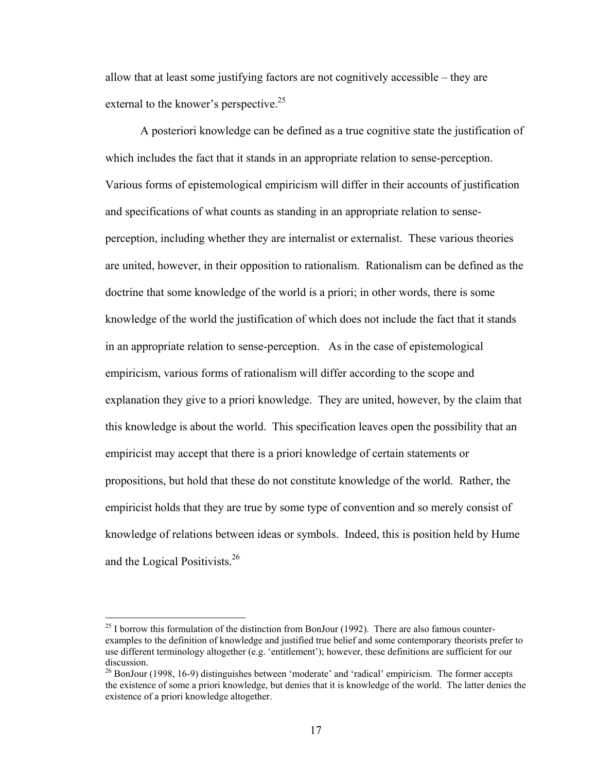allow that at least some justifying factors are not cognitively accessible – they are external to the knower's perspective.[25]

A posteriori knowledge can be defined as a true cognitive state the justification of which includes the fact that it stands in an appropriate relation to sense-perception. Various forms of epistemological empiricism will differ in their accounts of justification and specifications of what counts as standing in an appropriate relation to sense-perception, including whether they are internalist or externalist. These various theories are united, however, in their opposition to rationalism. Rationalism can be defined as the doctrine that some knowledge of the world is a priori; in other words, there is some knowledge of the world the justification of which does not include the fact that it stands in an appropriate relation to sense-perception. As in the case of epistemological empiricism, various forms of rationalism will differ according to the scope and explanation they give to a priori knowledge. They are united, however, by the claim that this knowledge is about the world. This specification leaves open the possibility that an empiricist may accept that there is a priori knowledge of certain statements or propositions, but hold that these do not constitute knowledge of the world. Rather, the empiricist holds that they are true by some type of convention and so merely consist of knowledge of relations between ideas or symbols. Indeed, this is position held by Hume and the Logical Positivists.[26]

---

[25] I borrow this formulation of the distinction from BonJour (1992). There are also famous counter-examples to the definition of knowledge and justified true belief and some contemporary theorists prefer to use different terminology altogether (e.g. 'entitlement'); however, these definitions are sufficient for our discussion.

[26] BonJour (1998, 16-9) distinguishes between 'moderate' and 'radical' empiricism. The former accepts the existence of some a priori knowledge, but denies that it is knowledge of the world. The latter denies the existence of a priori knowledge altogether.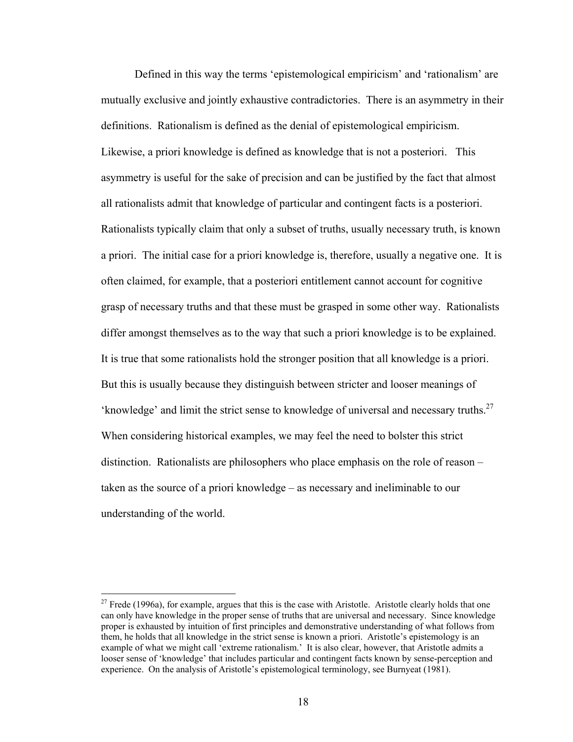Defined in this way the terms 'epistemological empiricism' and 'rationalism' are mutually exclusive and jointly exhaustive contradictories. There is an asymmetry in their definitions. Rationalism is defined as the denial of epistemological empiricism. Likewise, a priori knowledge is defined as knowledge that is not a posteriori. This asymmetry is useful for the sake of precision and can be justified by the fact that almost all rationalists admit that knowledge of particular and contingent facts is a posteriori. Rationalists typically claim that only a subset of truths, usually necessary truth, is known a priori. The initial case for a priori knowledge is, therefore, usually a negative one. It is often claimed, for example, that a posteriori entitlement cannot account for cognitive grasp of necessary truths and that these must be grasped in some other way. Rationalists differ amongst themselves as to the way that such a priori knowledge is to be explained. It is true that some rationalists hold the stronger position that all knowledge is a priori. But this is usually because they distinguish between stricter and looser meanings of 'knowledge' and limit the strict sense to knowledge of universal and necessary truths.[27] When considering historical examples, we may feel the need to bolster this strict distinction. Rationalists are philosophers who place emphasis on the role of reason – taken as the source of a priori knowledge – as necessary and ineliminable to our understanding of the world.

---

[27] Frede (1996a), for example, argues that this is the case with Aristotle. Aristotle clearly holds that one can only have knowledge in the proper sense of truths that are universal and necessary. Since knowledge proper is exhausted by intuition of first principles and demonstrative understanding of what follows from them, he holds that all knowledge in the strict sense is known a priori. Aristotle's epistemology is an example of what we might call 'extreme rationalism.' It is also clear, however, that Aristotle admits a looser sense of 'knowledge' that includes particular and contingent facts known by sense-perception and experience. On the analysis of Aristotle's epistemological terminology, see Burnyeat (1981).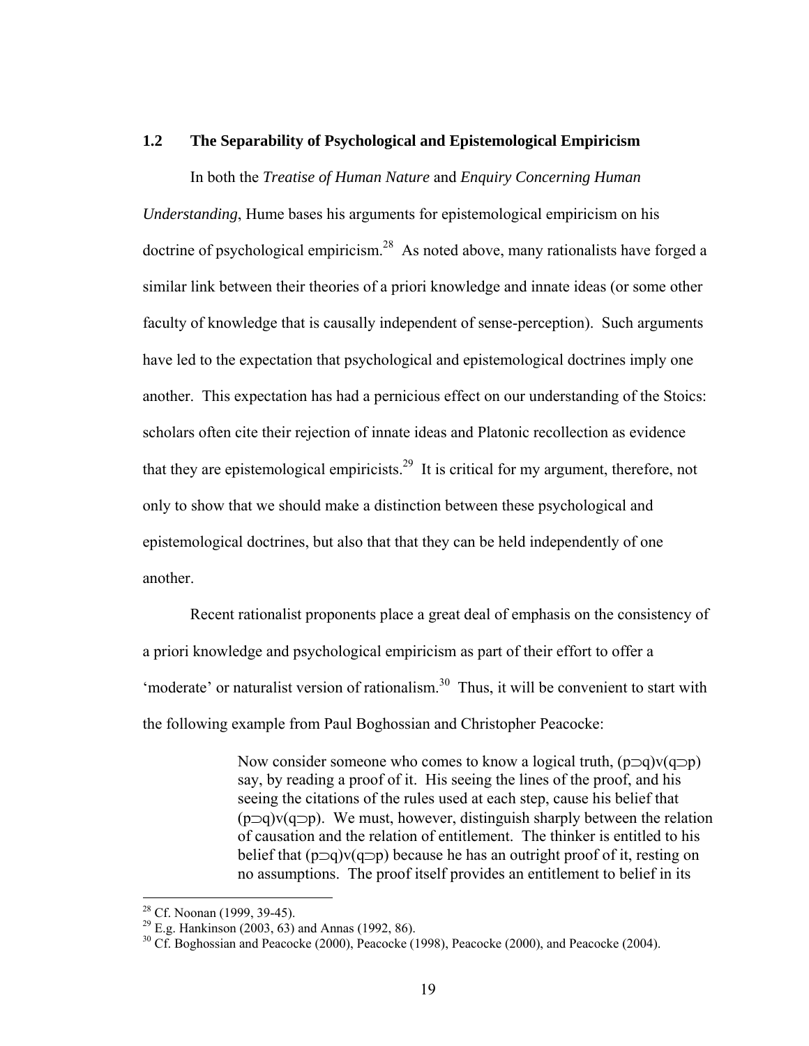## 1.2 The Separability of Psychological and Epistemological Empiricism

In both the *Treatise of Human Nature* and *Enquiry Concerning Human Understanding*, Hume bases his arguments for epistemological empiricism on his doctrine of psychological empiricism.[28] As noted above, many rationalists have forged a similar link between their theories of a priori knowledge and innate ideas (or some other faculty of knowledge that is causally independent of sense-perception). Such arguments have led to the expectation that psychological and epistemological doctrines imply one another. This expectation has had a pernicious effect on our understanding of the Stoics: scholars often cite their rejection of innate ideas and Platonic recollection as evidence that they are epistemological empiricists.[29] It is critical for my argument, therefore, not only to show that we should make a distinction between these psychological and epistemological doctrines, but also that that they can be held independently of one another.

Recent rationalist proponents place a great deal of emphasis on the consistency of a priori knowledge and psychological empiricism as part of their effort to offer a 'moderate' or naturalist version of rationalism.[30] Thus, it will be convenient to start with the following example from Paul Boghossian and Christopher Peacocke:

> Now consider someone who comes to know a logical truth, $(p \supset q) \vee (q \supset p)$ say, by reading a proof of it. His seeing the lines of the proof, and his seeing the citations of the rules used at each step, cause his belief that $(p \supset q) \vee (q \supset p)$. We must, however, distinguish sharply between the relation of causation and the relation of entitlement. The thinker is entitled to his belief that $(p \supset q) \vee (q \supset p)$ because he has an outright proof of it, resting on no assumptions. The proof itself provides an entitlement to belief in its

---

[28] Cf. Noonan (1999, 39-45).

[29] E.g. Hankinson (2003, 63) and Annas (1992, 86).

[30] Cf. Boghossian and Peacocke (2000), Peacocke (1998), Peacocke (2000), and Peacocke (2004).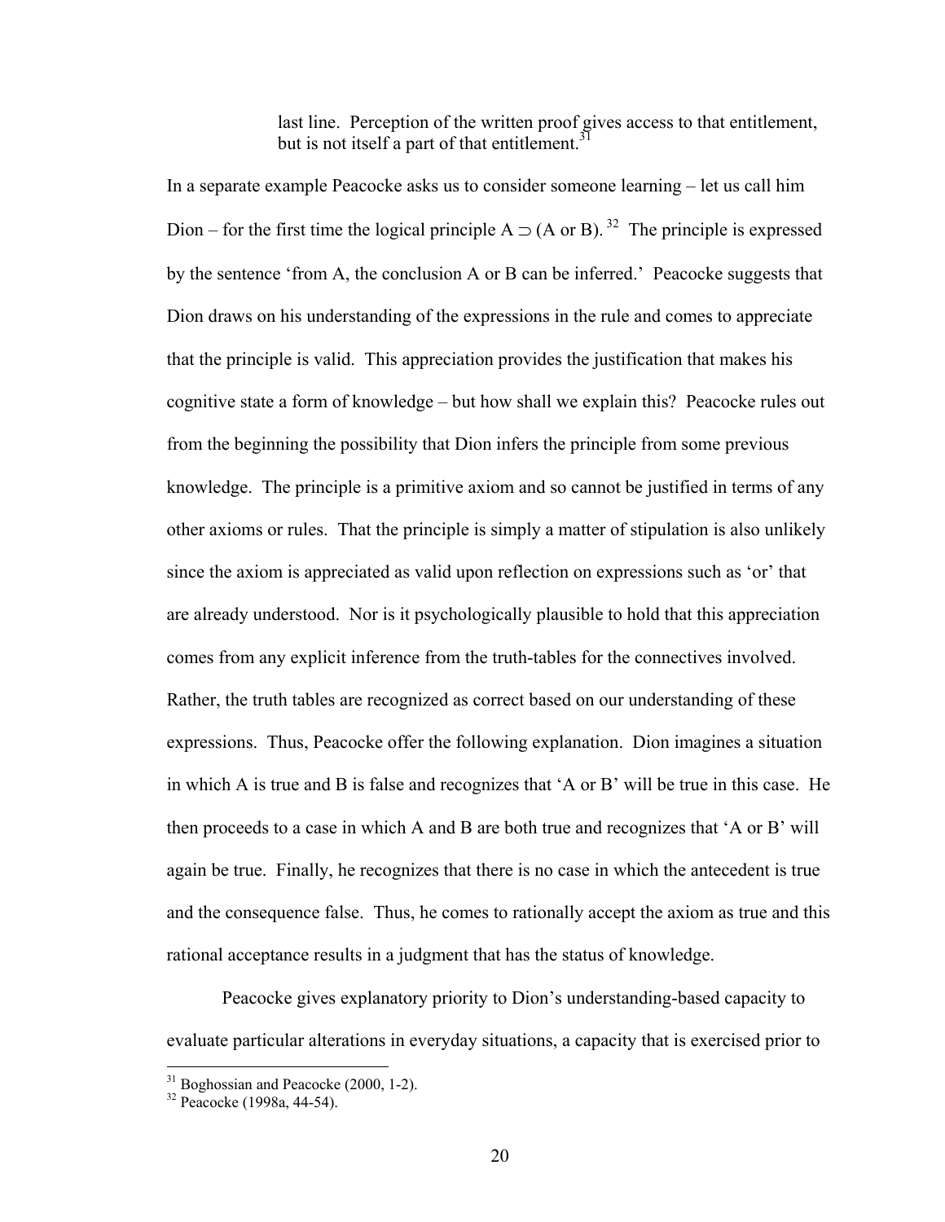> last line. Perception of the written proof gives access to that entitlement, but is not itself a part of that entitlement.[31]

In a separate example Peacocke asks us to consider someone learning – let us call him Dion – for the first time the logical principle $A \supset (A \text{ or } B)$.[32] The principle is expressed by the sentence 'from A, the conclusion A or B can be inferred.' Peacocke suggests that Dion draws on his understanding of the expressions in the rule and comes to appreciate that the principle is valid. This appreciation provides the justification that makes his cognitive state a form of knowledge – but how shall we explain this? Peacocke rules out from the beginning the possibility that Dion infers the principle from some previous knowledge. The principle is a primitive axiom and so cannot be justified in terms of any other axioms or rules. That the principle is simply a matter of stipulation is also unlikely since the axiom is appreciated as valid upon reflection on expressions such as 'or' that are already understood. Nor is it psychologically plausible to hold that this appreciation comes from any explicit inference from the truth-tables for the connectives involved. Rather, the truth tables are recognized as correct based on our understanding of these expressions. Thus, Peacocke offer the following explanation. Dion imagines a situation in which A is true and B is false and recognizes that 'A or B' will be true in this case. He then proceeds to a case in which A and B are both true and recognizes that 'A or B' will again be true. Finally, he recognizes that there is no case in which the antecedent is true and the consequence false. Thus, he comes to rationally accept the axiom as true and this rational acceptance results in a judgment that has the status of knowledge.

Peacocke gives explanatory priority to Dion's understanding-based capacity to evaluate particular alterations in everyday situations, a capacity that is exercised prior to

[31] Boghossian and Peacocke (2000, 1-2).

[32] Peacocke (1998a, 44-54).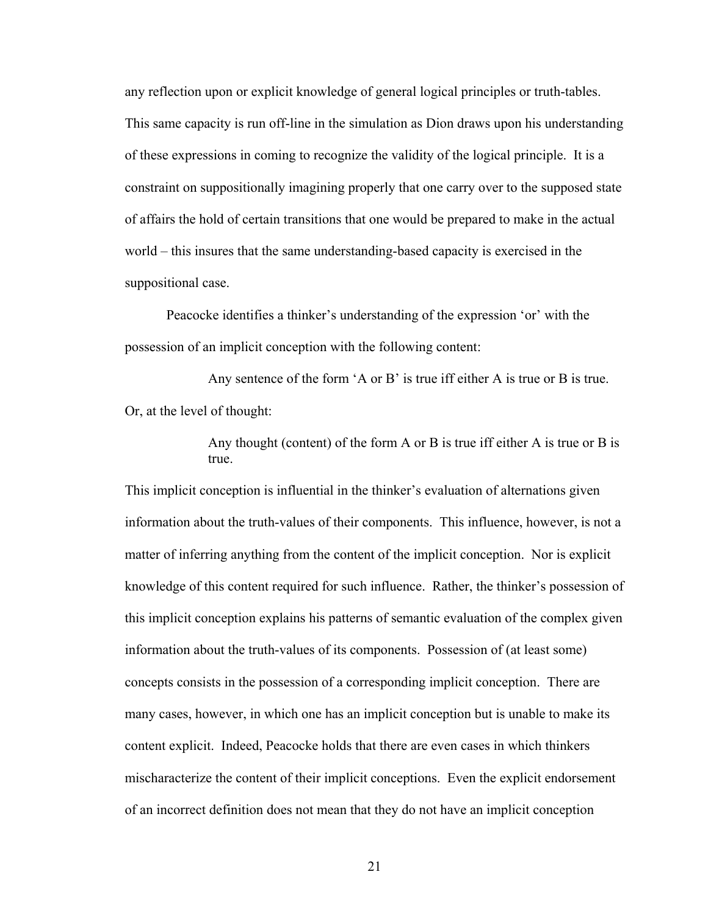any reflection upon or explicit knowledge of general logical principles or truth-tables. This same capacity is run off-line in the simulation as Dion draws upon his understanding of these expressions in coming to recognize the validity of the logical principle. It is a constraint on suppositionally imagining properly that one carry over to the supposed state of affairs the hold of certain transitions that one would be prepared to make in the actual world – this insures that the same understanding-based capacity is exercised in the suppositional case.

Peacocke identifies a thinker's understanding of the expression 'or' with the possession of an implicit conception with the following content:

> Any sentence of the form 'A or B' is true iff either A is true or B is true.

Or, at the level of thought:

> Any thought (content) of the form A or B is true iff either A is true or B is true.

This implicit conception is influential in the thinker's evaluation of alternations given information about the truth-values of their components. This influence, however, is not a matter of inferring anything from the content of the implicit conception. Nor is explicit knowledge of this content required for such influence. Rather, the thinker's possession of this implicit conception explains his patterns of semantic evaluation of the complex given information about the truth-values of its components. Possession of (at least some) concepts consists in the possession of a corresponding implicit conception. There are many cases, however, in which one has an implicit conception but is unable to make its content explicit. Indeed, Peacocke holds that there are even cases in which thinkers mischaracterize the content of their implicit conceptions. Even the explicit endorsement of an incorrect definition does not mean that they do not have an implicit conception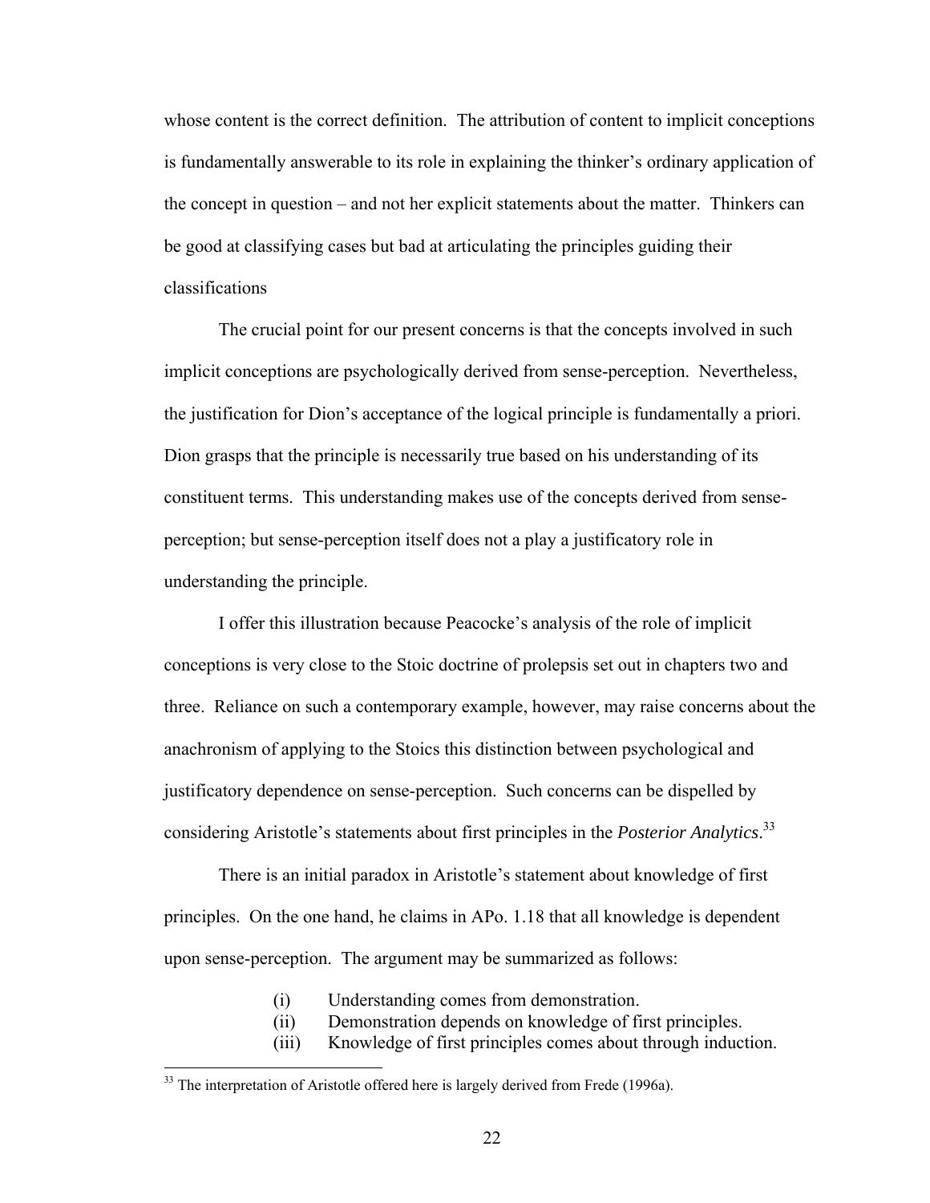whose content is the correct definition. The attribution of content to implicit conceptions is fundamentally answerable to its role in explaining the thinker's ordinary application of the concept in question – and not her explicit statements about the matter. Thinkers can be good at classifying cases but bad at articulating the principles guiding their classifications

The crucial point for our present concerns is that the concepts involved in such implicit conceptions are psychologically derived from sense-perception. Nevertheless, the justification for Dion's acceptance of the logical principle is fundamentally a priori. Dion grasps that the principle is necessarily true based on his understanding of its constituent terms. This understanding makes use of the concepts derived from sense-perception; but sense-perception itself does not a play a justificatory role in understanding the principle.

I offer this illustration because Peacocke's analysis of the role of implicit conceptions is very close to the Stoic doctrine of prolepsis set out in chapters two and three. Reliance on such a contemporary example, however, may raise concerns about the anachronism of applying to the Stoics this distinction between psychological and justificatory dependence on sense-perception. Such concerns can be dispelled by considering Aristotle's statements about first principles in the *Posterior Analytics*.[33]

There is an initial paradox in Aristotle's statement about knowledge of first principles. On the one hand, he claims in APo. 1.18 that all knowledge is dependent upon sense-perception. The argument may be summarized as follows:

(i) Understanding comes from demonstration.
(ii) Demonstration depends on knowledge of first principles.
(iii) Knowledge of first principles comes about through induction.

[33] The interpretation of Aristotle offered here is largely derived from Frede (1996a).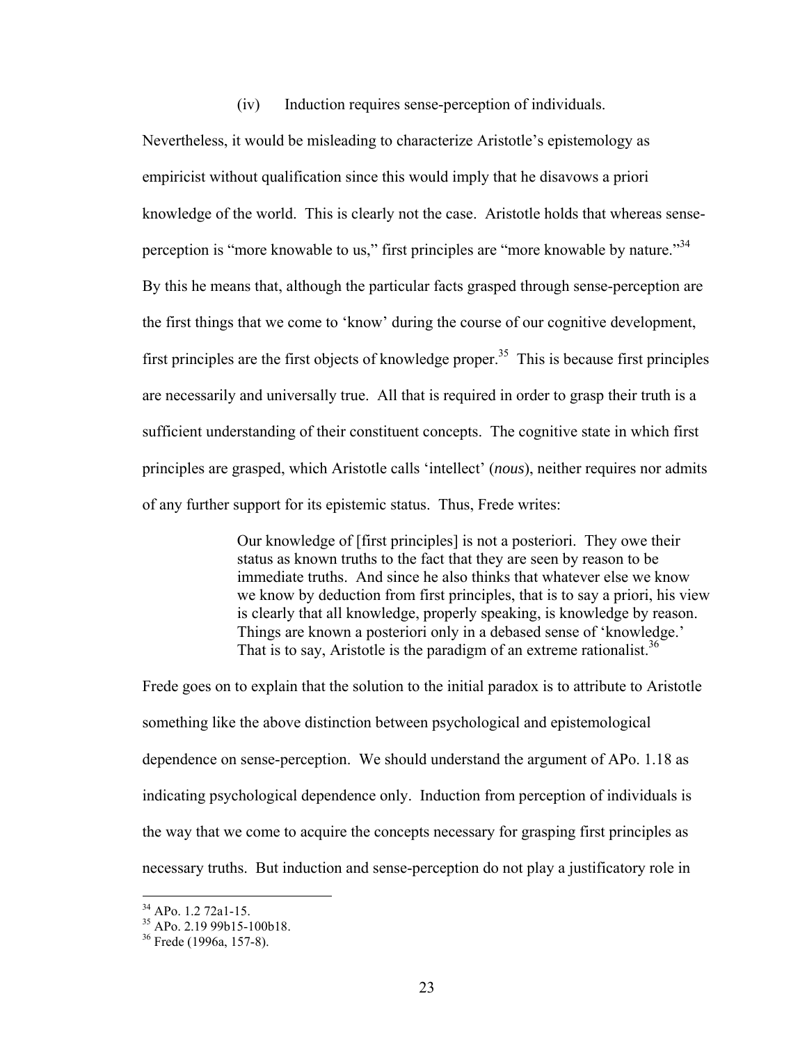(iv) Induction requires sense-perception of individuals.

Nevertheless, it would be misleading to characterize Aristotle's epistemology as empiricist without qualification since this would imply that he disavows a priori knowledge of the world. This is clearly not the case. Aristotle holds that whereas sense-perception is "more knowable to us," first principles are "more knowable by nature."[34] By this he means that, although the particular facts grasped through sense-perception are the first things that we come to 'know' during the course of our cognitive development, first principles are the first objects of knowledge proper.[35] This is because first principles are necessarily and universally true. All that is required in order to grasp their truth is a sufficient understanding of their constituent concepts. The cognitive state in which first principles are grasped, which Aristotle calls 'intellect' (*nous*), neither requires nor admits of any further support for its epistemic status. Thus, Frede writes:

> Our knowledge of [first principles] is not a posteriori. They owe their status as known truths to the fact that they are seen by reason to be immediate truths. And since he also thinks that whatever else we know we know by deduction from first principles, that is to say a priori, his view is clearly that all knowledge, properly speaking, is knowledge by reason. Things are known a posteriori only in a debased sense of 'knowledge.' That is to say, Aristotle is the paradigm of an extreme rationalist.[36]

Frede goes on to explain that the solution to the initial paradox is to attribute to Aristotle something like the above distinction between psychological and epistemological dependence on sense-perception. We should understand the argument of APo. 1.18 as indicating psychological dependence only. Induction from perception of individuals is the way that we come to acquire the concepts necessary for grasping first principles as necessary truths. But induction and sense-perception do not play a justificatory role in

---

[34] APo. 1.2 72a1-15.

[35] APo. 2.19 99b15-100b18.

[36] Frede (1996a, 157-8).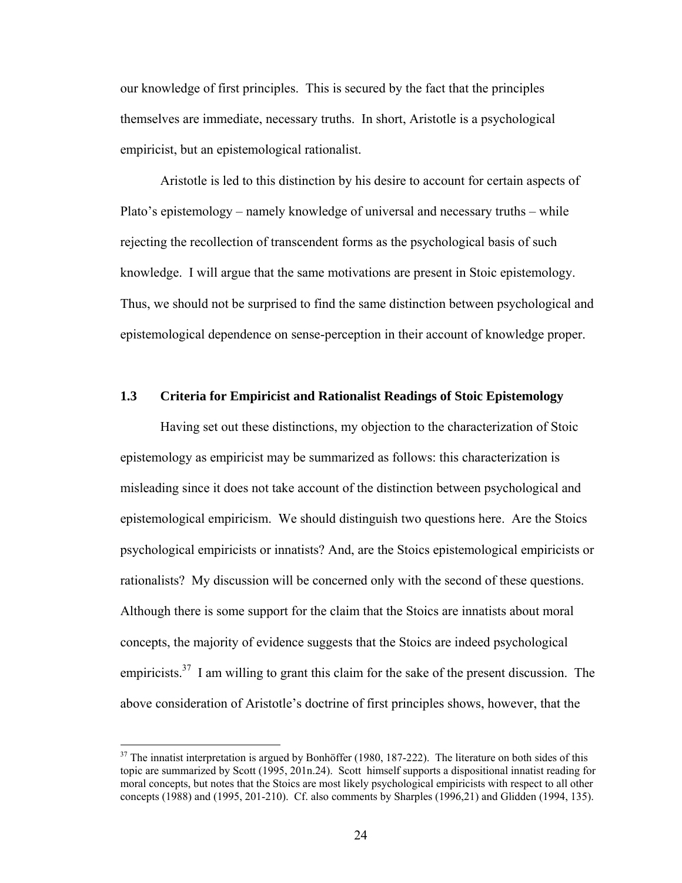our knowledge of first principles. This is secured by the fact that the principles themselves are immediate, necessary truths. In short, Aristotle is a psychological empiricist, but an epistemological rationalist.

Aristotle is led to this distinction by his desire to account for certain aspects of Plato's epistemology – namely knowledge of universal and necessary truths – while rejecting the recollection of transcendent forms as the psychological basis of such knowledge. I will argue that the same motivations are present in Stoic epistemology. Thus, we should not be surprised to find the same distinction between psychological and epistemological dependence on sense-perception in their account of knowledge proper.

### 1.3 Criteria for Empiricist and Rationalist Readings of Stoic Epistemology

Having set out these distinctions, my objection to the characterization of Stoic epistemology as empiricist may be summarized as follows: this characterization is misleading since it does not take account of the distinction between psychological and epistemological empiricism. We should distinguish two questions here. Are the Stoics psychological empiricists or innatists? And, are the Stoics epistemological empiricists or rationalists? My discussion will be concerned only with the second of these questions. Although there is some support for the claim that the Stoics are innatists about moral concepts, the majority of evidence suggests that the Stoics are indeed psychological empiricists.[37] I am willing to grant this claim for the sake of the present discussion. The above consideration of Aristotle's doctrine of first principles shows, however, that the

---

[37] The innatist interpretation is argued by Bonhöffer (1980, 187-222). The literature on both sides of this topic are summarized by Scott (1995, 201n.24). Scott himself supports a dispositional innatist reading for moral concepts, but notes that the Stoics are most likely psychological empiricists with respect to all other concepts (1988) and (1995, 201-210). Cf. also comments by Sharples (1996,21) and Glidden (1994, 135).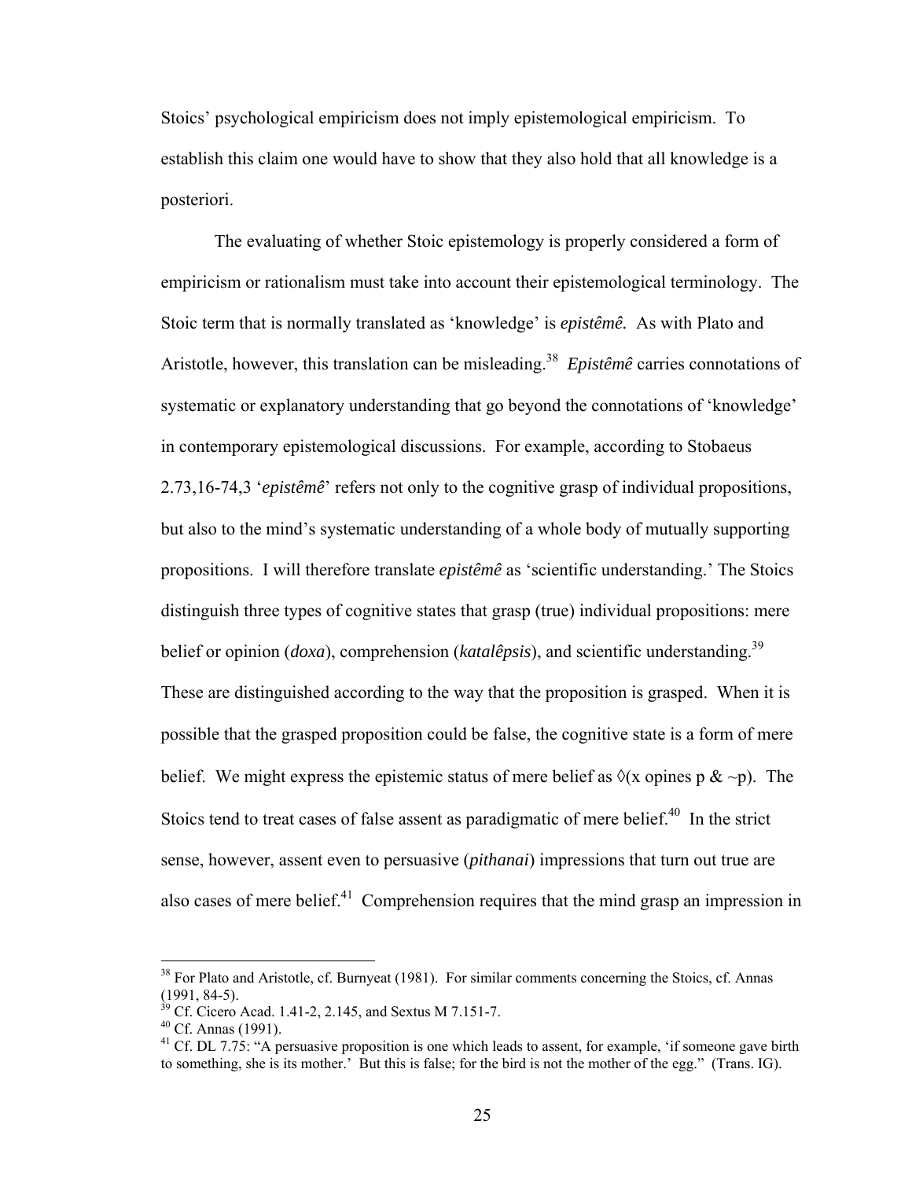Stoics' psychological empiricism does not imply epistemological empiricism. To establish this claim one would have to show that they also hold that all knowledge is a posteriori.

The evaluating of whether Stoic epistemology is properly considered a form of empiricism or rationalism must take into account their epistemological terminology. The Stoic term that is normally translated as 'knowledge' is *epistêmê.* As with Plato and Aristotle, however, this translation can be misleading.[38] *Epistêmê* carries connotations of systematic or explanatory understanding that go beyond the connotations of 'knowledge' in contemporary epistemological discussions. For example, according to Stobaeus 2.73,16-74,3 '*epistêmê*' refers not only to the cognitive grasp of individual propositions, but also to the mind's systematic understanding of a whole body of mutually supporting propositions. I will therefore translate *epistêmê* as 'scientific understanding.' The Stoics distinguish three types of cognitive states that grasp (true) individual propositions: mere belief or opinion (*doxa*), comprehension (*katalêpsis*), and scientific understanding.[39] These are distinguished according to the way that the proposition is grasped. When it is possible that the grasped proposition could be false, the cognitive state is a form of mere belief. We might express the epistemic status of mere belief as $\Diamond$(x opines p & ~p). The Stoics tend to treat cases of false assent as paradigmatic of mere belief.[40] In the strict sense, however, assent even to persuasive (*pithanai*) impressions that turn out true are also cases of mere belief.[41] Comprehension requires that the mind grasp an impression in

[38] For Plato and Aristotle, cf. Burnyeat (1981). For similar comments concerning the Stoics, cf. Annas (1991, 84-5).

[39] Cf. Cicero Acad. 1.41-2, 2.145, and Sextus M 7.151-7.

[40] Cf. Annas (1991).

[41] Cf. DL 7.75: "A persuasive proposition is one which leads to assent, for example, 'if someone gave birth to something, she is its mother.' But this is false; for the bird is not the mother of the egg." (Trans. IG).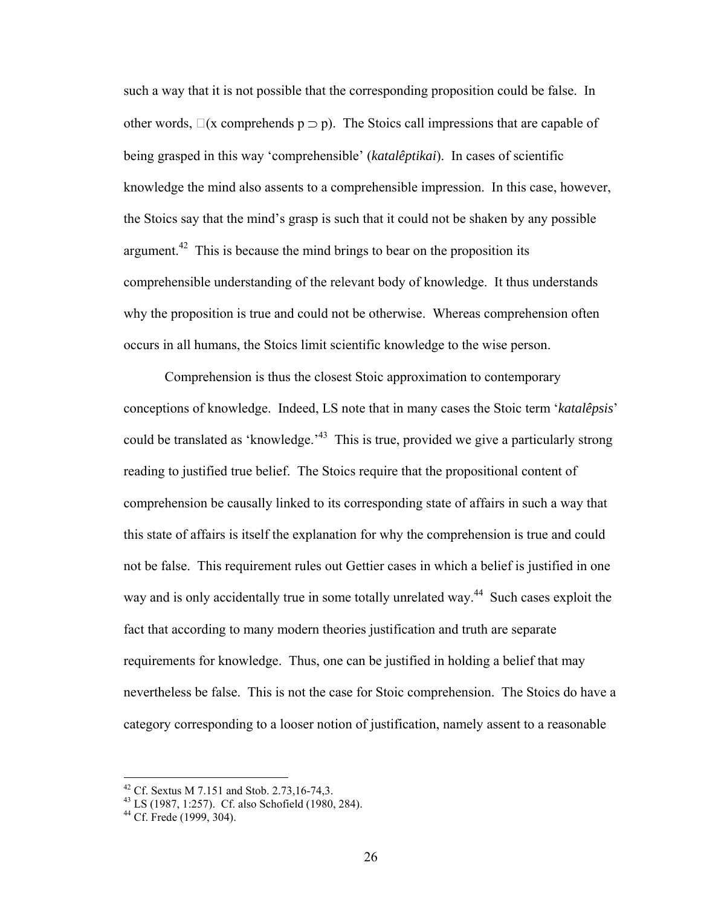such a way that it is not possible that the corresponding proposition could be false. In other words, $\Box(\text{x comprehends p} \supset \text{p})$. The Stoics call impressions that are capable of being grasped in this way 'comprehensible' (*katalêptikai*). In cases of scientific knowledge the mind also assents to a comprehensible impression. In this case, however, the Stoics say that the mind's grasp is such that it could not be shaken by any possible argument.[42] This is because the mind brings to bear on the proposition its comprehensible understanding of the relevant body of knowledge. It thus understands why the proposition is true and could not be otherwise. Whereas comprehension often occurs in all humans, the Stoics limit scientific knowledge to the wise person.

Comprehension is thus the closest Stoic approximation to contemporary conceptions of knowledge. Indeed, LS note that in many cases the Stoic term '*katalêpsis*' could be translated as 'knowledge.'[43] This is true, provided we give a particularly strong reading to justified true belief. The Stoics require that the propositional content of comprehension be causally linked to its corresponding state of affairs in such a way that this state of affairs is itself the explanation for why the comprehension is true and could not be false. This requirement rules out Gettier cases in which a belief is justified in one way and is only accidentally true in some totally unrelated way.[44] Such cases exploit the fact that according to many modern theories justification and truth are separate requirements for knowledge. Thus, one can be justified in holding a belief that may nevertheless be false. This is not the case for Stoic comprehension. The Stoics do have a category corresponding to a looser notion of justification, namely assent to a reasonable

---

[42] Cf. Sextus M 7.151 and Stob. 2.73,16-74,3.

[43] LS (1987, 1:257). Cf. also Schofield (1980, 284).

[44] Cf. Frede (1999, 304).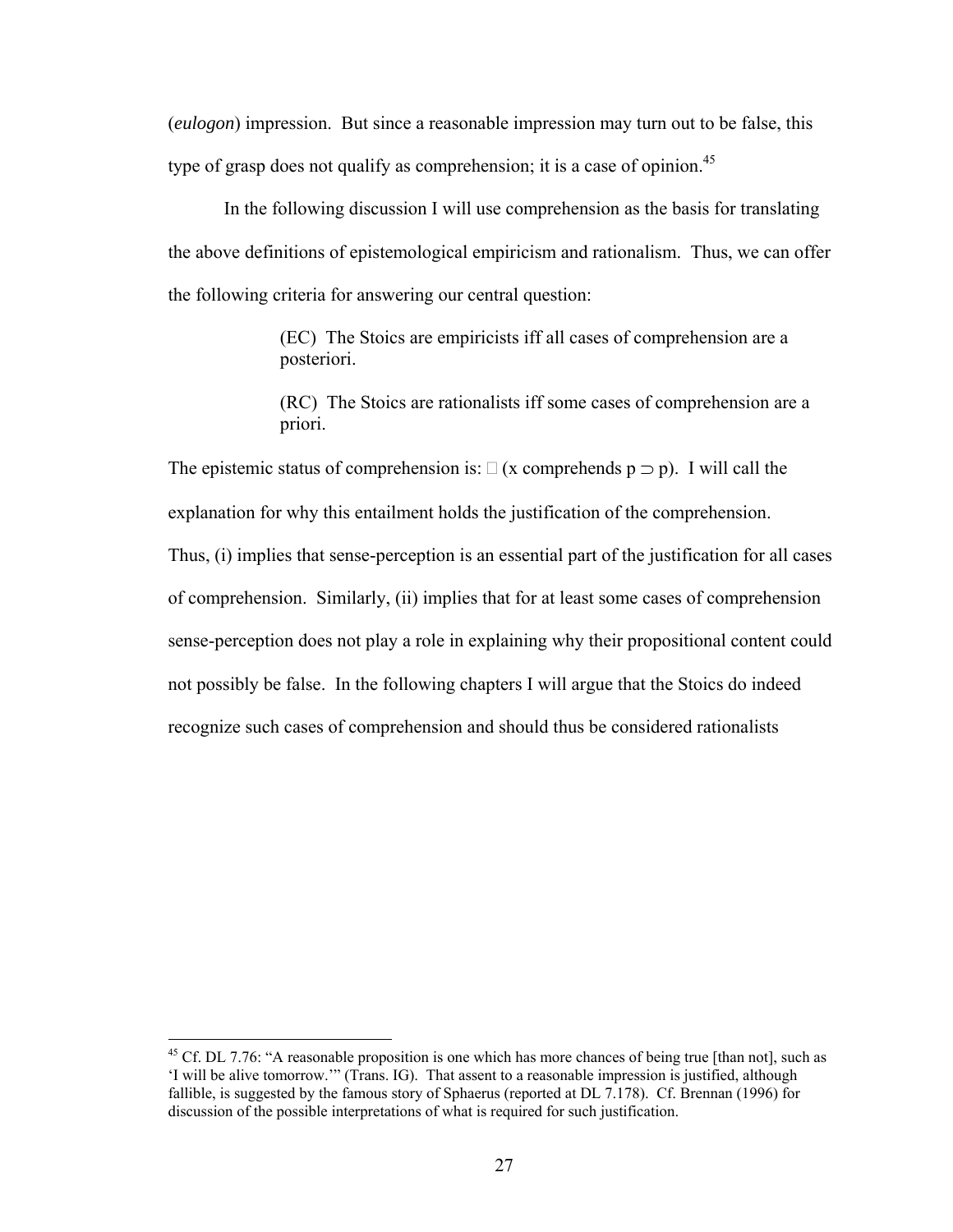(*eulogon*) impression. But since a reasonable impression may turn out to be false, this type of grasp does not qualify as comprehension; it is a case of opinion.[45]

In the following discussion I will use comprehension as the basis for translating the above definitions of epistemological empiricism and rationalism. Thus, we can offer the following criteria for answering our central question:

> (EC) The Stoics are empiricists iff all cases of comprehension are a posteriori.
>
> (RC) The Stoics are rationalists iff some cases of comprehension are a priori.

The epistemic status of comprehension is: $\Box$ (x comprehends p $\supset$ p). I will call the explanation for why this entailment holds the justification of the comprehension. Thus, (i) implies that sense-perception is an essential part of the justification for all cases of comprehension. Similarly, (ii) implies that for at least some cases of comprehension sense-perception does not play a role in explaining why their propositional content could not possibly be false. In the following chapters I will argue that the Stoics do indeed recognize such cases of comprehension and should thus be considered rationalists

---

[45] Cf. DL 7.76: "A reasonable proposition is one which has more chances of being true [than not], such as 'I will be alive tomorrow.'" (Trans. IG). That assent to a reasonable impression is justified, although fallible, is suggested by the famous story of Sphaerus (reported at DL 7.178). Cf. Brennan (1996) for discussion of the possible interpretations of what is required for such justification.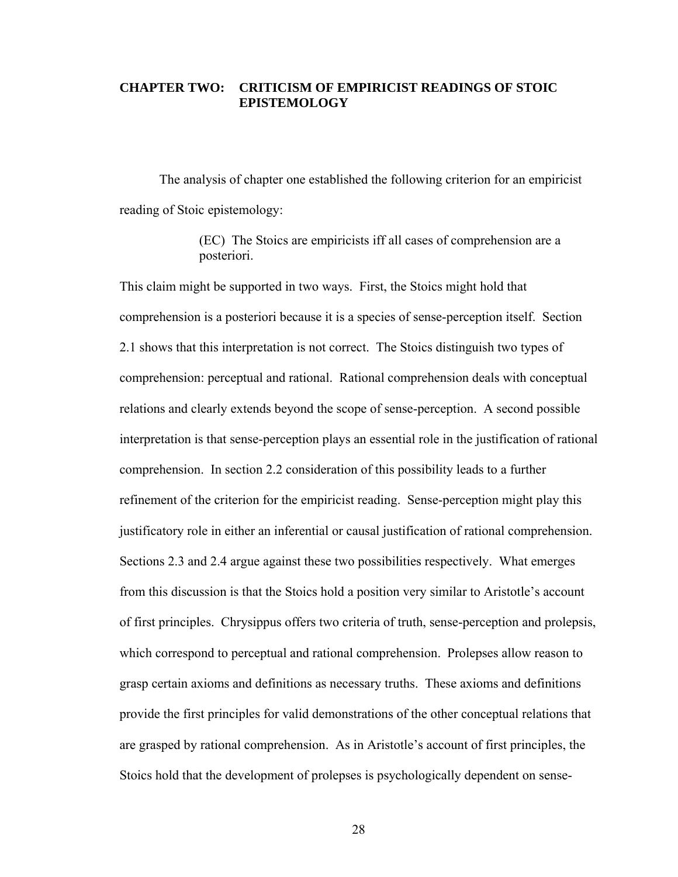# CHAPTER TWO: CRITICISM OF EMPIRICIST READINGS OF STOIC EPISTEMOLOGY

The analysis of chapter one established the following criterion for an empiricist reading of Stoic epistemology:

> (EC) The Stoics are empiricists iff all cases of comprehension are a posteriori.

This claim might be supported in two ways. First, the Stoics might hold that comprehension is a posteriori because it is a species of sense-perception itself. Section 2.1 shows that this interpretation is not correct. The Stoics distinguish two types of comprehension: perceptual and rational. Rational comprehension deals with conceptual relations and clearly extends beyond the scope of sense-perception. A second possible interpretation is that sense-perception plays an essential role in the justification of rational comprehension. In section 2.2 consideration of this possibility leads to a further refinement of the criterion for the empiricist reading. Sense-perception might play this justificatory role in either an inferential or causal justification of rational comprehension. Sections 2.3 and 2.4 argue against these two possibilities respectively. What emerges from this discussion is that the Stoics hold a position very similar to Aristotle's account of first principles. Chrysippus offers two criteria of truth, sense-perception and prolepsis, which correspond to perceptual and rational comprehension. Prolepses allow reason to grasp certain axioms and definitions as necessary truths. These axioms and definitions provide the first principles for valid demonstrations of the other conceptual relations that are grasped by rational comprehension. As in Aristotle's account of first principles, the Stoics hold that the development of prolepses is psychologically dependent on sense-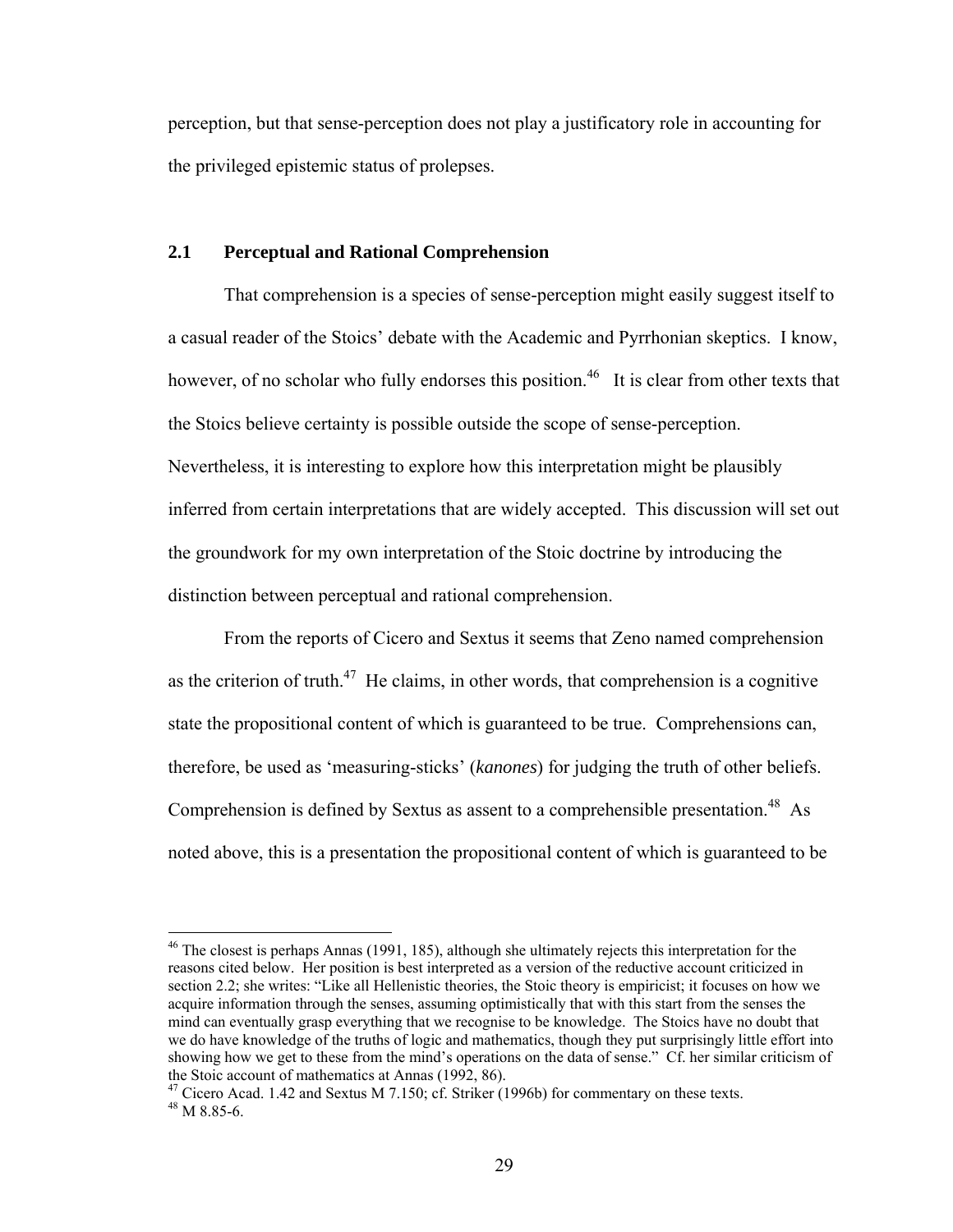perception, but that sense-perception does not play a justificatory role in accounting for the privileged epistemic status of prolepses.

## 2.1 Perceptual and Rational Comprehension

That comprehension is a species of sense-perception might easily suggest itself to a casual reader of the Stoics' debate with the Academic and Pyrrhonian skeptics. I know, however, of no scholar who fully endorses this position.[46] It is clear from other texts that the Stoics believe certainty is possible outside the scope of sense-perception. Nevertheless, it is interesting to explore how this interpretation might be plausibly inferred from certain interpretations that are widely accepted. This discussion will set out the groundwork for my own interpretation of the Stoic doctrine by introducing the distinction between perceptual and rational comprehension.

From the reports of Cicero and Sextus it seems that Zeno named comprehension as the criterion of truth.[47] He claims, in other words, that comprehension is a cognitive state the propositional content of which is guaranteed to be true. Comprehensions can, therefore, be used as 'measuring-sticks' (*kanones*) for judging the truth of other beliefs. Comprehension is defined by Sextus as assent to a comprehensible presentation.[48] As noted above, this is a presentation the propositional content of which is guaranteed to be

---

[46] The closest is perhaps Annas (1991, 185), although she ultimately rejects this interpretation for the reasons cited below. Her position is best interpreted as a version of the reductive account criticized in section 2.2; she writes: "Like all Hellenistic theories, the Stoic theory is empiricist; it focuses on how we acquire information through the senses, assuming optimistically that with this start from the senses the mind can eventually grasp everything that we recognise to be knowledge. The Stoics have no doubt that we do have knowledge of the truths of logic and mathematics, though they put surprisingly little effort into showing how we get to these from the mind's operations on the data of sense." Cf. her similar criticism of the Stoic account of mathematics at Annas (1992, 86).

[47] Cicero Acad. 1.42 and Sextus M 7.150; cf. Striker (1996b) for commentary on these texts.

[48] M 8.85-6.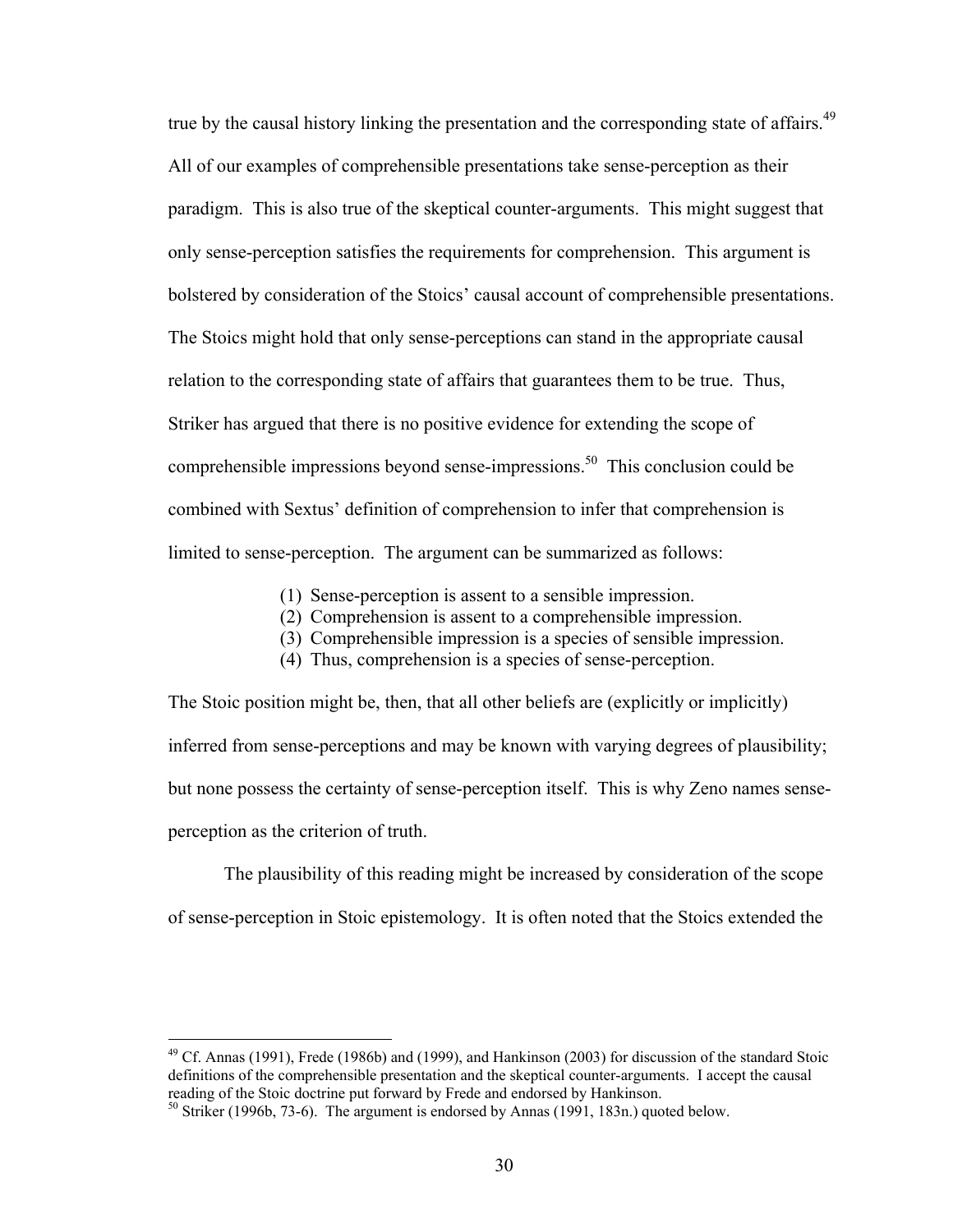true by the causal history linking the presentation and the corresponding state of affairs.[49] All of our examples of comprehensible presentations take sense-perception as their paradigm. This is also true of the skeptical counter-arguments. This might suggest that only sense-perception satisfies the requirements for comprehension. This argument is bolstered by consideration of the Stoics' causal account of comprehensible presentations. The Stoics might hold that only sense-perceptions can stand in the appropriate causal relation to the corresponding state of affairs that guarantees them to be true. Thus, Striker has argued that there is no positive evidence for extending the scope of comprehensible impressions beyond sense-impressions.[50] This conclusion could be combined with Sextus' definition of comprehension to infer that comprehension is limited to sense-perception. The argument can be summarized as follows:

(1) Sense-perception is assent to a sensible impression.
(2) Comprehension is assent to a comprehensible impression.
(3) Comprehensible impression is a species of sensible impression.
(4) Thus, comprehension is a species of sense-perception.

The Stoic position might be, then, that all other beliefs are (explicitly or implicitly) inferred from sense-perceptions and may be known with varying degrees of plausibility; but none possess the certainty of sense-perception itself. This is why Zeno names sense-perception as the criterion of truth.

The plausibility of this reading might be increased by consideration of the scope of sense-perception in Stoic epistemology. It is often noted that the Stoics extended the

[49] Cf. Annas (1991), Frede (1986b) and (1999), and Hankinson (2003) for discussion of the standard Stoic definitions of the comprehensible presentation and the skeptical counter-arguments. I accept the causal reading of the Stoic doctrine put forward by Frede and endorsed by Hankinson.

[50] Striker (1996b, 73-6). The argument is endorsed by Annas (1991, 183n.) quoted below.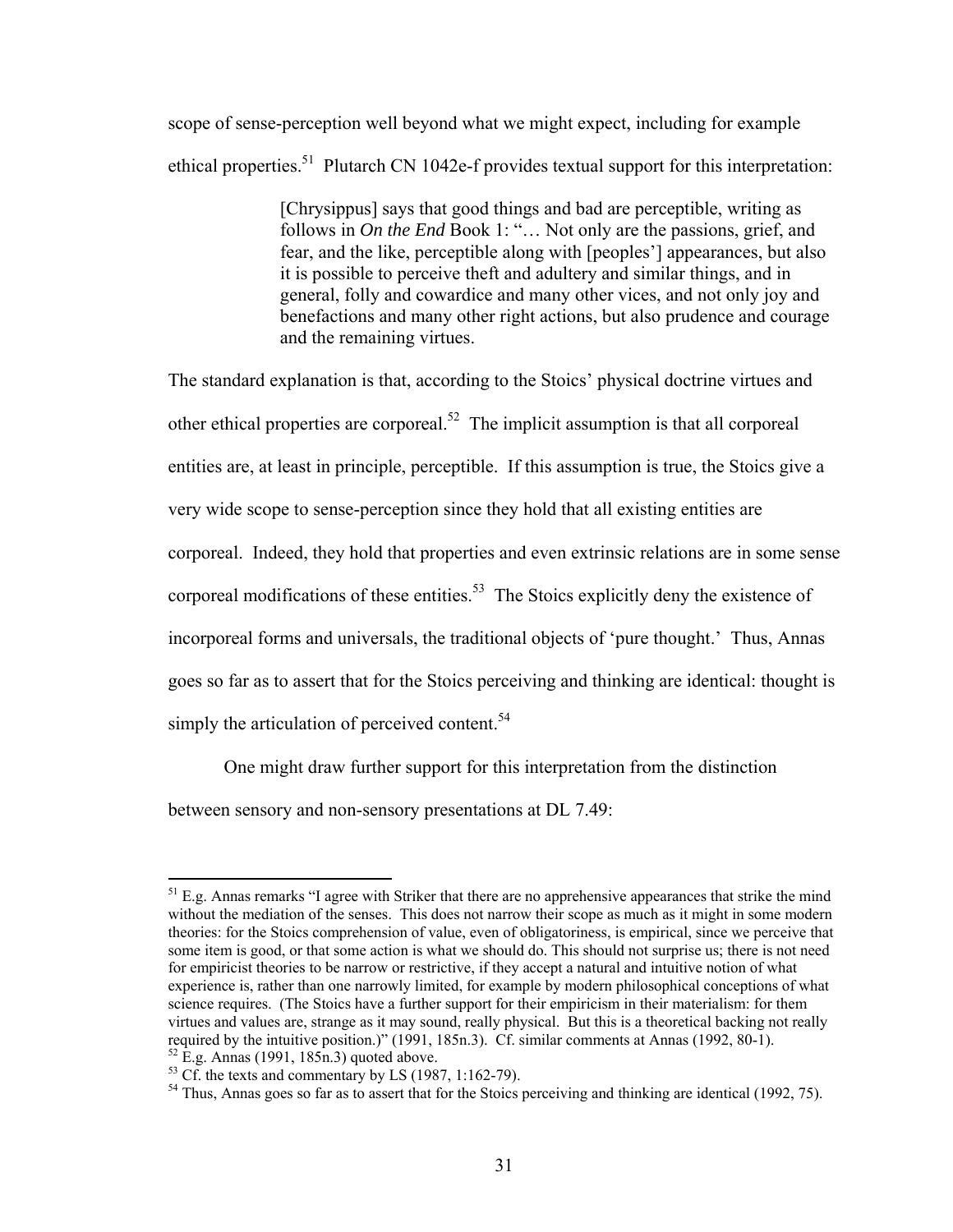scope of sense-perception well beyond what we might expect, including for example ethical properties.[51] Plutarch CN 1042e-f provides textual support for this interpretation:

> [Chrysippus] says that good things and bad are perceptible, writing as follows in *On the End* Book 1: "… Not only are the passions, grief, and fear, and the like, perceptible along with [peoples'] appearances, but also it is possible to perceive theft and adultery and similar things, and in general, folly and cowardice and many other vices, and not only joy and benefactions and many other right actions, but also prudence and courage and the remaining virtues.

The standard explanation is that, according to the Stoics' physical doctrine virtues and other ethical properties are corporeal.[52] The implicit assumption is that all corporeal entities are, at least in principle, perceptible. If this assumption is true, the Stoics give a very wide scope to sense-perception since they hold that all existing entities are corporeal. Indeed, they hold that properties and even extrinsic relations are in some sense corporeal modifications of these entities.[53] The Stoics explicitly deny the existence of incorporeal forms and universals, the traditional objects of 'pure thought.' Thus, Annas goes so far as to assert that for the Stoics perceiving and thinking are identical: thought is simply the articulation of perceived content.[54]

One might draw further support for this interpretation from the distinction between sensory and non-sensory presentations at DL 7.49:

---

[51] E.g. Annas remarks "I agree with Striker that there are no apprehensive appearances that strike the mind without the mediation of the senses. This does not narrow their scope as much as it might in some modern theories: for the Stoics comprehension of value, even of obligatoriness, is empirical, since we perceive that some item is good, or that some action is what we should do. This should not surprise us; there is not need for empiricist theories to be narrow or restrictive, if they accept a natural and intuitive notion of what experience is, rather than one narrowly limited, for example by modern philosophical conceptions of what science requires. (The Stoics have a further support for their empiricism in their materialism: for them virtues and values are, strange as it may sound, really physical. But this is a theoretical backing not really required by the intuitive position.)" (1991, 185n.3). Cf. similar comments at Annas (1992, 80-1).

[52] E.g. Annas (1991, 185n.3) quoted above.

[53] Cf. the texts and commentary by LS (1987, 1:162-79).

[54] Thus, Annas goes so far as to assert that for the Stoics perceiving and thinking are identical (1992, 75).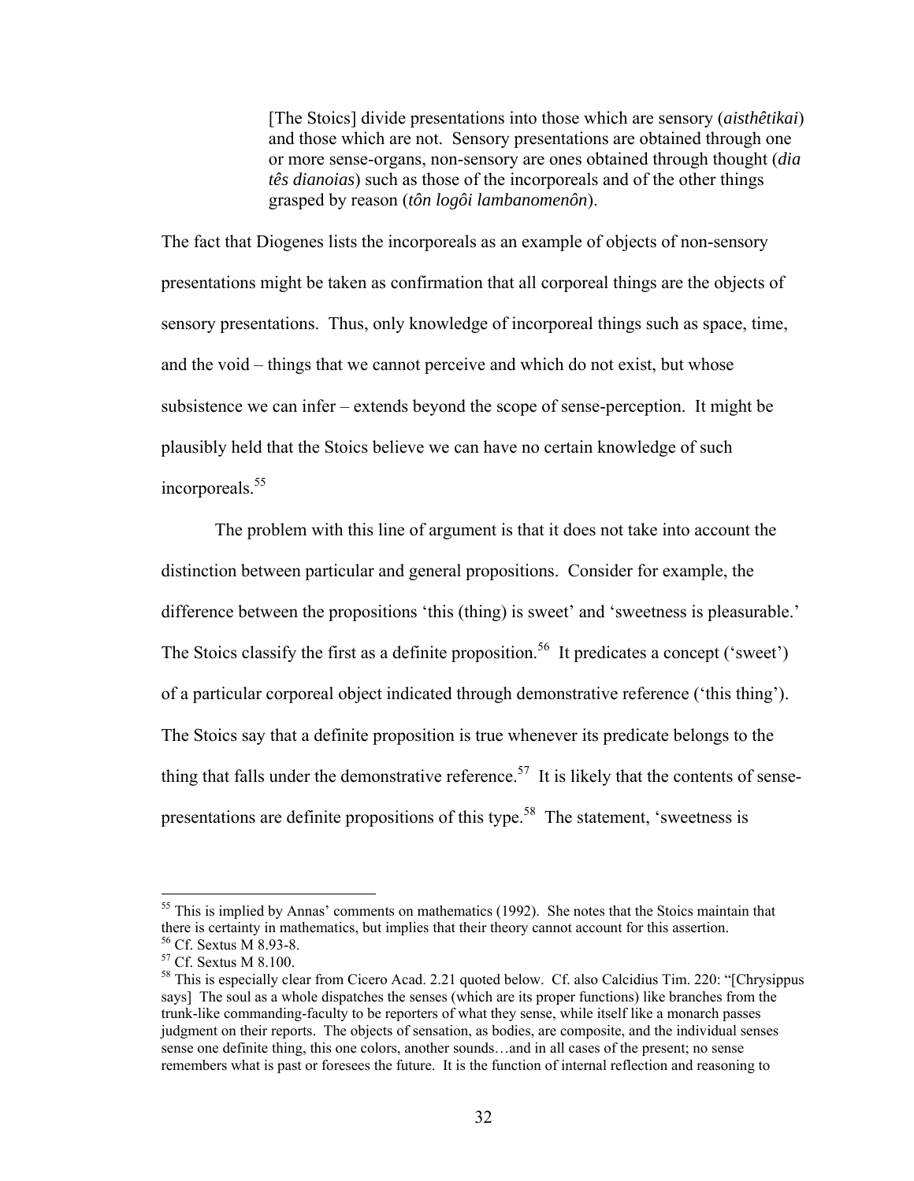> [The Stoics] divide presentations into those which are sensory (*aisthêtikai*) and those which are not. Sensory presentations are obtained through one or more sense-organs, non-sensory are ones obtained through thought (*dia tês dianoias*) such as those of the incorporeals and of the other things grasped by reason (*tôn logôi lambanomenôn*).

The fact that Diogenes lists the incorporeals as an example of objects of non-sensory presentations might be taken as confirmation that all corporeal things are the objects of sensory presentations. Thus, only knowledge of incorporeal things such as space, time, and the void – things that we cannot perceive and which do not exist, but whose subsistence we can infer – extends beyond the scope of sense-perception. It might be plausibly held that the Stoics believe we can have no certain knowledge of such incorporeals.[55]

The problem with this line of argument is that it does not take into account the distinction between particular and general propositions. Consider for example, the difference between the propositions 'this (thing) is sweet' and 'sweetness is pleasurable.' The Stoics classify the first as a definite proposition.[56] It predicates a concept ('sweet') of a particular corporeal object indicated through demonstrative reference ('this thing'). The Stoics say that a definite proposition is true whenever its predicate belongs to the thing that falls under the demonstrative reference.[57] It is likely that the contents of sense-presentations are definite propositions of this type.[58] The statement, 'sweetness is

---

[55] This is implied by Annas' comments on mathematics (1992). She notes that the Stoics maintain that there is certainty in mathematics, but implies that their theory cannot account for this assertion.

[56] Cf. Sextus M 8.93-8.

[57] Cf. Sextus M 8.100.

[58] This is especially clear from Cicero Acad. 2.21 quoted below. Cf. also Calcidius Tim. 220: "[Chrysippus says] The soul as a whole dispatches the senses (which are its proper functions) like branches from the trunk-like commanding-faculty to be reporters of what they sense, while itself like a monarch passes judgment on their reports. The objects of sensation, as bodies, are composite, and the individual senses sense one definite thing, this one colors, another sounds…and in all cases of the present; no sense remembers what is past or foresees the future. It is the function of internal reflection and reasoning to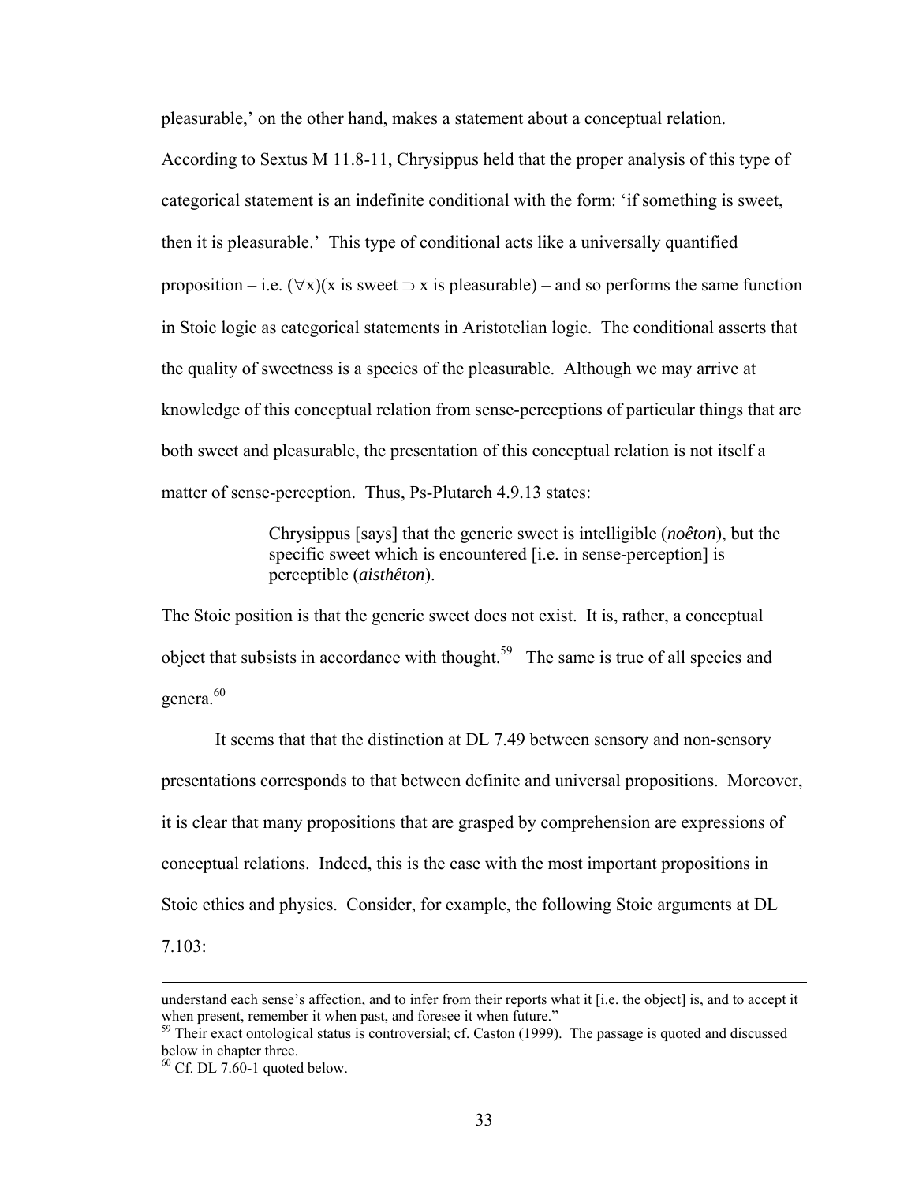pleasurable,' on the other hand, makes a statement about a conceptual relation. According to Sextus M 11.8-11, Chrysippus held that the proper analysis of this type of categorical statement is an indefinite conditional with the form: 'if something is sweet, then it is pleasurable.' This type of conditional acts like a universally quantified proposition – i.e. $(\forall x)(x \text{ is sweet} \supset x \text{ is pleasurable})$ – and so performs the same function in Stoic logic as categorical statements in Aristotelian logic. The conditional asserts that the quality of sweetness is a species of the pleasurable. Although we may arrive at knowledge of this conceptual relation from sense-perceptions of particular things that are both sweet and pleasurable, the presentation of this conceptual relation is not itself a matter of sense-perception. Thus, Ps-Plutarch 4.9.13 states:

> Chrysippus [says] that the generic sweet is intelligible (*noêton*), but the specific sweet which is encountered [i.e. in sense-perception] is perceptible (*aisthêton*).

The Stoic position is that the generic sweet does not exist. It is, rather, a conceptual object that subsists in accordance with thought.[59] The same is true of all species and genera.[60]

It seems that that the distinction at DL 7.49 between sensory and non-sensory presentations corresponds to that between definite and universal propositions. Moreover, it is clear that many propositions that are grasped by comprehension are expressions of conceptual relations. Indeed, this is the case with the most important propositions in Stoic ethics and physics. Consider, for example, the following Stoic arguments at DL 7.103:

---

understand each sense's affection, and to infer from their reports what it [i.e. the object] is, and to accept it when present, remember it when past, and foresee it when future."

[59] Their exact ontological status is controversial; cf. Caston (1999). The passage is quoted and discussed below in chapter three.

[60] Cf. DL 7.60-1 quoted below.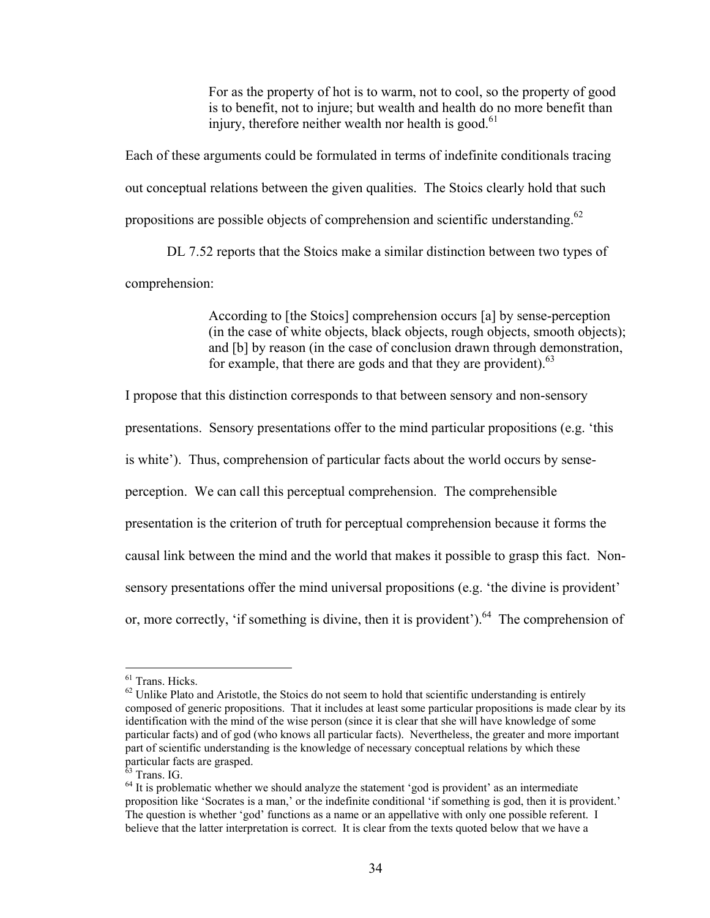> For as the property of hot is to warm, not to cool, so the property of good is to benefit, not to injure; but wealth and health do no more benefit than injury, therefore neither wealth nor health is good.[61]

Each of these arguments could be formulated in terms of indefinite conditionals tracing out conceptual relations between the given qualities. The Stoics clearly hold that such propositions are possible objects of comprehension and scientific understanding.[62]

DL 7.52 reports that the Stoics make a similar distinction between two types of comprehension:

> According to [the Stoics] comprehension occurs [a] by sense-perception (in the case of white objects, black objects, rough objects, smooth objects); and [b] by reason (in the case of conclusion drawn through demonstration, for example, that there are gods and that they are provident).[63]

I propose that this distinction corresponds to that between sensory and non-sensory presentations. Sensory presentations offer to the mind particular propositions (e.g. 'this is white'). Thus, comprehension of particular facts about the world occurs by sense-perception. We can call this perceptual comprehension. The comprehensible presentation is the criterion of truth for perceptual comprehension because it forms the causal link between the mind and the world that makes it possible to grasp this fact. Non-sensory presentations offer the mind universal propositions (e.g. 'the divine is provident' or, more correctly, 'if something is divine, then it is provident').[64] The comprehension of

---

[61] Trans. Hicks.

[62] Unlike Plato and Aristotle, the Stoics do not seem to hold that scientific understanding is entirely composed of generic propositions. That it includes at least some particular propositions is made clear by its identification with the mind of the wise person (since it is clear that she will have knowledge of some particular facts) and of god (who knows all particular facts). Nevertheless, the greater and more important part of scientific understanding is the knowledge of necessary conceptual relations by which these particular facts are grasped.

[63] Trans. IG.

[64] It is problematic whether we should analyze the statement 'god is provident' as an intermediate proposition like 'Socrates is a man,' or the indefinite conditional 'if something is god, then it is provident.' The question is whether 'god' functions as a name or an appellative with only one possible referent. I believe that the latter interpretation is correct. It is clear from the texts quoted below that we have a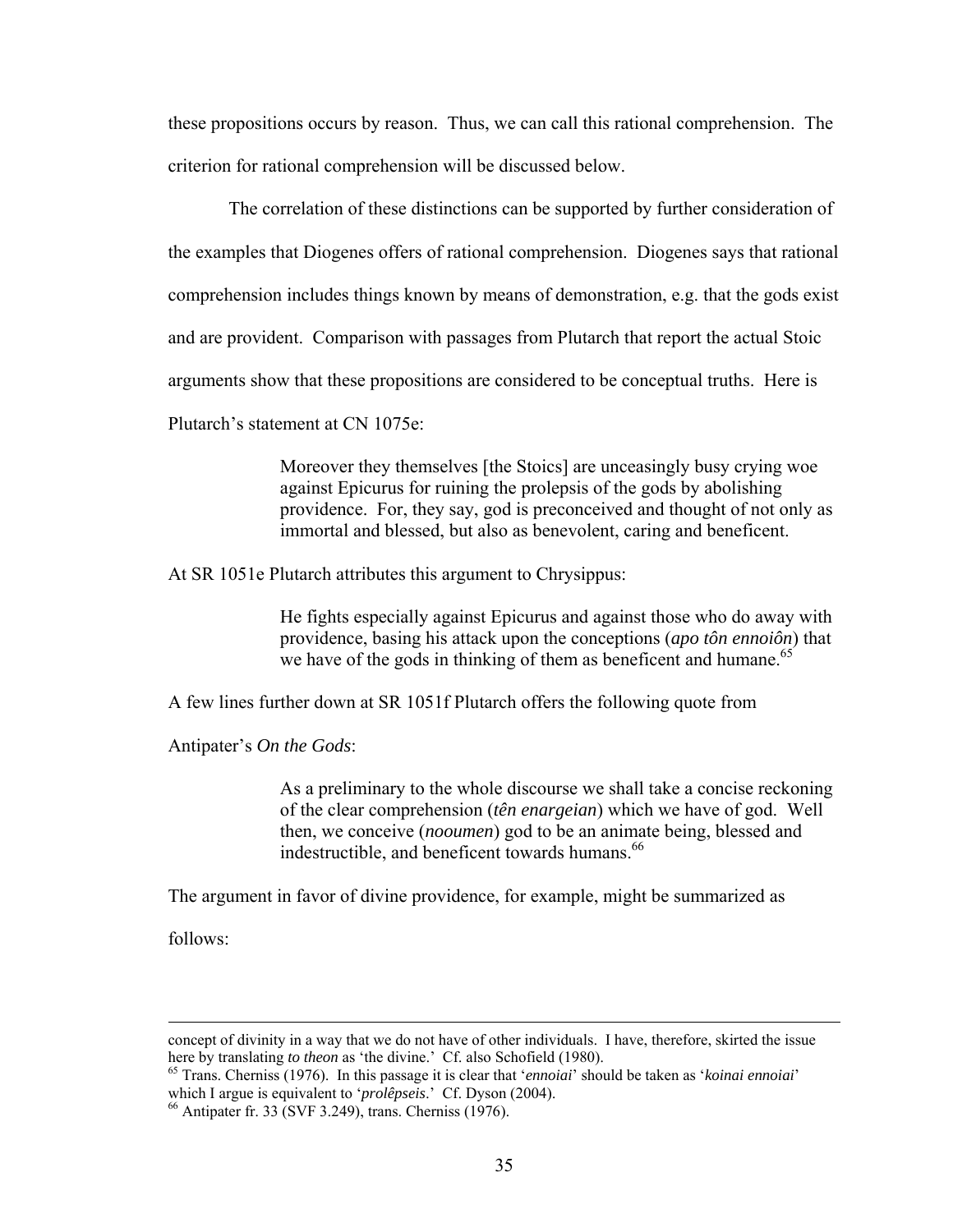these propositions occurs by reason. Thus, we can call this rational comprehension. The criterion for rational comprehension will be discussed below.

The correlation of these distinctions can be supported by further consideration of the examples that Diogenes offers of rational comprehension. Diogenes says that rational comprehension includes things known by means of demonstration, e.g. that the gods exist and are provident. Comparison with passages from Plutarch that report the actual Stoic arguments show that these propositions are considered to be conceptual truths. Here is Plutarch's statement at CN 1075e:

> Moreover they themselves [the Stoics] are unceasingly busy crying woe against Epicurus for ruining the prolepsis of the gods by abolishing providence. For, they say, god is preconceived and thought of not only as immortal and blessed, but also as benevolent, caring and beneficent.

At SR 1051e Plutarch attributes this argument to Chrysippus:

> He fights especially against Epicurus and against those who do away with providence, basing his attack upon the conceptions (*apo tôn ennoiôn*) that we have of the gods in thinking of them as beneficent and humane.[65]

A few lines further down at SR 1051f Plutarch offers the following quote from Antipater's *On the Gods*:

> As a preliminary to the whole discourse we shall take a concise reckoning of the clear comprehension (*tên enargeian*) which we have of god. Well then, we conceive (*nooumen*) god to be an animate being, blessed and indestructible, and beneficent towards humans.[66]

The argument in favor of divine providence, for example, might be summarized as follows:

---

concept of divinity in a way that we do not have of other individuals. I have, therefore, skirted the issue here by translating *to theon* as 'the divine.' Cf. also Schofield (1980).

[65] Trans. Cherniss (1976). In this passage it is clear that '*ennoiai*' should be taken as '*koinai ennoiai*' which I argue is equivalent to '*prolêpseis*.' Cf. Dyson (2004).

[66] Antipater fr. 33 (SVF 3.249), trans. Cherniss (1976).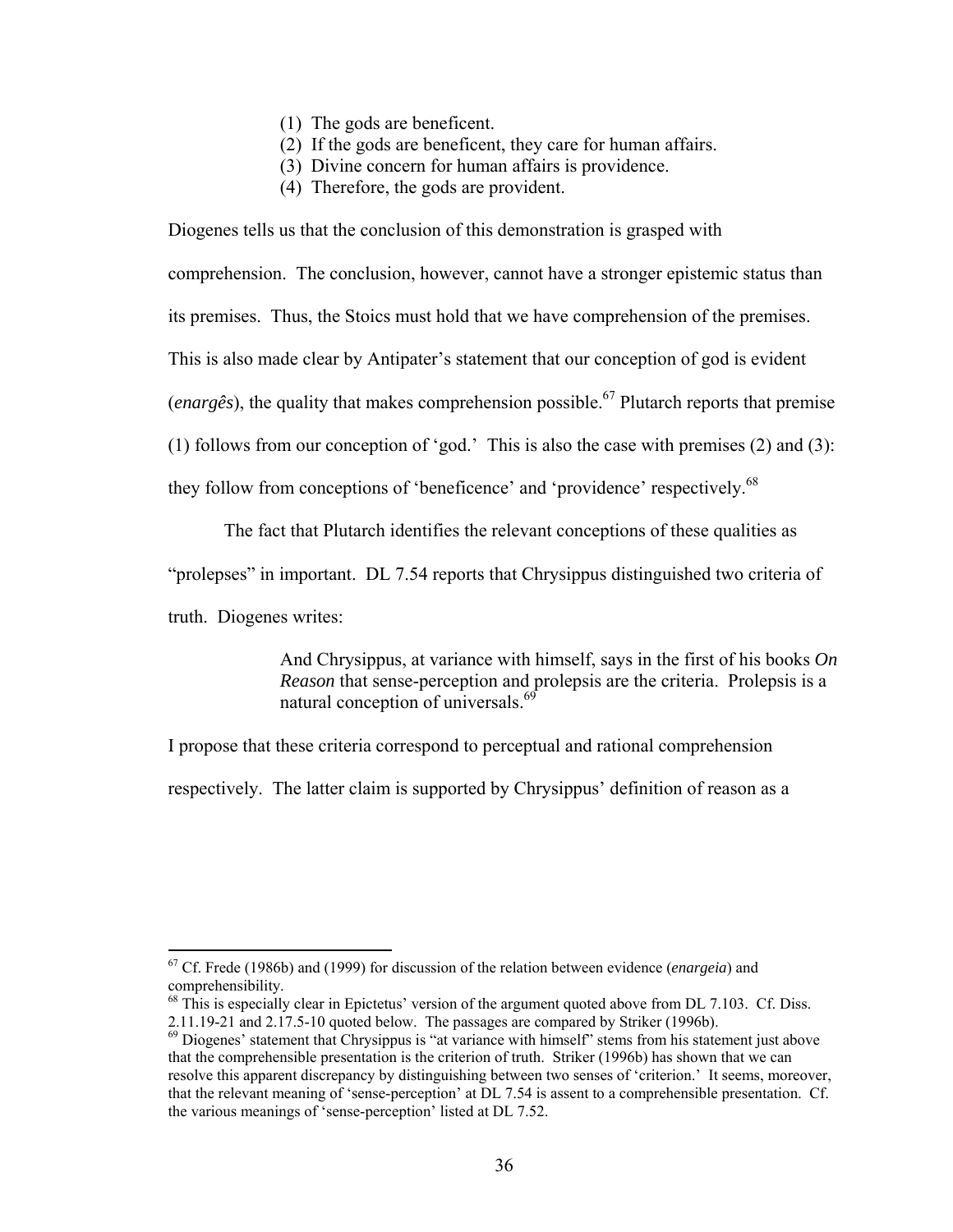(1) The gods are beneficent.
(2) If the gods are beneficent, they care for human affairs.
(3) Divine concern for human affairs is providence.
(4) Therefore, the gods are provident.

Diogenes tells us that the conclusion of this demonstration is grasped with comprehension. The conclusion, however, cannot have a stronger epistemic status than its premises. Thus, the Stoics must hold that we have comprehension of the premises. This is also made clear by Antipater's statement that our conception of god is evident (*enargês*), the quality that makes comprehension possible.[67] Plutarch reports that premise (1) follows from our conception of 'god.' This is also the case with premises (2) and (3): they follow from conceptions of 'beneficence' and 'providence' respectively.[68]

The fact that Plutarch identifies the relevant conceptions of these qualities as "prolepses" in important. DL 7.54 reports that Chrysippus distinguished two criteria of truth. Diogenes writes:

> And Chrysippus, at variance with himself, says in the first of his books *On Reason* that sense-perception and prolepsis are the criteria. Prolepsis is a natural conception of universals.[69]

I propose that these criteria correspond to perceptual and rational comprehension respectively. The latter claim is supported by Chrysippus' definition of reason as a

---

[67] Cf. Frede (1986b) and (1999) for discussion of the relation between evidence (*enargeia*) and comprehensibility.

[68] This is especially clear in Epictetus' version of the argument quoted above from DL 7.103. Cf. Diss. 2.11.19-21 and 2.17.5-10 quoted below. The passages are compared by Striker (1996b).

[69] Diogenes' statement that Chrysippus is "at variance with himself" stems from his statement just above that the comprehensible presentation is the criterion of truth. Striker (1996b) has shown that we can resolve this apparent discrepancy by distinguishing between two senses of 'criterion.' It seems, moreover, that the relevant meaning of 'sense-perception' at DL 7.54 is assent to a comprehensible presentation. Cf. the various meanings of 'sense-perception' listed at DL 7.52.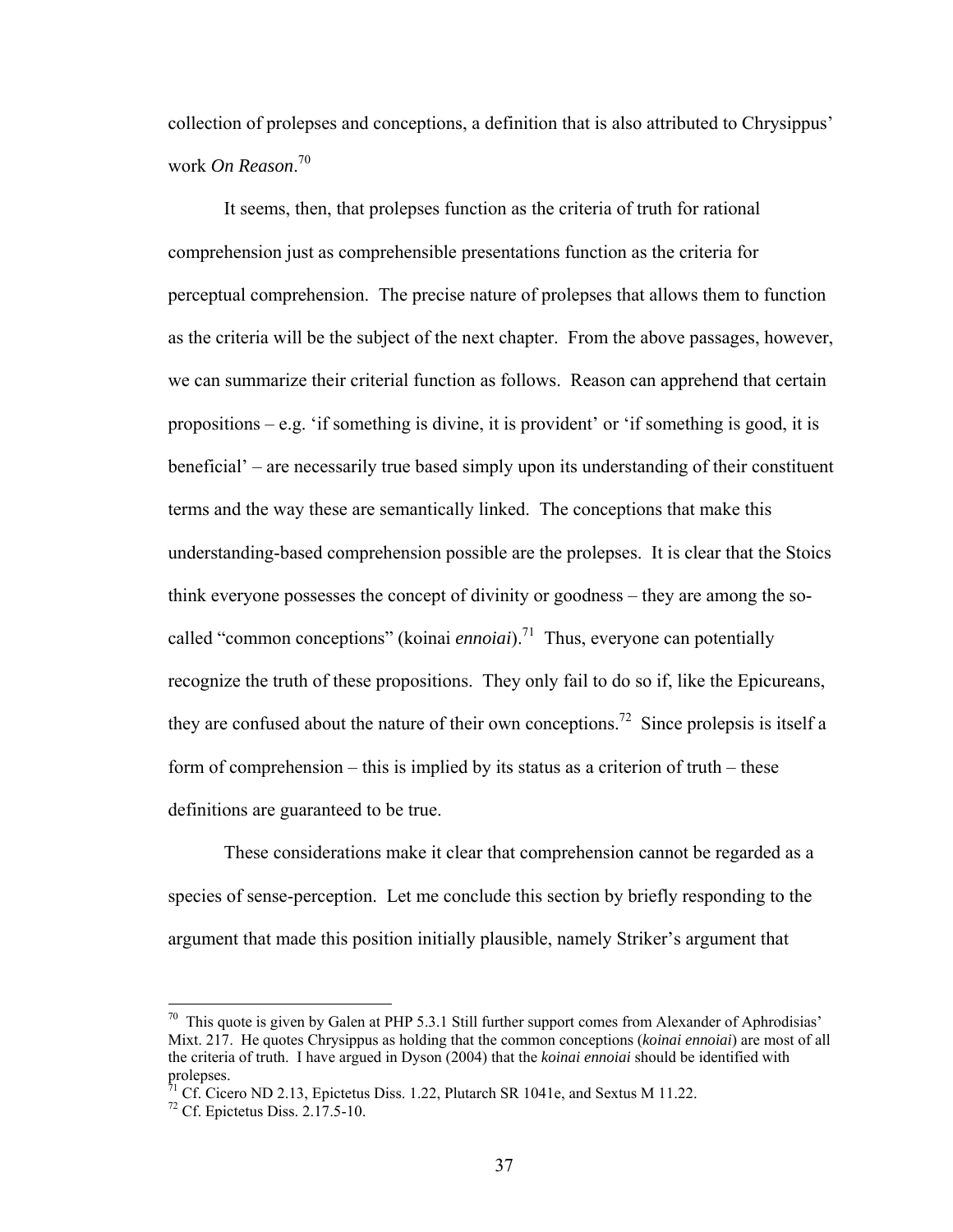collection of prolepses and conceptions, a definition that is also attributed to Chrysippus' work *On Reason*.[70]

It seems, then, that prolepses function as the criteria of truth for rational comprehension just as comprehensible presentations function as the criteria for perceptual comprehension. The precise nature of prolepses that allows them to function as the criteria will be the subject of the next chapter. From the above passages, however, we can summarize their criterial function as follows. Reason can apprehend that certain propositions – e.g. 'if something is divine, it is provident' or 'if something is good, it is beneficial' – are necessarily true based simply upon its understanding of their constituent terms and the way these are semantically linked. The conceptions that make this understanding-based comprehension possible are the prolepses. It is clear that the Stoics think everyone possesses the concept of divinity or goodness – they are among the so-called "common conceptions" (koinai *ennoiai*).[71] Thus, everyone can potentially recognize the truth of these propositions. They only fail to do so if, like the Epicureans, they are confused about the nature of their own conceptions.[72] Since prolepsis is itself a form of comprehension – this is implied by its status as a criterion of truth – these definitions are guaranteed to be true.

These considerations make it clear that comprehension cannot be regarded as a species of sense-perception. Let me conclude this section by briefly responding to the argument that made this position initially plausible, namely Striker's argument that

---

[70] This quote is given by Galen at PHP 5.3.1 Still further support comes from Alexander of Aphrodisias' Mixt. 217. He quotes Chrysippus as holding that the common conceptions (*koinai ennoiai*) are most of all the criteria of truth. I have argued in Dyson (2004) that the *koinai ennoiai* should be identified with prolepses.

[71] Cf. Cicero ND 2.13, Epictetus Diss. 1.22, Plutarch SR 1041e, and Sextus M 11.22.

[72] Cf. Epictetus Diss. 2.17.5-10.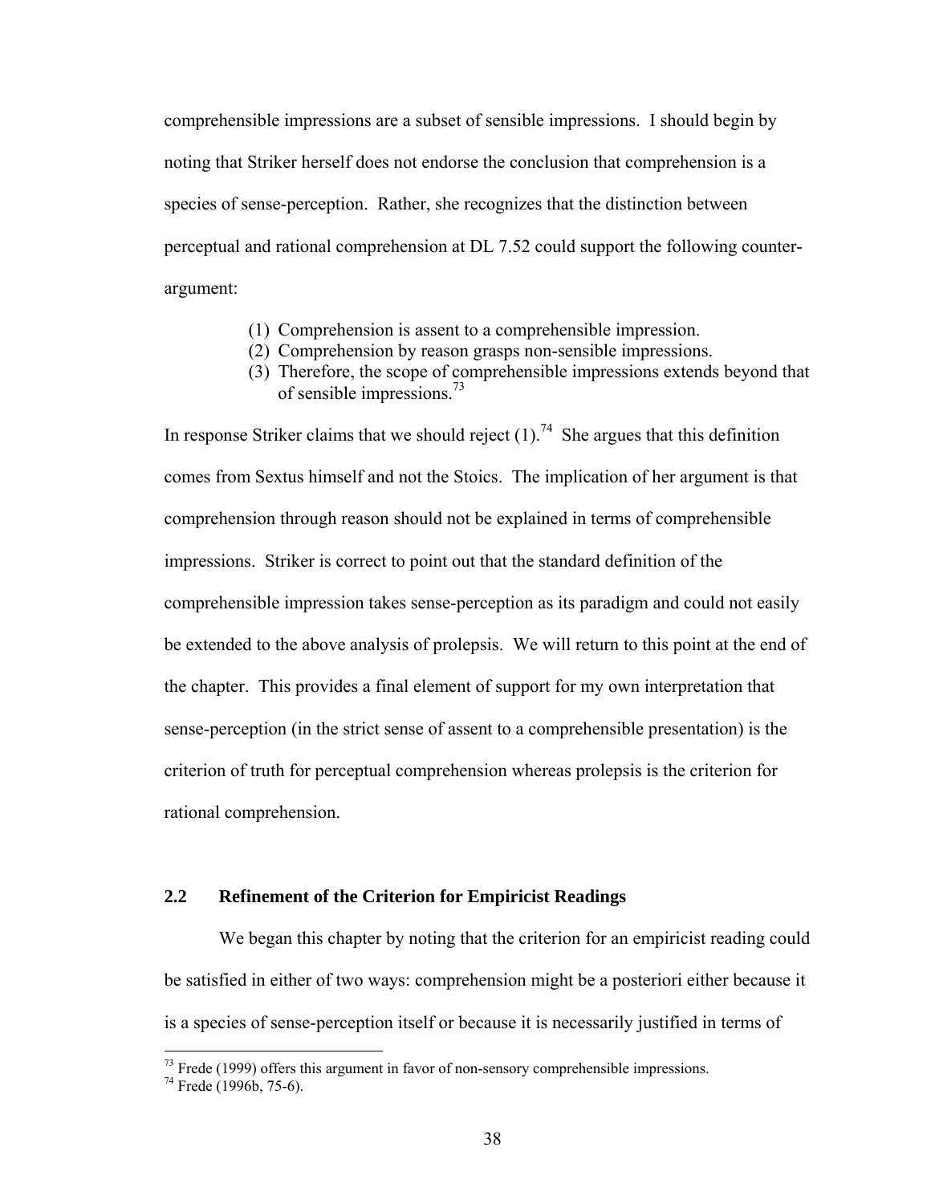comprehensible impressions are a subset of sensible impressions. I should begin by noting that Striker herself does not endorse the conclusion that comprehension is a species of sense-perception. Rather, she recognizes that the distinction between perceptual and rational comprehension at DL 7.52 could support the following counter-argument:

(1) Comprehension is assent to a comprehensible impression.
(2) Comprehension by reason grasps non-sensible impressions.
(3) Therefore, the scope of comprehensible impressions extends beyond that of sensible impressions.[73]

In response Striker claims that we should reject (1).[74] She argues that this definition comes from Sextus himself and not the Stoics. The implication of her argument is that comprehension through reason should not be explained in terms of comprehensible impressions. Striker is correct to point out that the standard definition of the comprehensible impression takes sense-perception as its paradigm and could not easily be extended to the above analysis of prolepsis. We will return to this point at the end of the chapter. This provides a final element of support for my own interpretation that sense-perception (in the strict sense of assent to a comprehensible presentation) is the criterion of truth for perceptual comprehension whereas prolepsis is the criterion for rational comprehension.

## 2.2 Refinement of the Criterion for Empiricist Readings

We began this chapter by noting that the criterion for an empiricist reading could be satisfied in either of two ways: comprehension might be a posteriori either because it is a species of sense-perception itself or because it is necessarily justified in terms of

[73] Frede (1999) offers this argument in favor of non-sensory comprehensible impressions.

[74] Frede (1996b, 75-6).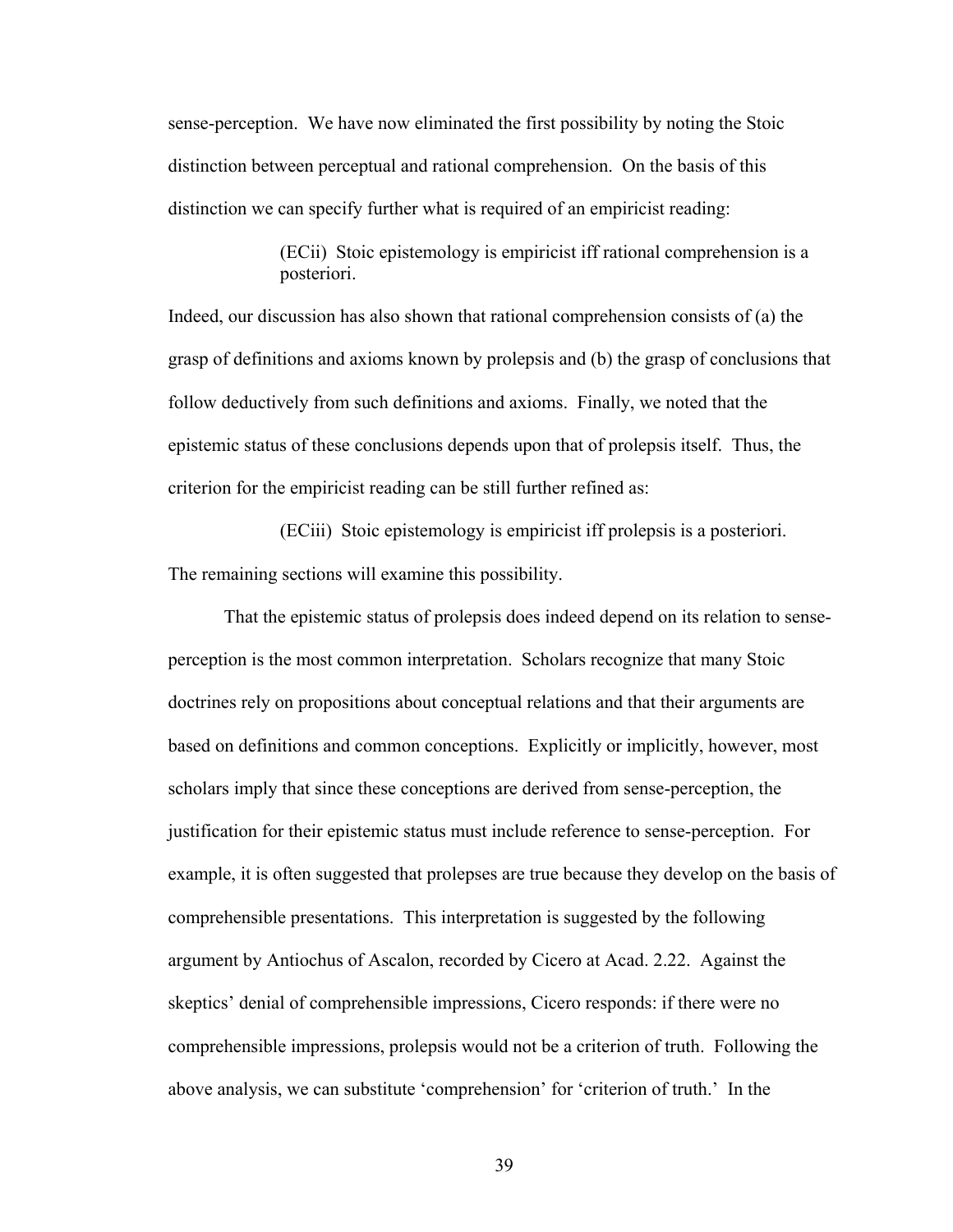sense-perception. We have now eliminated the first possibility by noting the Stoic distinction between perceptual and rational comprehension. On the basis of this distinction we can specify further what is required of an empiricist reading:

> (ECii) Stoic epistemology is empiricist iff rational comprehension is a posteriori.

Indeed, our discussion has also shown that rational comprehension consists of (a) the grasp of definitions and axioms known by prolepsis and (b) the grasp of conclusions that follow deductively from such definitions and axioms. Finally, we noted that the epistemic status of these conclusions depends upon that of prolepsis itself. Thus, the criterion for the empiricist reading can be still further refined as:

> (ECiii) Stoic epistemology is empiricist iff prolepsis is a posteriori.

The remaining sections will examine this possibility.

That the epistemic status of prolepsis does indeed depend on its relation to sense-perception is the most common interpretation. Scholars recognize that many Stoic doctrines rely on propositions about conceptual relations and that their arguments are based on definitions and common conceptions. Explicitly or implicitly, however, most scholars imply that since these conceptions are derived from sense-perception, the justification for their epistemic status must include reference to sense-perception. For example, it is often suggested that prolepses are true because they develop on the basis of comprehensible presentations. This interpretation is suggested by the following argument by Antiochus of Ascalon, recorded by Cicero at Acad. 2.22. Against the skeptics' denial of comprehensible impressions, Cicero responds: if there were no comprehensible impressions, prolepsis would not be a criterion of truth. Following the above analysis, we can substitute 'comprehension' for 'criterion of truth.' In the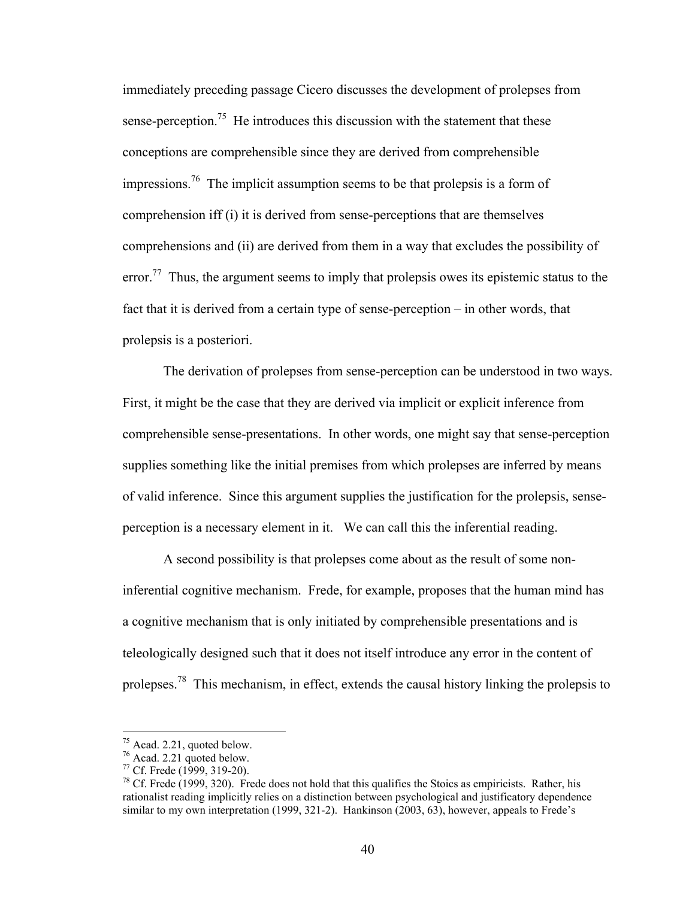immediately preceding passage Cicero discusses the development of prolepses from sense-perception.[75] He introduces this discussion with the statement that these conceptions are comprehensible since they are derived from comprehensible impressions.[76] The implicit assumption seems to be that prolepsis is a form of comprehension iff (i) it is derived from sense-perceptions that are themselves comprehensions and (ii) are derived from them in a way that excludes the possibility of error.[77] Thus, the argument seems to imply that prolepsis owes its epistemic status to the fact that it is derived from a certain type of sense-perception – in other words, that prolepsis is a posteriori.

The derivation of prolepses from sense-perception can be understood in two ways. First, it might be the case that they are derived via implicit or explicit inference from comprehensible sense-presentations. In other words, one might say that sense-perception supplies something like the initial premises from which prolepses are inferred by means of valid inference. Since this argument supplies the justification for the prolepsis, sense-perception is a necessary element in it. We can call this the inferential reading.

A second possibility is that prolepses come about as the result of some non-inferential cognitive mechanism. Frede, for example, proposes that the human mind has a cognitive mechanism that is only initiated by comprehensible presentations and is teleologically designed such that it does not itself introduce any error in the content of prolepses.[78] This mechanism, in effect, extends the causal history linking the prolepsis to

---

[75] Acad. 2.21, quoted below.

[76] Acad. 2.21 quoted below.

[77] Cf. Frede (1999, 319-20).

[78] Cf. Frede (1999, 320). Frede does not hold that this qualifies the Stoics as empiricists. Rather, his rationalist reading implicitly relies on a distinction between psychological and justificatory dependence similar to my own interpretation (1999, 321-2). Hankinson (2003, 63), however, appeals to Frede's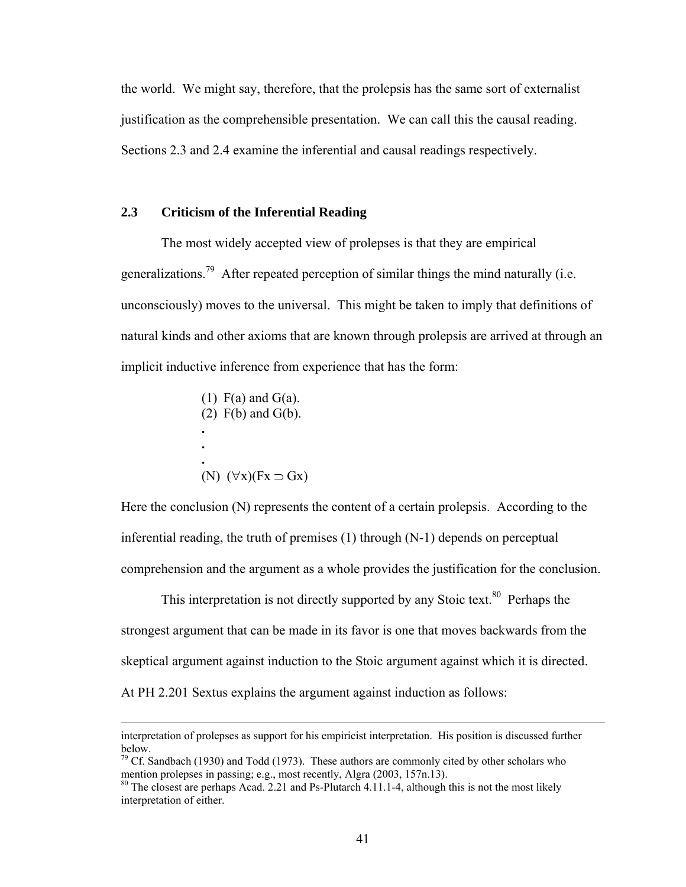the world. We might say, therefore, that the prolepsis has the same sort of externalist justification as the comprehensible presentation. We can call this the causal reading. Sections 2.3 and 2.4 examine the inferential and causal readings respectively.

### 2.3 Criticism of the Inferential Reading

The most widely accepted view of prolepses is that they are empirical generalizations.[79] After repeated perception of similar things the mind naturally (i.e. unconsciously) moves to the universal. This might be taken to imply that definitions of natural kinds and other axioms that are known through prolepsis are arrived at through an implicit inductive inference from experience that has the form:

(1) F(a) and G(a).
(2) F(b) and G(b).
.
.
.
(N) $(\forall x)(Fx \supset Gx)$

Here the conclusion (N) represents the content of a certain prolepsis. According to the inferential reading, the truth of premises (1) through (N-1) depends on perceptual comprehension and the argument as a whole provides the justification for the conclusion.

This interpretation is not directly supported by any Stoic text.[80] Perhaps the strongest argument that can be made in its favor is one that moves backwards from the skeptical argument against induction to the Stoic argument against which it is directed. At PH 2.201 Sextus explains the argument against induction as follows:

---

interpretation of prolepses as support for his empiricist interpretation. His position is discussed further below.

[79] Cf. Sandbach (1930) and Todd (1973). These authors are commonly cited by other scholars who mention prolepses in passing; e.g., most recently, Algra (2003, 157n.13).

[80] The closest are perhaps Acad. 2.21 and Ps-Plutarch 4.11.1-4, although this is not the most likely interpretation of either.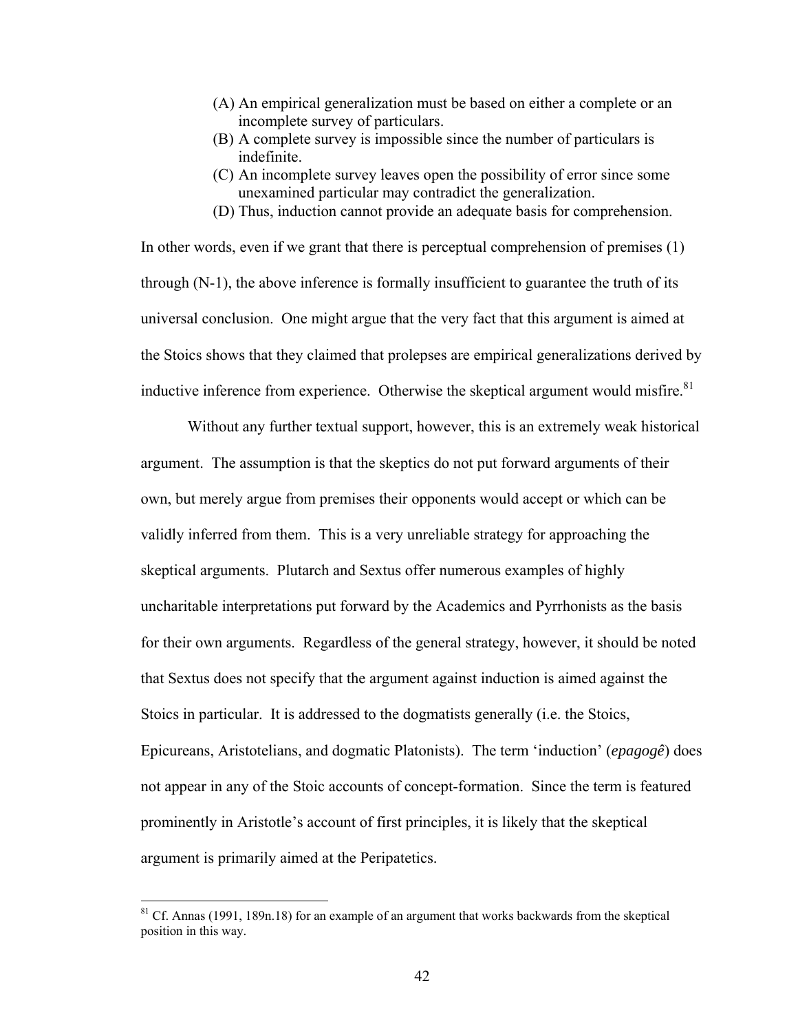(A) An empirical generalization must be based on either a complete or an incomplete survey of particulars.
(B) A complete survey is impossible since the number of particulars is indefinite.
(C) An incomplete survey leaves open the possibility of error since some unexamined particular may contradict the generalization.
(D) Thus, induction cannot provide an adequate basis for comprehension.

In other words, even if we grant that there is perceptual comprehension of premises (1) through (N-1), the above inference is formally insufficient to guarantee the truth of its universal conclusion. One might argue that the very fact that this argument is aimed at the Stoics shows that they claimed that prolepses are empirical generalizations derived by inductive inference from experience. Otherwise the skeptical argument would misfire.[81]

Without any further textual support, however, this is an extremely weak historical argument. The assumption is that the skeptics do not put forward arguments of their own, but merely argue from premises their opponents would accept or which can be validly inferred from them. This is a very unreliable strategy for approaching the skeptical arguments. Plutarch and Sextus offer numerous examples of highly uncharitable interpretations put forward by the Academics and Pyrrhonists as the basis for their own arguments. Regardless of the general strategy, however, it should be noted that Sextus does not specify that the argument against induction is aimed against the Stoics in particular. It is addressed to the dogmatists generally (i.e. the Stoics, Epicureans, Aristotelians, and dogmatic Platonists). The term 'induction' (*epagogê*) does not appear in any of the Stoic accounts of concept-formation. Since the term is featured prominently in Aristotle's account of first principles, it is likely that the skeptical argument is primarily aimed at the Peripatetics.

[81] Cf. Annas (1991, 189n.18) for an example of an argument that works backwards from the skeptical position in this way.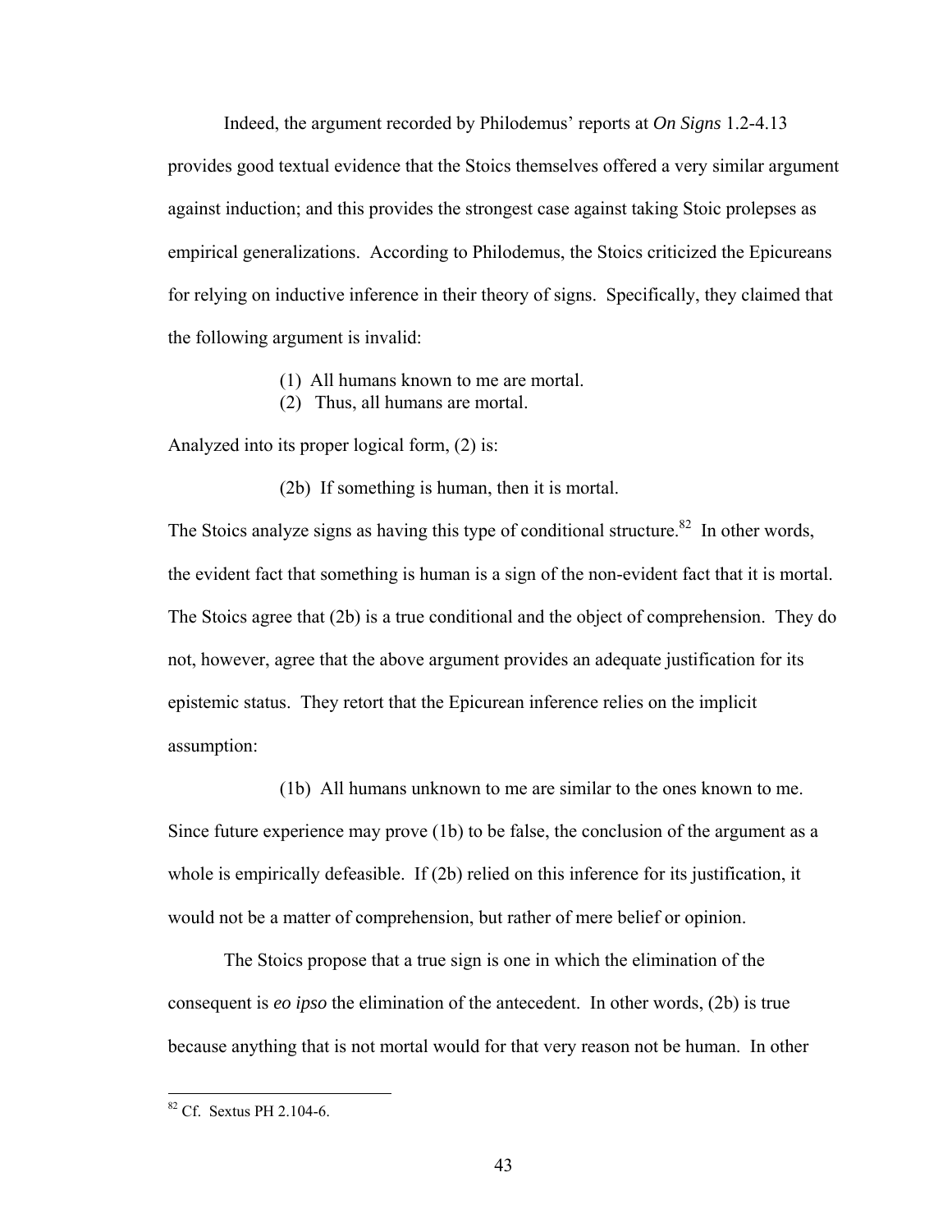Indeed, the argument recorded by Philodemus' reports at *On Signs* 1.2-4.13 provides good textual evidence that the Stoics themselves offered a very similar argument against induction; and this provides the strongest case against taking Stoic prolepses as empirical generalizations. According to Philodemus, the Stoics criticized the Epicureans for relying on inductive inference in their theory of signs. Specifically, they claimed that the following argument is invalid:

(1) All humans known to me are mortal.
(2) Thus, all humans are mortal.

Analyzed into its proper logical form, (2) is:

(2b) If something is human, then it is mortal.

The Stoics analyze signs as having this type of conditional structure.[82] In other words, the evident fact that something is human is a sign of the non-evident fact that it is mortal. The Stoics agree that (2b) is a true conditional and the object of comprehension. They do not, however, agree that the above argument provides an adequate justification for its epistemic status. They retort that the Epicurean inference relies on the implicit assumption:

(1b) All humans unknown to me are similar to the ones known to me.

Since future experience may prove (1b) to be false, the conclusion of the argument as a whole is empirically defeasible. If (2b) relied on this inference for its justification, it would not be a matter of comprehension, but rather of mere belief or opinion.

The Stoics propose that a true sign is one in which the elimination of the consequent is *eo ipso* the elimination of the antecedent. In other words, (2b) is true because anything that is not mortal would for that very reason not be human. In other

---

[82] Cf. Sextus PH 2.104-6.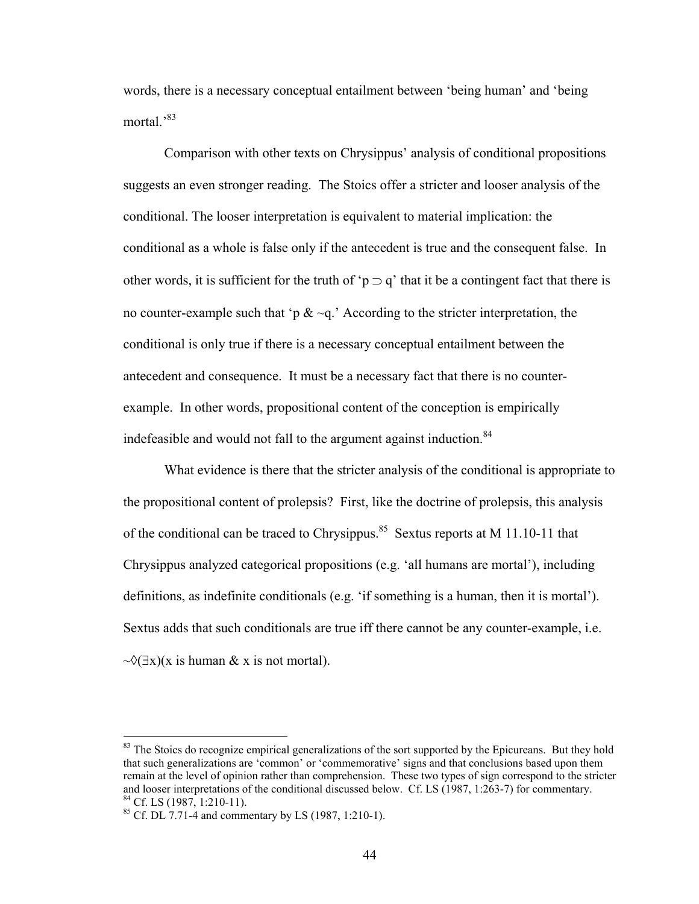words, there is a necessary conceptual entailment between 'being human' and 'being mortal.'[83]

Comparison with other texts on Chrysippus' analysis of conditional propositions suggests an even stronger reading. The Stoics offer a stricter and looser analysis of the conditional. The looser interpretation is equivalent to material implication: the conditional as a whole is false only if the antecedent is true and the consequent false. In other words, it is sufficient for the truth of '$p \supset q$' that it be a contingent fact that there is no counter-example such that '$p \& \sim q$.' According to the stricter interpretation, the conditional is only true if there is a necessary conceptual entailment between the antecedent and consequence. It must be a necessary fact that there is no counter-example. In other words, propositional content of the conception is empirically indefeasible and would not fall to the argument against induction.[84]

What evidence is there that the stricter analysis of the conditional is appropriate to the propositional content of prolepsis? First, like the doctrine of prolepsis, this analysis of the conditional can be traced to Chrysippus.[85] Sextus reports at M 11.10-11 that Chrysippus analyzed categorical propositions (e.g. 'all humans are mortal'), including definitions, as indefinite conditionals (e.g. 'if something is a human, then it is mortal'). Sextus adds that such conditionals are true iff there cannot be any counter-example, i.e. $\sim\Diamond(\exists x)$(x is human & x is not mortal).

---

[83] The Stoics do recognize empirical generalizations of the sort supported by the Epicureans. But they hold that such generalizations are 'common' or 'commemorative' signs and that conclusions based upon them remain at the level of opinion rather than comprehension. These two types of sign correspond to the stricter and looser interpretations of the conditional discussed below. Cf. LS (1987, 1:263-7) for commentary.

[84] Cf. LS (1987, 1:210-11).

[85] Cf. DL 7.71-4 and commentary by LS (1987, 1:210-1).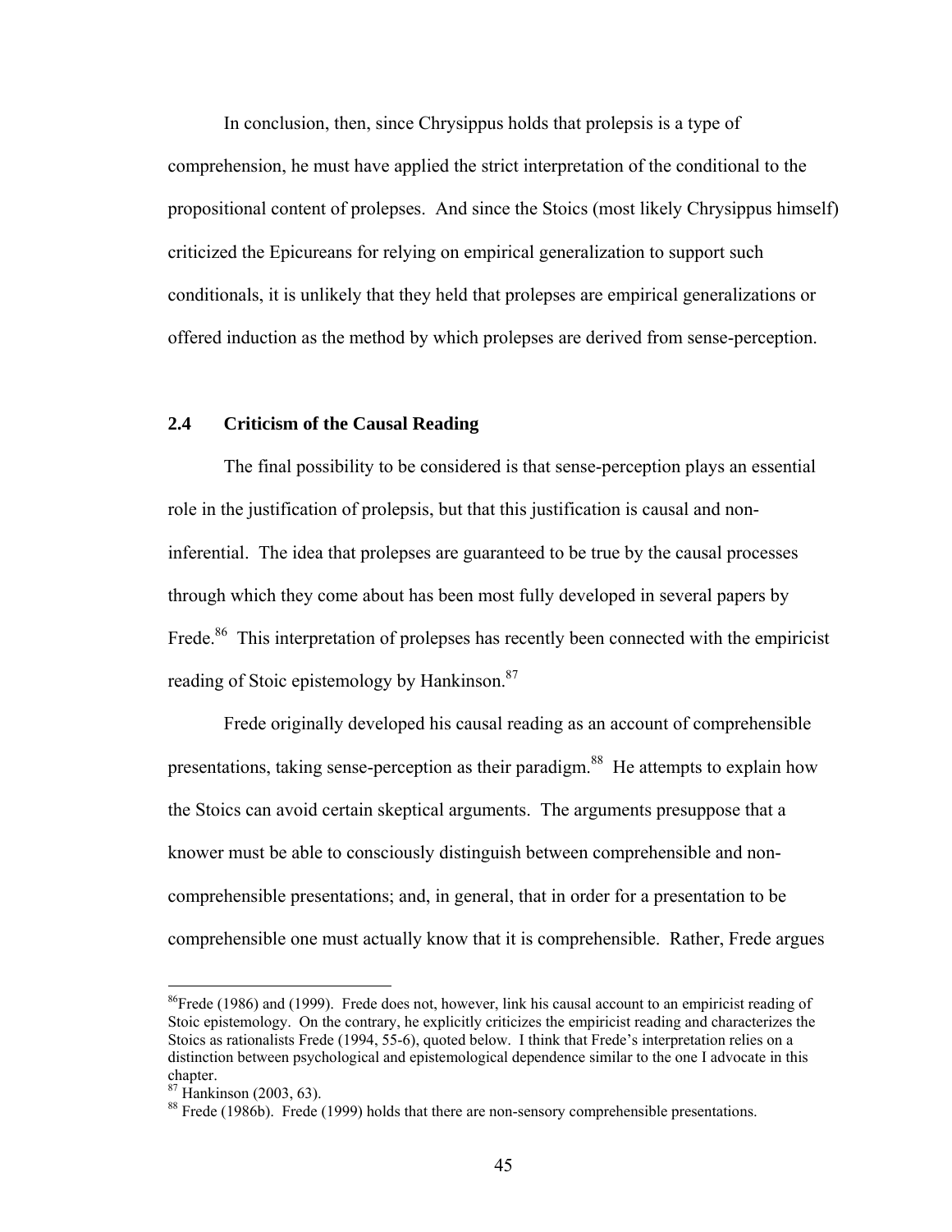In conclusion, then, since Chrysippus holds that prolepsis is a type of comprehension, he must have applied the strict interpretation of the conditional to the propositional content of prolepses. And since the Stoics (most likely Chrysippus himself) criticized the Epicureans for relying on empirical generalization to support such conditionals, it is unlikely that they held that prolepses are empirical generalizations or offered induction as the method by which prolepses are derived from sense-perception.

## 2.4 Criticism of the Causal Reading

The final possibility to be considered is that sense-perception plays an essential role in the justification of prolepsis, but that this justification is causal and non-inferential. The idea that prolepses are guaranteed to be true by the causal processes through which they come about has been most fully developed in several papers by Frede.[86] This interpretation of prolepses has recently been connected with the empiricist reading of Stoic epistemology by Hankinson.[87]

Frede originally developed his causal reading as an account of comprehensible presentations, taking sense-perception as their paradigm.[88] He attempts to explain how the Stoics can avoid certain skeptical arguments. The arguments presuppose that a knower must be able to consciously distinguish between comprehensible and non-comprehensible presentations; and, in general, that in order for a presentation to be comprehensible one must actually know that it is comprehensible. Rather, Frede argues

---

[86]Frede (1986) and (1999). Frede does not, however, link his causal account to an empiricist reading of Stoic epistemology. On the contrary, he explicitly criticizes the empiricist reading and characterizes the Stoics as rationalists Frede (1994, 55-6), quoted below. I think that Frede's interpretation relies on a distinction between psychological and epistemological dependence similar to the one I advocate in this chapter.

[87] Hankinson (2003, 63).

[88] Frede (1986b). Frede (1999) holds that there are non-sensory comprehensible presentations.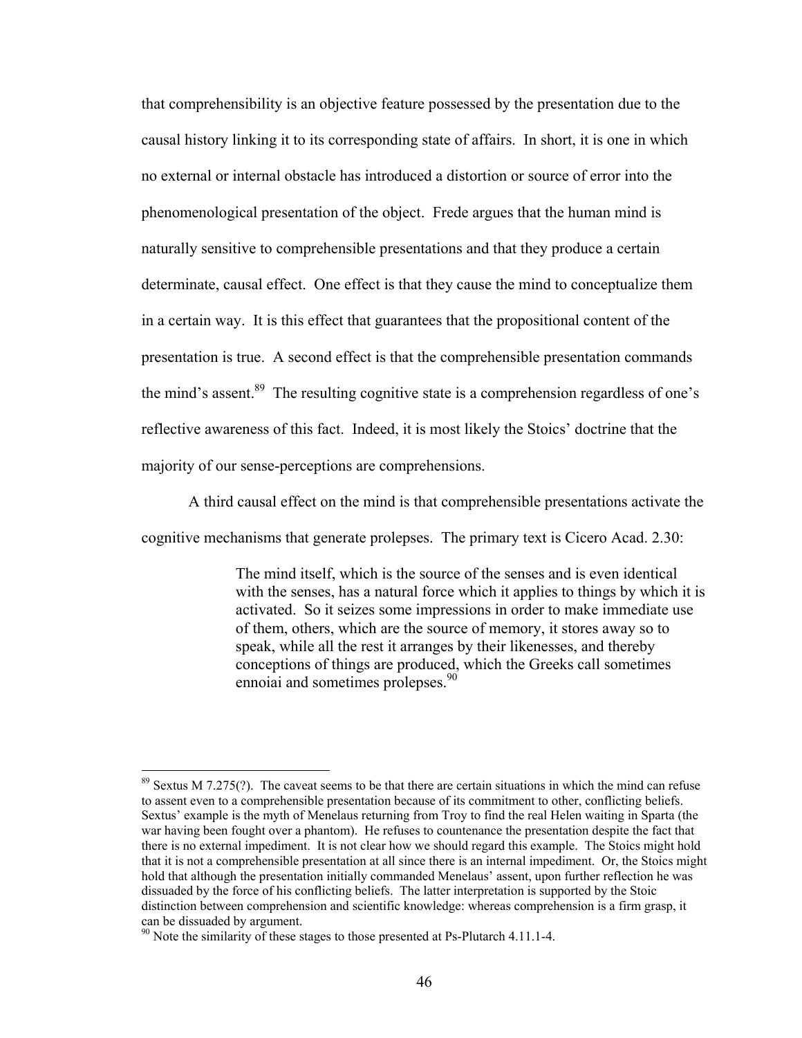that comprehensibility is an objective feature possessed by the presentation due to the causal history linking it to its corresponding state of affairs. In short, it is one in which no external or internal obstacle has introduced a distortion or source of error into the phenomenological presentation of the object. Frede argues that the human mind is naturally sensitive to comprehensible presentations and that they produce a certain determinate, causal effect. One effect is that they cause the mind to conceptualize them in a certain way. It is this effect that guarantees that the propositional content of the presentation is true. A second effect is that the comprehensible presentation commands the mind's assent.[89] The resulting cognitive state is a comprehension regardless of one's reflective awareness of this fact. Indeed, it is most likely the Stoics' doctrine that the majority of our sense-perceptions are comprehensions.

A third causal effect on the mind is that comprehensible presentations activate the cognitive mechanisms that generate prolepses. The primary text is Cicero Acad. 2.30:

> The mind itself, which is the source of the senses and is even identical with the senses, has a natural force which it applies to things by which it is activated. So it seizes some impressions in order to make immediate use of them, others, which are the source of memory, it stores away so to speak, while all the rest it arranges by their likenesses, and thereby conceptions of things are produced, which the Greeks call sometimes ennoiai and sometimes prolepses.[90]

---

[89] Sextus M 7.275(?). The caveat seems to be that there are certain situations in which the mind can refuse to assent even to a comprehensible presentation because of its commitment to other, conflicting beliefs. Sextus' example is the myth of Menelaus returning from Troy to find the real Helen waiting in Sparta (the war having been fought over a phantom). He refuses to countenance the presentation despite the fact that there is no external impediment. It is not clear how we should regard this example. The Stoics might hold that it is not a comprehensible presentation at all since there is an internal impediment. Or, the Stoics might hold that although the presentation initially commanded Menelaus' assent, upon further reflection he was dissuaded by the force of his conflicting beliefs. The latter interpretation is supported by the Stoic distinction between comprehension and scientific knowledge: whereas comprehension is a firm grasp, it can be dissuaded by argument.

[90] Note the similarity of these stages to those presented at Ps-Plutarch 4.11.1-4.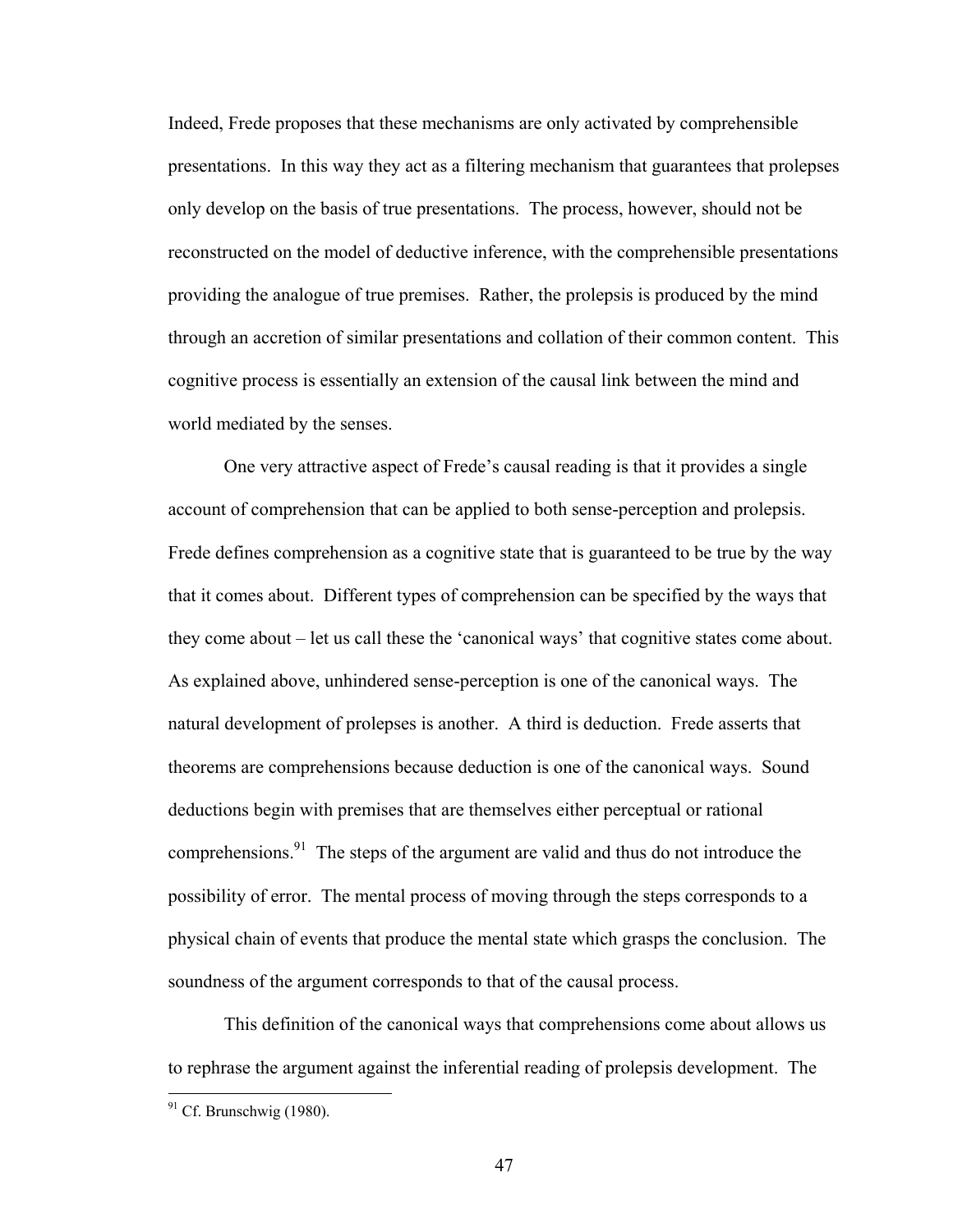Indeed, Frede proposes that these mechanisms are only activated by comprehensible presentations. In this way they act as a filtering mechanism that guarantees that prolepses only develop on the basis of true presentations. The process, however, should not be reconstructed on the model of deductive inference, with the comprehensible presentations providing the analogue of true premises. Rather, the prolepsis is produced by the mind through an accretion of similar presentations and collation of their common content. This cognitive process is essentially an extension of the causal link between the mind and world mediated by the senses.

One very attractive aspect of Frede's causal reading is that it provides a single account of comprehension that can be applied to both sense-perception and prolepsis. Frede defines comprehension as a cognitive state that is guaranteed to be true by the way that it comes about. Different types of comprehension can be specified by the ways that they come about – let us call these the 'canonical ways' that cognitive states come about. As explained above, unhindered sense-perception is one of the canonical ways. The natural development of prolepses is another. A third is deduction. Frede asserts that theorems are comprehensions because deduction is one of the canonical ways. Sound deductions begin with premises that are themselves either perceptual or rational comprehensions.[91] The steps of the argument are valid and thus do not introduce the possibility of error. The mental process of moving through the steps corresponds to a physical chain of events that produce the mental state which grasps the conclusion. The soundness of the argument corresponds to that of the causal process.

This definition of the canonical ways that comprehensions come about allows us to rephrase the argument against the inferential reading of prolepsis development. The

[91] Cf. Brunschwig (1980).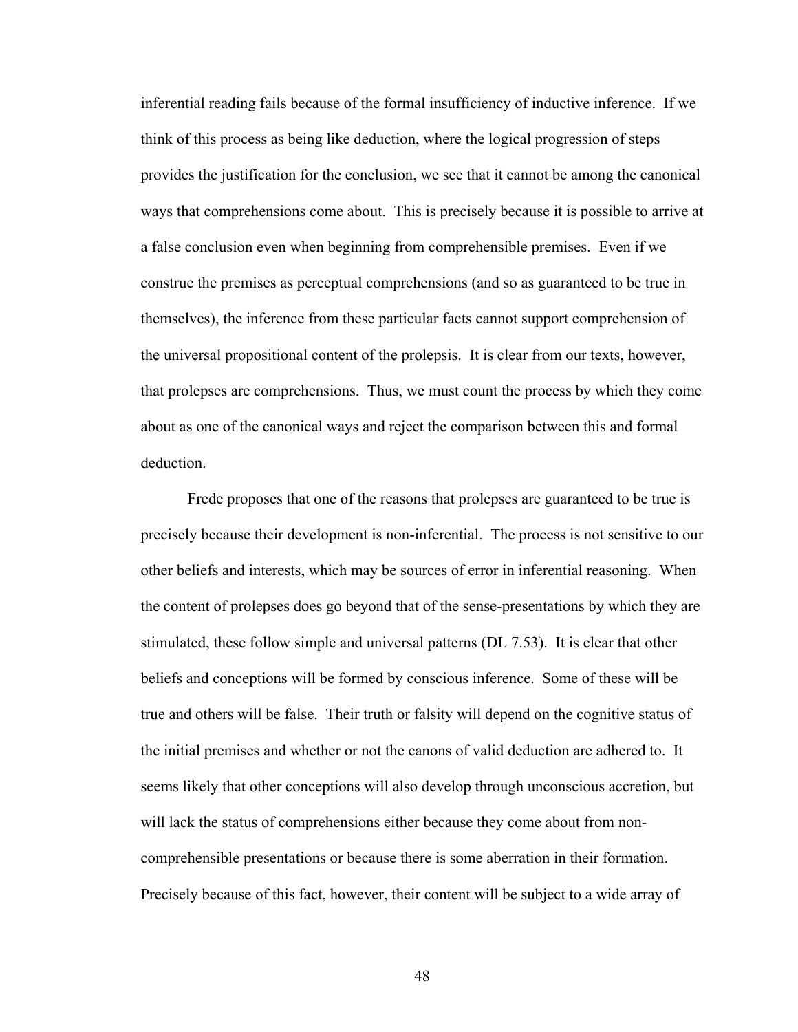inferential reading fails because of the formal insufficiency of inductive inference. If we think of this process as being like deduction, where the logical progression of steps provides the justification for the conclusion, we see that it cannot be among the canonical ways that comprehensions come about. This is precisely because it is possible to arrive at a false conclusion even when beginning from comprehensible premises. Even if we construe the premises as perceptual comprehensions (and so as guaranteed to be true in themselves), the inference from these particular facts cannot support comprehension of the universal propositional content of the prolepsis. It is clear from our texts, however, that prolepses are comprehensions. Thus, we must count the process by which they come about as one of the canonical ways and reject the comparison between this and formal deduction.

Frede proposes that one of the reasons that prolepses are guaranteed to be true is precisely because their development is non-inferential. The process is not sensitive to our other beliefs and interests, which may be sources of error in inferential reasoning. When the content of prolepses does go beyond that of the sense-presentations by which they are stimulated, these follow simple and universal patterns (DL 7.53). It is clear that other beliefs and conceptions will be formed by conscious inference. Some of these will be true and others will be false. Their truth or falsity will depend on the cognitive status of the initial premises and whether or not the canons of valid deduction are adhered to. It seems likely that other conceptions will also develop through unconscious accretion, but will lack the status of comprehensions either because they come about from non-comprehensible presentations or because there is some aberration in their formation. Precisely because of this fact, however, their content will be subject to a wide array of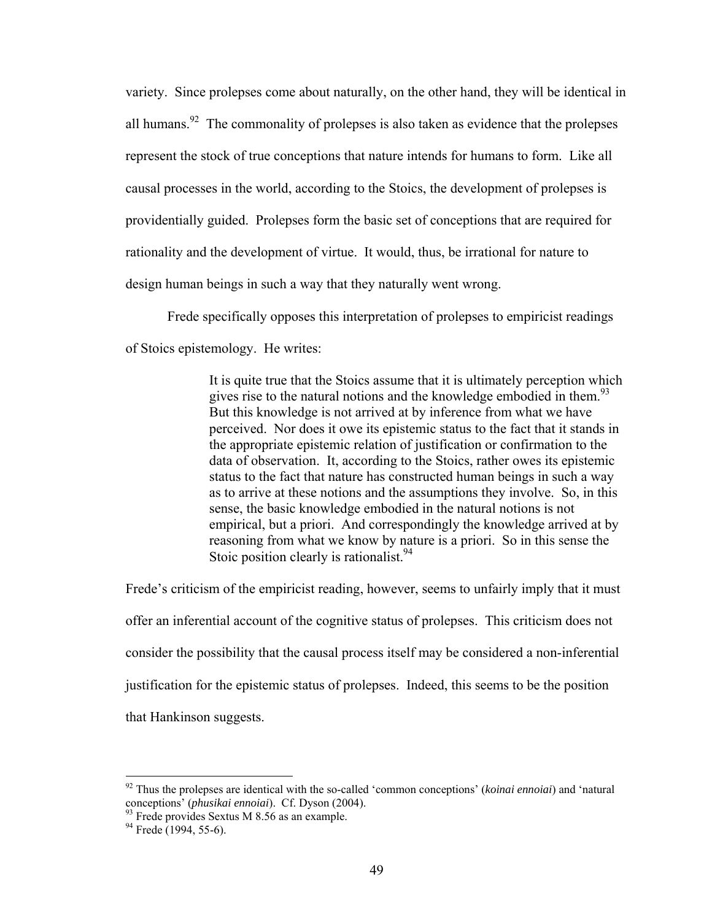variety. Since prolepses come about naturally, on the other hand, they will be identical in all humans.[92] The commonality of prolepses is also taken as evidence that the prolepses represent the stock of true conceptions that nature intends for humans to form. Like all causal processes in the world, according to the Stoics, the development of prolepses is providentially guided. Prolepses form the basic set of conceptions that are required for rationality and the development of virtue. It would, thus, be irrational for nature to design human beings in such a way that they naturally went wrong.

Frede specifically opposes this interpretation of prolepses to empiricist readings of Stoics epistemology. He writes:

> It is quite true that the Stoics assume that it is ultimately perception which gives rise to the natural notions and the knowledge embodied in them.[93] But this knowledge is not arrived at by inference from what we have perceived. Nor does it owe its epistemic status to the fact that it stands in the appropriate epistemic relation of justification or confirmation to the data of observation. It, according to the Stoics, rather owes its epistemic status to the fact that nature has constructed human beings in such a way as to arrive at these notions and the assumptions they involve. So, in this sense, the basic knowledge embodied in the natural notions is not empirical, but a priori. And correspondingly the knowledge arrived at by reasoning from what we know by nature is a priori. So in this sense the Stoic position clearly is rationalist.[94]

Frede's criticism of the empiricist reading, however, seems to unfairly imply that it must offer an inferential account of the cognitive status of prolepses. This criticism does not consider the possibility that the causal process itself may be considered a non-inferential justification for the epistemic status of prolepses. Indeed, this seems to be the position that Hankinson suggests.

---

[92] Thus the prolepses are identical with the so-called 'common conceptions' (*koinai ennoiai*) and 'natural conceptions' (*phusikai ennoiai*). Cf. Dyson (2004).

[93] Frede provides Sextus M 8.56 as an example.

[94] Frede (1994, 55-6).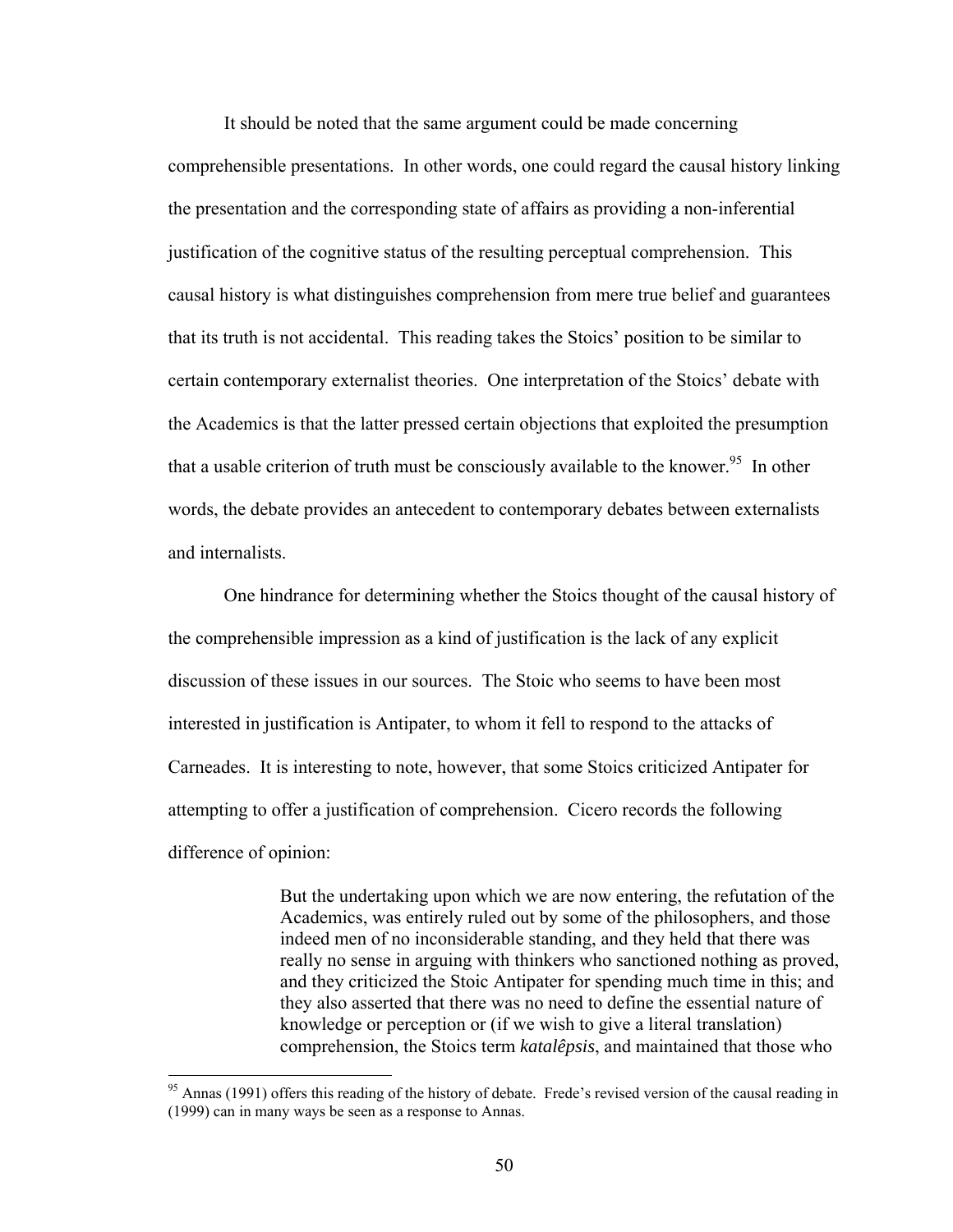It should be noted that the same argument could be made concerning comprehensible presentations. In other words, one could regard the causal history linking the presentation and the corresponding state of affairs as providing a non-inferential justification of the cognitive status of the resulting perceptual comprehension. This causal history is what distinguishes comprehension from mere true belief and guarantees that its truth is not accidental. This reading takes the Stoics' position to be similar to certain contemporary externalist theories. One interpretation of the Stoics' debate with the Academics is that the latter pressed certain objections that exploited the presumption that a usable criterion of truth must be consciously available to the knower.[95] In other words, the debate provides an antecedent to contemporary debates between externalists and internalists.

One hindrance for determining whether the Stoics thought of the causal history of the comprehensible impression as a kind of justification is the lack of any explicit discussion of these issues in our sources. The Stoic who seems to have been most interested in justification is Antipater, to whom it fell to respond to the attacks of Carneades. It is interesting to note, however, that some Stoics criticized Antipater for attempting to offer a justification of comprehension. Cicero records the following difference of opinion:

> But the undertaking upon which we are now entering, the refutation of the Academics, was entirely ruled out by some of the philosophers, and those indeed men of no inconsiderable standing, and they held that there was really no sense in arguing with thinkers who sanctioned nothing as proved, and they criticized the Stoic Antipater for spending much time in this; and they also asserted that there was no need to define the essential nature of knowledge or perception or (if we wish to give a literal translation) comprehension, the Stoics term *katalêpsis*, and maintained that those who

[95] Annas (1991) offers this reading of the history of debate. Frede's revised version of the causal reading in (1999) can in many ways be seen as a response to Annas.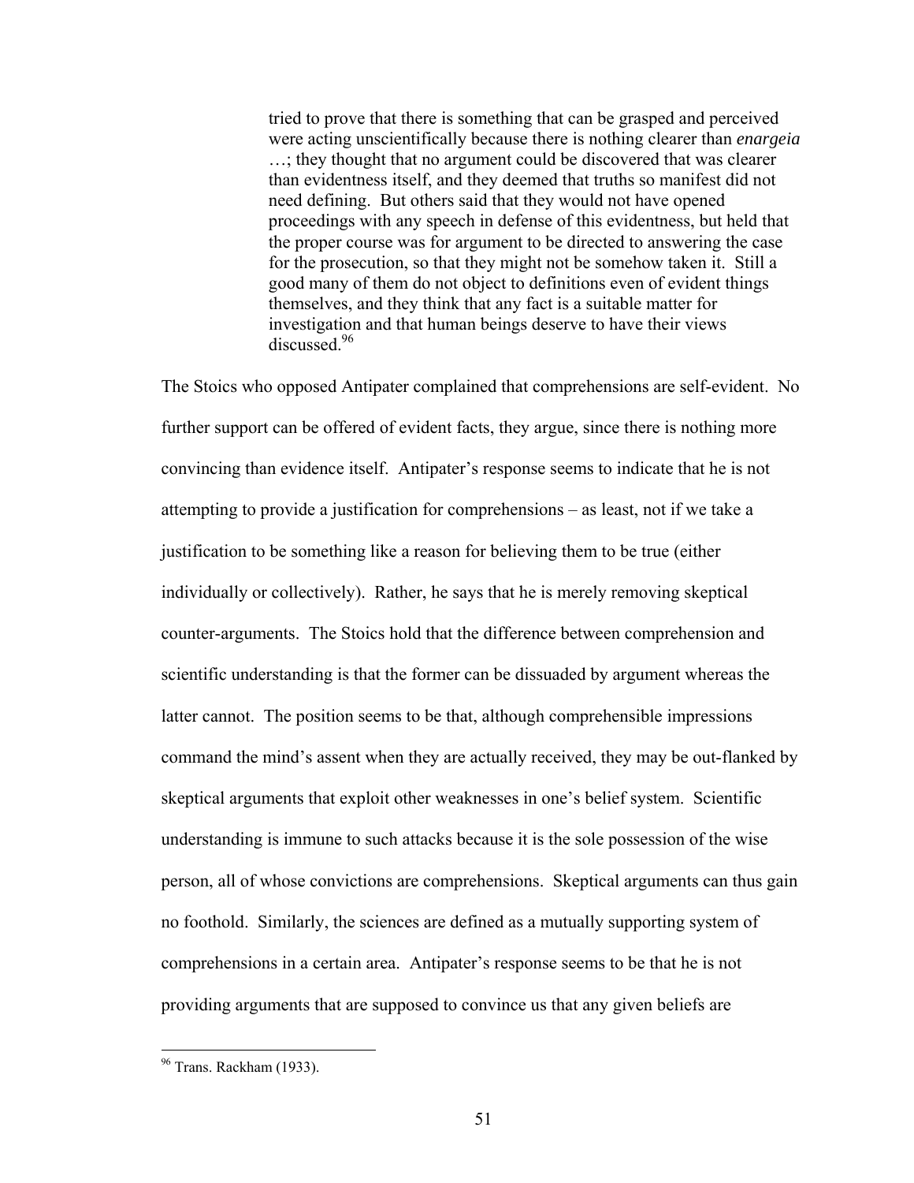> tried to prove that there is something that can be grasped and perceived were acting unscientifically because there is nothing clearer than *enargeia* …; they thought that no argument could be discovered that was clearer than evidentness itself, and they deemed that truths so manifest did not need defining. But others said that they would not have opened proceedings with any speech in defense of this evidentness, but held that the proper course was for argument to be directed to answering the case for the prosecution, so that they might not be somehow taken it. Still a good many of them do not object to definitions even of evident things themselves, and they think that any fact is a suitable matter for investigation and that human beings deserve to have their views discussed.[96]

The Stoics who opposed Antipater complained that comprehensions are self-evident. No further support can be offered of evident facts, they argue, since there is nothing more convincing than evidence itself. Antipater's response seems to indicate that he is not attempting to provide a justification for comprehensions – as least, not if we take a justification to be something like a reason for believing them to be true (either individually or collectively). Rather, he says that he is merely removing skeptical counter-arguments. The Stoics hold that the difference between comprehension and scientific understanding is that the former can be dissuaded by argument whereas the latter cannot. The position seems to be that, although comprehensible impressions command the mind's assent when they are actually received, they may be out-flanked by skeptical arguments that exploit other weaknesses in one's belief system. Scientific understanding is immune to such attacks because it is the sole possession of the wise person, all of whose convictions are comprehensions. Skeptical arguments can thus gain no foothold. Similarly, the sciences are defined as a mutually supporting system of comprehensions in a certain area. Antipater's response seems to be that he is not providing arguments that are supposed to convince us that any given beliefs are

---

[96] Trans. Rackham (1933).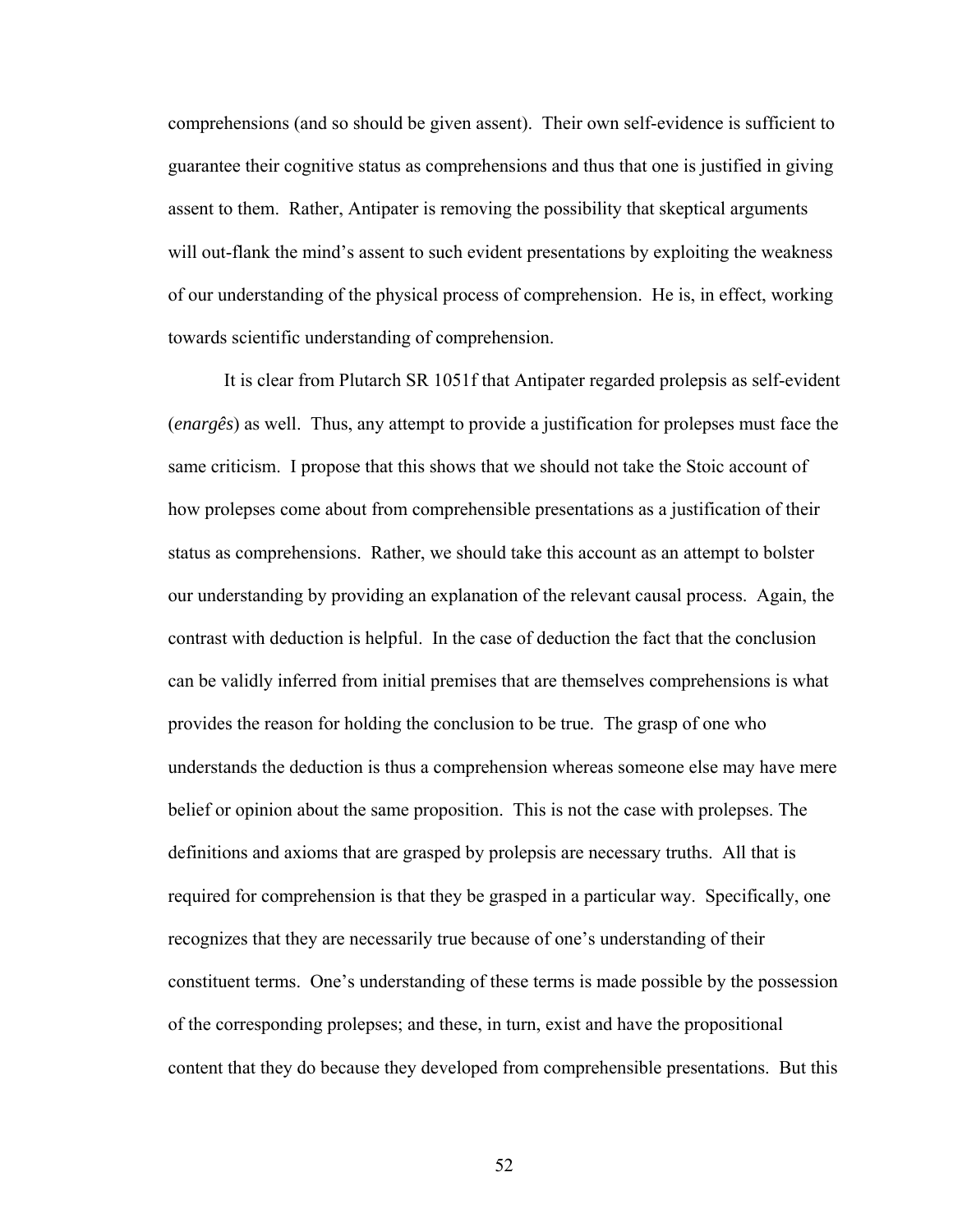comprehensions (and so should be given assent). Their own self-evidence is sufficient to guarantee their cognitive status as comprehensions and thus that one is justified in giving assent to them. Rather, Antipater is removing the possibility that skeptical arguments will out-flank the mind's assent to such evident presentations by exploiting the weakness of our understanding of the physical process of comprehension. He is, in effect, working towards scientific understanding of comprehension.

It is clear from Plutarch SR 1051f that Antipater regarded prolepsis as self-evident (*enargês*) as well. Thus, any attempt to provide a justification for prolepses must face the same criticism. I propose that this shows that we should not take the Stoic account of how prolepses come about from comprehensible presentations as a justification of their status as comprehensions. Rather, we should take this account as an attempt to bolster our understanding by providing an explanation of the relevant causal process. Again, the contrast with deduction is helpful. In the case of deduction the fact that the conclusion can be validly inferred from initial premises that are themselves comprehensions is what provides the reason for holding the conclusion to be true. The grasp of one who understands the deduction is thus a comprehension whereas someone else may have mere belief or opinion about the same proposition. This is not the case with prolepses. The definitions and axioms that are grasped by prolepsis are necessary truths. All that is required for comprehension is that they be grasped in a particular way. Specifically, one recognizes that they are necessarily true because of one's understanding of their constituent terms. One's understanding of these terms is made possible by the possession of the corresponding prolepses; and these, in turn, exist and have the propositional content that they do because they developed from comprehensible presentations. But this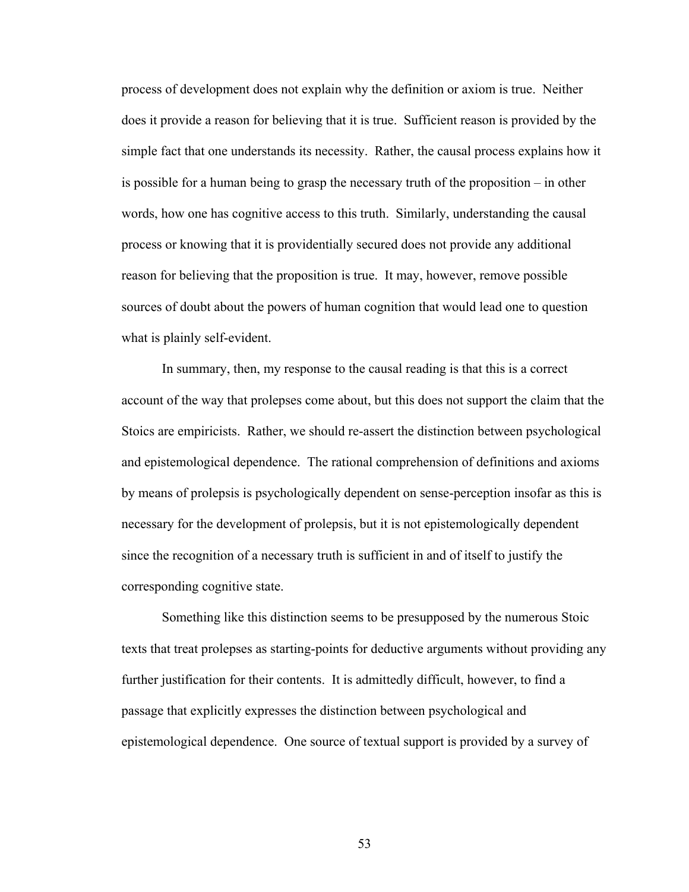process of development does not explain why the definition or axiom is true. Neither does it provide a reason for believing that it is true. Sufficient reason is provided by the simple fact that one understands its necessity. Rather, the causal process explains how it is possible for a human being to grasp the necessary truth of the proposition – in other words, how one has cognitive access to this truth. Similarly, understanding the causal process or knowing that it is providentially secured does not provide any additional reason for believing that the proposition is true. It may, however, remove possible sources of doubt about the powers of human cognition that would lead one to question what is plainly self-evident.

In summary, then, my response to the causal reading is that this is a correct account of the way that prolepses come about, but this does not support the claim that the Stoics are empiricists. Rather, we should re-assert the distinction between psychological and epistemological dependence. The rational comprehension of definitions and axioms by means of prolepsis is psychologically dependent on sense-perception insofar as this is necessary for the development of prolepsis, but it is not epistemologically dependent since the recognition of a necessary truth is sufficient in and of itself to justify the corresponding cognitive state.

Something like this distinction seems to be presupposed by the numerous Stoic texts that treat prolepses as starting-points for deductive arguments without providing any further justification for their contents. It is admittedly difficult, however, to find a passage that explicitly expresses the distinction between psychological and epistemological dependence. One source of textual support is provided by a survey of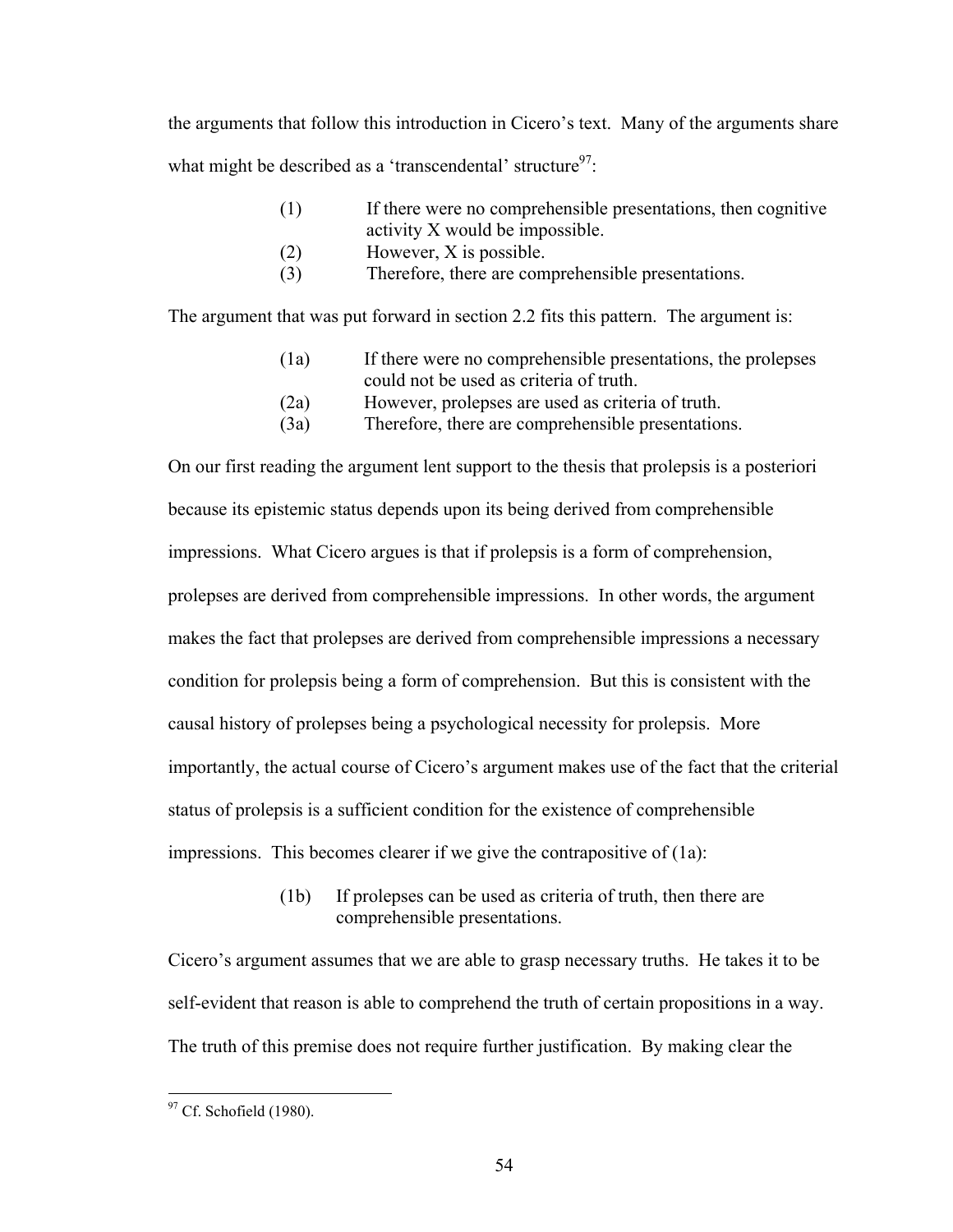the arguments that follow this introduction in Cicero's text. Many of the arguments share what might be described as a 'transcendental' structure[97]:

> (1) If there were no comprehensible presentations, then cognitive activity X would be impossible.
> (2) However, X is possible.
> (3) Therefore, there are comprehensible presentations.

The argument that was put forward in section 2.2 fits this pattern. The argument is:

> (1a) If there were no comprehensible presentations, the prolepses could not be used as criteria of truth.
> (2a) However, prolepses are used as criteria of truth.
> (3a) Therefore, there are comprehensible presentations.

On our first reading the argument lent support to the thesis that prolepsis is a posteriori because its epistemic status depends upon its being derived from comprehensible impressions. What Cicero argues is that if prolepsis is a form of comprehension, prolepses are derived from comprehensible impressions. In other words, the argument makes the fact that prolepses are derived from comprehensible impressions a necessary condition for prolepsis being a form of comprehension. But this is consistent with the causal history of prolepses being a psychological necessity for prolepsis. More importantly, the actual course of Cicero's argument makes use of the fact that the criterial status of prolepsis is a sufficient condition for the existence of comprehensible impressions. This becomes clearer if we give the contrapositive of (1a):

> (1b) If prolepses can be used as criteria of truth, then there are comprehensible presentations.

Cicero's argument assumes that we are able to grasp necessary truths. He takes it to be self-evident that reason is able to comprehend the truth of certain propositions in a way. The truth of this premise does not require further justification. By making clear the

---

[97] Cf. Schofield (1980).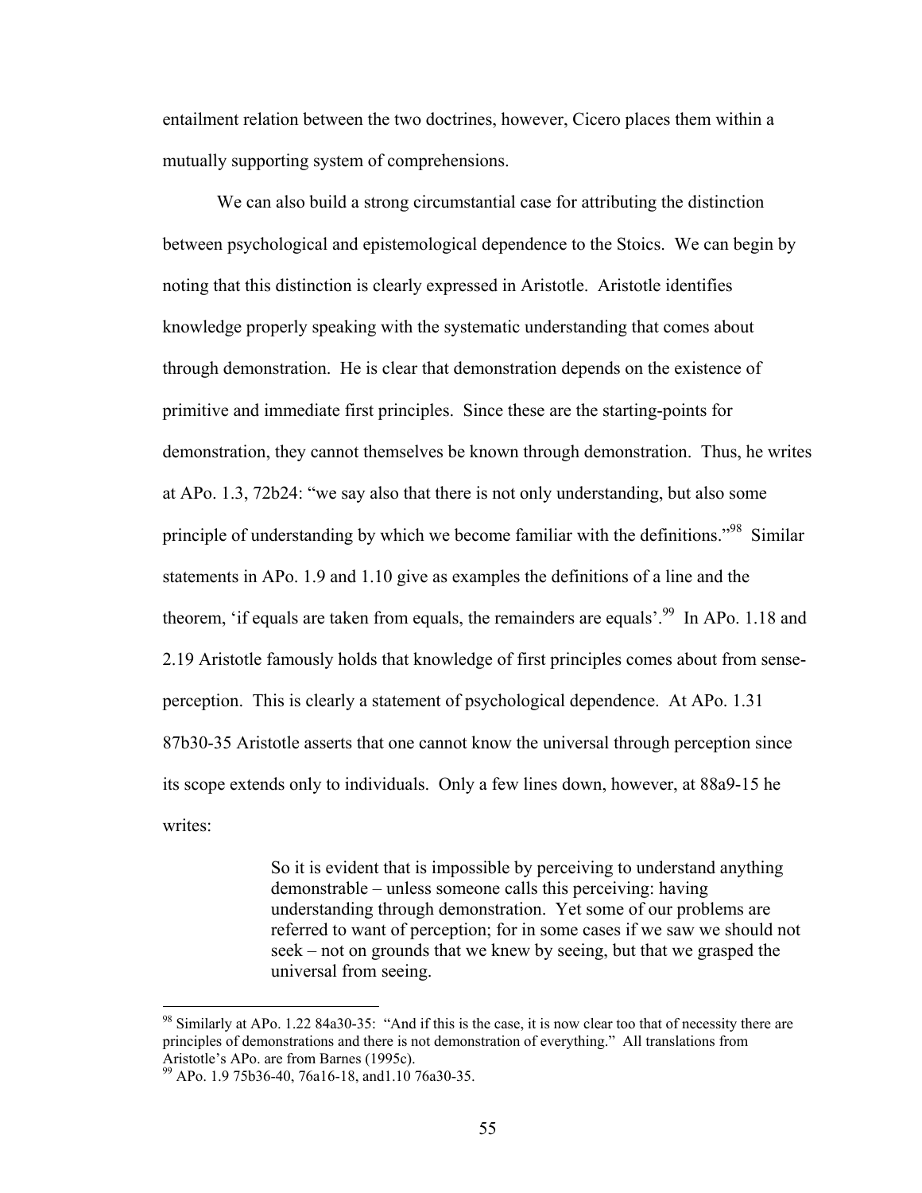entailment relation between the two doctrines, however, Cicero places them within a mutually supporting system of comprehensions.

We can also build a strong circumstantial case for attributing the distinction between psychological and epistemological dependence to the Stoics. We can begin by noting that this distinction is clearly expressed in Aristotle. Aristotle identifies knowledge properly speaking with the systematic understanding that comes about through demonstration. He is clear that demonstration depends on the existence of primitive and immediate first principles. Since these are the starting-points for demonstration, they cannot themselves be known through demonstration. Thus, he writes at APo. 1.3, 72b24: "we say also that there is not only understanding, but also some principle of understanding by which we become familiar with the definitions."[98] Similar statements in APo. 1.9 and 1.10 give as examples the definitions of a line and the theorem, 'if equals are taken from equals, the remainders are equals'.[99] In APo. 1.18 and 2.19 Aristotle famously holds that knowledge of first principles comes about from sense-perception. This is clearly a statement of psychological dependence. At APo. 1.31 87b30-35 Aristotle asserts that one cannot know the universal through perception since its scope extends only to individuals. Only a few lines down, however, at 88a9-15 he writes:

> So it is evident that is impossible by perceiving to understand anything demonstrable – unless someone calls this perceiving: having understanding through demonstration. Yet some of our problems are referred to want of perception; for in some cases if we saw we should not seek – not on grounds that we knew by seeing, but that we grasped the universal from seeing.

---

[98] Similarly at APo. 1.22 84a30-35: "And if this is the case, it is now clear too that of necessity there are principles of demonstrations and there is not demonstration of everything." All translations from Aristotle's APo. are from Barnes (1995c).

[99] APo. 1.9 75b36-40, 76a16-18, and1.10 76a30-35.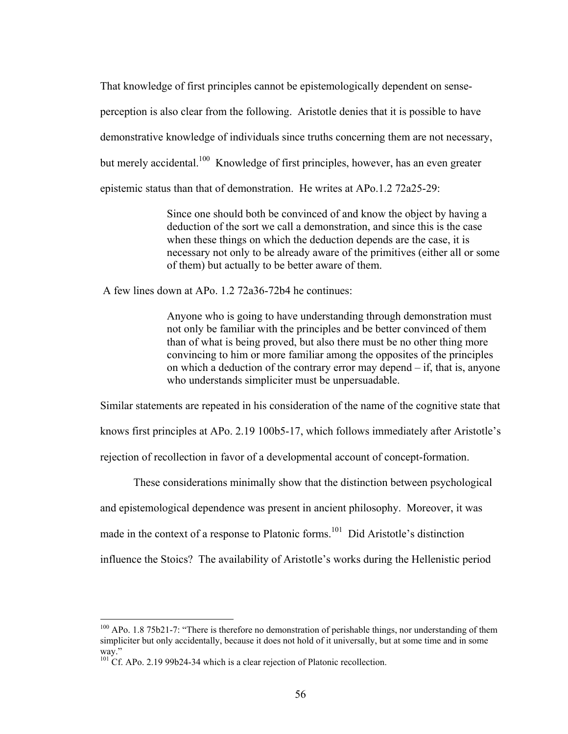That knowledge of first principles cannot be epistemologically dependent on sense-perception is also clear from the following. Aristotle denies that it is possible to have demonstrative knowledge of individuals since truths concerning them are not necessary, but merely accidental.[100] Knowledge of first principles, however, has an even greater epistemic status than that of demonstration. He writes at APo.1.2 72a25-29:

> Since one should both be convinced of and know the object by having a deduction of the sort we call a demonstration, and since this is the case when these things on which the deduction depends are the case, it is necessary not only to be already aware of the primitives (either all or some of them) but actually to be better aware of them.

A few lines down at APo. 1.2 72a36-72b4 he continues:

> Anyone who is going to have understanding through demonstration must not only be familiar with the principles and be better convinced of them than of what is being proved, but also there must be no other thing more convincing to him or more familiar among the opposites of the principles on which a deduction of the contrary error may depend – if, that is, anyone who understands simpliciter must be unpersuadable.

Similar statements are repeated in his consideration of the name of the cognitive state that knows first principles at APo. 2.19 100b5-17, which follows immediately after Aristotle's rejection of recollection in favor of a developmental account of concept-formation.

These considerations minimally show that the distinction between psychological and epistemological dependence was present in ancient philosophy. Moreover, it was made in the context of a response to Platonic forms.[101] Did Aristotle's distinction influence the Stoics? The availability of Aristotle's works during the Hellenistic period

---

[100] APo. 1.8 75b21-7: "There is therefore no demonstration of perishable things, nor understanding of them simpliciter but only accidentally, because it does not hold of it universally, but at some time and in some way."

[101] Cf. APo. 2.19 99b24-34 which is a clear rejection of Platonic recollection.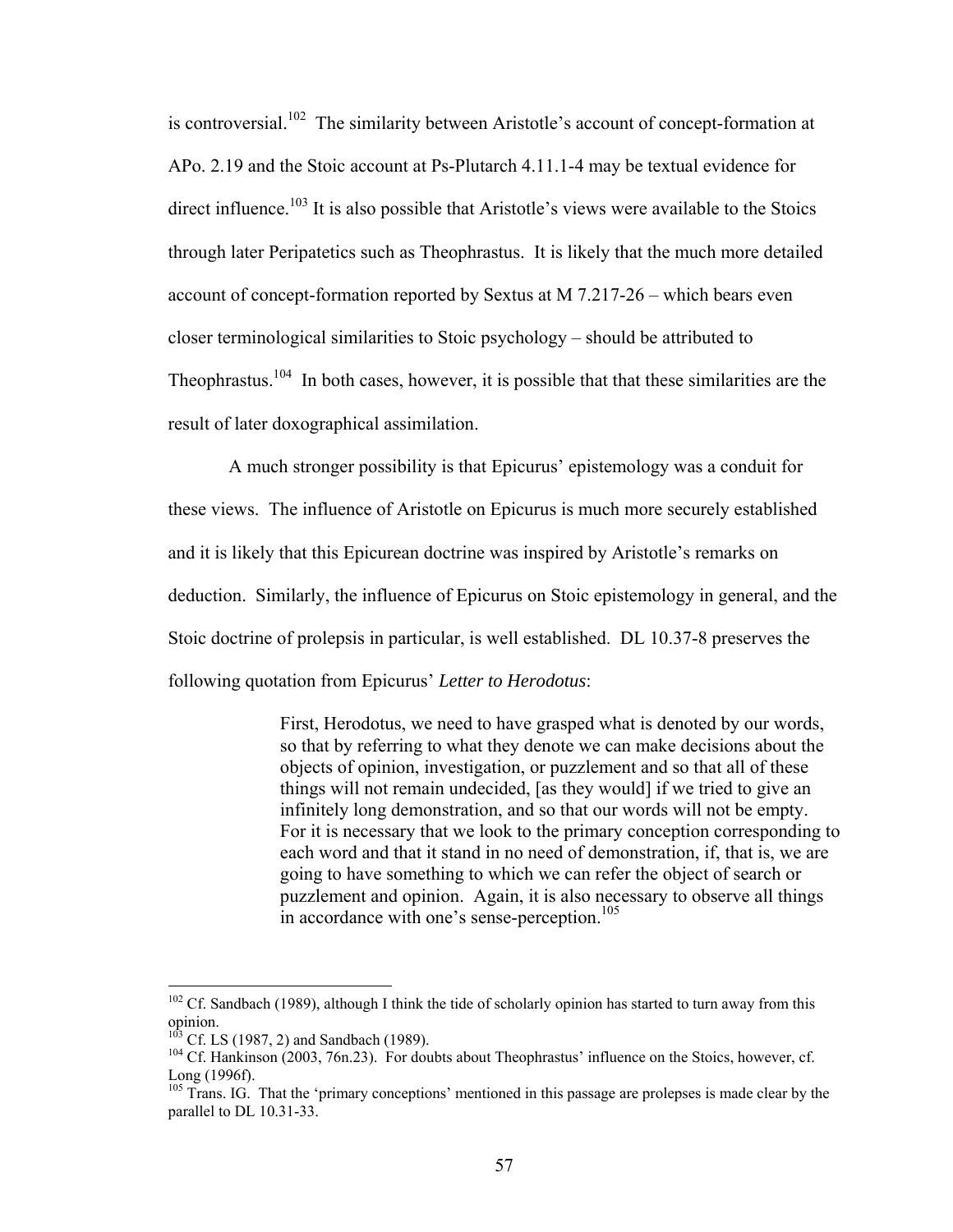is controversial.[102] The similarity between Aristotle's account of concept-formation at APo. 2.19 and the Stoic account at Ps-Plutarch 4.11.1-4 may be textual evidence for direct influence.[103] It is also possible that Aristotle's views were available to the Stoics through later Peripatetics such as Theophrastus. It is likely that the much more detailed account of concept-formation reported by Sextus at M 7.217-26 – which bears even closer terminological similarities to Stoic psychology – should be attributed to Theophrastus.[104] In both cases, however, it is possible that that these similarities are the result of later doxographical assimilation.

A much stronger possibility is that Epicurus' epistemology was a conduit for these views. The influence of Aristotle on Epicurus is much more securely established and it is likely that this Epicurean doctrine was inspired by Aristotle's remarks on deduction. Similarly, the influence of Epicurus on Stoic epistemology in general, and the Stoic doctrine of prolepsis in particular, is well established. DL 10.37-8 preserves the following quotation from Epicurus' *Letter to Herodotus*:

> First, Herodotus, we need to have grasped what is denoted by our words, so that by referring to what they denote we can make decisions about the objects of opinion, investigation, or puzzlement and so that all of these things will not remain undecided, [as they would] if we tried to give an infinitely long demonstration, and so that our words will not be empty. For it is necessary that we look to the primary conception corresponding to each word and that it stand in no need of demonstration, if, that is, we are going to have something to which we can refer the object of search or puzzlement and opinion. Again, it is also necessary to observe all things in accordance with one's sense-perception.[105]

---

[102] Cf. Sandbach (1989), although I think the tide of scholarly opinion has started to turn away from this opinion.

[103] Cf. LS (1987, 2) and Sandbach (1989).

[104] Cf. Hankinson (2003, 76n.23). For doubts about Theophrastus' influence on the Stoics, however, cf. Long (1996f).

[105] Trans. IG. That the 'primary conceptions' mentioned in this passage are prolepses is made clear by the parallel to DL 10.31-33.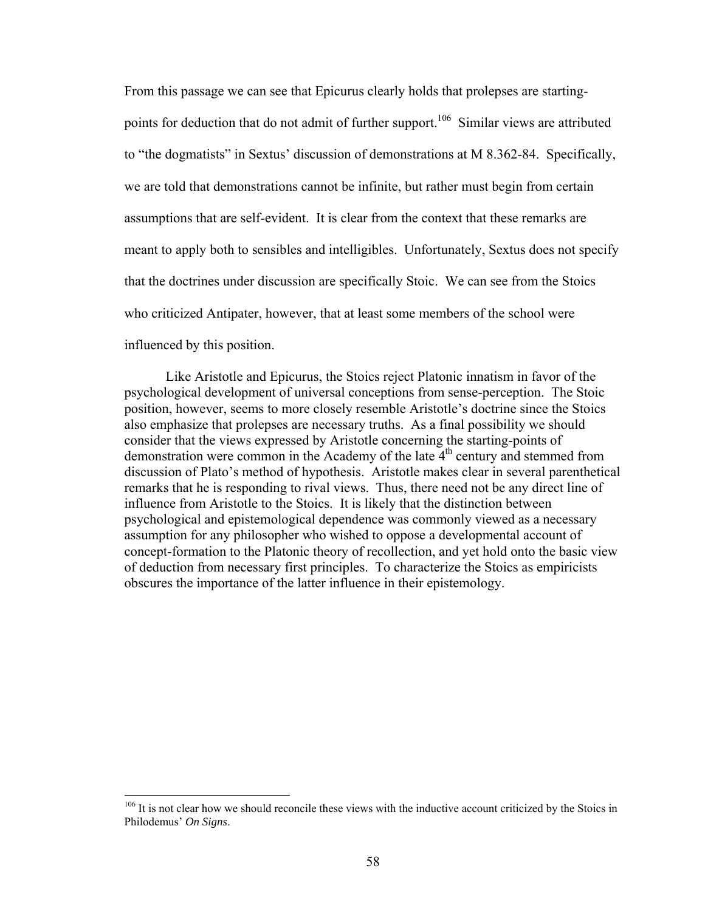From this passage we can see that Epicurus clearly holds that prolepses are starting-points for deduction that do not admit of further support.[106] Similar views are attributed to "the dogmatists" in Sextus' discussion of demonstrations at M 8.362-84. Specifically, we are told that demonstrations cannot be infinite, but rather must begin from certain assumptions that are self-evident. It is clear from the context that these remarks are meant to apply both to sensibles and intelligibles. Unfortunately, Sextus does not specify that the doctrines under discussion are specifically Stoic. We can see from the Stoics who criticized Antipater, however, that at least some members of the school were influenced by this position.

Like Aristotle and Epicurus, the Stoics reject Platonic innatism in favor of the psychological development of universal conceptions from sense-perception. The Stoic position, however, seems to more closely resemble Aristotle's doctrine since the Stoics also emphasize that prolepses are necessary truths. As a final possibility we should consider that the views expressed by Aristotle concerning the starting-points of demonstration were common in the Academy of the late 4th century and stemmed from discussion of Plato's method of hypothesis. Aristotle makes clear in several parenthetical remarks that he is responding to rival views. Thus, there need not be any direct line of influence from Aristotle to the Stoics. It is likely that the distinction between psychological and epistemological dependence was commonly viewed as a necessary assumption for any philosopher who wished to oppose a developmental account of concept-formation to the Platonic theory of recollection, and yet hold onto the basic view of deduction from necessary first principles. To characterize the Stoics as empiricists obscures the importance of the latter influence in their epistemology.

---

[106] It is not clear how we should reconcile these views with the inductive account criticized by the Stoics in Philodemus' *On Signs*.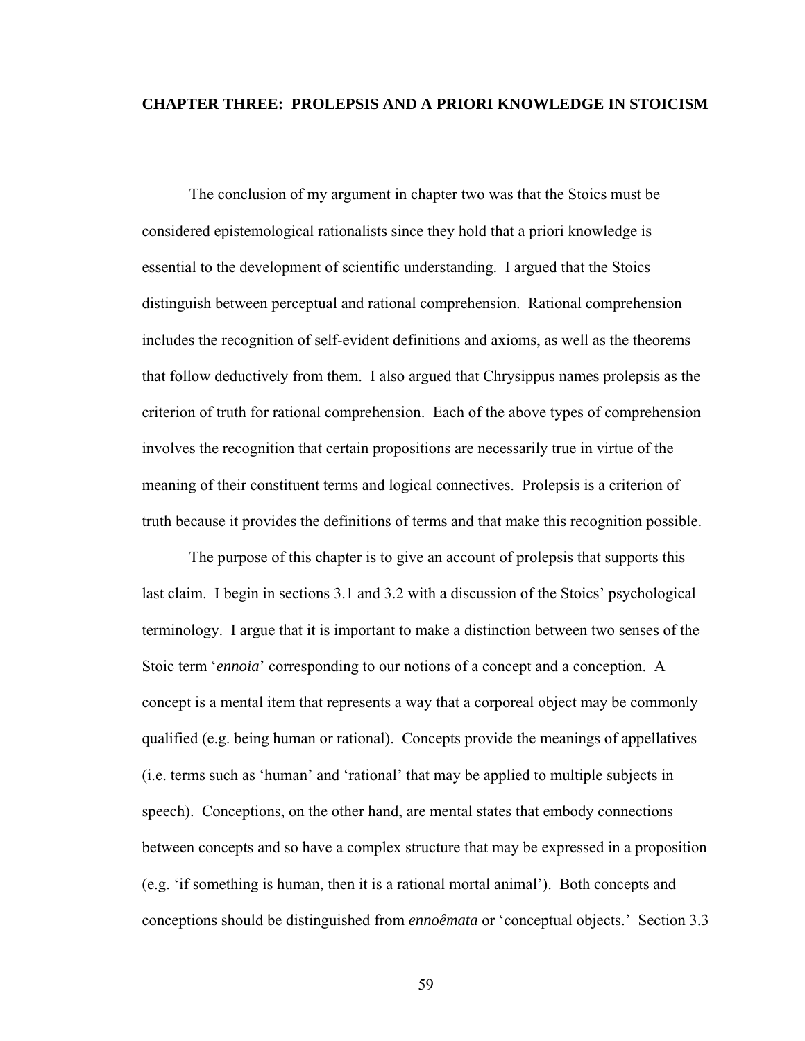## CHAPTER THREE: PROLEPSIS AND A PRIORI KNOWLEDGE IN STOICISM

The conclusion of my argument in chapter two was that the Stoics must be considered epistemological rationalists since they hold that a priori knowledge is essential to the development of scientific understanding. I argued that the Stoics distinguish between perceptual and rational comprehension. Rational comprehension includes the recognition of self-evident definitions and axioms, as well as the theorems that follow deductively from them. I also argued that Chrysippus names prolepsis as the criterion of truth for rational comprehension. Each of the above types of comprehension involves the recognition that certain propositions are necessarily true in virtue of the meaning of their constituent terms and logical connectives. Prolepsis is a criterion of truth because it provides the definitions of terms and that make this recognition possible.

The purpose of this chapter is to give an account of prolepsis that supports this last claim. I begin in sections 3.1 and 3.2 with a discussion of the Stoics' psychological terminology. I argue that it is important to make a distinction between two senses of the Stoic term '*ennoia*' corresponding to our notions of a concept and a conception. A concept is a mental item that represents a way that a corporeal object may be commonly qualified (e.g. being human or rational). Concepts provide the meanings of appellatives (i.e. terms such as 'human' and 'rational' that may be applied to multiple subjects in speech). Conceptions, on the other hand, are mental states that embody connections between concepts and so have a complex structure that may be expressed in a proposition (e.g. 'if something is human, then it is a rational mortal animal'). Both concepts and conceptions should be distinguished from *ennoêmata* or 'conceptual objects.' Section 3.3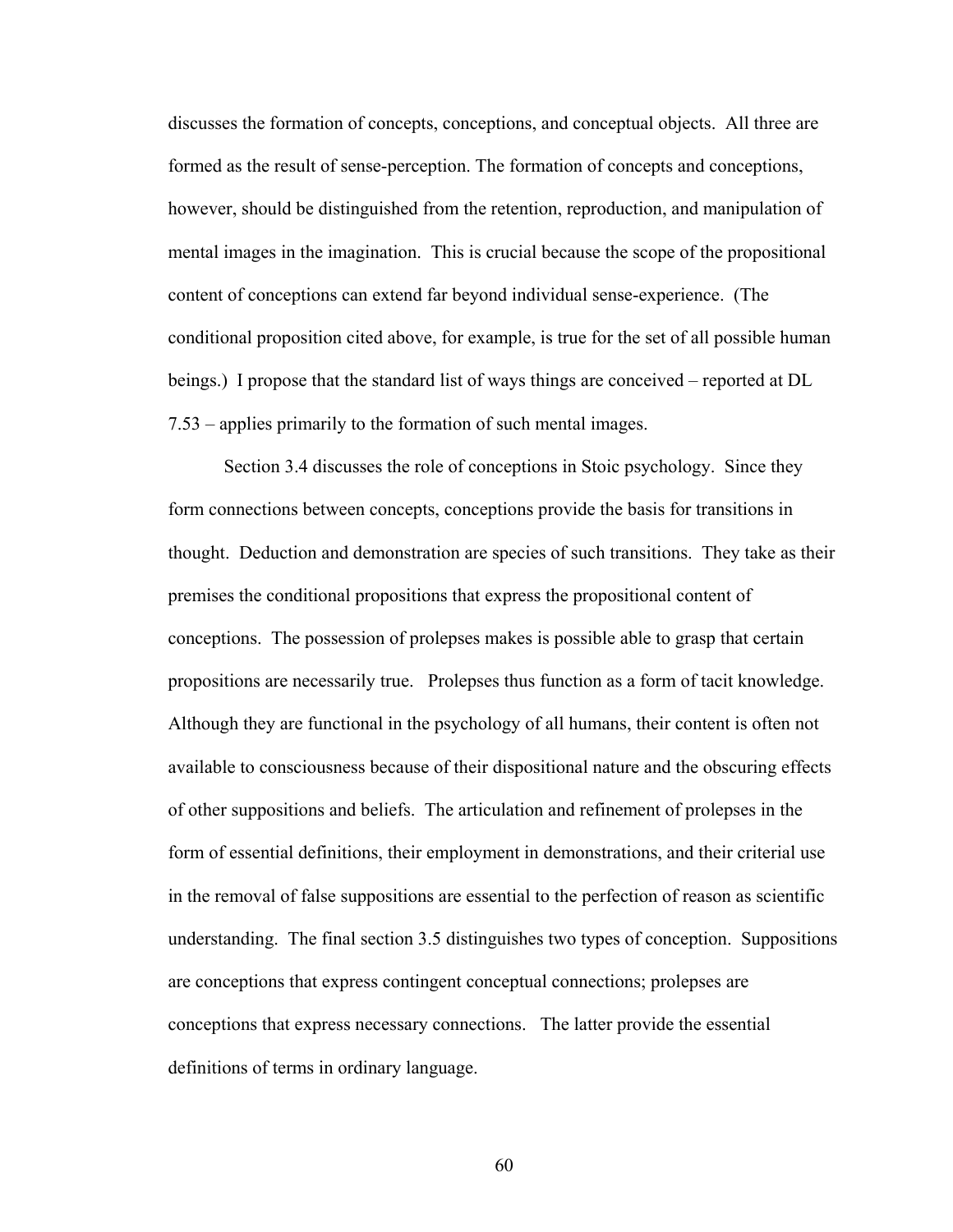discusses the formation of concepts, conceptions, and conceptual objects. All three are formed as the result of sense-perception. The formation of concepts and conceptions, however, should be distinguished from the retention, reproduction, and manipulation of mental images in the imagination. This is crucial because the scope of the propositional content of conceptions can extend far beyond individual sense-experience. (The conditional proposition cited above, for example, is true for the set of all possible human beings.) I propose that the standard list of ways things are conceived – reported at DL 7.53 – applies primarily to the formation of such mental images.

Section 3.4 discusses the role of conceptions in Stoic psychology. Since they form connections between concepts, conceptions provide the basis for transitions in thought. Deduction and demonstration are species of such transitions. They take as their premises the conditional propositions that express the propositional content of conceptions. The possession of prolepses makes is possible able to grasp that certain propositions are necessarily true. Prolepses thus function as a form of tacit knowledge. Although they are functional in the psychology of all humans, their content is often not available to consciousness because of their dispositional nature and the obscuring effects of other suppositions and beliefs. The articulation and refinement of prolepses in the form of essential definitions, their employment in demonstrations, and their criterial use in the removal of false suppositions are essential to the perfection of reason as scientific understanding. The final section 3.5 distinguishes two types of conception. Suppositions are conceptions that express contingent conceptual connections; prolepses are conceptions that express necessary connections. The latter provide the essential definitions of terms in ordinary language.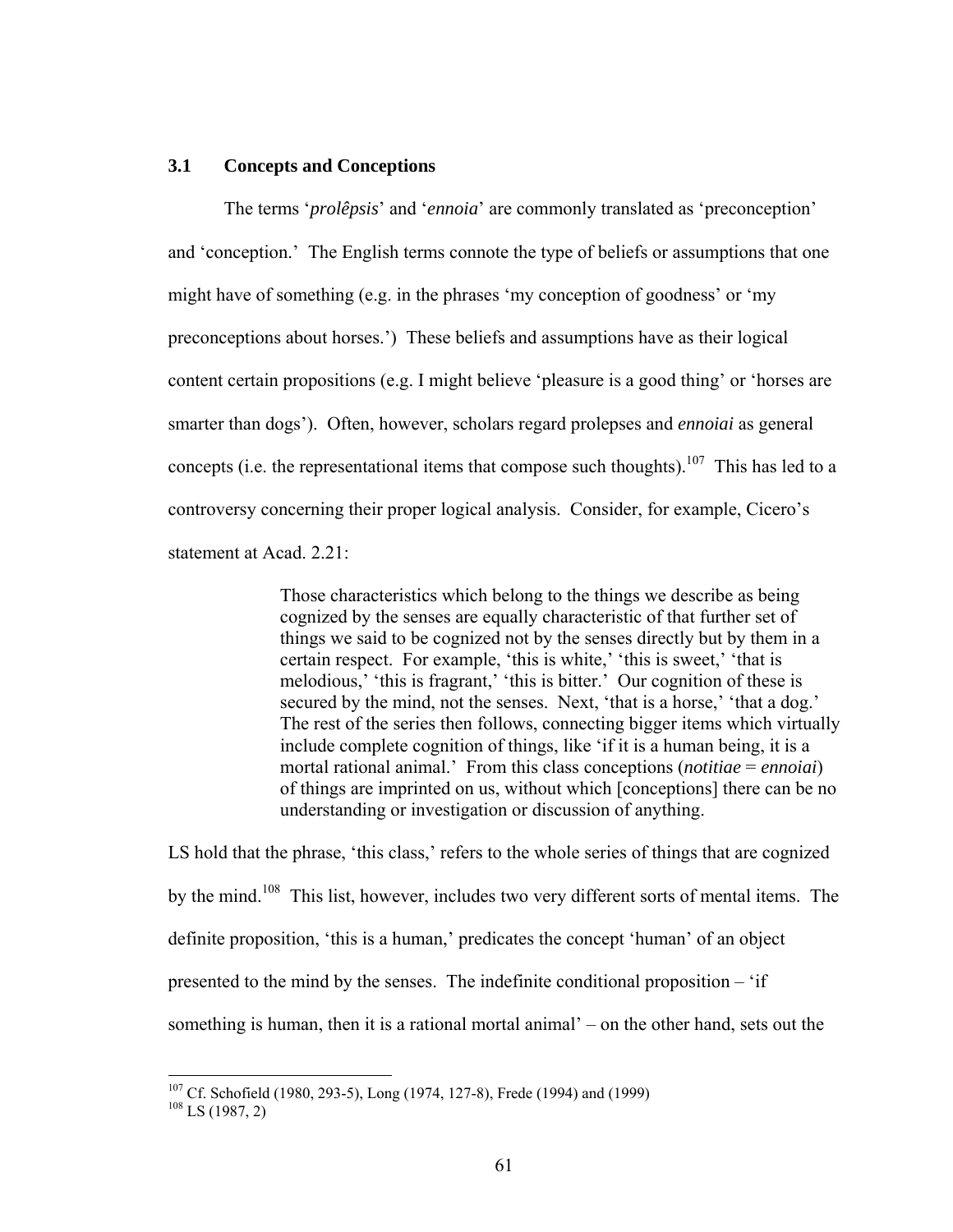## 3.1 Concepts and Conceptions

The terms '*prolêpsis*' and '*ennoia*' are commonly translated as 'preconception' and 'conception.' The English terms connote the type of beliefs or assumptions that one might have of something (e.g. in the phrases 'my conception of goodness' or 'my preconceptions about horses.') These beliefs and assumptions have as their logical content certain propositions (e.g. I might believe 'pleasure is a good thing' or 'horses are smarter than dogs'). Often, however, scholars regard prolepses and *ennoiai* as general concepts (i.e. the representational items that compose such thoughts).[107] This has led to a controversy concerning their proper logical analysis. Consider, for example, Cicero's statement at Acad. 2.21:

> Those characteristics which belong to the things we describe as being cognized by the senses are equally characteristic of that further set of things we said to be cognized not by the senses directly but by them in a certain respect. For example, 'this is white,' 'this is sweet,' 'that is melodious,' 'this is fragrant,' 'this is bitter.' Our cognition of these is secured by the mind, not the senses. Next, 'that is a horse,' 'that a dog.' The rest of the series then follows, connecting bigger items which virtually include complete cognition of things, like 'if it is a human being, it is a mortal rational animal.' From this class conceptions (*notitiae* = *ennoiai*) of things are imprinted on us, without which [conceptions] there can be no understanding or investigation or discussion of anything.

LS hold that the phrase, 'this class,' refers to the whole series of things that are cognized by the mind.[108] This list, however, includes two very different sorts of mental items. The definite proposition, 'this is a human,' predicates the concept 'human' of an object presented to the mind by the senses. The indefinite conditional proposition – 'if something is human, then it is a rational mortal animal' – on the other hand, sets out the

---

[107] Cf. Schofield (1980, 293-5), Long (1974, 127-8), Frede (1994) and (1999)

[108] LS (1987, 2)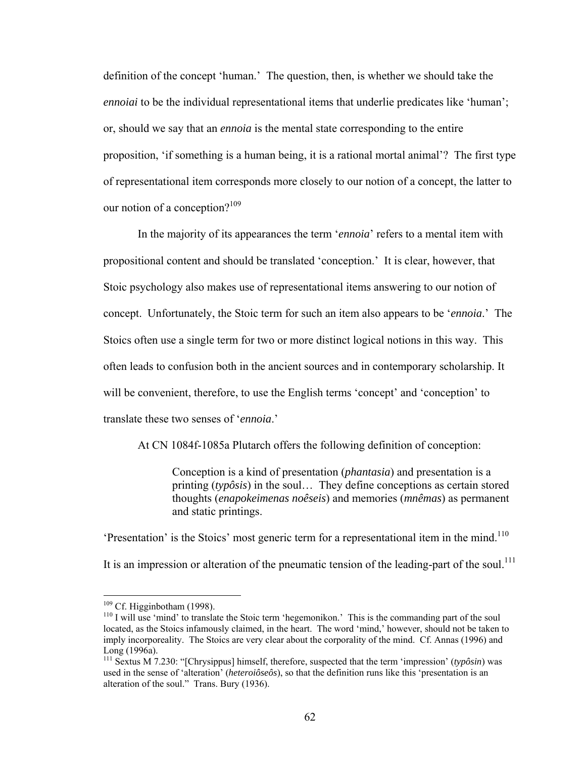definition of the concept 'human.' The question, then, is whether we should take the *ennoiai* to be the individual representational items that underlie predicates like 'human'; or, should we say that an *ennoia* is the mental state corresponding to the entire proposition, 'if something is a human being, it is a rational mortal animal'? The first type of representational item corresponds more closely to our notion of a concept, the latter to our notion of a conception?[109]

In the majority of its appearances the term '*ennoia*' refers to a mental item with propositional content and should be translated 'conception.' It is clear, however, that Stoic psychology also makes use of representational items answering to our notion of concept. Unfortunately, the Stoic term for such an item also appears to be '*ennoia*.' The Stoics often use a single term for two or more distinct logical notions in this way. This often leads to confusion both in the ancient sources and in contemporary scholarship. It will be convenient, therefore, to use the English terms 'concept' and 'conception' to translate these two senses of '*ennoia*.'

At CN 1084f-1085a Plutarch offers the following definition of conception:

> Conception is a kind of presentation (*phantasia*) and presentation is a printing (*typôsis*) in the soul… They define conceptions as certain stored thoughts (*enapokeimenas noêseis*) and memories (*mnêmas*) as permanent and static printings.

'Presentation' is the Stoics' most generic term for a representational item in the mind.[110] It is an impression or alteration of the pneumatic tension of the leading-part of the soul.[111]

---

[109] Cf. Higginbotham (1998).

[110] I will use 'mind' to translate the Stoic term 'hegemonikon.' This is the commanding part of the soul located, as the Stoics infamously claimed, in the heart. The word 'mind,' however, should not be taken to imply incorporeality. The Stoics are very clear about the corporality of the mind. Cf. Annas (1996) and Long (1996a).

[111] Sextus M 7.230: "[Chrysippus] himself, therefore, suspected that the term 'impression' (*typôsin*) was used in the sense of 'alteration' (*heteroiôseôs*), so that the definition runs like this 'presentation is an alteration of the soul." Trans. Bury (1936).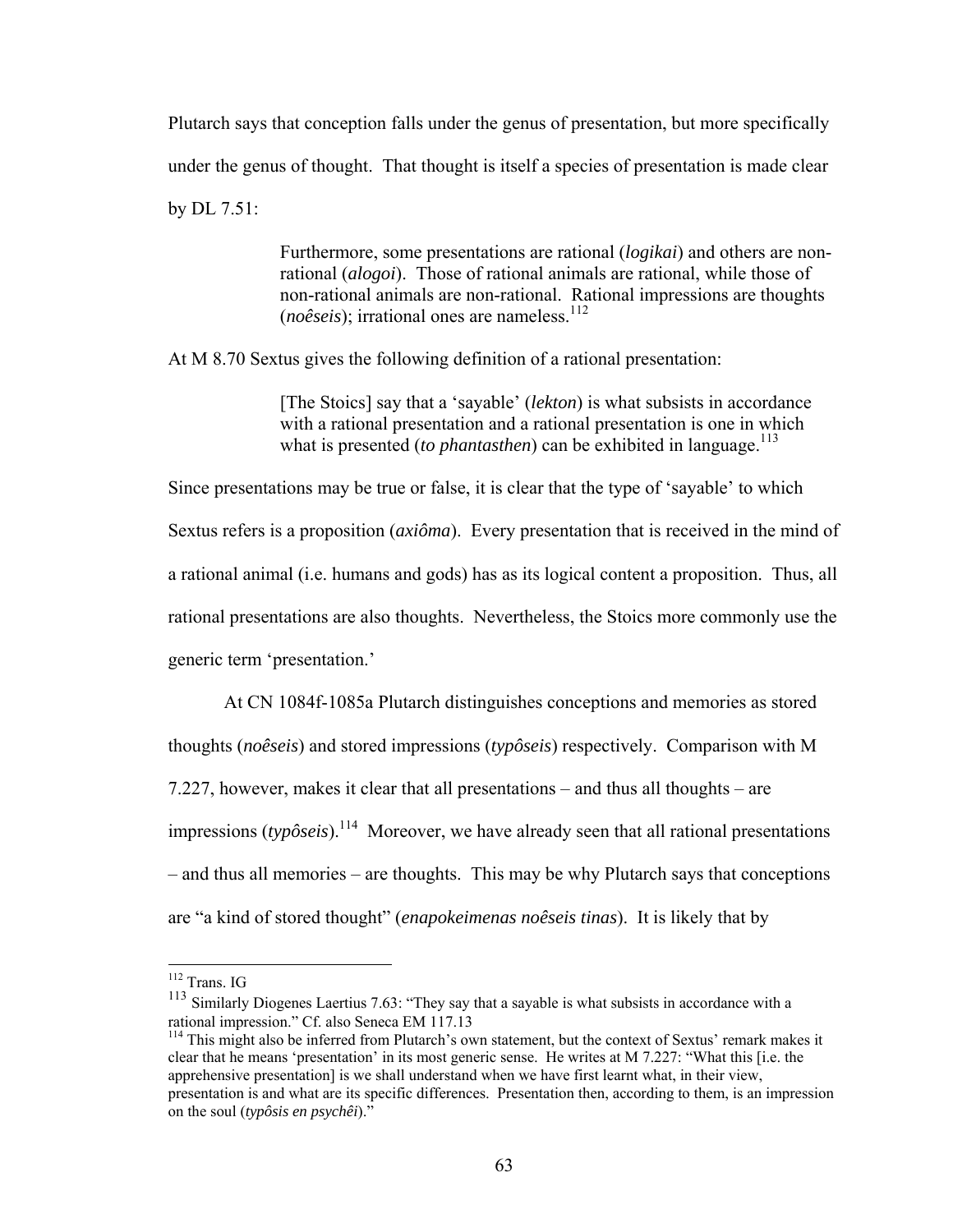Plutarch says that conception falls under the genus of presentation, but more specifically under the genus of thought. That thought is itself a species of presentation is made clear by DL 7.51:

> Furthermore, some presentations are rational (*logikai*) and others are non-rational (*alogoi*). Those of rational animals are rational, while those of non-rational animals are non-rational. Rational impressions are thoughts (*noêseis*); irrational ones are nameless.[112]

At M 8.70 Sextus gives the following definition of a rational presentation:

> [The Stoics] say that a 'sayable' (*lekton*) is what subsists in accordance with a rational presentation and a rational presentation is one in which what is presented (*to phantasthen*) can be exhibited in language.[113]

Since presentations may be true or false, it is clear that the type of 'sayable' to which Sextus refers is a proposition (*axiôma*). Every presentation that is received in the mind of a rational animal (i.e. humans and gods) has as its logical content a proposition. Thus, all rational presentations are also thoughts. Nevertheless, the Stoics more commonly use the generic term 'presentation.'

At CN 1084f-1085a Plutarch distinguishes conceptions and memories as stored thoughts (*noêseis*) and stored impressions (*typôseis*) respectively. Comparison with M 7.227, however, makes it clear that all presentations – and thus all thoughts – are impressions (*typôseis*).[114] Moreover, we have already seen that all rational presentations – and thus all memories – are thoughts. This may be why Plutarch says that conceptions are "a kind of stored thought" (*enapokeimenas noêseis tinas*). It is likely that by

---

[112] Trans. IG

[113] Similarly Diogenes Laertius 7.63: "They say that a sayable is what subsists in accordance with a rational impression." Cf. also Seneca EM 117.13

[114] This might also be inferred from Plutarch's own statement, but the context of Sextus' remark makes it clear that he means 'presentation' in its most generic sense. He writes at M 7.227: "What this [i.e. the apprehensive presentation] is we shall understand when we have first learnt what, in their view, presentation is and what are its specific differences. Presentation then, according to them, is an impression on the soul (*typôsis en psychêi*)."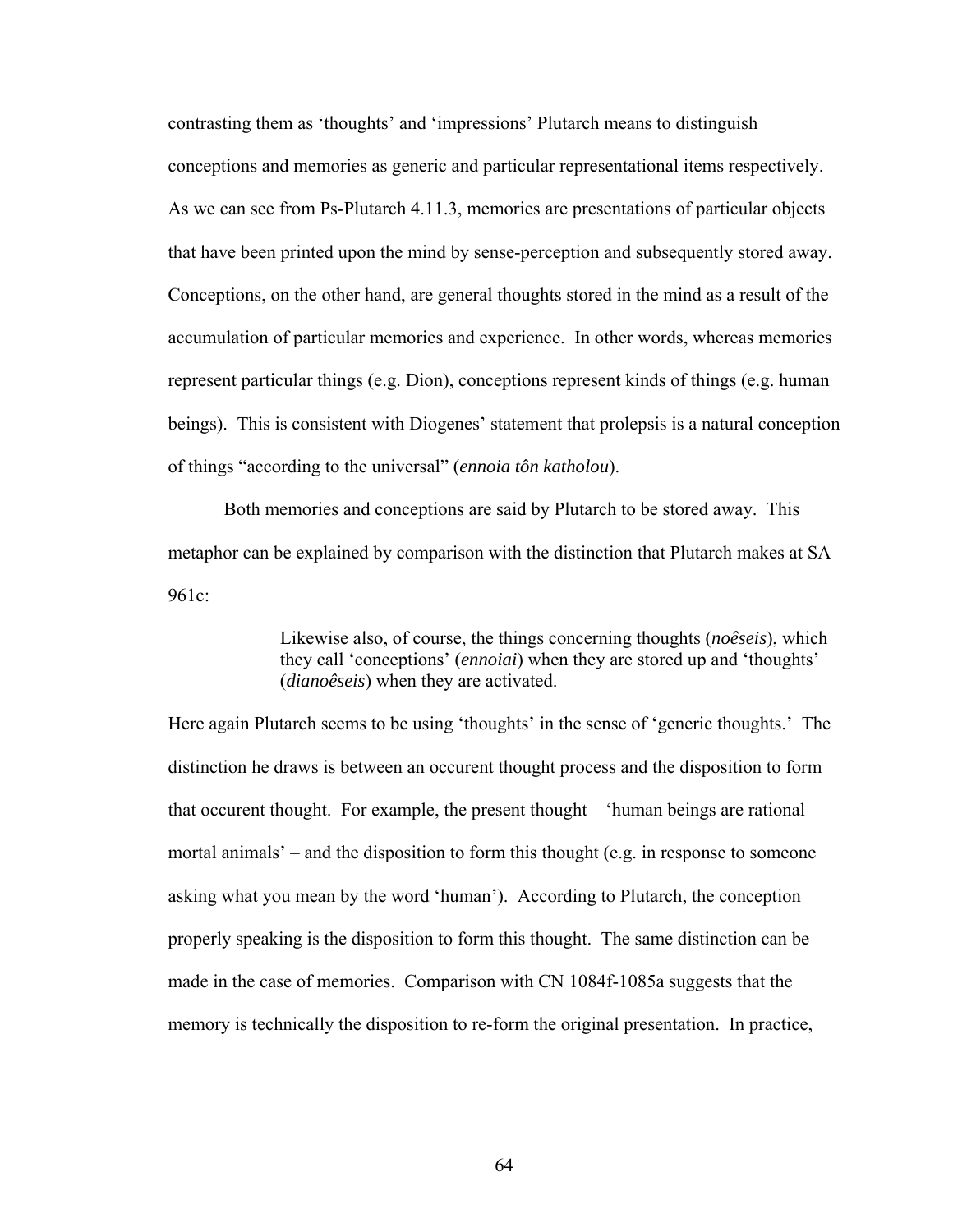contrasting them as 'thoughts' and 'impressions' Plutarch means to distinguish conceptions and memories as generic and particular representational items respectively. As we can see from Ps-Plutarch 4.11.3, memories are presentations of particular objects that have been printed upon the mind by sense-perception and subsequently stored away. Conceptions, on the other hand, are general thoughts stored in the mind as a result of the accumulation of particular memories and experience. In other words, whereas memories represent particular things (e.g. Dion), conceptions represent kinds of things (e.g. human beings). This is consistent with Diogenes' statement that prolepsis is a natural conception of things "according to the universal" (*ennoia tôn katholou*).

Both memories and conceptions are said by Plutarch to be stored away. This metaphor can be explained by comparison with the distinction that Plutarch makes at SA 961c:

> Likewise also, of course, the things concerning thoughts (*noêseis*), which they call 'conceptions' (*ennoiai*) when they are stored up and 'thoughts' (*dianoêseis*) when they are activated.

Here again Plutarch seems to be using 'thoughts' in the sense of 'generic thoughts.' The distinction he draws is between an occurent thought process and the disposition to form that occurent thought. For example, the present thought – 'human beings are rational mortal animals' – and the disposition to form this thought (e.g. in response to someone asking what you mean by the word 'human'). According to Plutarch, the conception properly speaking is the disposition to form this thought. The same distinction can be made in the case of memories. Comparison with CN 1084f-1085a suggests that the memory is technically the disposition to re-form the original presentation. In practice,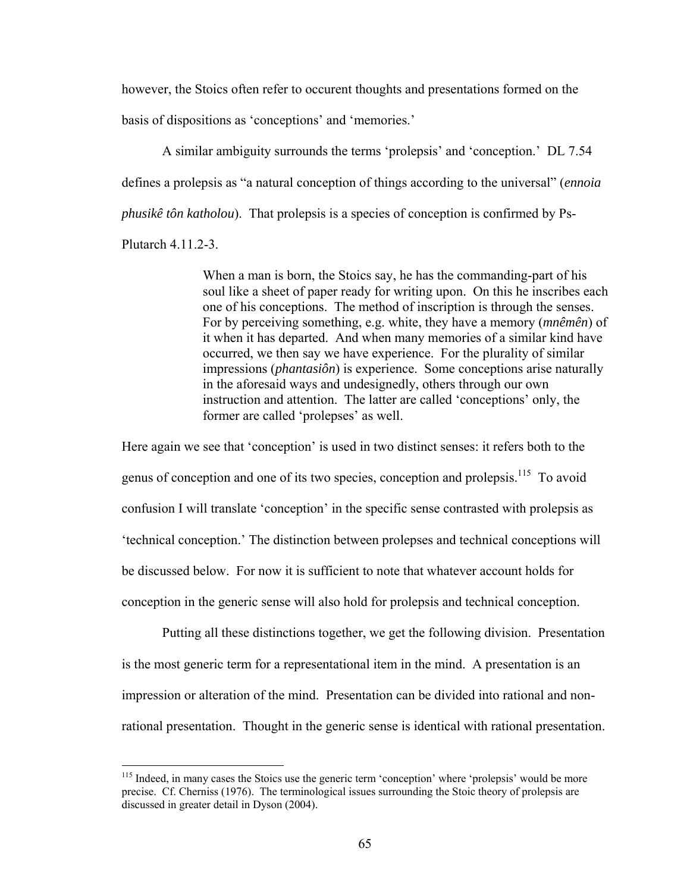however, the Stoics often refer to occurent thoughts and presentations formed on the basis of dispositions as 'conceptions' and 'memories.'

A similar ambiguity surrounds the terms 'prolepsis' and 'conception.' DL 7.54 defines a prolepsis as "a natural conception of things according to the universal" (*ennoia phusikê tôn katholou*). That prolepsis is a species of conception is confirmed by Ps-Plutarch 4.11.2-3.

> When a man is born, the Stoics say, he has the commanding-part of his soul like a sheet of paper ready for writing upon. On this he inscribes each one of his conceptions. The method of inscription is through the senses. For by perceiving something, e.g. white, they have a memory (*mnêmên*) of it when it has departed. And when many memories of a similar kind have occurred, we then say we have experience. For the plurality of similar impressions (*phantasiôn*) is experience. Some conceptions arise naturally in the aforesaid ways and undesignedly, others through our own instruction and attention. The latter are called 'conceptions' only, the former are called 'prolepses' as well.

Here again we see that 'conception' is used in two distinct senses: it refers both to the genus of conception and one of its two species, conception and prolepsis.[115] To avoid confusion I will translate 'conception' in the specific sense contrasted with prolepsis as 'technical conception.' The distinction between prolepses and technical conceptions will be discussed below. For now it is sufficient to note that whatever account holds for conception in the generic sense will also hold for prolepsis and technical conception.

Putting all these distinctions together, we get the following division. Presentation is the most generic term for a representational item in the mind. A presentation is an impression or alteration of the mind. Presentation can be divided into rational and non-rational presentation. Thought in the generic sense is identical with rational presentation.

---

[115] Indeed, in many cases the Stoics use the generic term 'conception' where 'prolepsis' would be more precise. Cf. Cherniss (1976). The terminological issues surrounding the Stoic theory of prolepsis are discussed in greater detail in Dyson (2004).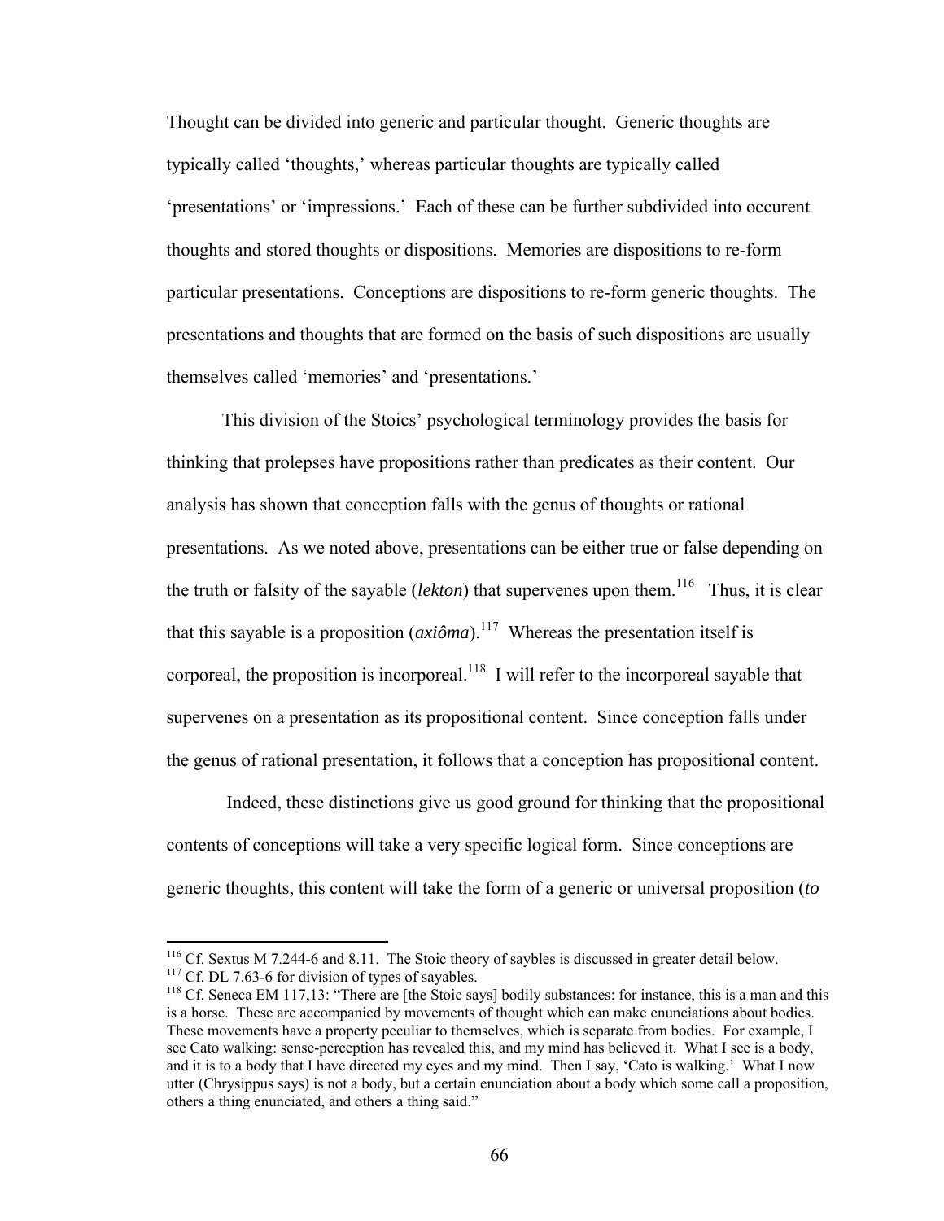Thought can be divided into generic and particular thought. Generic thoughts are typically called 'thoughts,' whereas particular thoughts are typically called 'presentations' or 'impressions.' Each of these can be further subdivided into occurent thoughts and stored thoughts or dispositions. Memories are dispositions to re-form particular presentations. Conceptions are dispositions to re-form generic thoughts. The presentations and thoughts that are formed on the basis of such dispositions are usually themselves called 'memories' and 'presentations.'

This division of the Stoics' psychological terminology provides the basis for thinking that prolepses have propositions rather than predicates as their content. Our analysis has shown that conception falls with the genus of thoughts or rational presentations. As we noted above, presentations can be either true or false depending on the truth or falsity of the sayable (*lekton*) that supervenes upon them.[116] Thus, it is clear that this sayable is a proposition (*axiôma*).[117] Whereas the presentation itself is corporeal, the proposition is incorporeal.[118] I will refer to the incorporeal sayable that supervenes on a presentation as its propositional content. Since conception falls under the genus of rational presentation, it follows that a conception has propositional content.

Indeed, these distinctions give us good ground for thinking that the propositional contents of conceptions will take a very specific logical form. Since conceptions are generic thoughts, this content will take the form of a generic or universal proposition (*to*

---

[116] Cf. Sextus M 7.244-6 and 8.11. The Stoic theory of saybles is discussed in greater detail below.

[117] Cf. DL 7.63-6 for division of types of sayables.

[118] Cf. Seneca EM 117,13: "There are [the Stoic says] bodily substances: for instance, this is a man and this is a horse. These are accompanied by movements of thought which can make enunciations about bodies. These movements have a property peculiar to themselves, which is separate from bodies. For example, I see Cato walking: sense-perception has revealed this, and my mind has believed it. What I see is a body, and it is to a body that I have directed my eyes and my mind. Then I say, 'Cato is walking.' What I now utter (Chrysippus says) is not a body, but a certain enunciation about a body which some call a proposition, others a thing enunciated, and others a thing said."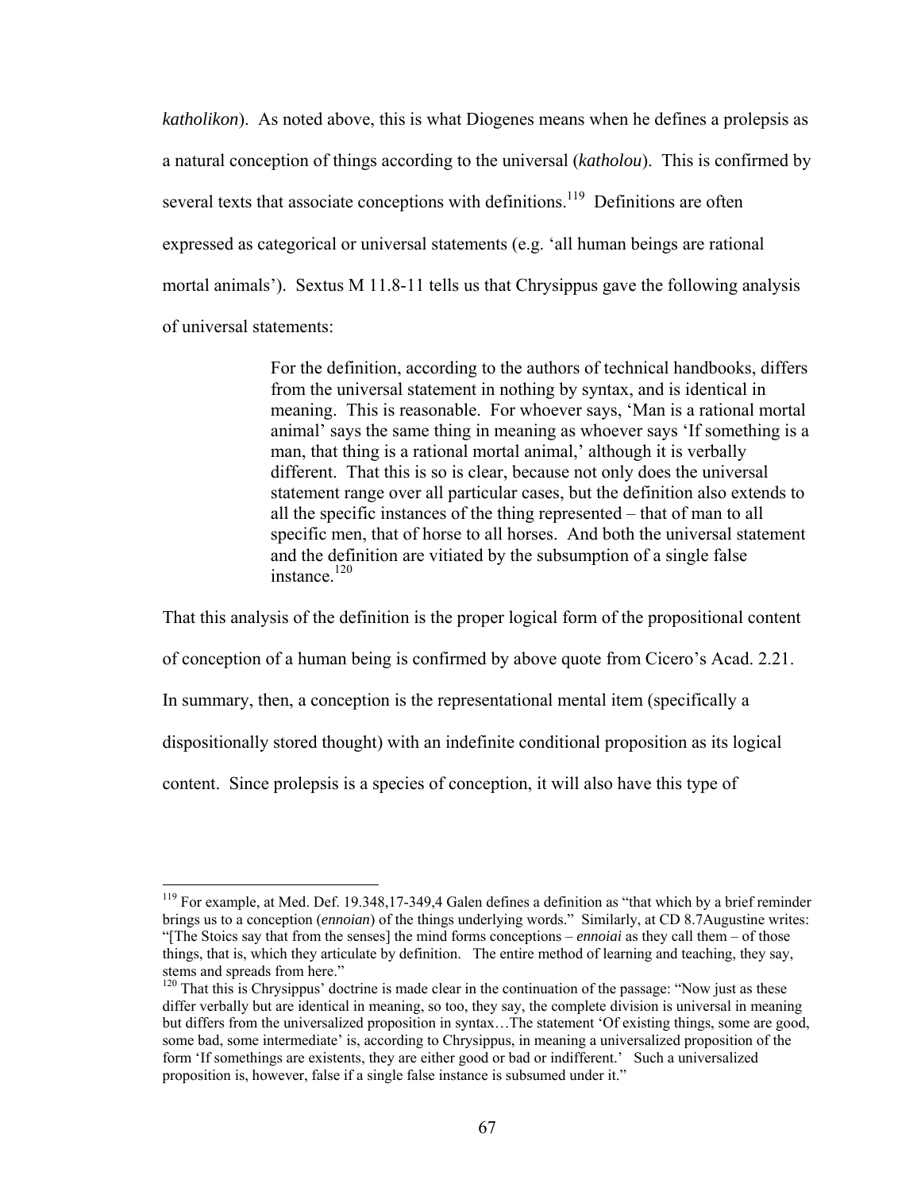*katholikon*). As noted above, this is what Diogenes means when he defines a prolepsis as a natural conception of things according to the universal (*katholou*). This is confirmed by several texts that associate conceptions with definitions.[119] Definitions are often expressed as categorical or universal statements (e.g. 'all human beings are rational mortal animals'). Sextus M 11.8-11 tells us that Chrysippus gave the following analysis of universal statements:

> For the definition, according to the authors of technical handbooks, differs from the universal statement in nothing by syntax, and is identical in meaning. This is reasonable. For whoever says, 'Man is a rational mortal animal' says the same thing in meaning as whoever says 'If something is a man, that thing is a rational mortal animal,' although it is verbally different. That this is so is clear, because not only does the universal statement range over all particular cases, but the definition also extends to all the specific instances of the thing represented – that of man to all specific men, that of horse to all horses. And both the universal statement and the definition are vitiated by the subsumption of a single false instance.[120]

That this analysis of the definition is the proper logical form of the propositional content of conception of a human being is confirmed by above quote from Cicero's Acad. 2.21. In summary, then, a conception is the representational mental item (specifically a dispositionally stored thought) with an indefinite conditional proposition as its logical content. Since prolepsis is a species of conception, it will also have this type of

---

[119] For example, at Med. Def. 19.348,17-349,4 Galen defines a definition as "that which by a brief reminder brings us to a conception (*ennoian*) of the things underlying words." Similarly, at CD 8.7Augustine writes: "[The Stoics say that from the senses] the mind forms conceptions – *ennoiai* as they call them – of those things, that is, which they articulate by definition. The entire method of learning and teaching, they say, stems and spreads from here."

[120] That this is Chrysippus' doctrine is made clear in the continuation of the passage: "Now just as these differ verbally but are identical in meaning, so too, they say, the complete division is universal in meaning but differs from the universalized proposition in syntax…The statement 'Of existing things, some are good, some bad, some intermediate' is, according to Chrysippus, in meaning a universalized proposition of the form 'If somethings are existents, they are either good or bad or indifferent.' Such a universalized proposition is, however, false if a single false instance is subsumed under it."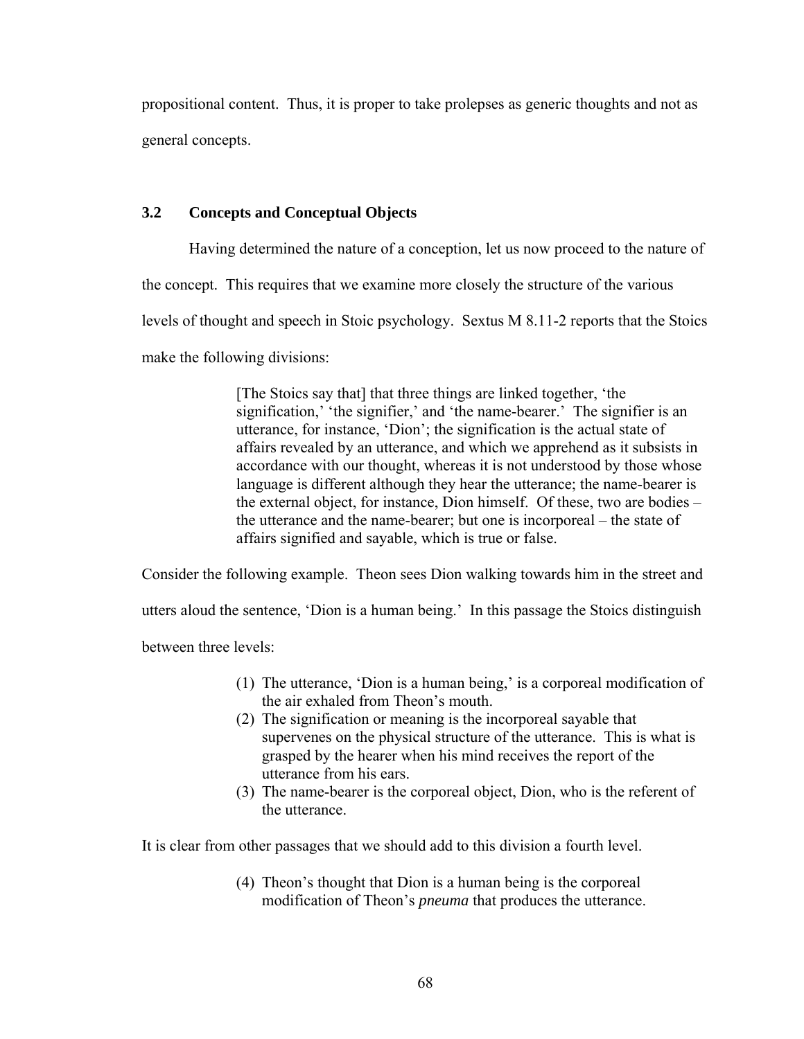propositional content. Thus, it is proper to take prolepses as generic thoughts and not as general concepts.

### 3.2 Concepts and Conceptual Objects

Having determined the nature of a conception, let us now proceed to the nature of the concept. This requires that we examine more closely the structure of the various levels of thought and speech in Stoic psychology. Sextus M 8.11-2 reports that the Stoics make the following divisions:

> [The Stoics say that] that three things are linked together, 'the signification,' 'the signifier,' and 'the name-bearer.' The signifier is an utterance, for instance, 'Dion'; the signification is the actual state of affairs revealed by an utterance, and which we apprehend as it subsists in accordance with our thought, whereas it is not understood by those whose language is different although they hear the utterance; the name-bearer is the external object, for instance, Dion himself. Of these, two are bodies – the utterance and the name-bearer; but one is incorporeal – the state of affairs signified and sayable, which is true or false.

Consider the following example. Theon sees Dion walking towards him in the street and utters aloud the sentence, 'Dion is a human being.' In this passage the Stoics distinguish between three levels:

> (1) The utterance, 'Dion is a human being,' is a corporeal modification of the air exhaled from Theon's mouth.
> (2) The signification or meaning is the incorporeal sayable that supervenes on the physical structure of the utterance. This is what is grasped by the hearer when his mind receives the report of the utterance from his ears.
> (3) The name-bearer is the corporeal object, Dion, who is the referent of the utterance.

It is clear from other passages that we should add to this division a fourth level.

> (4) Theon's thought that Dion is a human being is the corporeal modification of Theon's *pneuma* that produces the utterance.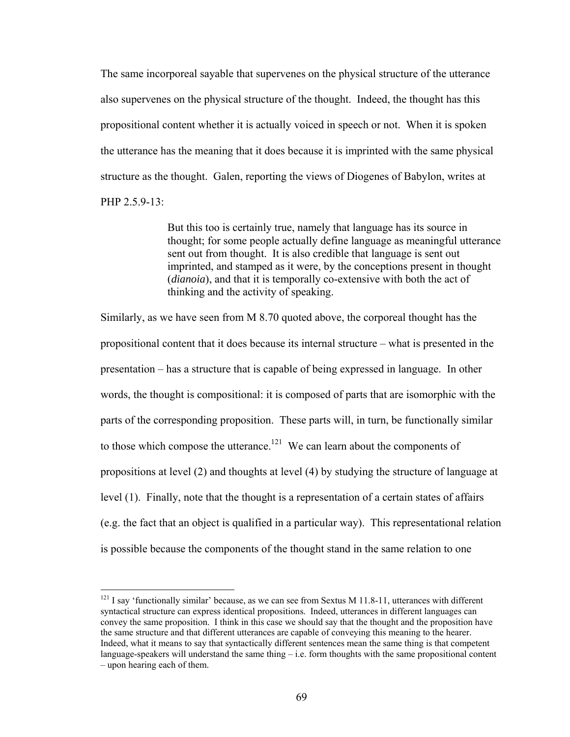The same incorporeal sayable that supervenes on the physical structure of the utterance also supervenes on the physical structure of the thought. Indeed, the thought has this propositional content whether it is actually voiced in speech or not. When it is spoken the utterance has the meaning that it does because it is imprinted with the same physical structure as the thought. Galen, reporting the views of Diogenes of Babylon, writes at PHP 2.5.9-13:

> But this too is certainly true, namely that language has its source in thought; for some people actually define language as meaningful utterance sent out from thought. It is also credible that language is sent out imprinted, and stamped as it were, by the conceptions present in thought (*dianoia*), and that it is temporally co-extensive with both the act of thinking and the activity of speaking.

Similarly, as we have seen from M 8.70 quoted above, the corporeal thought has the propositional content that it does because its internal structure – what is presented in the presentation – has a structure that is capable of being expressed in language. In other words, the thought is compositional: it is composed of parts that are isomorphic with the parts of the corresponding proposition. These parts will, in turn, be functionally similar to those which compose the utterance.[121] We can learn about the components of propositions at level (2) and thoughts at level (4) by studying the structure of language at level (1). Finally, note that the thought is a representation of a certain states of affairs (e.g. the fact that an object is qualified in a particular way). This representational relation is possible because the components of the thought stand in the same relation to one

---

[121] I say 'functionally similar' because, as we can see from Sextus M 11.8-11, utterances with different syntactical structure can express identical propositions. Indeed, utterances in different languages can convey the same proposition. I think in this case we should say that the thought and the proposition have the same structure and that different utterances are capable of conveying this meaning to the hearer. Indeed, what it means to say that syntactically different sentences mean the same thing is that competent language-speakers will understand the same thing – i.e. form thoughts with the same propositional content – upon hearing each of them.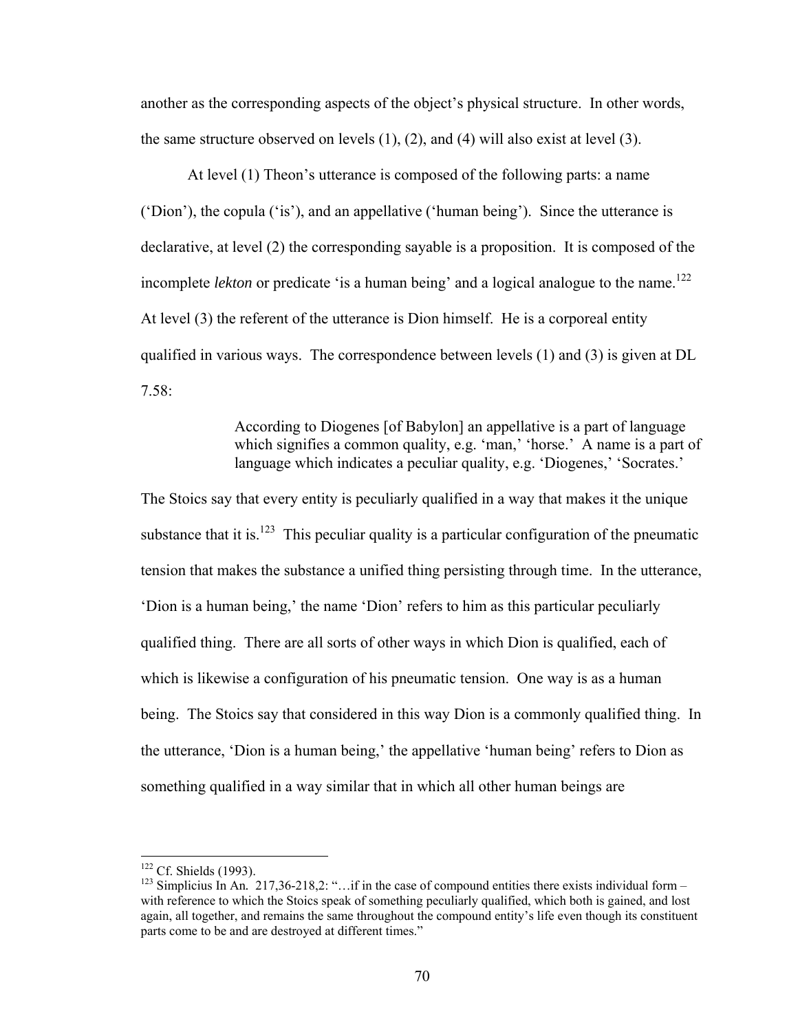another as the corresponding aspects of the object's physical structure. In other words, the same structure observed on levels (1), (2), and (4) will also exist at level (3).

At level (1) Theon's utterance is composed of the following parts: a name ('Dion'), the copula ('is'), and an appellative ('human being'). Since the utterance is declarative, at level (2) the corresponding sayable is a proposition. It is composed of the incomplete *lekton* or predicate 'is a human being' and a logical analogue to the name.[122] At level (3) the referent of the utterance is Dion himself. He is a corporeal entity qualified in various ways. The correspondence between levels (1) and (3) is given at DL 7.58:

> According to Diogenes [of Babylon] an appellative is a part of language which signifies a common quality, e.g. 'man,' 'horse.' A name is a part of language which indicates a peculiar quality, e.g. 'Diogenes,' 'Socrates.'

The Stoics say that every entity is peculiarly qualified in a way that makes it the unique substance that it is.[123] This peculiar quality is a particular configuration of the pneumatic tension that makes the substance a unified thing persisting through time. In the utterance, 'Dion is a human being,' the name 'Dion' refers to him as this particular peculiarly qualified thing. There are all sorts of other ways in which Dion is qualified, each of which is likewise a configuration of his pneumatic tension. One way is as a human being. The Stoics say that considered in this way Dion is a commonly qualified thing. In the utterance, 'Dion is a human being,' the appellative 'human being' refers to Dion as something qualified in a way similar that in which all other human beings are

---

[122] Cf. Shields (1993).

[123] Simplicius In An. 217,36-218,2: "…if in the case of compound entities there exists individual form – with reference to which the Stoics speak of something peculiarly qualified, which both is gained, and lost again, all together, and remains the same throughout the compound entity's life even though its constituent parts come to be and are destroyed at different times."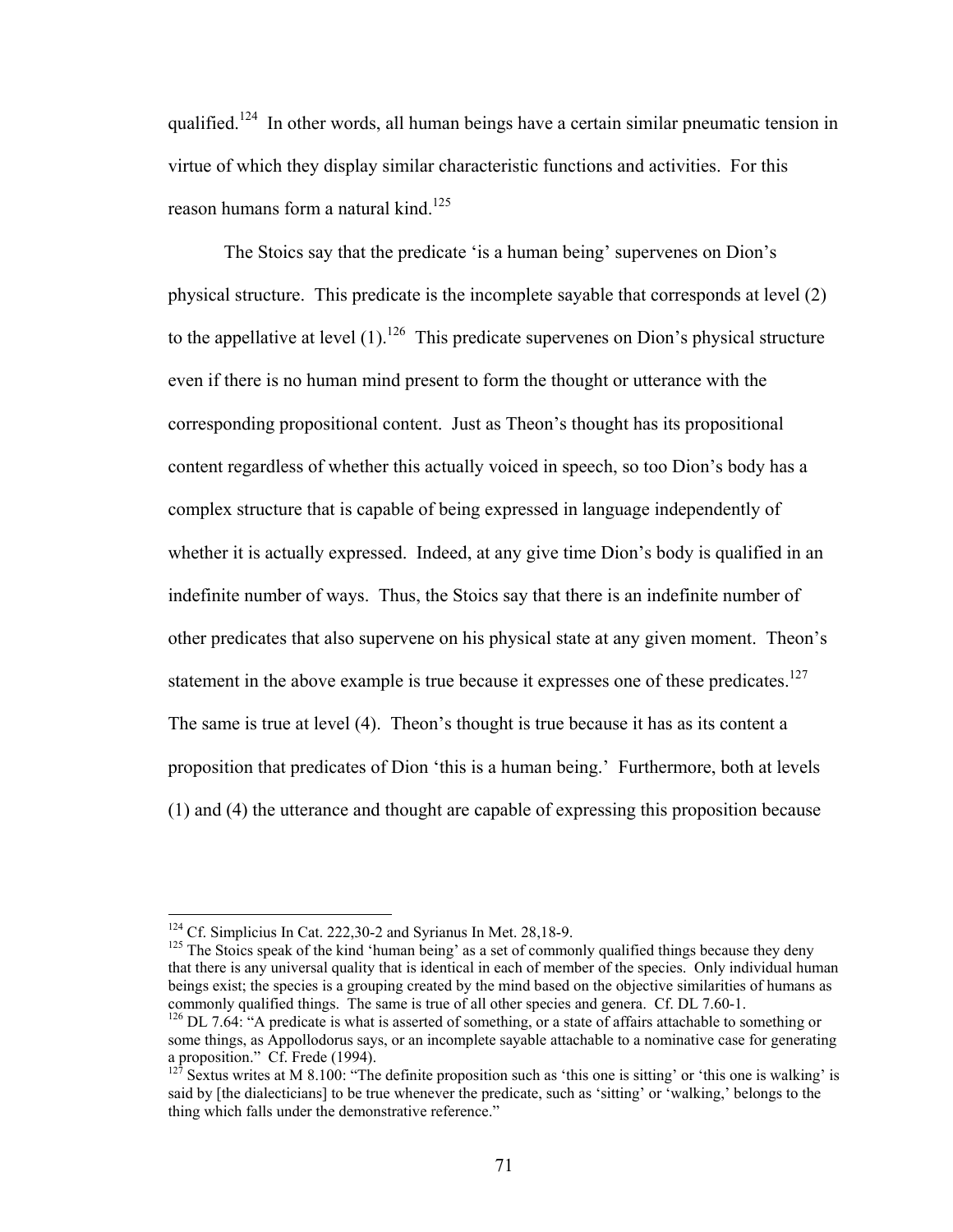qualified.[124] In other words, all human beings have a certain similar pneumatic tension in virtue of which they display similar characteristic functions and activities. For this reason humans form a natural kind.[125]

The Stoics say that the predicate 'is a human being' supervenes on Dion's physical structure. This predicate is the incomplete sayable that corresponds at level (2) to the appellative at level (1).[126] This predicate supervenes on Dion's physical structure even if there is no human mind present to form the thought or utterance with the corresponding propositional content. Just as Theon's thought has its propositional content regardless of whether this actually voiced in speech, so too Dion's body has a complex structure that is capable of being expressed in language independently of whether it is actually expressed. Indeed, at any give time Dion's body is qualified in an indefinite number of ways. Thus, the Stoics say that there is an indefinite number of other predicates that also supervene on his physical state at any given moment. Theon's statement in the above example is true because it expresses one of these predicates.[127] The same is true at level (4). Theon's thought is true because it has as its content a proposition that predicates of Dion 'this is a human being.' Furthermore, both at levels (1) and (4) the utterance and thought are capable of expressing this proposition because

---

[124] Cf. Simplicius In Cat. 222,30-2 and Syrianus In Met. 28,18-9.

[125] The Stoics speak of the kind 'human being' as a set of commonly qualified things because they deny that there is any universal quality that is identical in each of member of the species. Only individual human beings exist; the species is a grouping created by the mind based on the objective similarities of humans as commonly qualified things. The same is true of all other species and genera. Cf. DL 7.60-1.

[126] DL 7.64: "A predicate is what is asserted of something, or a state of affairs attachable to something or some things, as Appollodorus says, or an incomplete sayable attachable to a nominative case for generating a proposition." Cf. Frede (1994).

[127] Sextus writes at M 8.100: "The definite proposition such as 'this one is sitting' or 'this one is walking' is said by [the dialecticians] to be true whenever the predicate, such as 'sitting' or 'walking,' belongs to the thing which falls under the demonstrative reference."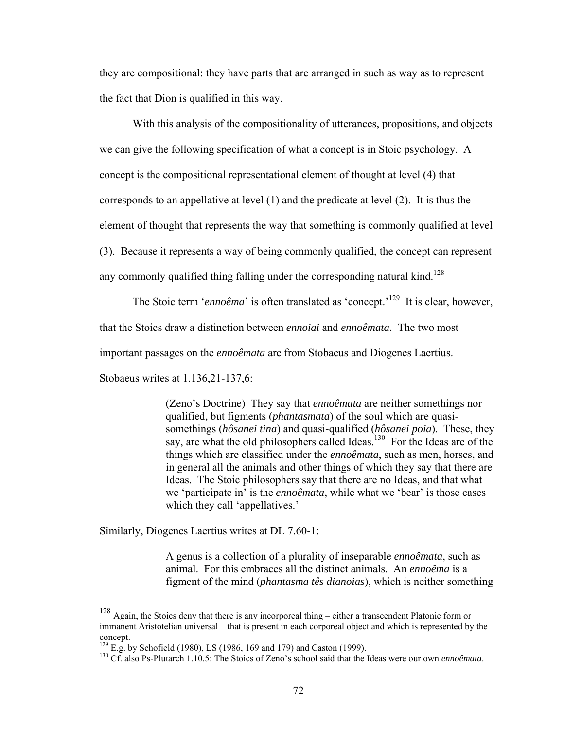they are compositional: they have parts that are arranged in such as way as to represent the fact that Dion is qualified in this way.

With this analysis of the compositionality of utterances, propositions, and objects we can give the following specification of what a concept is in Stoic psychology. A concept is the compositional representational element of thought at level (4) that corresponds to an appellative at level (1) and the predicate at level (2). It is thus the element of thought that represents the way that something is commonly qualified at level (3). Because it represents a way of being commonly qualified, the concept can represent any commonly qualified thing falling under the corresponding natural kind.[128]

The Stoic term '*ennoêma*' is often translated as 'concept.'[129] It is clear, however, that the Stoics draw a distinction between *ennoiai* and *ennoêmata*. The two most important passages on the *ennoêmata* are from Stobaeus and Diogenes Laertius. Stobaeus writes at 1.136,21-137,6:

> (Zeno's Doctrine) They say that *ennoêmata* are neither somethings nor qualified, but figments (*phantasmata*) of the soul which are quasi-somethings (*hôsanei tina*) and quasi-qualified (*hôsanei poia*). These, they say, are what the old philosophers called Ideas.[130] For the Ideas are of the things which are classified under the *ennoêmata*, such as men, horses, and in general all the animals and other things of which they say that there are Ideas. The Stoic philosophers say that there are no Ideas, and that what we 'participate in' is the *ennoêmata*, while what we 'bear' is those cases which they call 'appellatives.'

Similarly, Diogenes Laertius writes at DL 7.60-1:

> A genus is a collection of a plurality of inseparable *ennoêmata*, such as animal. For this embraces all the distinct animals. An *ennoêma* is a figment of the mind (*phantasma tês dianoias*), which is neither something

---

[128] Again, the Stoics deny that there is any incorporeal thing – either a transcendent Platonic form or immanent Aristotelian universal – that is present in each corporeal object and which is represented by the concept.

[129] E.g. by Schofield (1980), LS (1986, 169 and 179) and Caston (1999).

[130] Cf. also Ps-Plutarch 1.10.5: The Stoics of Zeno's school said that the Ideas were our own *ennoêmata*.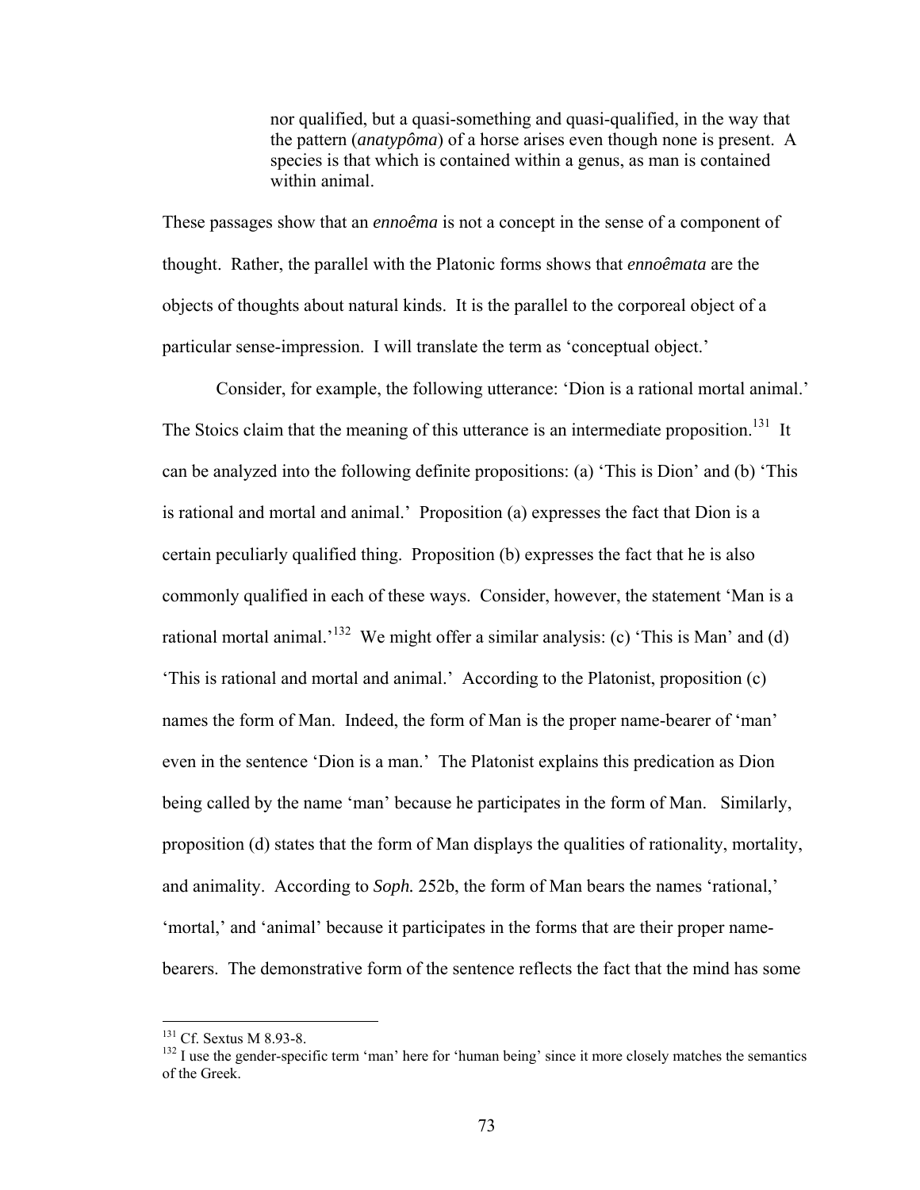> nor qualified, but a quasi-something and quasi-qualified, in the way that the pattern (*anatypôma*) of a horse arises even though none is present. A species is that which is contained within a genus, as man is contained within animal.

These passages show that an *ennoêma* is not a concept in the sense of a component of thought. Rather, the parallel with the Platonic forms shows that *ennoêmata* are the objects of thoughts about natural kinds. It is the parallel to the corporeal object of a particular sense-impression. I will translate the term as 'conceptual object.'

Consider, for example, the following utterance: 'Dion is a rational mortal animal.' The Stoics claim that the meaning of this utterance is an intermediate proposition.[131] It can be analyzed into the following definite propositions: (a) 'This is Dion' and (b) 'This is rational and mortal and animal.' Proposition (a) expresses the fact that Dion is a certain peculiarly qualified thing. Proposition (b) expresses the fact that he is also commonly qualified in each of these ways. Consider, however, the statement 'Man is a rational mortal animal.'[132] We might offer a similar analysis: (c) 'This is Man' and (d) 'This is rational and mortal and animal.' According to the Platonist, proposition (c) names the form of Man. Indeed, the form of Man is the proper name-bearer of 'man' even in the sentence 'Dion is a man.' The Platonist explains this predication as Dion being called by the name 'man' because he participates in the form of Man. Similarly, proposition (d) states that the form of Man displays the qualities of rationality, mortality, and animality. According to *Soph.* 252b, the form of Man bears the names 'rational,' 'mortal,' and 'animal' because it participates in the forms that are their proper name-bearers. The demonstrative form of the sentence reflects the fact that the mind has some

---

[131] Cf. Sextus M 8.93-8.

[132] I use the gender-specific term 'man' here for 'human being' since it more closely matches the semantics of the Greek.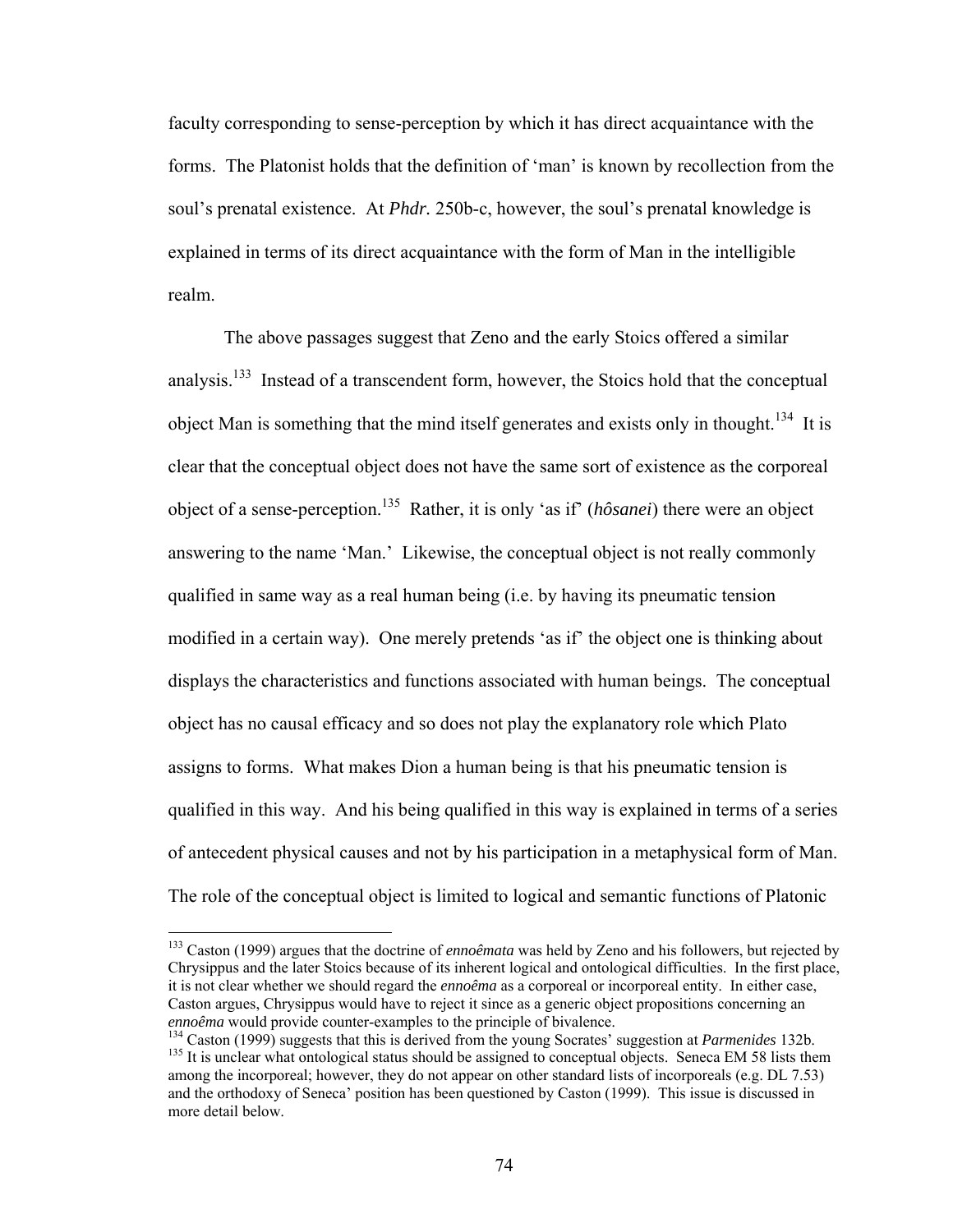faculty corresponding to sense-perception by which it has direct acquaintance with the forms. The Platonist holds that the definition of 'man' is known by recollection from the soul's prenatal existence. At *Phdr.* 250b-c, however, the soul's prenatal knowledge is explained in terms of its direct acquaintance with the form of Man in the intelligible realm.

The above passages suggest that Zeno and the early Stoics offered a similar analysis.[133] Instead of a transcendent form, however, the Stoics hold that the conceptual object Man is something that the mind itself generates and exists only in thought.[134] It is clear that the conceptual object does not have the same sort of existence as the corporeal object of a sense-perception.[135] Rather, it is only 'as if' (*hôsanei*) there were an object answering to the name 'Man.' Likewise, the conceptual object is not really commonly qualified in same way as a real human being (i.e. by having its pneumatic tension modified in a certain way). One merely pretends 'as if' the object one is thinking about displays the characteristics and functions associated with human beings. The conceptual object has no causal efficacy and so does not play the explanatory role which Plato assigns to forms. What makes Dion a human being is that his pneumatic tension is qualified in this way. And his being qualified in this way is explained in terms of a series of antecedent physical causes and not by his participation in a metaphysical form of Man. The role of the conceptual object is limited to logical and semantic functions of Platonic

---

[133] Caston (1999) argues that the doctrine of *ennoêmata* was held by Zeno and his followers, but rejected by Chrysippus and the later Stoics because of its inherent logical and ontological difficulties. In the first place, it is not clear whether we should regard the *ennoêma* as a corporeal or incorporeal entity. In either case, Caston argues, Chrysippus would have to reject it since as a generic object propositions concerning an *ennoêma* would provide counter-examples to the principle of bivalence.

[134] Caston (1999) suggests that this is derived from the young Socrates' suggestion at *Parmenides* 132b.

[135] It is unclear what ontological status should be assigned to conceptual objects. Seneca EM 58 lists them among the incorporeal; however, they do not appear on other standard lists of incorporeals (e.g. DL 7.53) and the orthodoxy of Seneca' position has been questioned by Caston (1999). This issue is discussed in more detail below.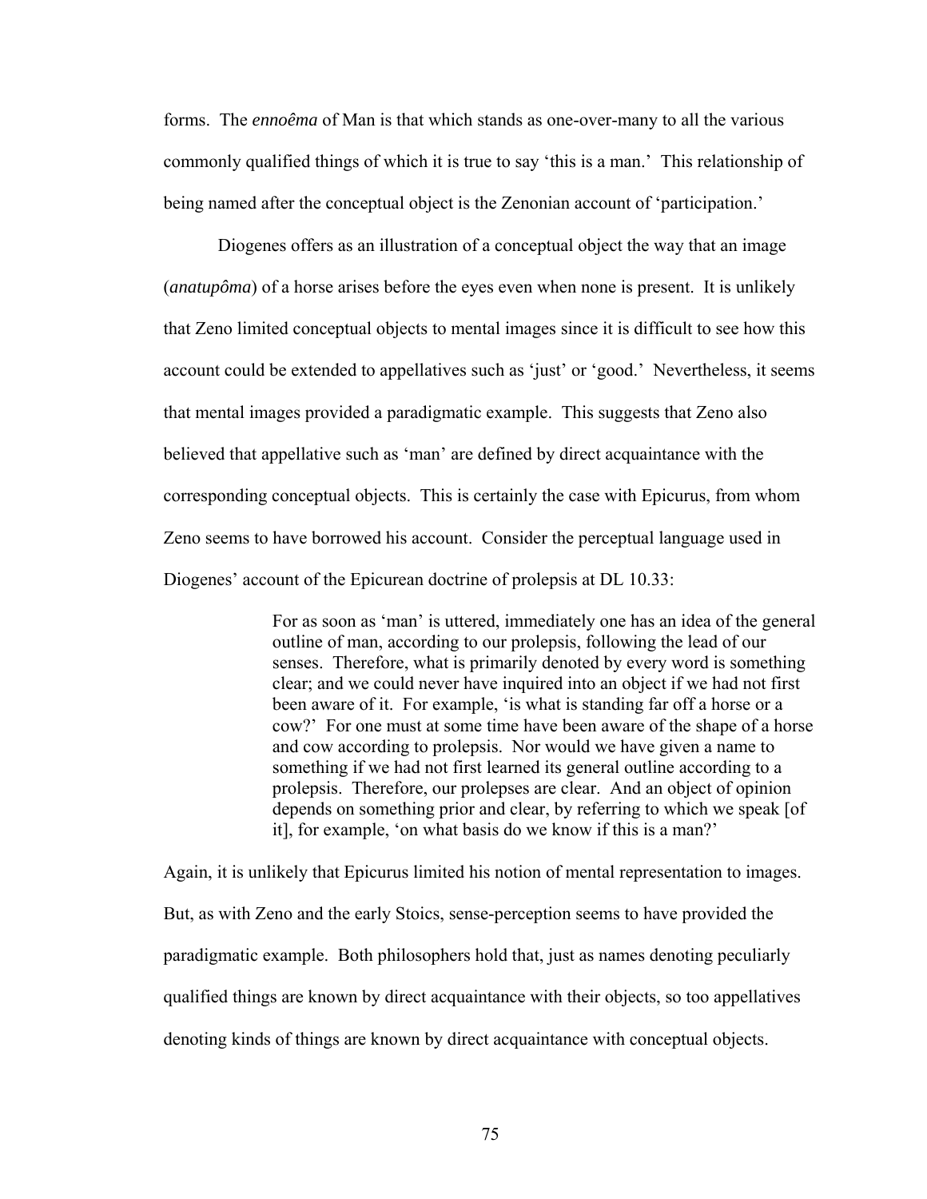forms. The *ennoêma* of Man is that which stands as one-over-many to all the various commonly qualified things of which it is true to say 'this is a man.' This relationship of being named after the conceptual object is the Zenonian account of 'participation.'

Diogenes offers as an illustration of a conceptual object the way that an image (*anatupôma*) of a horse arises before the eyes even when none is present. It is unlikely that Zeno limited conceptual objects to mental images since it is difficult to see how this account could be extended to appellatives such as 'just' or 'good.' Nevertheless, it seems that mental images provided a paradigmatic example. This suggests that Zeno also believed that appellative such as 'man' are defined by direct acquaintance with the corresponding conceptual objects. This is certainly the case with Epicurus, from whom Zeno seems to have borrowed his account. Consider the perceptual language used in Diogenes' account of the Epicurean doctrine of prolepsis at DL 10.33:

> For as soon as 'man' is uttered, immediately one has an idea of the general outline of man, according to our prolepsis, following the lead of our senses. Therefore, what is primarily denoted by every word is something clear; and we could never have inquired into an object if we had not first been aware of it. For example, 'is what is standing far off a horse or a cow?' For one must at some time have been aware of the shape of a horse and cow according to prolepsis. Nor would we have given a name to something if we had not first learned its general outline according to a prolepsis. Therefore, our prolepses are clear. And an object of opinion depends on something prior and clear, by referring to which we speak [of it], for example, 'on what basis do we know if this is a man?'

Again, it is unlikely that Epicurus limited his notion of mental representation to images. But, as with Zeno and the early Stoics, sense-perception seems to have provided the paradigmatic example. Both philosophers hold that, just as names denoting peculiarly qualified things are known by direct acquaintance with their objects, so too appellatives denoting kinds of things are known by direct acquaintance with conceptual objects.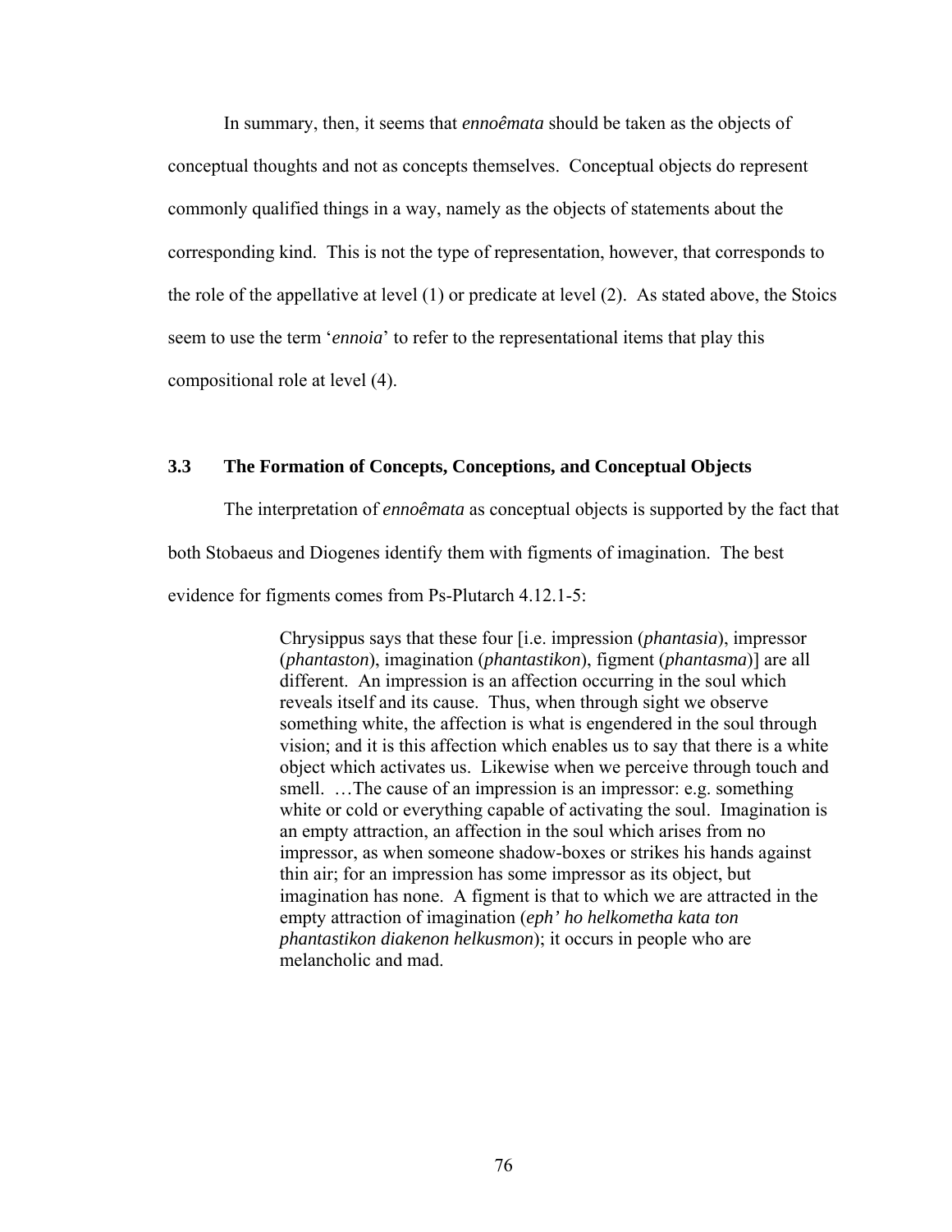In summary, then, it seems that *ennoêmata* should be taken as the objects of conceptual thoughts and not as concepts themselves. Conceptual objects do represent commonly qualified things in a way, namely as the objects of statements about the corresponding kind. This is not the type of representation, however, that corresponds to the role of the appellative at level (1) or predicate at level (2). As stated above, the Stoics seem to use the term '*ennoia*' to refer to the representational items that play this compositional role at level (4).

### 3.3 The Formation of Concepts, Conceptions, and Conceptual Objects

The interpretation of *ennoêmata* as conceptual objects is supported by the fact that both Stobaeus and Diogenes identify them with figments of imagination. The best evidence for figments comes from Ps-Plutarch 4.12.1-5:

> Chrysippus says that these four [i.e. impression (*phantasia*), impressor (*phantaston*), imagination (*phantastikon*), figment (*phantasma*)] are all different. An impression is an affection occurring in the soul which reveals itself and its cause. Thus, when through sight we observe something white, the affection is what is engendered in the soul through vision; and it is this affection which enables us to say that there is a white object which activates us. Likewise when we perceive through touch and smell. …The cause of an impression is an impressor: e.g. something white or cold or everything capable of activating the soul. Imagination is an empty attraction, an affection in the soul which arises from no impressor, as when someone shadow-boxes or strikes his hands against thin air; for an impression has some impressor as its object, but imagination has none. A figment is that to which we are attracted in the empty attraction of imagination (*eph' ho helkometha kata ton phantastikon diakenon helkusmon*); it occurs in people who are melancholic and mad.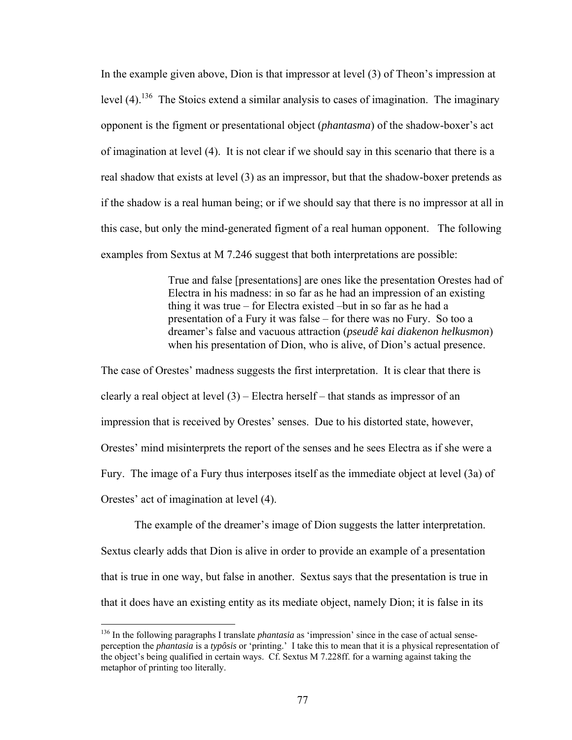In the example given above, Dion is that impressor at level (3) of Theon's impression at level (4).[136] The Stoics extend a similar analysis to cases of imagination. The imaginary opponent is the figment or presentational object (*phantasma*) of the shadow-boxer's act of imagination at level (4). It is not clear if we should say in this scenario that there is a real shadow that exists at level (3) as an impressor, but that the shadow-boxer pretends as if the shadow is a real human being; or if we should say that there is no impressor at all in this case, but only the mind-generated figment of a real human opponent. The following examples from Sextus at M 7.246 suggest that both interpretations are possible:

> True and false [presentations] are ones like the presentation Orestes had of Electra in his madness: in so far as he had an impression of an existing thing it was true – for Electra existed –but in so far as he had a presentation of a Fury it was false – for there was no Fury. So too a dreamer's false and vacuous attraction (*pseudê kai diakenon helkusmon*) when his presentation of Dion, who is alive, of Dion's actual presence.

The case of Orestes' madness suggests the first interpretation. It is clear that there is clearly a real object at level (3) – Electra herself – that stands as impressor of an impression that is received by Orestes' senses. Due to his distorted state, however, Orestes' mind misinterprets the report of the senses and he sees Electra as if she were a Fury. The image of a Fury thus interposes itself as the immediate object at level (3a) of Orestes' act of imagination at level (4).

The example of the dreamer's image of Dion suggests the latter interpretation. Sextus clearly adds that Dion is alive in order to provide an example of a presentation that is true in one way, but false in another. Sextus says that the presentation is true in that it does have an existing entity as its mediate object, namely Dion; it is false in its

[136] In the following paragraphs I translate *phantasia* as 'impression' since in the case of actual sense-perception the *phantasia* is a *typôsis* or 'printing.' I take this to mean that it is a physical representation of the object's being qualified in certain ways. Cf. Sextus M 7.228ff. for a warning against taking the metaphor of printing too literally.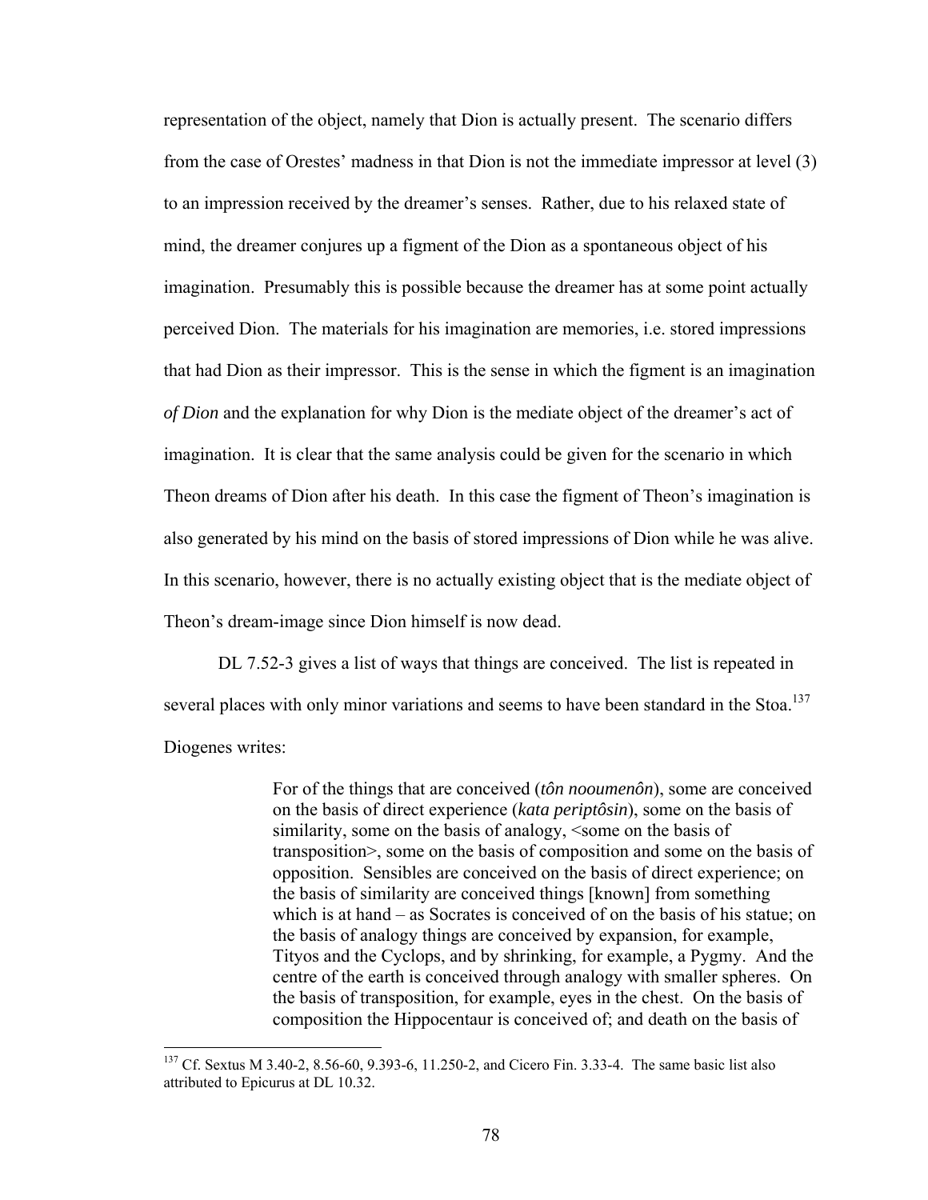representation of the object, namely that Dion is actually present. The scenario differs from the case of Orestes' madness in that Dion is not the immediate impressor at level (3) to an impression received by the dreamer's senses. Rather, due to his relaxed state of mind, the dreamer conjures up a figment of the Dion as a spontaneous object of his imagination. Presumably this is possible because the dreamer has at some point actually perceived Dion. The materials for his imagination are memories, i.e. stored impressions that had Dion as their impressor. This is the sense in which the figment is an imagination *of Dion* and the explanation for why Dion is the mediate object of the dreamer's act of imagination. It is clear that the same analysis could be given for the scenario in which Theon dreams of Dion after his death. In this case the figment of Theon's imagination is also generated by his mind on the basis of stored impressions of Dion while he was alive. In this scenario, however, there is no actually existing object that is the mediate object of Theon's dream-image since Dion himself is now dead.

DL 7.52-3 gives a list of ways that things are conceived. The list is repeated in several places with only minor variations and seems to have been standard in the Stoa.[137] Diogenes writes:

> For of the things that are conceived (*tôn nooumenôn*), some are conceived on the basis of direct experience (*kata periptôsin*), some on the basis of similarity, some on the basis of analogy, <some on the basis of transposition>, some on the basis of composition and some on the basis of opposition. Sensibles are conceived on the basis of direct experience; on the basis of similarity are conceived things [known] from something which is at hand – as Socrates is conceived of on the basis of his statue; on the basis of analogy things are conceived by expansion, for example, Tityos and the Cyclops, and by shrinking, for example, a Pygmy. And the centre of the earth is conceived through analogy with smaller spheres. On the basis of transposition, for example, eyes in the chest. On the basis of composition the Hippocentaur is conceived of; and death on the basis of

[137] Cf. Sextus M 3.40-2, 8.56-60, 9.393-6, 11.250-2, and Cicero Fin. 3.33-4. The same basic list also attributed to Epicurus at DL 10.32.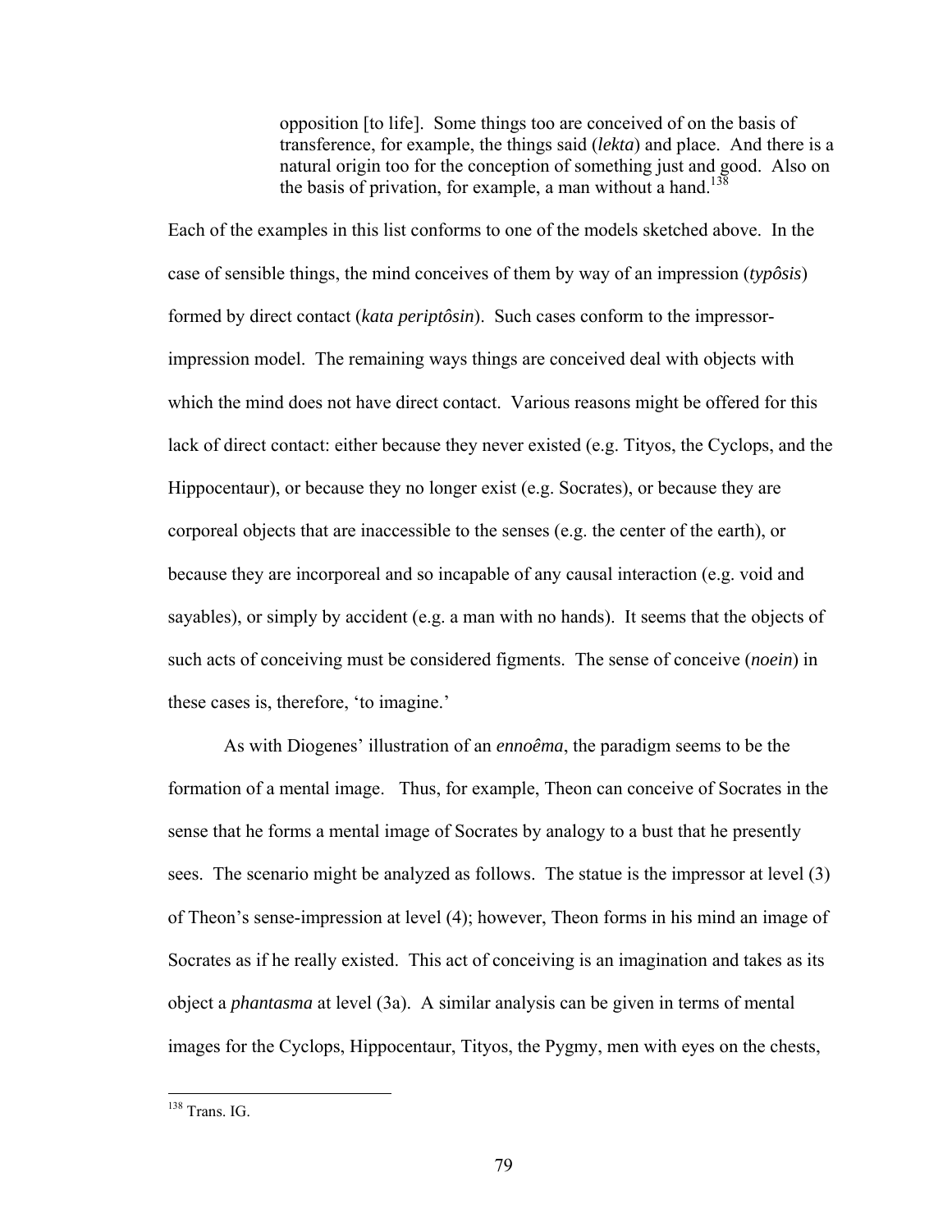> opposition [to life]. Some things too are conceived of on the basis of transference, for example, the things said (*lekta*) and place. And there is a natural origin too for the conception of something just and good. Also on the basis of privation, for example, a man without a hand.[138]

Each of the examples in this list conforms to one of the models sketched above. In the case of sensible things, the mind conceives of them by way of an impression (*typôsis*) formed by direct contact (*kata periptôsin*). Such cases conform to the impressor-impression model. The remaining ways things are conceived deal with objects with which the mind does not have direct contact. Various reasons might be offered for this lack of direct contact: either because they never existed (e.g. Tityos, the Cyclops, and the Hippocentaur), or because they no longer exist (e.g. Socrates), or because they are corporeal objects that are inaccessible to the senses (e.g. the center of the earth), or because they are incorporeal and so incapable of any causal interaction (e.g. void and sayables), or simply by accident (e.g. a man with no hands). It seems that the objects of such acts of conceiving must be considered figments. The sense of conceive (*noein*) in these cases is, therefore, 'to imagine.'

As with Diogenes' illustration of an *ennoêma*, the paradigm seems to be the formation of a mental image. Thus, for example, Theon can conceive of Socrates in the sense that he forms a mental image of Socrates by analogy to a bust that he presently sees. The scenario might be analyzed as follows. The statue is the impressor at level (3) of Theon's sense-impression at level (4); however, Theon forms in his mind an image of Socrates as if he really existed. This act of conceiving is an imagination and takes as its object a *phantasma* at level (3a). A similar analysis can be given in terms of mental images for the Cyclops, Hippocentaur, Tityos, the Pygmy, men with eyes on the chests,

---

[138] Trans. IG.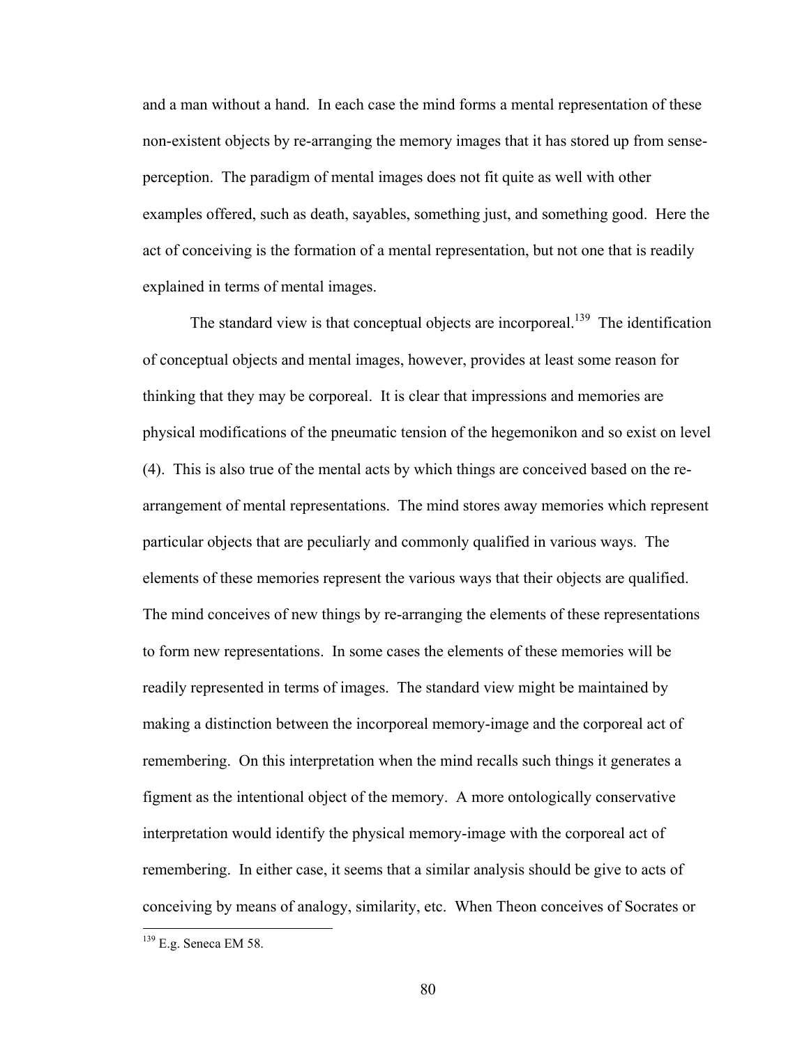and a man without a hand. In each case the mind forms a mental representation of these non-existent objects by re-arranging the memory images that it has stored up from sense-perception. The paradigm of mental images does not fit quite as well with other examples offered, such as death, sayables, something just, and something good. Here the act of conceiving is the formation of a mental representation, but not one that is readily explained in terms of mental images.

The standard view is that conceptual objects are incorporeal.[139] The identification of conceptual objects and mental images, however, provides at least some reason for thinking that they may be corporeal. It is clear that impressions and memories are physical modifications of the pneumatic tension of the hegemonikon and so exist on level (4). This is also true of the mental acts by which things are conceived based on the re-arrangement of mental representations. The mind stores away memories which represent particular objects that are peculiarly and commonly qualified in various ways. The elements of these memories represent the various ways that their objects are qualified. The mind conceives of new things by re-arranging the elements of these representations to form new representations. In some cases the elements of these memories will be readily represented in terms of images. The standard view might be maintained by making a distinction between the incorporeal memory-image and the corporeal act of remembering. On this interpretation when the mind recalls such things it generates a figment as the intentional object of the memory. A more ontologically conservative interpretation would identify the physical memory-image with the corporeal act of remembering. In either case, it seems that a similar analysis should be give to acts of conceiving by means of analogy, similarity, etc. When Theon conceives of Socrates or

[139] E.g. Seneca EM 58.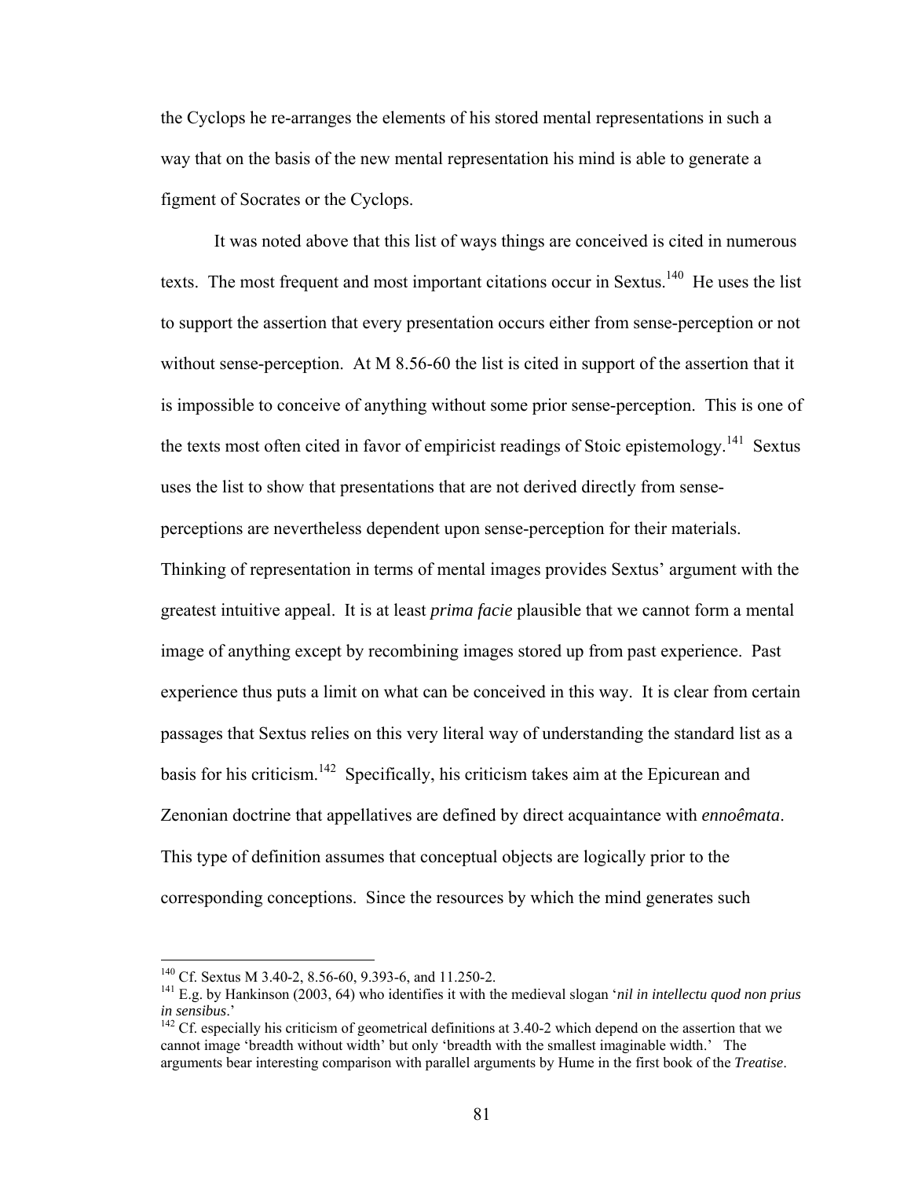the Cyclops he re-arranges the elements of his stored mental representations in such a way that on the basis of the new mental representation his mind is able to generate a figment of Socrates or the Cyclops.

It was noted above that this list of ways things are conceived is cited in numerous texts. The most frequent and most important citations occur in Sextus.[140] He uses the list to support the assertion that every presentation occurs either from sense-perception or not without sense-perception. At M 8.56-60 the list is cited in support of the assertion that it is impossible to conceive of anything without some prior sense-perception. This is one of the texts most often cited in favor of empiricist readings of Stoic epistemology.[141] Sextus uses the list to show that presentations that are not derived directly from sense-perceptions are nevertheless dependent upon sense-perception for their materials. Thinking of representation in terms of mental images provides Sextus' argument with the greatest intuitive appeal. It is at least *prima facie* plausible that we cannot form a mental image of anything except by recombining images stored up from past experience. Past experience thus puts a limit on what can be conceived in this way. It is clear from certain passages that Sextus relies on this very literal way of understanding the standard list as a basis for his criticism.[142] Specifically, his criticism takes aim at the Epicurean and Zenonian doctrine that appellatives are defined by direct acquaintance with *ennoêmata*. This type of definition assumes that conceptual objects are logically prior to the corresponding conceptions. Since the resources by which the mind generates such

---

[140] Cf. Sextus M 3.40-2, 8.56-60, 9.393-6, and 11.250-2.

[141] E.g. by Hankinson (2003, 64) who identifies it with the medieval slogan '*nil in intellectu quod non prius in sensibus*.'

[142] Cf. especially his criticism of geometrical definitions at 3.40-2 which depend on the assertion that we cannot image 'breadth without width' but only 'breadth with the smallest imaginable width.' The arguments bear interesting comparison with parallel arguments by Hume in the first book of the *Treatise*.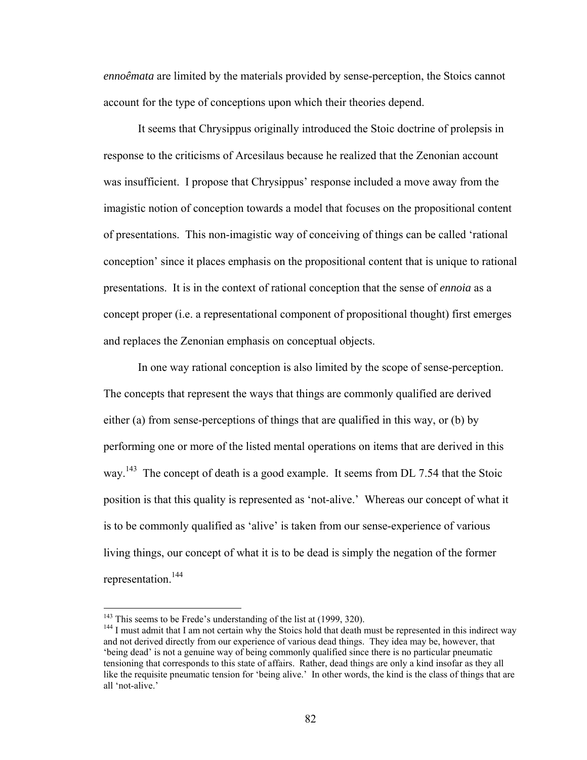*ennoêmata* are limited by the materials provided by sense-perception, the Stoics cannot account for the type of conceptions upon which their theories depend.

It seems that Chrysippus originally introduced the Stoic doctrine of prolepsis in response to the criticisms of Arcesilaus because he realized that the Zenonian account was insufficient. I propose that Chrysippus' response included a move away from the imagistic notion of conception towards a model that focuses on the propositional content of presentations. This non-imagistic way of conceiving of things can be called 'rational conception' since it places emphasis on the propositional content that is unique to rational presentations. It is in the context of rational conception that the sense of *ennoia* as a concept proper (i.e. a representational component of propositional thought) first emerges and replaces the Zenonian emphasis on conceptual objects.

In one way rational conception is also limited by the scope of sense-perception. The concepts that represent the ways that things are commonly qualified are derived either (a) from sense-perceptions of things that are qualified in this way, or (b) by performing one or more of the listed mental operations on items that are derived in this way.[143] The concept of death is a good example. It seems from DL 7.54 that the Stoic position is that this quality is represented as 'not-alive.' Whereas our concept of what it is to be commonly qualified as 'alive' is taken from our sense-experience of various living things, our concept of what it is to be dead is simply the negation of the former representation.[144]

---

[143] This seems to be Frede's understanding of the list at (1999, 320).

[144] I must admit that I am not certain why the Stoics hold that death must be represented in this indirect way and not derived directly from our experience of various dead things. They idea may be, however, that 'being dead' is not a genuine way of being commonly qualified since there is no particular pneumatic tensioning that corresponds to this state of affairs. Rather, dead things are only a kind insofar as they all like the requisite pneumatic tension for 'being alive.' In other words, the kind is the class of things that are all 'not-alive.'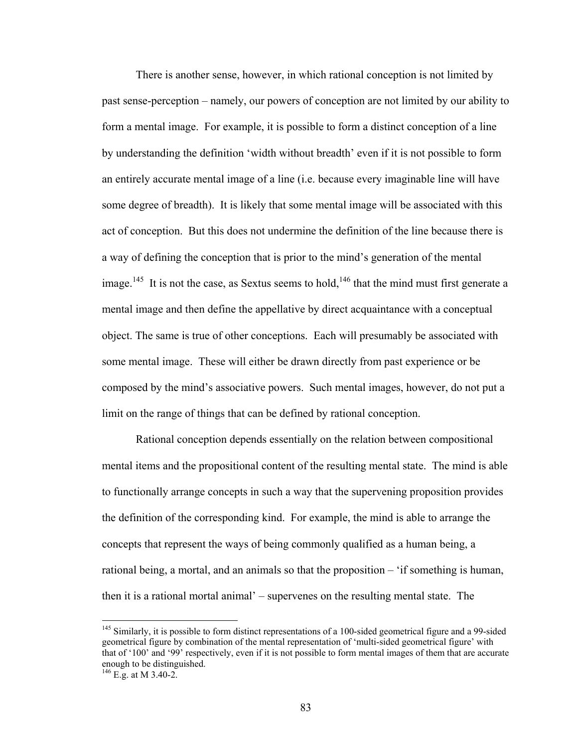There is another sense, however, in which rational conception is not limited by past sense-perception – namely, our powers of conception are not limited by our ability to form a mental image. For example, it is possible to form a distinct conception of a line by understanding the definition 'width without breadth' even if it is not possible to form an entirely accurate mental image of a line (i.e. because every imaginable line will have some degree of breadth). It is likely that some mental image will be associated with this act of conception. But this does not undermine the definition of the line because there is a way of defining the conception that is prior to the mind's generation of the mental image.[145] It is not the case, as Sextus seems to hold,[146] that the mind must first generate a mental image and then define the appellative by direct acquaintance with a conceptual object. The same is true of other conceptions. Each will presumably be associated with some mental image. These will either be drawn directly from past experience or be composed by the mind's associative powers. Such mental images, however, do not put a limit on the range of things that can be defined by rational conception.

Rational conception depends essentially on the relation between compositional mental items and the propositional content of the resulting mental state. The mind is able to functionally arrange concepts in such a way that the supervening proposition provides the definition of the corresponding kind. For example, the mind is able to arrange the concepts that represent the ways of being commonly qualified as a human being, a rational being, a mortal, and an animals so that the proposition – 'if something is human, then it is a rational mortal animal' – supervenes on the resulting mental state. The

---

[145] Similarly, it is possible to form distinct representations of a 100-sided geometrical figure and a 99-sided geometrical figure by combination of the mental representation of 'multi-sided geometrical figure' with that of '100' and '99' respectively, even if it is not possible to form mental images of them that are accurate enough to be distinguished.

[146] E.g. at M 3.40-2.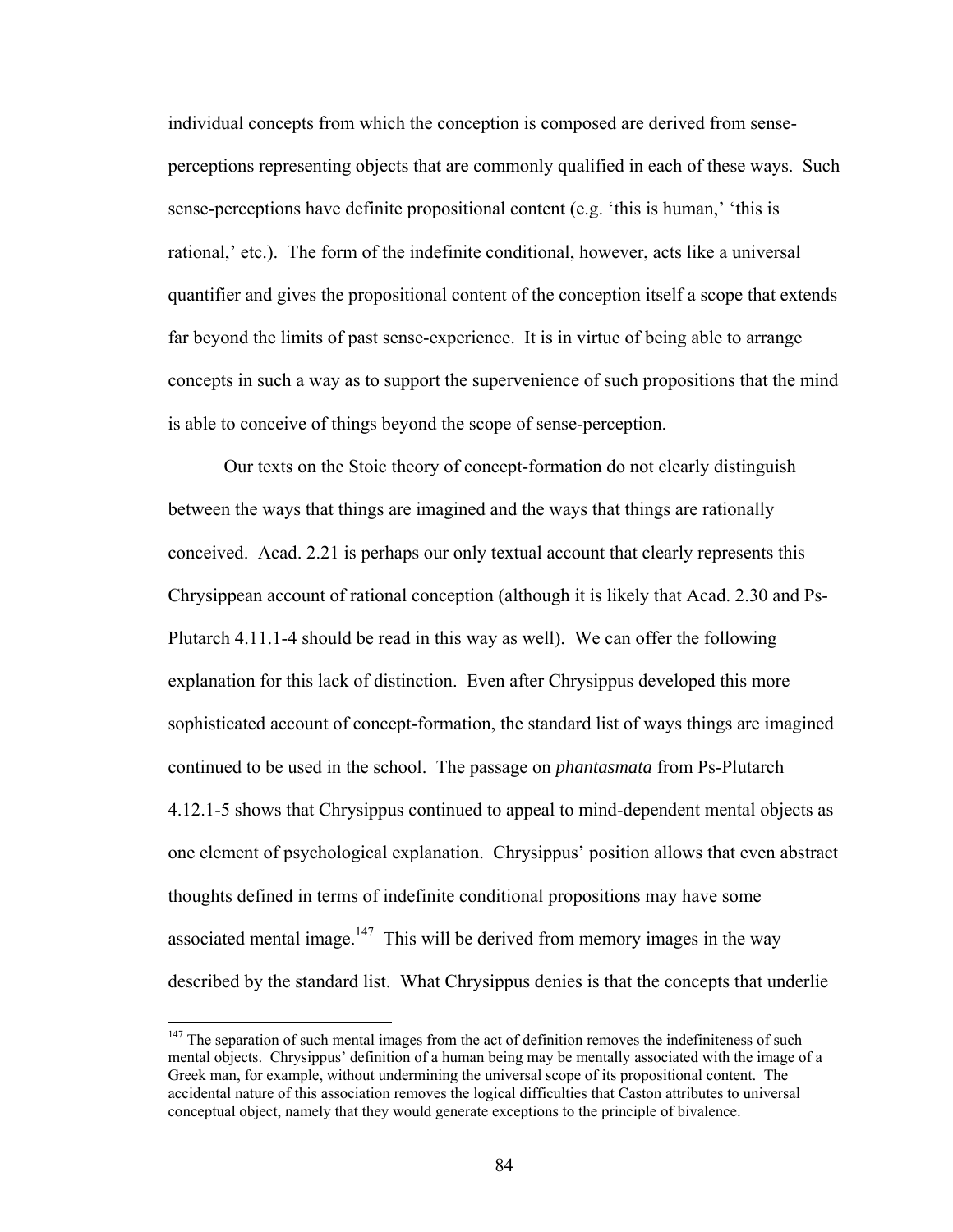individual concepts from which the conception is composed are derived from sense-perceptions representing objects that are commonly qualified in each of these ways. Such sense-perceptions have definite propositional content (e.g. 'this is human,' 'this is rational,' etc.). The form of the indefinite conditional, however, acts like a universal quantifier and gives the propositional content of the conception itself a scope that extends far beyond the limits of past sense-experience. It is in virtue of being able to arrange concepts in such a way as to support the supervenience of such propositions that the mind is able to conceive of things beyond the scope of sense-perception.

Our texts on the Stoic theory of concept-formation do not clearly distinguish between the ways that things are imagined and the ways that things are rationally conceived. Acad. 2.21 is perhaps our only textual account that clearly represents this Chrysippean account of rational conception (although it is likely that Acad. 2.30 and Ps-Plutarch 4.11.1-4 should be read in this way as well). We can offer the following explanation for this lack of distinction. Even after Chrysippus developed this more sophisticated account of concept-formation, the standard list of ways things are imagined continued to be used in the school. The passage on *phantasmata* from Ps-Plutarch 4.12.1-5 shows that Chrysippus continued to appeal to mind-dependent mental objects as one element of psychological explanation. Chrysippus' position allows that even abstract thoughts defined in terms of indefinite conditional propositions may have some associated mental image.[147] This will be derived from memory images in the way described by the standard list. What Chrysippus denies is that the concepts that underlie

[147] The separation of such mental images from the act of definition removes the indefiniteness of such mental objects. Chrysippus' definition of a human being may be mentally associated with the image of a Greek man, for example, without undermining the universal scope of its propositional content. The accidental nature of this association removes the logical difficulties that Caston attributes to universal conceptual object, namely that they would generate exceptions to the principle of bivalence.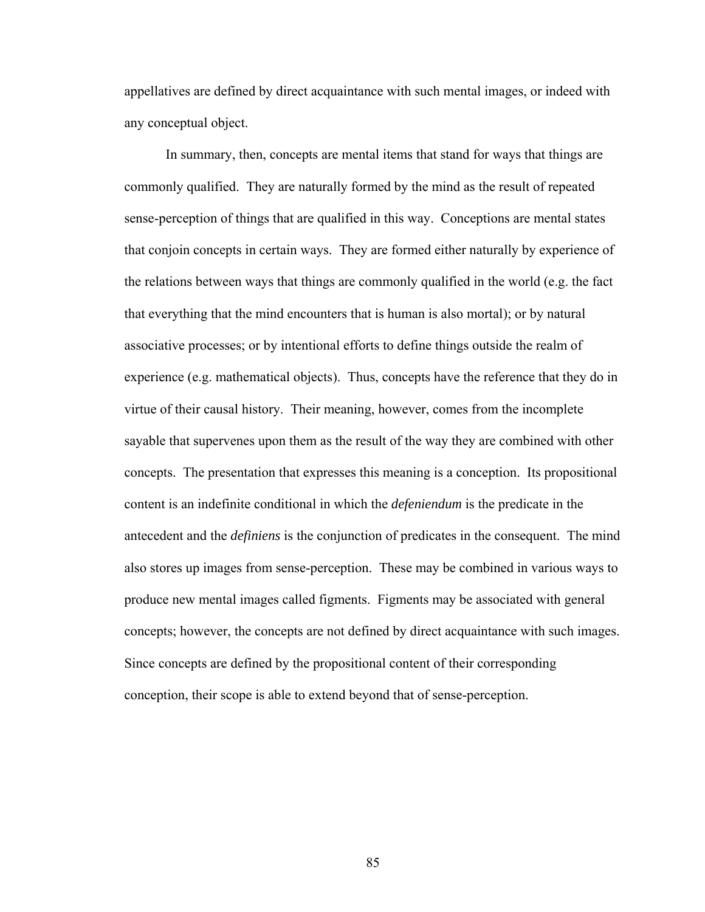appellatives are defined by direct acquaintance with such mental images, or indeed with any conceptual object.

In summary, then, concepts are mental items that stand for ways that things are commonly qualified. They are naturally formed by the mind as the result of repeated sense-perception of things that are qualified in this way. Conceptions are mental states that conjoin concepts in certain ways. They are formed either naturally by experience of the relations between ways that things are commonly qualified in the world (e.g. the fact that everything that the mind encounters that is human is also mortal); or by natural associative processes; or by intentional efforts to define things outside the realm of experience (e.g. mathematical objects). Thus, concepts have the reference that they do in virtue of their causal history. Their meaning, however, comes from the incomplete sayable that supervenes upon them as the result of the way they are combined with other concepts. The presentation that expresses this meaning is a conception. Its propositional content is an indefinite conditional in which the *defeniendum* is the predicate in the antecedent and the *definiens* is the conjunction of predicates in the consequent. The mind also stores up images from sense-perception. These may be combined in various ways to produce new mental images called figments. Figments may be associated with general concepts; however, the concepts are not defined by direct acquaintance with such images. Since concepts are defined by the propositional content of their corresponding conception, their scope is able to extend beyond that of sense-perception.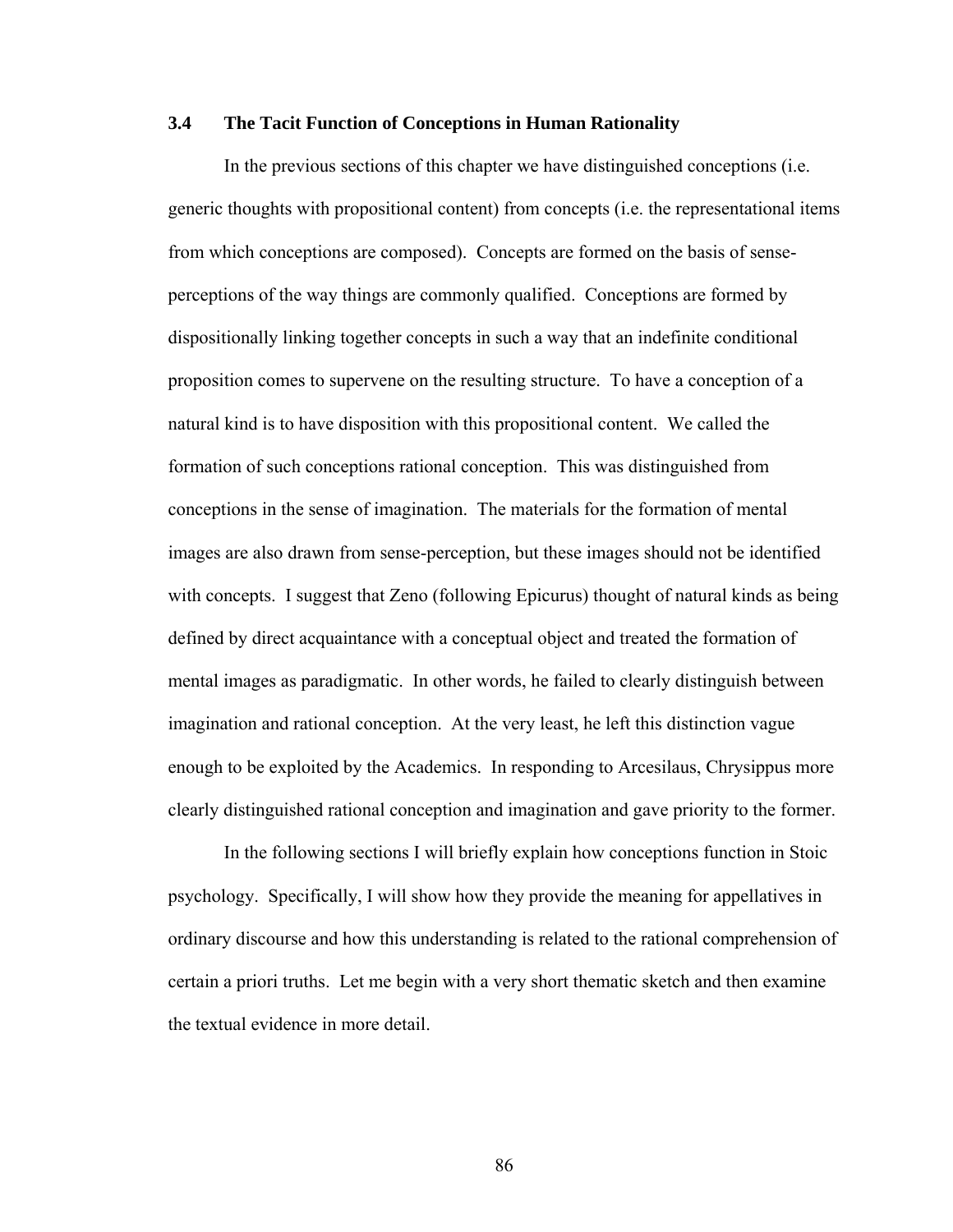### 3.4 The Tacit Function of Conceptions in Human Rationality

In the previous sections of this chapter we have distinguished conceptions (i.e. generic thoughts with propositional content) from concepts (i.e. the representational items from which conceptions are composed). Concepts are formed on the basis of sense-perceptions of the way things are commonly qualified. Conceptions are formed by dispositionally linking together concepts in such a way that an indefinite conditional proposition comes to supervene on the resulting structure. To have a conception of a natural kind is to have disposition with this propositional content. We called the formation of such conceptions rational conception. This was distinguished from conceptions in the sense of imagination. The materials for the formation of mental images are also drawn from sense-perception, but these images should not be identified with concepts. I suggest that Zeno (following Epicurus) thought of natural kinds as being defined by direct acquaintance with a conceptual object and treated the formation of mental images as paradigmatic. In other words, he failed to clearly distinguish between imagination and rational conception. At the very least, he left this distinction vague enough to be exploited by the Academics. In responding to Arcesilaus, Chrysippus more clearly distinguished rational conception and imagination and gave priority to the former.

In the following sections I will briefly explain how conceptions function in Stoic psychology. Specifically, I will show how they provide the meaning for appellatives in ordinary discourse and how this understanding is related to the rational comprehension of certain a priori truths. Let me begin with a very short thematic sketch and then examine the textual evidence in more detail.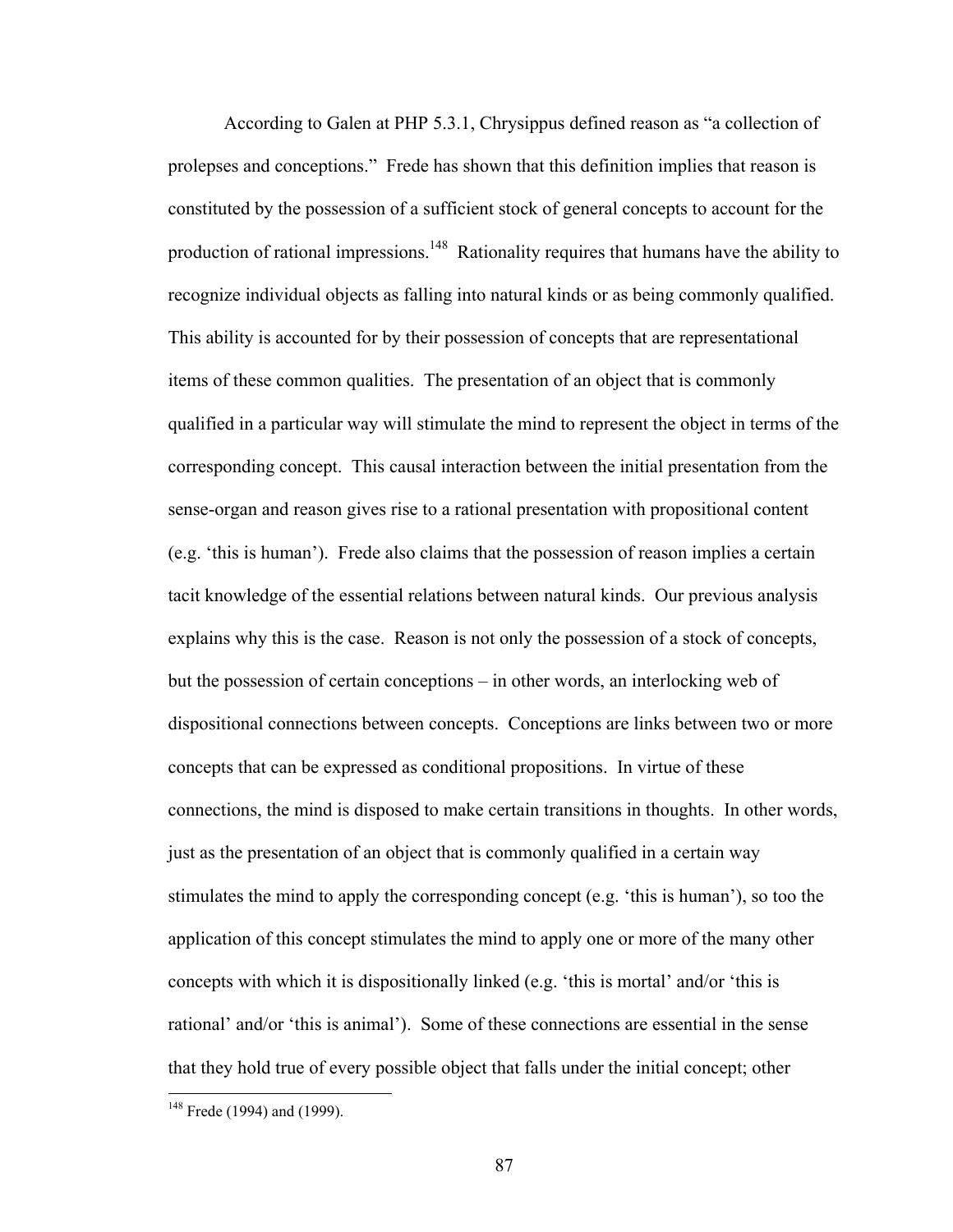According to Galen at PHP 5.3.1, Chrysippus defined reason as "a collection of prolepses and conceptions." Frede has shown that this definition implies that reason is constituted by the possession of a sufficient stock of general concepts to account for the production of rational impressions.[148] Rationality requires that humans have the ability to recognize individual objects as falling into natural kinds or as being commonly qualified. This ability is accounted for by their possession of concepts that are representational items of these common qualities. The presentation of an object that is commonly qualified in a particular way will stimulate the mind to represent the object in terms of the corresponding concept. This causal interaction between the initial presentation from the sense-organ and reason gives rise to a rational presentation with propositional content (e.g. 'this is human'). Frede also claims that the possession of reason implies a certain tacit knowledge of the essential relations between natural kinds. Our previous analysis explains why this is the case. Reason is not only the possession of a stock of concepts, but the possession of certain conceptions – in other words, an interlocking web of dispositional connections between concepts. Conceptions are links between two or more concepts that can be expressed as conditional propositions. In virtue of these connections, the mind is disposed to make certain transitions in thoughts. In other words, just as the presentation of an object that is commonly qualified in a certain way stimulates the mind to apply the corresponding concept (e.g. 'this is human'), so too the application of this concept stimulates the mind to apply one or more of the many other concepts with which it is dispositionally linked (e.g. 'this is mortal' and/or 'this is rational' and/or 'this is animal'). Some of these connections are essential in the sense that they hold true of every possible object that falls under the initial concept; other

---

[148] Frede (1994) and (1999).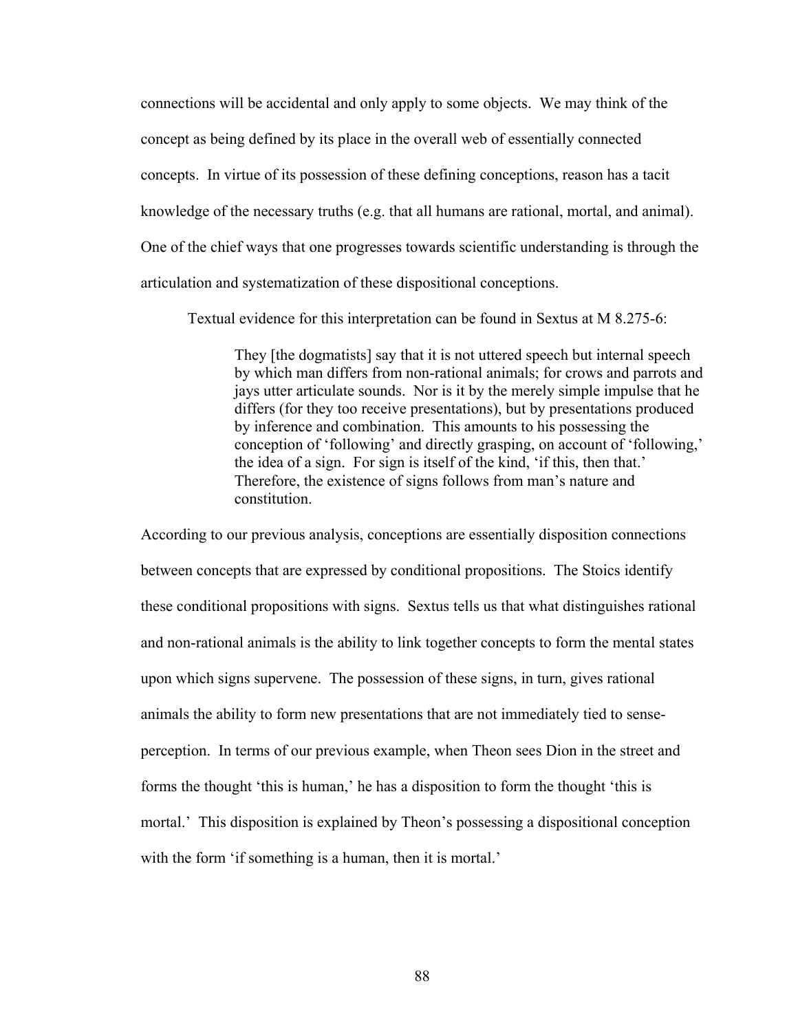connections will be accidental and only apply to some objects. We may think of the concept as being defined by its place in the overall web of essentially connected concepts. In virtue of its possession of these defining conceptions, reason has a tacit knowledge of the necessary truths (e.g. that all humans are rational, mortal, and animal). One of the chief ways that one progresses towards scientific understanding is through the articulation and systematization of these dispositional conceptions.

Textual evidence for this interpretation can be found in Sextus at M 8.275-6:

> They [the dogmatists] say that it is not uttered speech but internal speech by which man differs from non-rational animals; for crows and parrots and jays utter articulate sounds. Nor is it by the merely simple impulse that he differs (for they too receive presentations), but by presentations produced by inference and combination. This amounts to his possessing the conception of 'following' and directly grasping, on account of 'following,' the idea of a sign. For sign is itself of the kind, 'if this, then that.' Therefore, the existence of signs follows from man's nature and constitution.

According to our previous analysis, conceptions are essentially disposition connections between concepts that are expressed by conditional propositions. The Stoics identify these conditional propositions with signs. Sextus tells us that what distinguishes rational and non-rational animals is the ability to link together concepts to form the mental states upon which signs supervene. The possession of these signs, in turn, gives rational animals the ability to form new presentations that are not immediately tied to sense-perception. In terms of our previous example, when Theon sees Dion in the street and forms the thought 'this is human,' he has a disposition to form the thought 'this is mortal.' This disposition is explained by Theon's possessing a dispositional conception with the form 'if something is a human, then it is mortal.'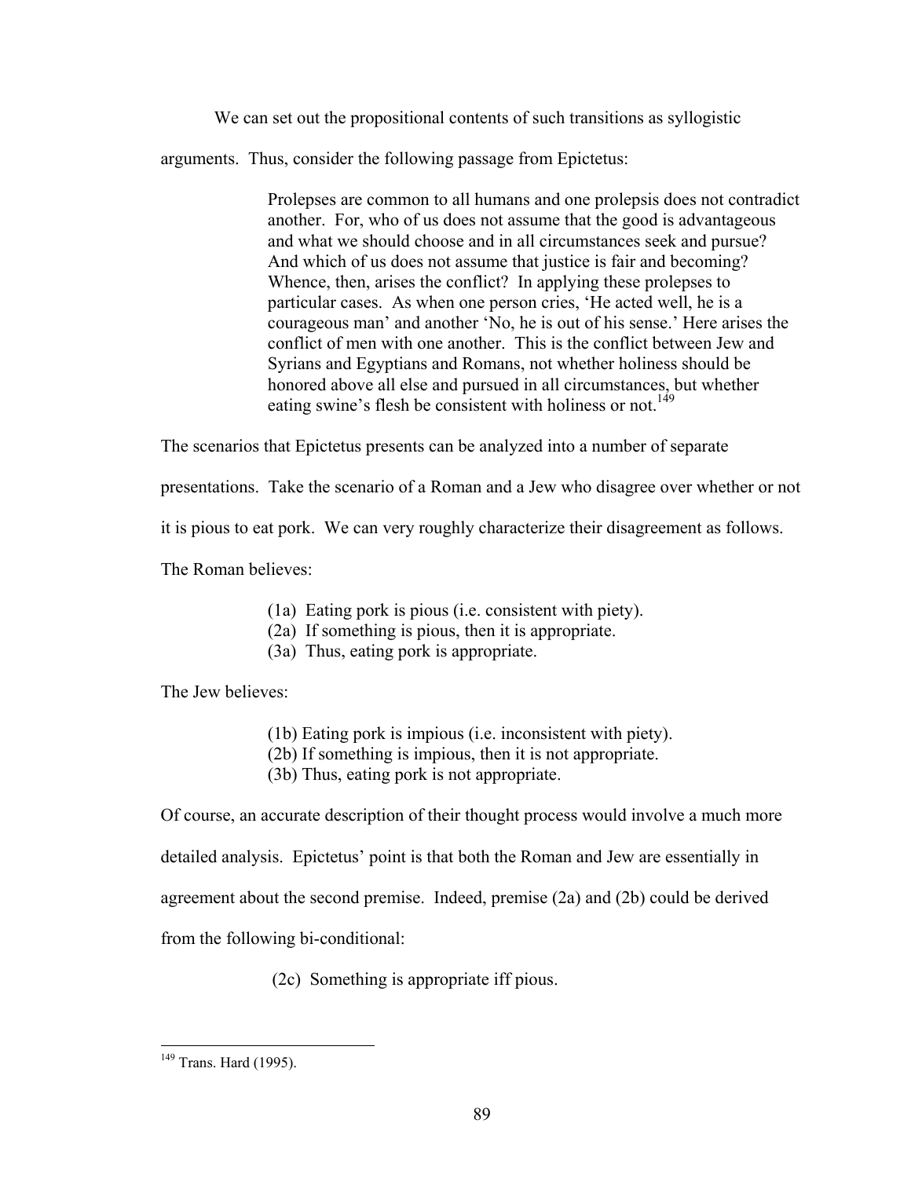We can set out the propositional contents of such transitions as syllogistic arguments. Thus, consider the following passage from Epictetus:

> Prolepses are common to all humans and one prolepsis does not contradict another. For, who of us does not assume that the good is advantageous and what we should choose and in all circumstances seek and pursue? And which of us does not assume that justice is fair and becoming? Whence, then, arises the conflict? In applying these prolepses to particular cases. As when one person cries, 'He acted well, he is a courageous man' and another 'No, he is out of his sense.' Here arises the conflict of men with one another. This is the conflict between Jew and Syrians and Egyptians and Romans, not whether holiness should be honored above all else and pursued in all circumstances, but whether eating swine's flesh be consistent with holiness or not.[149]

The scenarios that Epictetus presents can be analyzed into a number of separate presentations. Take the scenario of a Roman and a Jew who disagree over whether or not it is pious to eat pork. We can very roughly characterize their disagreement as follows. The Roman believes:

> (1a) Eating pork is pious (i.e. consistent with piety).
> (2a) If something is pious, then it is appropriate.
> (3a) Thus, eating pork is appropriate.

The Jew believes:

> (1b) Eating pork is impious (i.e. inconsistent with piety).
> (2b) If something is impious, then it is not appropriate.
> (3b) Thus, eating pork is not appropriate.

Of course, an accurate description of their thought process would involve a much more detailed analysis. Epictetus' point is that both the Roman and Jew are essentially in agreement about the second premise. Indeed, premise (2a) and (2b) could be derived from the following bi-conditional:

> (2c) Something is appropriate iff pious.

---

[149] Trans. Hard (1995).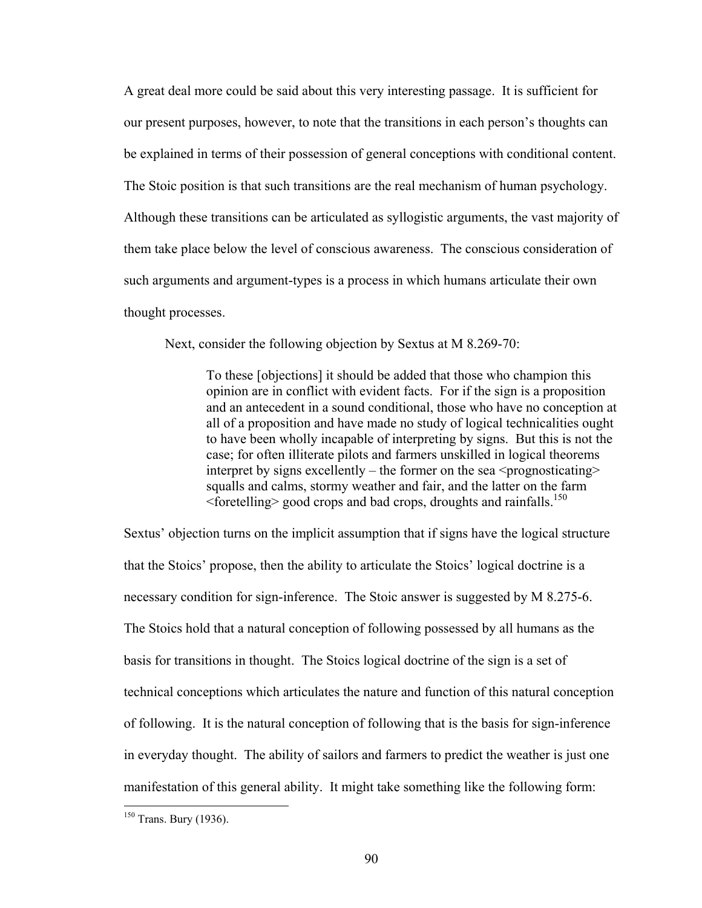A great deal more could be said about this very interesting passage. It is sufficient for our present purposes, however, to note that the transitions in each person's thoughts can be explained in terms of their possession of general conceptions with conditional content. The Stoic position is that such transitions are the real mechanism of human psychology. Although these transitions can be articulated as syllogistic arguments, the vast majority of them take place below the level of conscious awareness. The conscious consideration of such arguments and argument-types is a process in which humans articulate their own thought processes.

Next, consider the following objection by Sextus at M 8.269-70:

> To these [objections] it should be added that those who champion this opinion are in conflict with evident facts. For if the sign is a proposition and an antecedent in a sound conditional, those who have no conception at all of a proposition and have made no study of logical technicalities ought to have been wholly incapable of interpreting by signs. But this is not the case; for often illiterate pilots and farmers unskilled in logical theorems interpret by signs excellently – the former on the sea <prognosticating> squalls and calms, stormy weather and fair, and the latter on the farm <foretelling> good crops and bad crops, droughts and rainfalls.[150]

Sextus' objection turns on the implicit assumption that if signs have the logical structure that the Stoics' propose, then the ability to articulate the Stoics' logical doctrine is a necessary condition for sign-inference. The Stoic answer is suggested by M 8.275-6. The Stoics hold that a natural conception of following possessed by all humans as the basis for transitions in thought. The Stoics logical doctrine of the sign is a set of technical conceptions which articulates the nature and function of this natural conception of following. It is the natural conception of following that is the basis for sign-inference in everyday thought. The ability of sailors and farmers to predict the weather is just one manifestation of this general ability. It might take something like the following form:

[150] Trans. Bury (1936).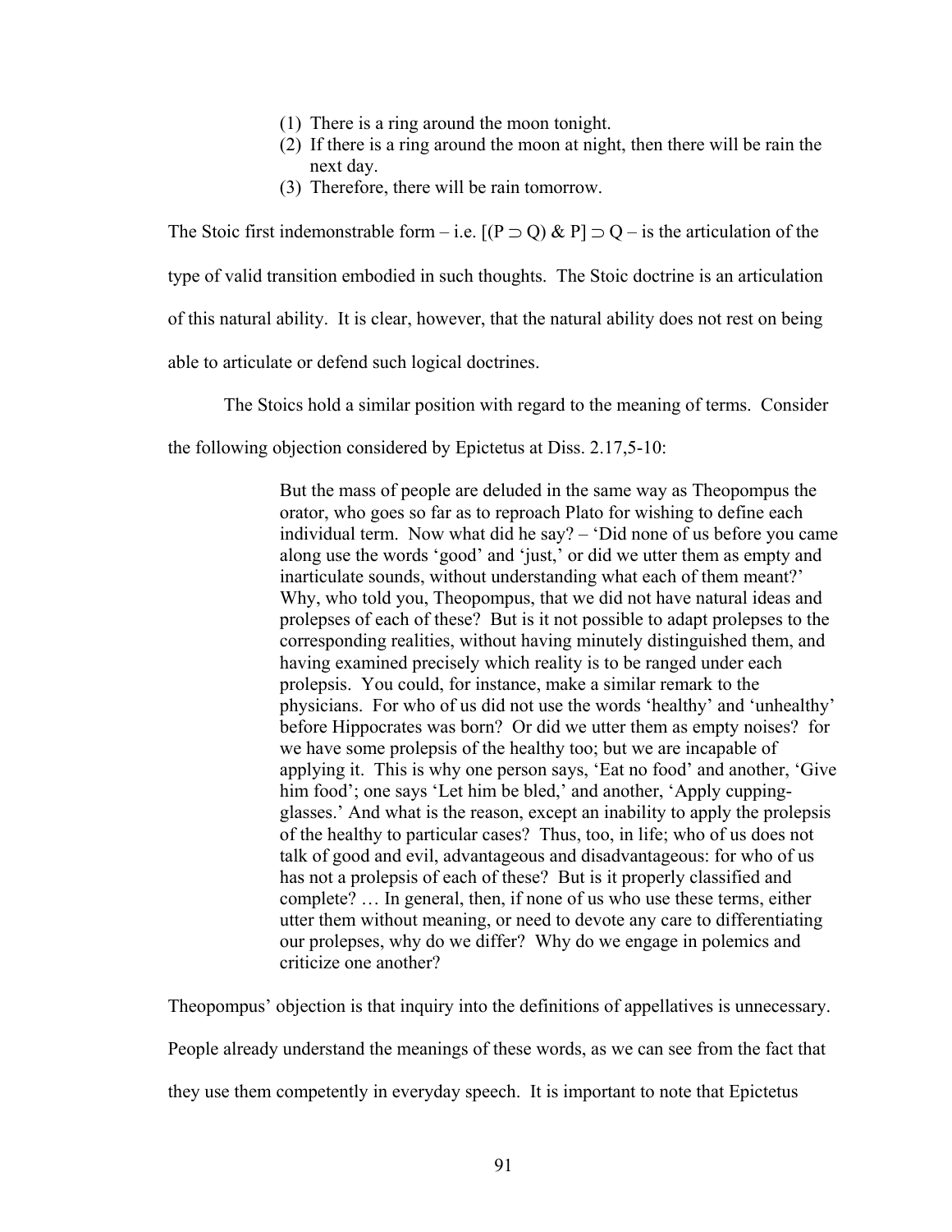(1) There is a ring around the moon tonight.
(2) If there is a ring around the moon at night, then there will be rain the next day.
(3) Therefore, there will be rain tomorrow.

The Stoic first indemonstrable form – i.e. $[(P \supset Q) \& P] \supset Q$ – is the articulation of the type of valid transition embodied in such thoughts. The Stoic doctrine is an articulation of this natural ability. It is clear, however, that the natural ability does not rest on being able to articulate or defend such logical doctrines.

The Stoics hold a similar position with regard to the meaning of terms. Consider the following objection considered by Epictetus at Diss. 2.17,5-10:

> But the mass of people are deluded in the same way as Theopompus the orator, who goes so far as to reproach Plato for wishing to define each individual term. Now what did he say? – 'Did none of us before you came along use the words 'good' and 'just,' or did we utter them as empty and inarticulate sounds, without understanding what each of them meant?' Why, who told you, Theopompus, that we did not have natural ideas and prolepses of each of these? But is it not possible to adapt prolepses to the corresponding realities, without having minutely distinguished them, and having examined precisely which reality is to be ranged under each prolepsis. You could, for instance, make a similar remark to the physicians. For who of us did not use the words 'healthy' and 'unhealthy' before Hippocrates was born? Or did we utter them as empty noises? for we have some prolepsis of the healthy too; but we are incapable of applying it. This is why one person says, 'Eat no food' and another, 'Give him food'; one says 'Let him be bled,' and another, 'Apply cupping-glasses.' And what is the reason, except an inability to apply the prolepsis of the healthy to particular cases? Thus, too, in life; who of us does not talk of good and evil, advantageous and disadvantageous: for who of us has not a prolepsis of each of these? But is it properly classified and complete? … In general, then, if none of us who use these terms, either utter them without meaning, or need to devote any care to differentiating our prolepses, why do we differ? Why do we engage in polemics and criticize one another?

Theopompus' objection is that inquiry into the definitions of appellatives is unnecessary. People already understand the meanings of these words, as we can see from the fact that they use them competently in everyday speech. It is important to note that Epictetus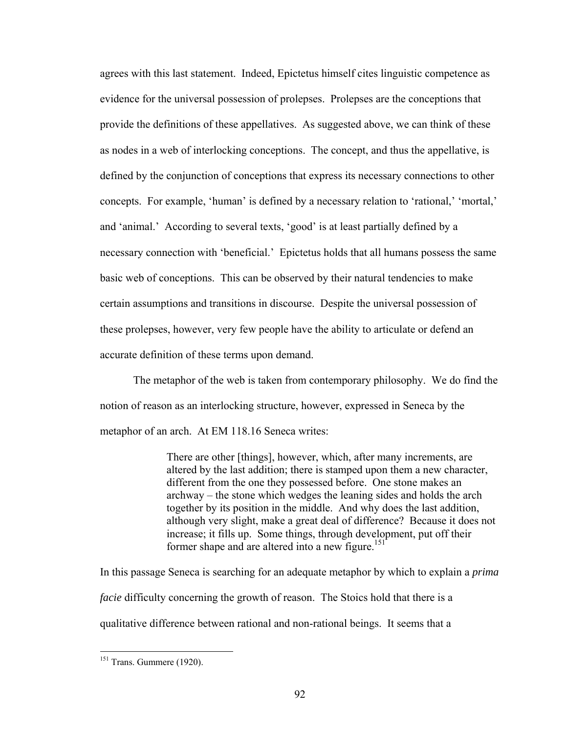agrees with this last statement. Indeed, Epictetus himself cites linguistic competence as evidence for the universal possession of prolepses. Prolepses are the conceptions that provide the definitions of these appellatives. As suggested above, we can think of these as nodes in a web of interlocking conceptions. The concept, and thus the appellative, is defined by the conjunction of conceptions that express its necessary connections to other concepts. For example, 'human' is defined by a necessary relation to 'rational,' 'mortal,' and 'animal.' According to several texts, 'good' is at least partially defined by a necessary connection with 'beneficial.' Epictetus holds that all humans possess the same basic web of conceptions. This can be observed by their natural tendencies to make certain assumptions and transitions in discourse. Despite the universal possession of these prolepses, however, very few people have the ability to articulate or defend an accurate definition of these terms upon demand.

The metaphor of the web is taken from contemporary philosophy. We do find the notion of reason as an interlocking structure, however, expressed in Seneca by the metaphor of an arch. At EM 118.16 Seneca writes:

> There are other [things], however, which, after many increments, are altered by the last addition; there is stamped upon them a new character, different from the one they possessed before. One stone makes an archway – the stone which wedges the leaning sides and holds the arch together by its position in the middle. And why does the last addition, although very slight, make a great deal of difference? Because it does not increase; it fills up. Some things, through development, put off their former shape and are altered into a new figure.[151]

In this passage Seneca is searching for an adequate metaphor by which to explain a *prima facie* difficulty concerning the growth of reason. The Stoics hold that there is a qualitative difference between rational and non-rational beings. It seems that a

[151] Trans. Gummere (1920).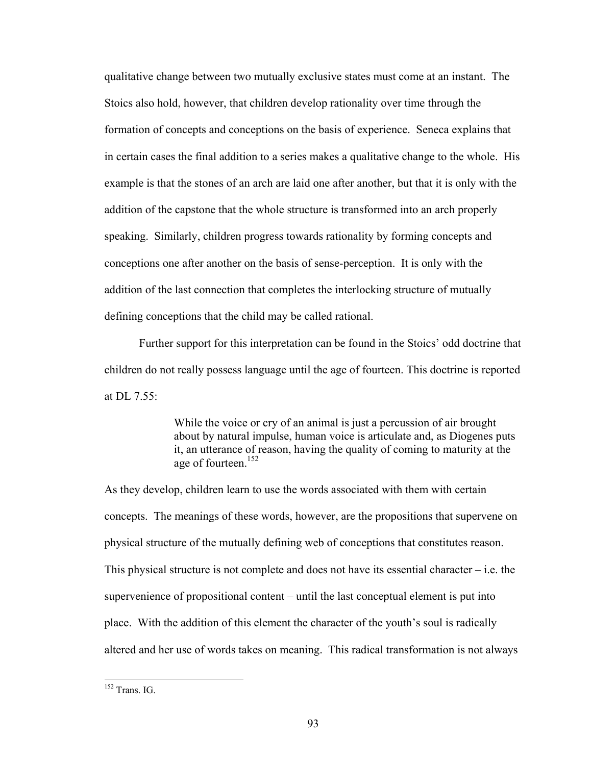qualitative change between two mutually exclusive states must come at an instant. The Stoics also hold, however, that children develop rationality over time through the formation of concepts and conceptions on the basis of experience. Seneca explains that in certain cases the final addition to a series makes a qualitative change to the whole. His example is that the stones of an arch are laid one after another, but that it is only with the addition of the capstone that the whole structure is transformed into an arch properly speaking. Similarly, children progress towards rationality by forming concepts and conceptions one after another on the basis of sense-perception. It is only with the addition of the last connection that completes the interlocking structure of mutually defining conceptions that the child may be called rational.

Further support for this interpretation can be found in the Stoics' odd doctrine that children do not really possess language until the age of fourteen. This doctrine is reported at DL 7.55:

> While the voice or cry of an animal is just a percussion of air brought about by natural impulse, human voice is articulate and, as Diogenes puts it, an utterance of reason, having the quality of coming to maturity at the age of fourteen.[152]

As they develop, children learn to use the words associated with them with certain concepts. The meanings of these words, however, are the propositions that supervene on physical structure of the mutually defining web of conceptions that constitutes reason. This physical structure is not complete and does not have its essential character – i.e. the supervenience of propositional content – until the last conceptual element is put into place. With the addition of this element the character of the youth's soul is radically altered and her use of words takes on meaning. This radical transformation is not always

[152] Trans. IG.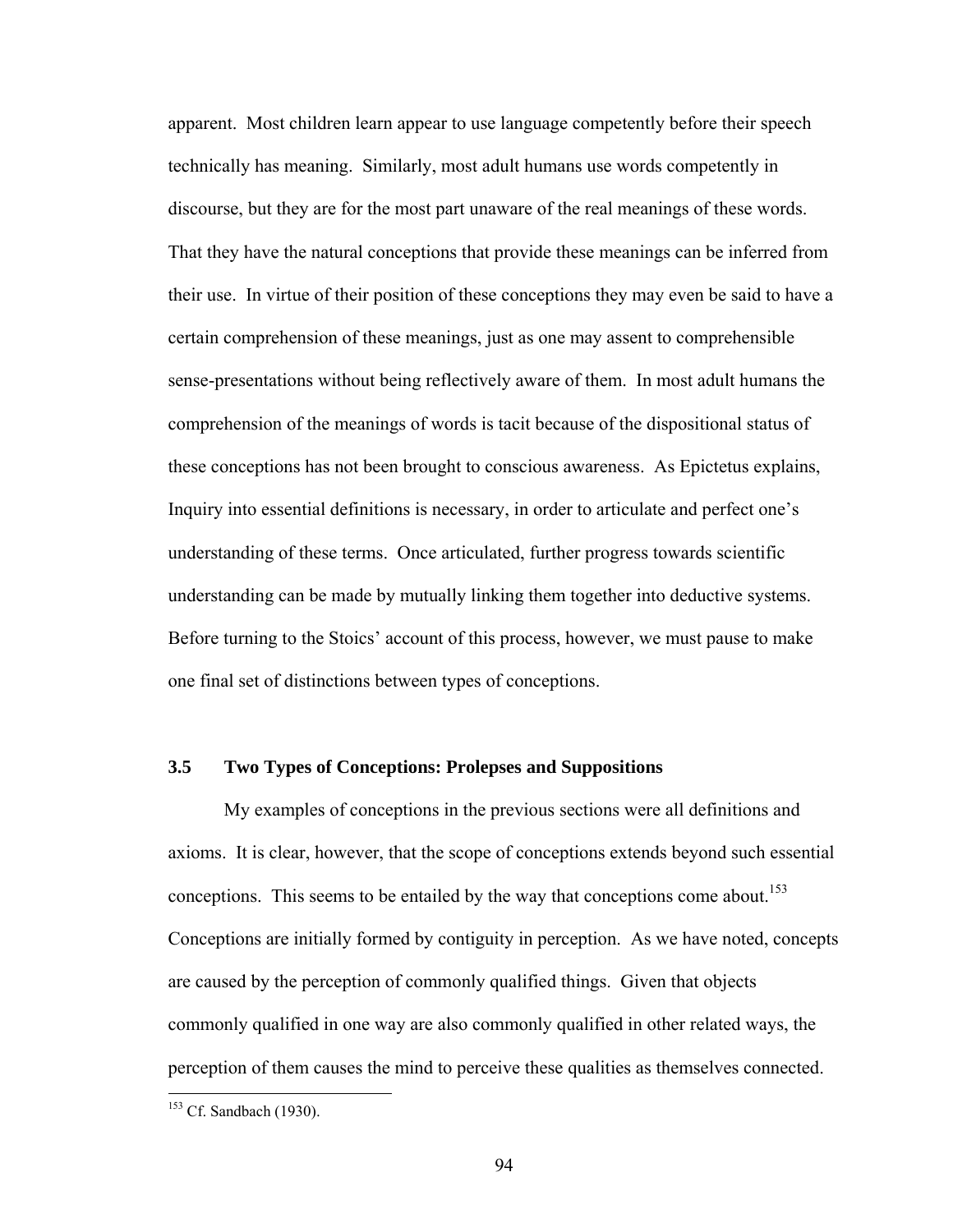apparent. Most children learn appear to use language competently before their speech technically has meaning. Similarly, most adult humans use words competently in discourse, but they are for the most part unaware of the real meanings of these words. That they have the natural conceptions that provide these meanings can be inferred from their use. In virtue of their position of these conceptions they may even be said to have a certain comprehension of these meanings, just as one may assent to comprehensible sense-presentations without being reflectively aware of them. In most adult humans the comprehension of the meanings of words is tacit because of the dispositional status of these conceptions has not been brought to conscious awareness. As Epictetus explains, Inquiry into essential definitions is necessary, in order to articulate and perfect one's understanding of these terms. Once articulated, further progress towards scientific understanding can be made by mutually linking them together into deductive systems. Before turning to the Stoics' account of this process, however, we must pause to make one final set of distinctions between types of conceptions.

### 3.5 Two Types of Conceptions: Prolepses and Suppositions

My examples of conceptions in the previous sections were all definitions and axioms. It is clear, however, that the scope of conceptions extends beyond such essential conceptions. This seems to be entailed by the way that conceptions come about.[153] Conceptions are initially formed by contiguity in perception. As we have noted, concepts are caused by the perception of commonly qualified things. Given that objects commonly qualified in one way are also commonly qualified in other related ways, the perception of them causes the mind to perceive these qualities as themselves connected.

[153] Cf. Sandbach (1930).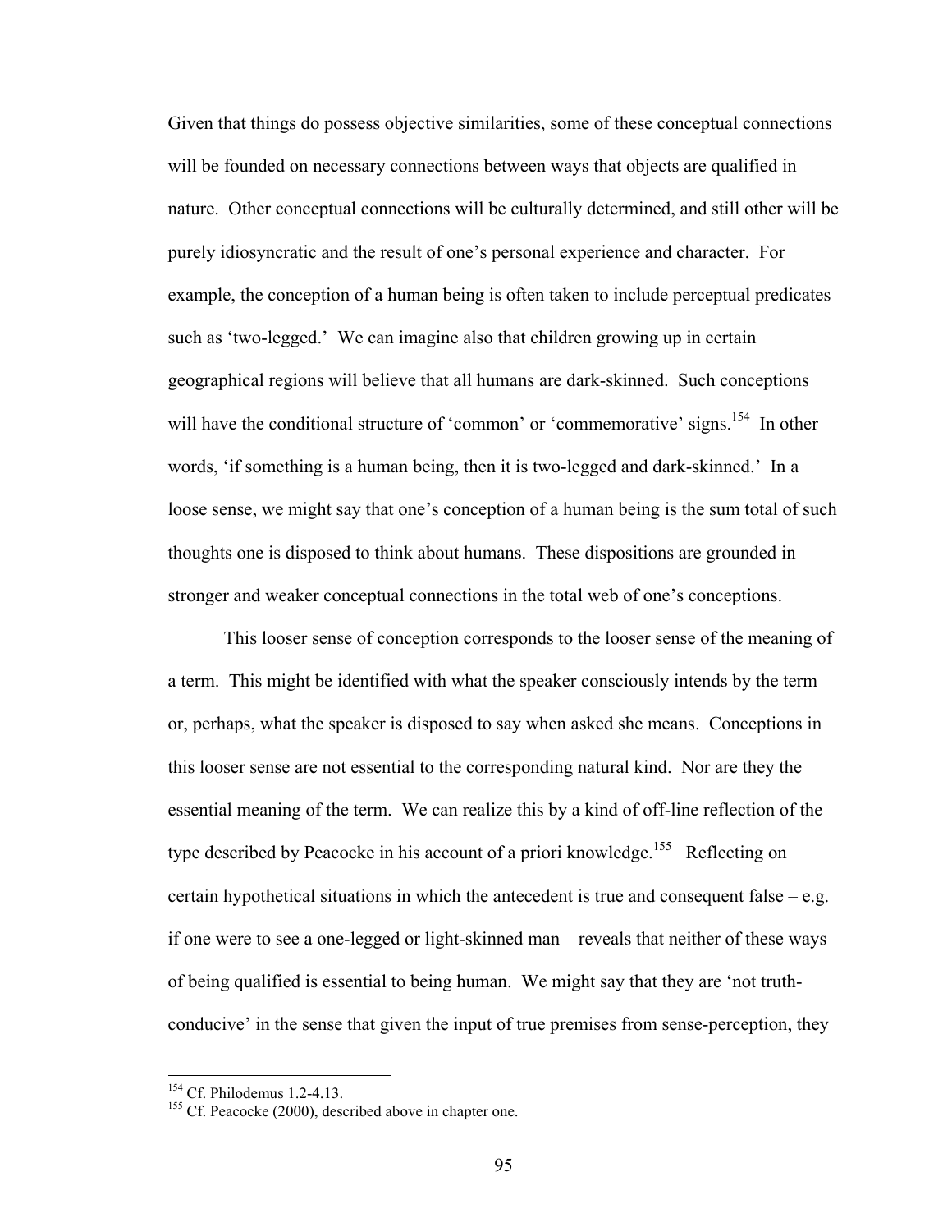Given that things do possess objective similarities, some of these conceptual connections will be founded on necessary connections between ways that objects are qualified in nature. Other conceptual connections will be culturally determined, and still other will be purely idiosyncratic and the result of one's personal experience and character. For example, the conception of a human being is often taken to include perceptual predicates such as 'two-legged.' We can imagine also that children growing up in certain geographical regions will believe that all humans are dark-skinned. Such conceptions will have the conditional structure of 'common' or 'commemorative' signs.[154] In other words, 'if something is a human being, then it is two-legged and dark-skinned.' In a loose sense, we might say that one's conception of a human being is the sum total of such thoughts one is disposed to think about humans. These dispositions are grounded in stronger and weaker conceptual connections in the total web of one's conceptions.

This looser sense of conception corresponds to the looser sense of the meaning of a term. This might be identified with what the speaker consciously intends by the term or, perhaps, what the speaker is disposed to say when asked she means. Conceptions in this looser sense are not essential to the corresponding natural kind. Nor are they the essential meaning of the term. We can realize this by a kind of off-line reflection of the type described by Peacocke in his account of a priori knowledge.[155] Reflecting on certain hypothetical situations in which the antecedent is true and consequent false – e.g. if one were to see a one-legged or light-skinned man – reveals that neither of these ways of being qualified is essential to being human. We might say that they are 'not truth-conducive' in the sense that given the input of true premises from sense-perception, they

[154] Cf. Philodemus 1.2-4.13.

[155] Cf. Peacocke (2000), described above in chapter one.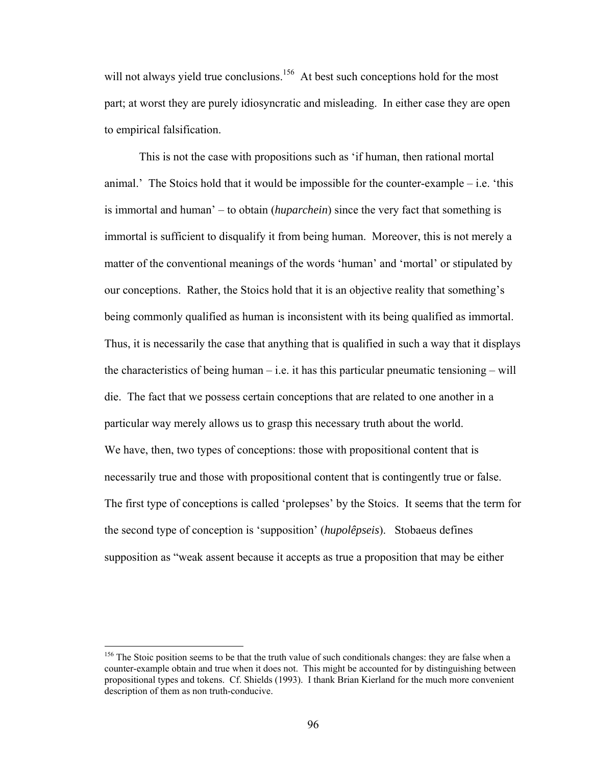will not always yield true conclusions.[156] At best such conceptions hold for the most part; at worst they are purely idiosyncratic and misleading. In either case they are open to empirical falsification.

This is not the case with propositions such as 'if human, then rational mortal animal.' The Stoics hold that it would be impossible for the counter-example – i.e. 'this is immortal and human' – to obtain (*huparchein*) since the very fact that something is immortal is sufficient to disqualify it from being human. Moreover, this is not merely a matter of the conventional meanings of the words 'human' and 'mortal' or stipulated by our conceptions. Rather, the Stoics hold that it is an objective reality that something's being commonly qualified as human is inconsistent with its being qualified as immortal. Thus, it is necessarily the case that anything that is qualified in such a way that it displays the characteristics of being human – i.e. it has this particular pneumatic tensioning – will die. The fact that we possess certain conceptions that are related to one another in a particular way merely allows us to grasp this necessary truth about the world.

We have, then, two types of conceptions: those with propositional content that is necessarily true and those with propositional content that is contingently true or false. The first type of conceptions is called 'prolepses' by the Stoics. It seems that the term for the second type of conception is 'supposition' (*hupolêpseis*). Stobaeus defines supposition as "weak assent because it accepts as true a proposition that may be either

---

[156] The Stoic position seems to be that the truth value of such conditionals changes: they are false when a counter-example obtain and true when it does not. This might be accounted for by distinguishing between propositional types and tokens. Cf. Shields (1993). I thank Brian Kierland for the much more convenient description of them as non truth-conducive.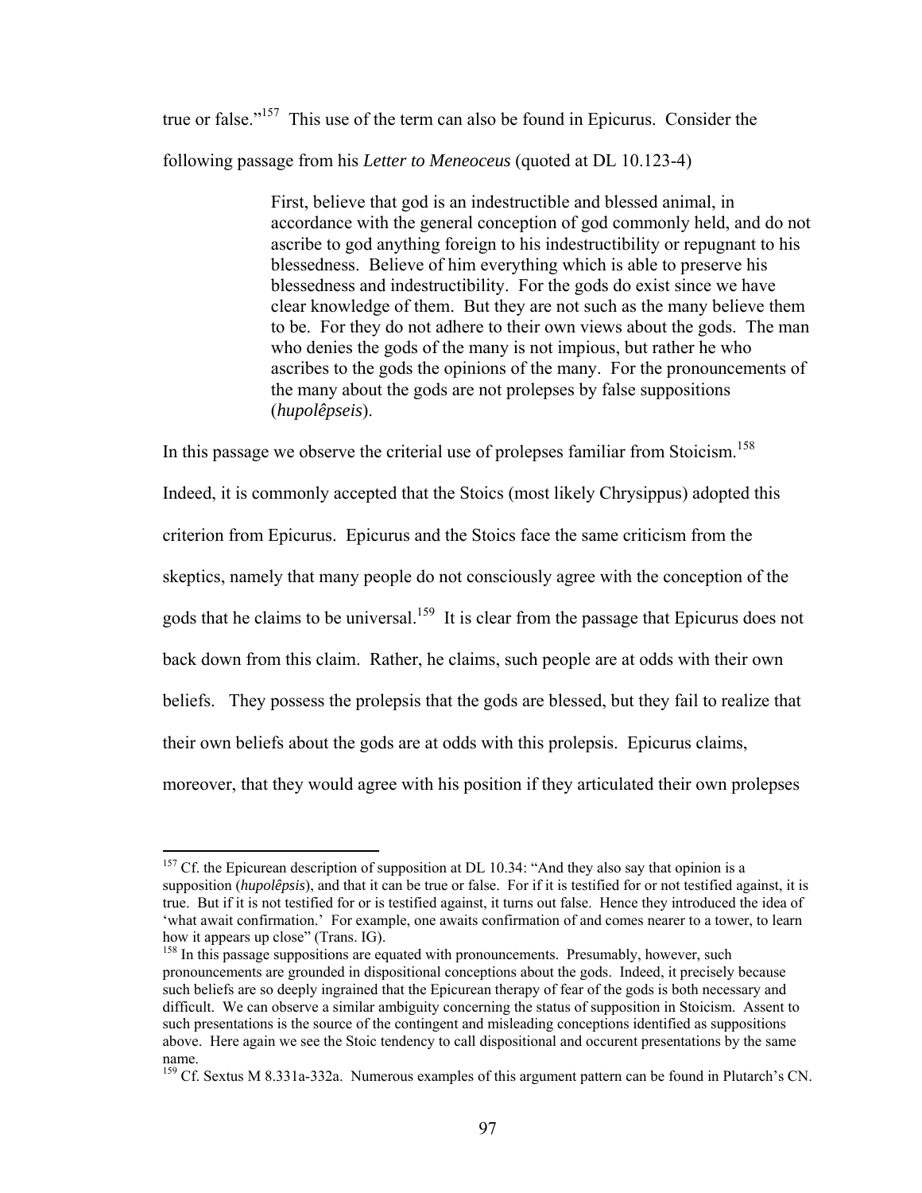true or false."[157] This use of the term can also be found in Epicurus. Consider the following passage from his *Letter to Meneoceus* (quoted at DL 10.123-4)

> First, believe that god is an indestructible and blessed animal, in accordance with the general conception of god commonly held, and do not ascribe to god anything foreign to his indestructibility or repugnant to his blessedness. Believe of him everything which is able to preserve his blessedness and indestructibility. For the gods do exist since we have clear knowledge of them. But they are not such as the many believe them to be. For they do not adhere to their own views about the gods. The man who denies the gods of the many is not impious, but rather he who ascribes to the gods the opinions of the many. For the pronouncements of the many about the gods are not prolepses by false suppositions (*hupolêpseis*).

In this passage we observe the criterial use of prolepses familiar from Stoicism.[158] Indeed, it is commonly accepted that the Stoics (most likely Chrysippus) adopted this criterion from Epicurus. Epicurus and the Stoics face the same criticism from the skeptics, namely that many people do not consciously agree with the conception of the gods that he claims to be universal.[159] It is clear from the passage that Epicurus does not back down from this claim. Rather, he claims, such people are at odds with their own beliefs. They possess the prolepsis that the gods are blessed, but they fail to realize that their own beliefs about the gods are at odds with this prolepsis. Epicurus claims, moreover, that they would agree with his position if they articulated their own prolepses

---

[157] Cf. the Epicurean description of supposition at DL 10.34: "And they also say that opinion is a supposition (*hupolêpsis*), and that it can be true or false. For if it is testified for or not testified against, it is true. But if it is not testified for or is testified against, it turns out false. Hence they introduced the idea of 'what await confirmation.' For example, one awaits confirmation of and comes nearer to a tower, to learn how it appears up close" (Trans. IG).

[158] In this passage suppositions are equated with pronouncements. Presumably, however, such pronouncements are grounded in dispositional conceptions about the gods. Indeed, it precisely because such beliefs are so deeply ingrained that the Epicurean therapy of fear of the gods is both necessary and difficult. We can observe a similar ambiguity concerning the status of supposition in Stoicism. Assent to such presentations is the source of the contingent and misleading conceptions identified as suppositions above. Here again we see the Stoic tendency to call dispositional and occurent presentations by the same name.

[159] Cf. Sextus M 8.331a-332a. Numerous examples of this argument pattern can be found in Plutarch's CN.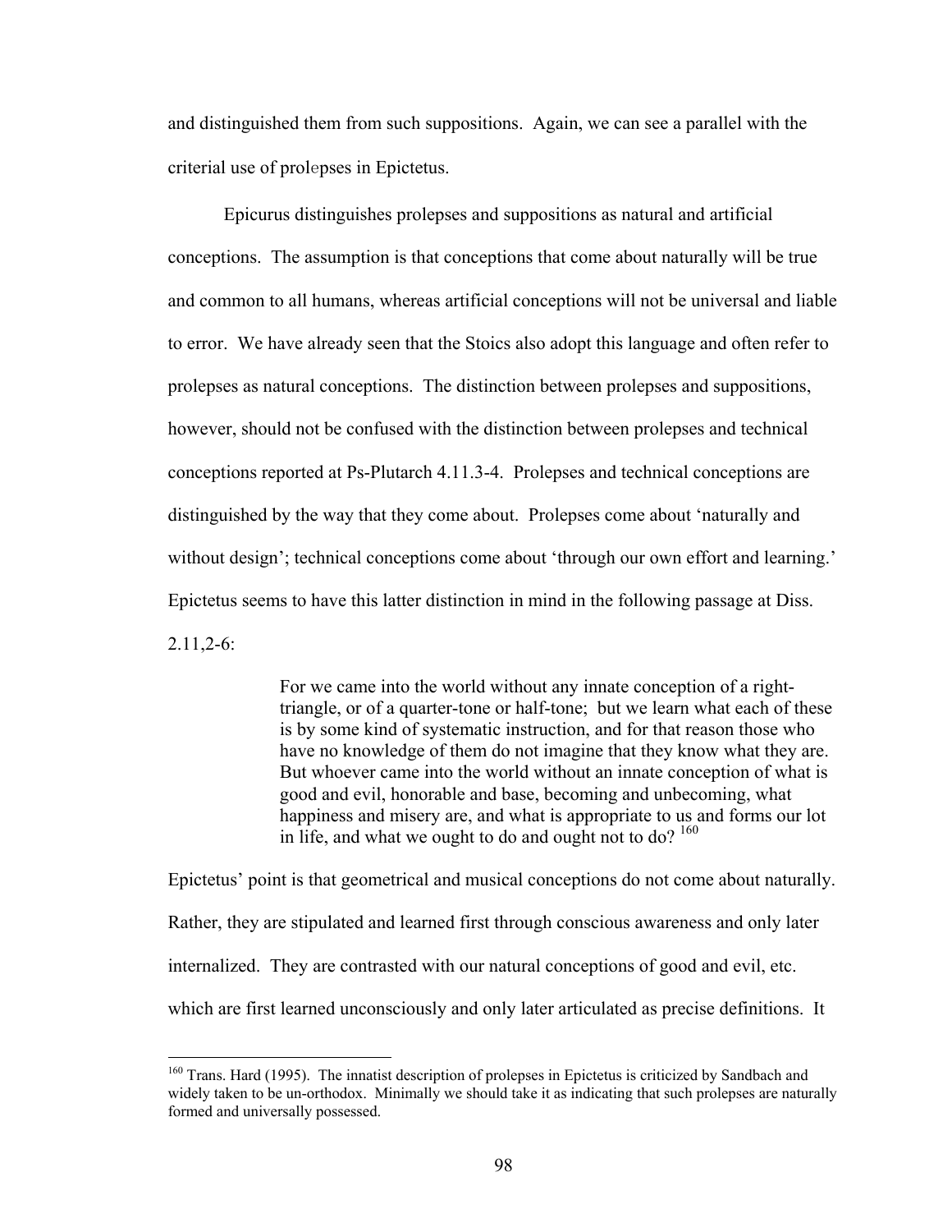and distinguished them from such suppositions. Again, we can see a parallel with the criterial use of prolepses in Epictetus.

Epicurus distinguishes prolepses and suppositions as natural and artificial conceptions. The assumption is that conceptions that come about naturally will be true and common to all humans, whereas artificial conceptions will not be universal and liable to error. We have already seen that the Stoics also adopt this language and often refer to prolepses as natural conceptions. The distinction between prolepses and suppositions, however, should not be confused with the distinction between prolepses and technical conceptions reported at Ps-Plutarch 4.11.3-4. Prolepses and technical conceptions are distinguished by the way that they come about. Prolepses come about 'naturally and without design'; technical conceptions come about 'through our own effort and learning.' Epictetus seems to have this latter distinction in mind in the following passage at Diss. 2.11,2-6:

> For we came into the world without any innate conception of a right-triangle, or of a quarter-tone or half-tone; but we learn what each of these is by some kind of systematic instruction, and for that reason those who have no knowledge of them do not imagine that they know what they are. But whoever came into the world without an innate conception of what is good and evil, honorable and base, becoming and unbecoming, what happiness and misery are, and what is appropriate to us and forms our lot in life, and what we ought to do and ought not to do? [160]

Epictetus' point is that geometrical and musical conceptions do not come about naturally. Rather, they are stipulated and learned first through conscious awareness and only later internalized. They are contrasted with our natural conceptions of good and evil, etc. which are first learned unconsciously and only later articulated as precise definitions. It

---

[160] Trans. Hard (1995). The innatist description of prolepses in Epictetus is criticized by Sandbach and widely taken to be un-orthodox. Minimally we should take it as indicating that such prolepses are naturally formed and universally possessed.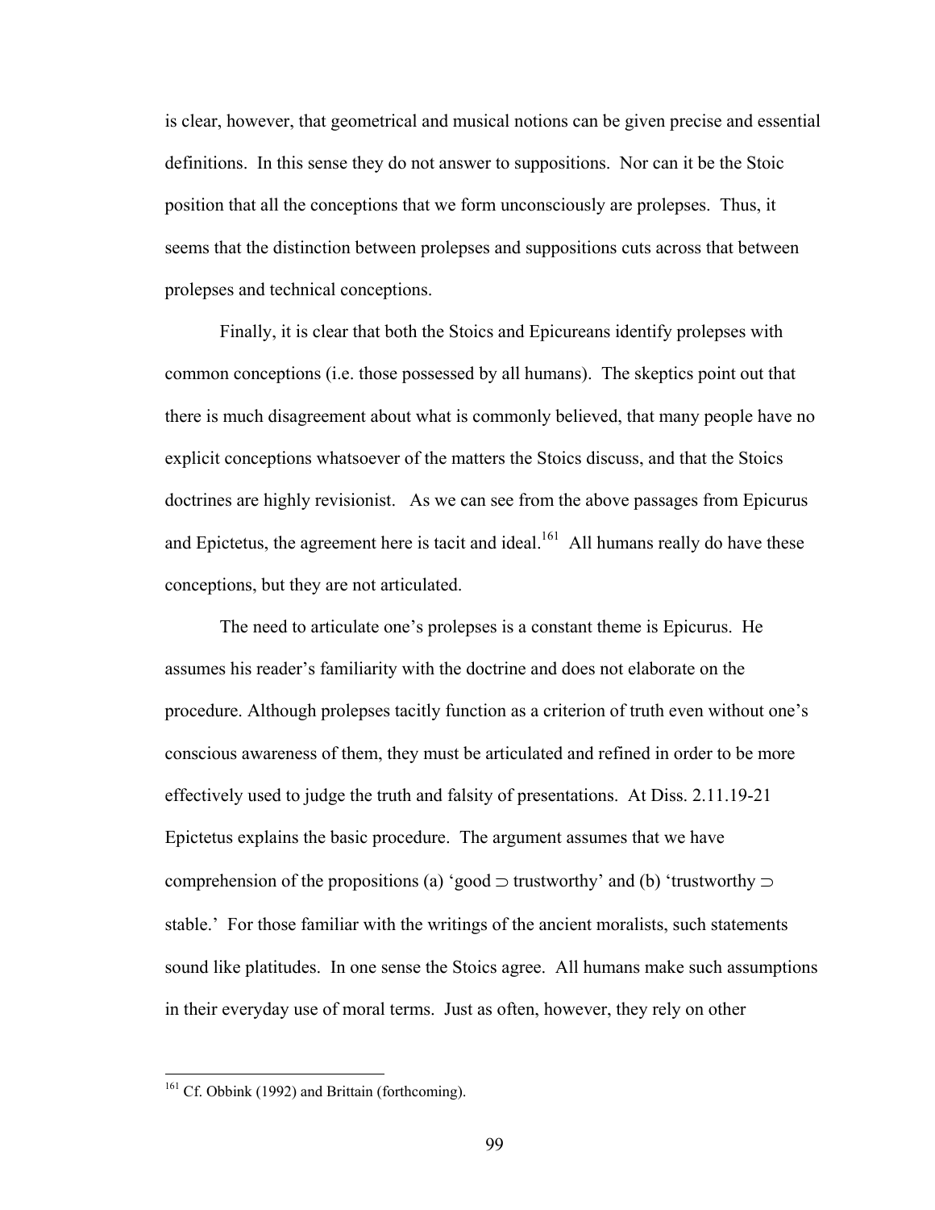is clear, however, that geometrical and musical notions can be given precise and essential definitions. In this sense they do not answer to suppositions. Nor can it be the Stoic position that all the conceptions that we form unconsciously are prolepses. Thus, it seems that the distinction between prolepses and suppositions cuts across that between prolepses and technical conceptions.

Finally, it is clear that both the Stoics and Epicureans identify prolepses with common conceptions (i.e. those possessed by all humans). The skeptics point out that there is much disagreement about what is commonly believed, that many people have no explicit conceptions whatsoever of the matters the Stoics discuss, and that the Stoics doctrines are highly revisionist. As we can see from the above passages from Epicurus and Epictetus, the agreement here is tacit and ideal.[161] All humans really do have these conceptions, but they are not articulated.

The need to articulate one's prolepses is a constant theme is Epicurus. He assumes his reader's familiarity with the doctrine and does not elaborate on the procedure. Although prolepses tacitly function as a criterion of truth even without one's conscious awareness of them, they must be articulated and refined in order to be more effectively used to judge the truth and falsity of presentations. At Diss. 2.11.19-21 Epictetus explains the basic procedure. The argument assumes that we have comprehension of the propositions (a) 'good ⊃ trustworthy' and (b) 'trustworthy ⊃ stable.' For those familiar with the writings of the ancient moralists, such statements sound like platitudes. In one sense the Stoics agree. All humans make such assumptions in their everyday use of moral terms. Just as often, however, they rely on other

[161] Cf. Obbink (1992) and Brittain (forthcoming).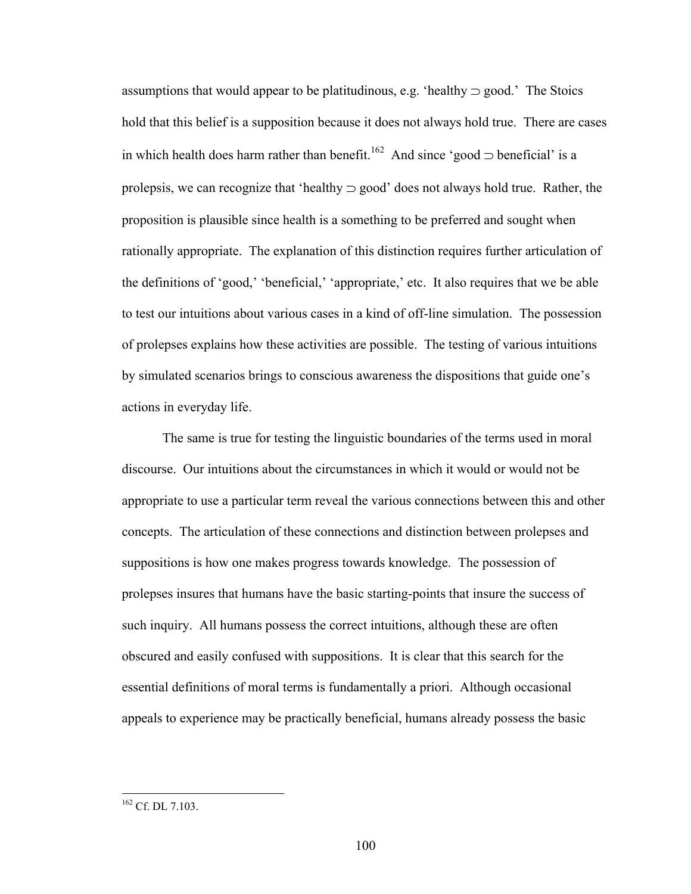assumptions that would appear to be platitudinous, e.g. 'healthy ⊃ good.' The Stoics hold that this belief is a supposition because it does not always hold true. There are cases in which health does harm rather than benefit.[162] And since 'good ⊃ beneficial' is a prolepsis, we can recognize that 'healthy ⊃ good' does not always hold true. Rather, the proposition is plausible since health is a something to be preferred and sought when rationally appropriate. The explanation of this distinction requires further articulation of the definitions of 'good,' 'beneficial,' 'appropriate,' etc. It also requires that we be able to test our intuitions about various cases in a kind of off-line simulation. The possession of prolepses explains how these activities are possible. The testing of various intuitions by simulated scenarios brings to conscious awareness the dispositions that guide one's actions in everyday life.

The same is true for testing the linguistic boundaries of the terms used in moral discourse. Our intuitions about the circumstances in which it would or would not be appropriate to use a particular term reveal the various connections between this and other concepts. The articulation of these connections and distinction between prolepses and suppositions is how one makes progress towards knowledge. The possession of prolepses insures that humans have the basic starting-points that insure the success of such inquiry. All humans possess the correct intuitions, although these are often obscured and easily confused with suppositions. It is clear that this search for the essential definitions of moral terms is fundamentally a priori. Although occasional appeals to experience may be practically beneficial, humans already possess the basic

---

[162] Cf. DL 7.103.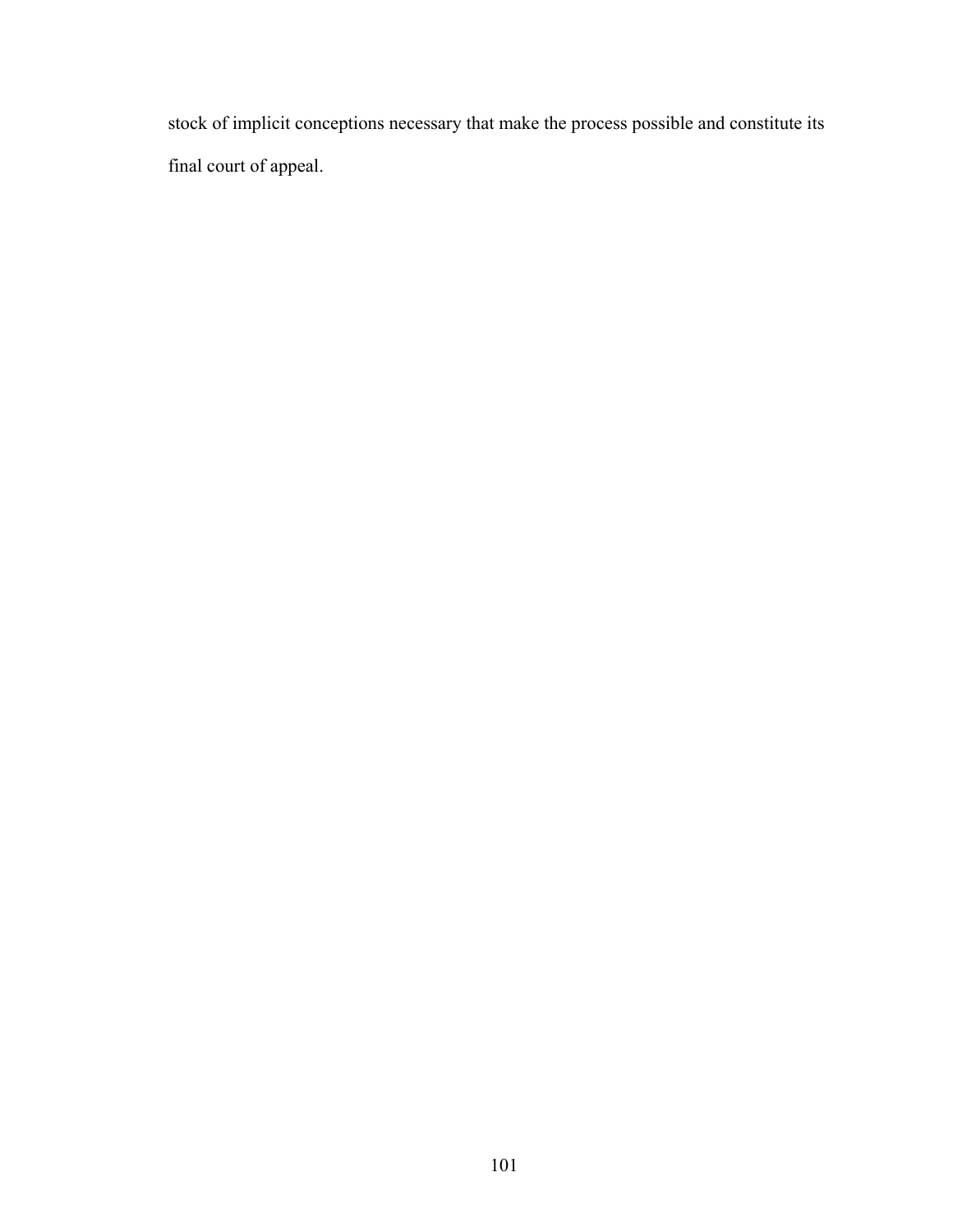stock of implicit conceptions necessary that make the process possible and constitute its final court of appeal.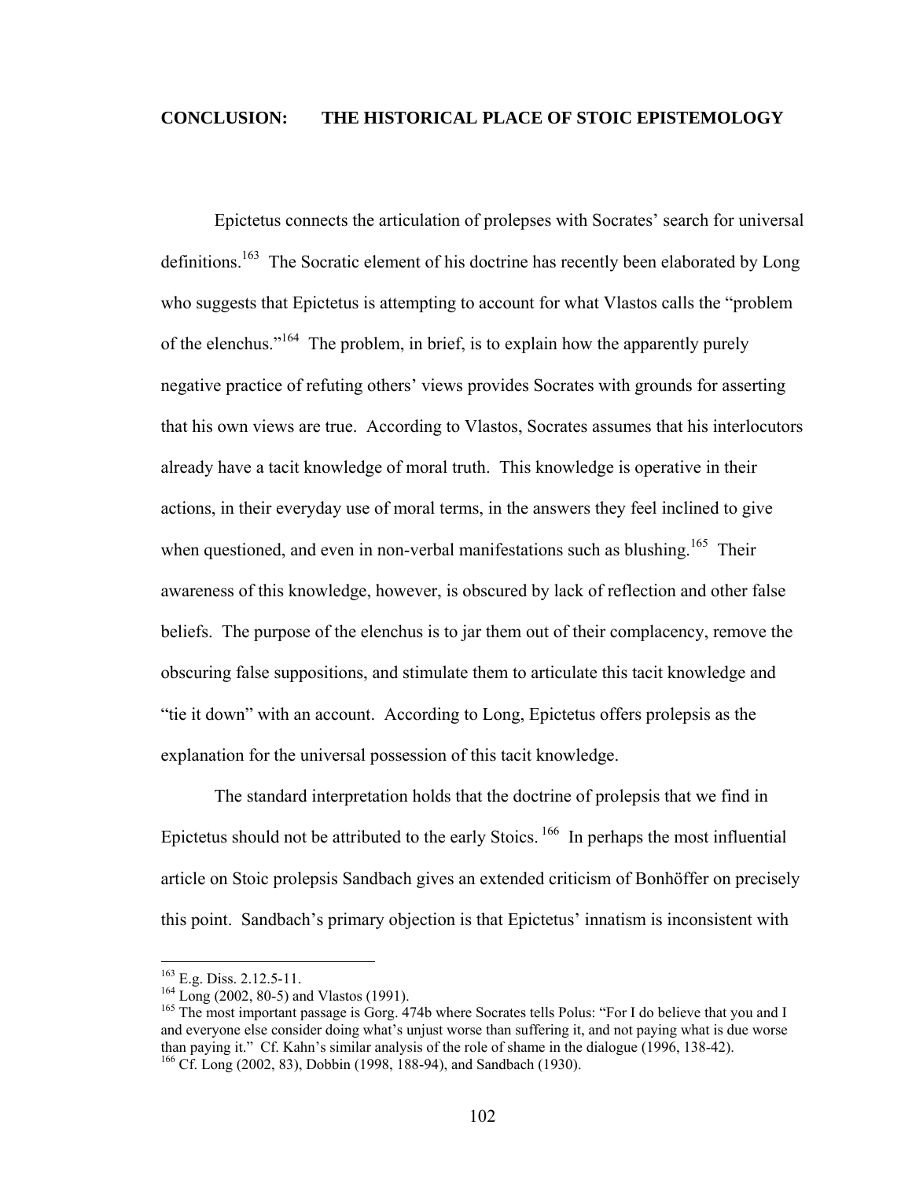## CONCLUSION: THE HISTORICAL PLACE OF STOIC EPISTEMOLOGY

Epictetus connects the articulation of prolepses with Socrates' search for universal definitions.[163] The Socratic element of his doctrine has recently been elaborated by Long who suggests that Epictetus is attempting to account for what Vlastos calls the "problem of the elenchus."[164] The problem, in brief, is to explain how the apparently purely negative practice of refuting others' views provides Socrates with grounds for asserting that his own views are true. According to Vlastos, Socrates assumes that his interlocutors already have a tacit knowledge of moral truth. This knowledge is operative in their actions, in their everyday use of moral terms, in the answers they feel inclined to give when questioned, and even in non-verbal manifestations such as blushing.[165] Their awareness of this knowledge, however, is obscured by lack of reflection and other false beliefs. The purpose of the elenchus is to jar them out of their complacency, remove the obscuring false suppositions, and stimulate them to articulate this tacit knowledge and "tie it down" with an account. According to Long, Epictetus offers prolepsis as the explanation for the universal possession of this tacit knowledge.

The standard interpretation holds that the doctrine of prolepsis that we find in Epictetus should not be attributed to the early Stoics.[166] In perhaps the most influential article on Stoic prolepsis Sandbach gives an extended criticism of Bonhöffer on precisely this point. Sandbach's primary objection is that Epictetus' innatism is inconsistent with

[163] E.g. Diss. 2.12.5-11.

[164] Long (2002, 80-5) and Vlastos (1991).

[165] The most important passage is Gorg. 474b where Socrates tells Polus: "For I do believe that you and I and everyone else consider doing what's unjust worse than suffering it, and not paying what is due worse than paying it." Cf. Kahn's similar analysis of the role of shame in the dialogue (1996, 138-42).

[166] Cf. Long (2002, 83), Dobbin (1998, 188-94), and Sandbach (1930).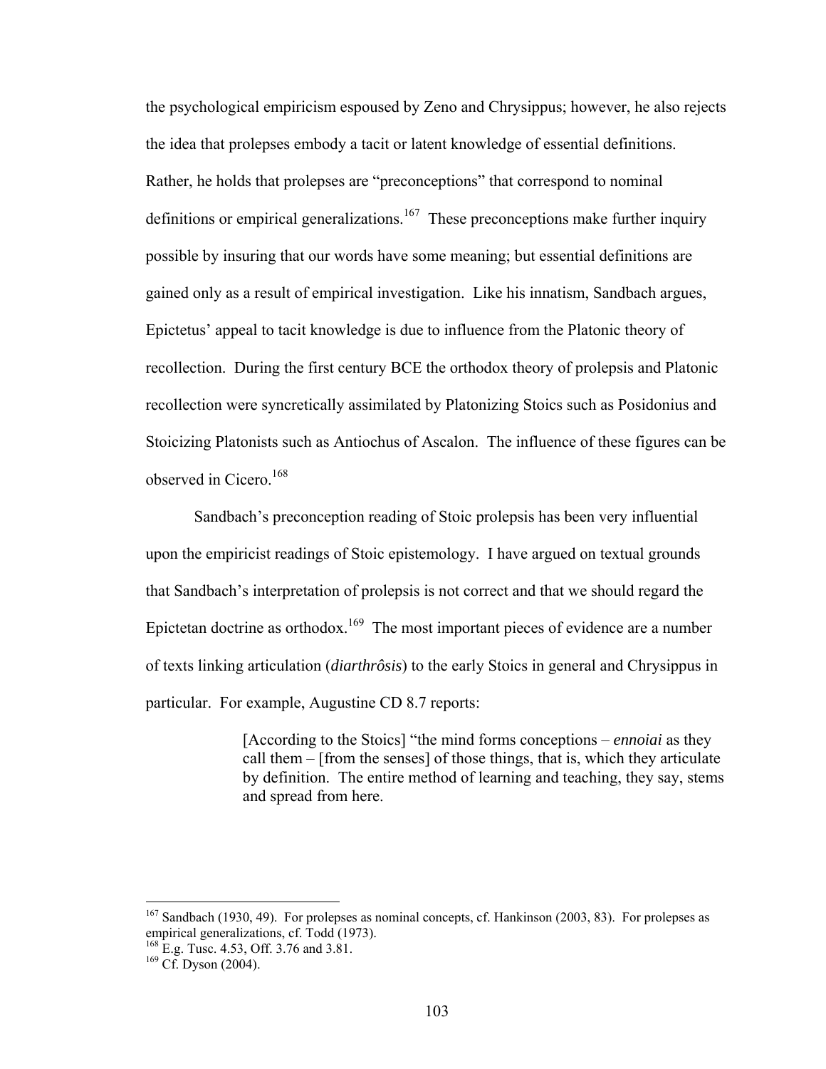the psychological empiricism espoused by Zeno and Chrysippus; however, he also rejects the idea that prolepses embody a tacit or latent knowledge of essential definitions. Rather, he holds that prolepses are "preconceptions" that correspond to nominal definitions or empirical generalizations.[167] These preconceptions make further inquiry possible by insuring that our words have some meaning; but essential definitions are gained only as a result of empirical investigation. Like his innatism, Sandbach argues, Epictetus' appeal to tacit knowledge is due to influence from the Platonic theory of recollection. During the first century BCE the orthodox theory of prolepsis and Platonic recollection were syncretically assimilated by Platonizing Stoics such as Posidonius and Stoicizing Platonists such as Antiochus of Ascalon. The influence of these figures can be observed in Cicero.[168]

Sandbach's preconception reading of Stoic prolepsis has been very influential upon the empiricist readings of Stoic epistemology. I have argued on textual grounds that Sandbach's interpretation of prolepsis is not correct and that we should regard the Epictetan doctrine as orthodox.[169] The most important pieces of evidence are a number of texts linking articulation (*diarthrôsis*) to the early Stoics in general and Chrysippus in particular. For example, Augustine CD 8.7 reports:

> [According to the Stoics] "the mind forms conceptions – *ennoiai* as they call them – [from the senses] of those things, that is, which they articulate by definition. The entire method of learning and teaching, they say, stems and spread from here.

---

[167] Sandbach (1930, 49). For prolepses as nominal concepts, cf. Hankinson (2003, 83). For prolepses as empirical generalizations, cf. Todd (1973).

[168] E.g. Tusc. 4.53, Off. 3.76 and 3.81.

[169] Cf. Dyson (2004).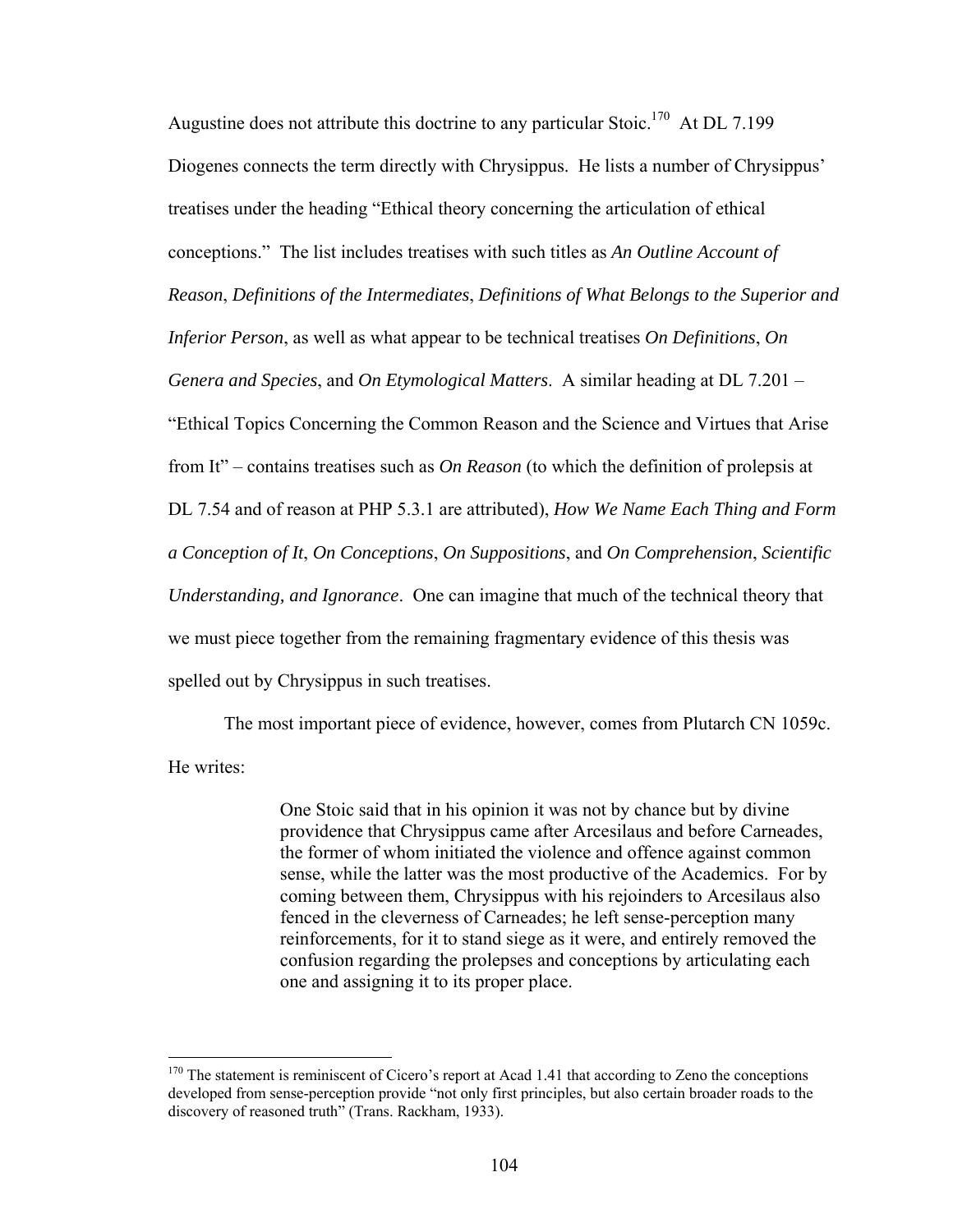Augustine does not attribute this doctrine to any particular Stoic.[170] At DL 7.199 Diogenes connects the term directly with Chrysippus. He lists a number of Chrysippus' treatises under the heading "Ethical theory concerning the articulation of ethical conceptions." The list includes treatises with such titles as *An Outline Account of Reason*, *Definitions of the Intermediates*, *Definitions of What Belongs to the Superior and Inferior Person*, as well as what appear to be technical treatises *On Definitions*, *On Genera and Species*, and *On Etymological Matters*. A similar heading at DL 7.201 – "Ethical Topics Concerning the Common Reason and the Science and Virtues that Arise from It" – contains treatises such as *On Reason* (to which the definition of prolepsis at DL 7.54 and of reason at PHP 5.3.1 are attributed), *How We Name Each Thing and Form a Conception of It*, *On Conceptions*, *On Suppositions*, and *On Comprehension*, *Scientific Understanding, and Ignorance*. One can imagine that much of the technical theory that we must piece together from the remaining fragmentary evidence of this thesis was spelled out by Chrysippus in such treatises.

The most important piece of evidence, however, comes from Plutarch CN 1059c. He writes:

> One Stoic said that in his opinion it was not by chance but by divine providence that Chrysippus came after Arcesilaus and before Carneades, the former of whom initiated the violence and offence against common sense, while the latter was the most productive of the Academics. For by coming between them, Chrysippus with his rejoinders to Arcesilaus also fenced in the cleverness of Carneades; he left sense-perception many reinforcements, for it to stand siege as it were, and entirely removed the confusion regarding the prolepses and conceptions by articulating each one and assigning it to its proper place.

---

[170] The statement is reminiscent of Cicero's report at Acad 1.41 that according to Zeno the conceptions developed from sense-perception provide "not only first principles, but also certain broader roads to the discovery of reasoned truth" (Trans. Rackham, 1933).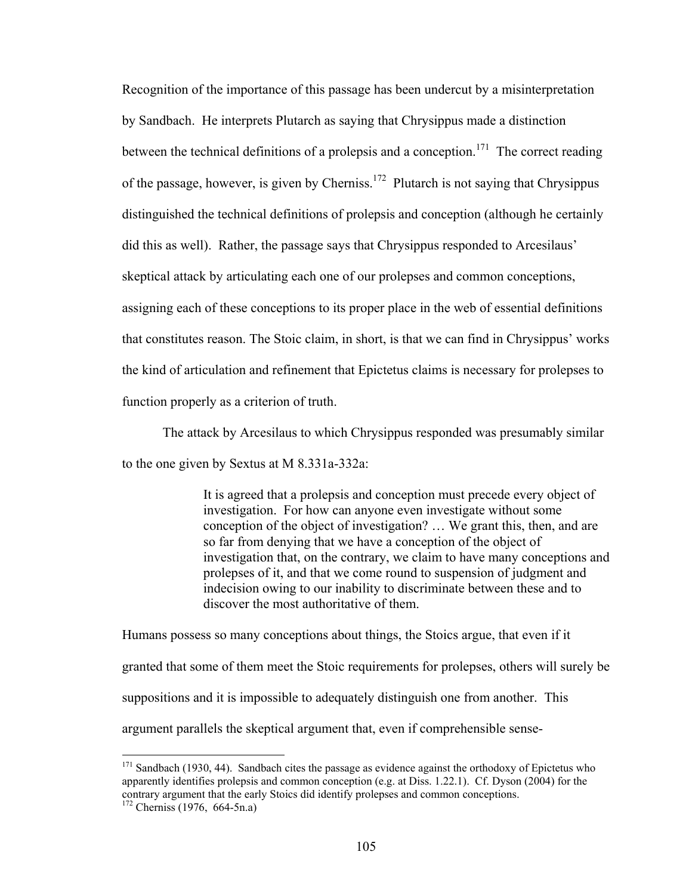Recognition of the importance of this passage has been undercut by a misinterpretation by Sandbach. He interprets Plutarch as saying that Chrysippus made a distinction between the technical definitions of a prolepsis and a conception.[171] The correct reading of the passage, however, is given by Cherniss.[172] Plutarch is not saying that Chrysippus distinguished the technical definitions of prolepsis and conception (although he certainly did this as well). Rather, the passage says that Chrysippus responded to Arcesilaus' skeptical attack by articulating each one of our prolepses and common conceptions, assigning each of these conceptions to its proper place in the web of essential definitions that constitutes reason. The Stoic claim, in short, is that we can find in Chrysippus' works the kind of articulation and refinement that Epictetus claims is necessary for prolepses to function properly as a criterion of truth.

The attack by Arcesilaus to which Chrysippus responded was presumably similar to the one given by Sextus at M 8.331a-332a:

> It is agreed that a prolepsis and conception must precede every object of investigation. For how can anyone even investigate without some conception of the object of investigation? … We grant this, then, and are so far from denying that we have a conception of the object of investigation that, on the contrary, we claim to have many conceptions and prolepses of it, and that we come round to suspension of judgment and indecision owing to our inability to discriminate between these and to discover the most authoritative of them.

Humans possess so many conceptions about things, the Stoics argue, that even if it granted that some of them meet the Stoic requirements for prolepses, others will surely be suppositions and it is impossible to adequately distinguish one from another. This argument parallels the skeptical argument that, even if comprehensible sense-

---

[171] Sandbach (1930, 44). Sandbach cites the passage as evidence against the orthodoxy of Epictetus who apparently identifies prolepsis and common conception (e.g. at Diss. 1.22.1). Cf. Dyson (2004) for the contrary argument that the early Stoics did identify prolepses and common conceptions.

[172] Cherniss (1976, 664-5n.a)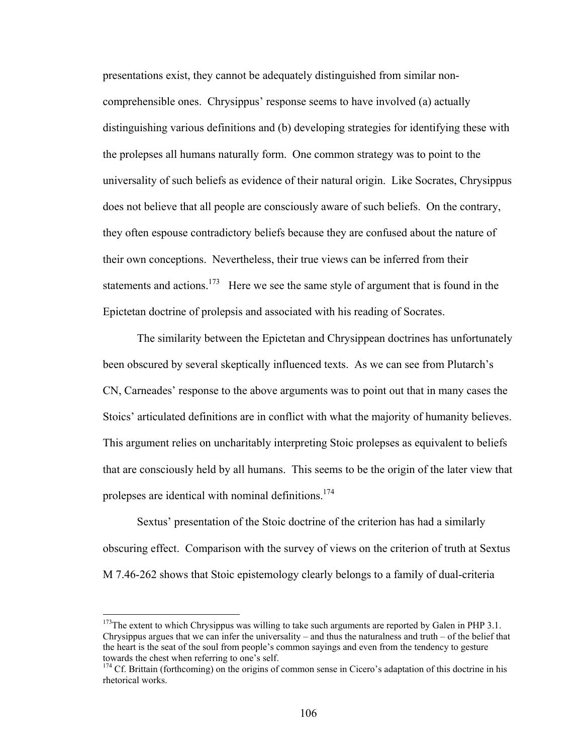presentations exist, they cannot be adequately distinguished from similar non-comprehensible ones. Chrysippus' response seems to have involved (a) actually distinguishing various definitions and (b) developing strategies for identifying these with the prolepses all humans naturally form. One common strategy was to point to the universality of such beliefs as evidence of their natural origin. Like Socrates, Chrysippus does not believe that all people are consciously aware of such beliefs. On the contrary, they often espouse contradictory beliefs because they are confused about the nature of their own conceptions. Nevertheless, their true views can be inferred from their statements and actions.[173] Here we see the same style of argument that is found in the Epictetan doctrine of prolepsis and associated with his reading of Socrates.

The similarity between the Epictetan and Chrysippean doctrines has unfortunately been obscured by several skeptically influenced texts. As we can see from Plutarch's CN, Carneades' response to the above arguments was to point out that in many cases the Stoics' articulated definitions are in conflict with what the majority of humanity believes. This argument relies on uncharitably interpreting Stoic prolepses as equivalent to beliefs that are consciously held by all humans. This seems to be the origin of the later view that prolepses are identical with nominal definitions.[174]

Sextus' presentation of the Stoic doctrine of the criterion has had a similarly obscuring effect. Comparison with the survey of views on the criterion of truth at Sextus M 7.46-262 shows that Stoic epistemology clearly belongs to a family of dual-criteria

---

[173] The extent to which Chrysippus was willing to take such arguments are reported by Galen in PHP 3.1. Chrysippus argues that we can infer the universality – and thus the naturalness and truth – of the belief that the heart is the seat of the soul from people's common sayings and even from the tendency to gesture towards the chest when referring to one's self.

[174] Cf. Brittain (forthcoming) on the origins of common sense in Cicero's adaptation of this doctrine in his rhetorical works.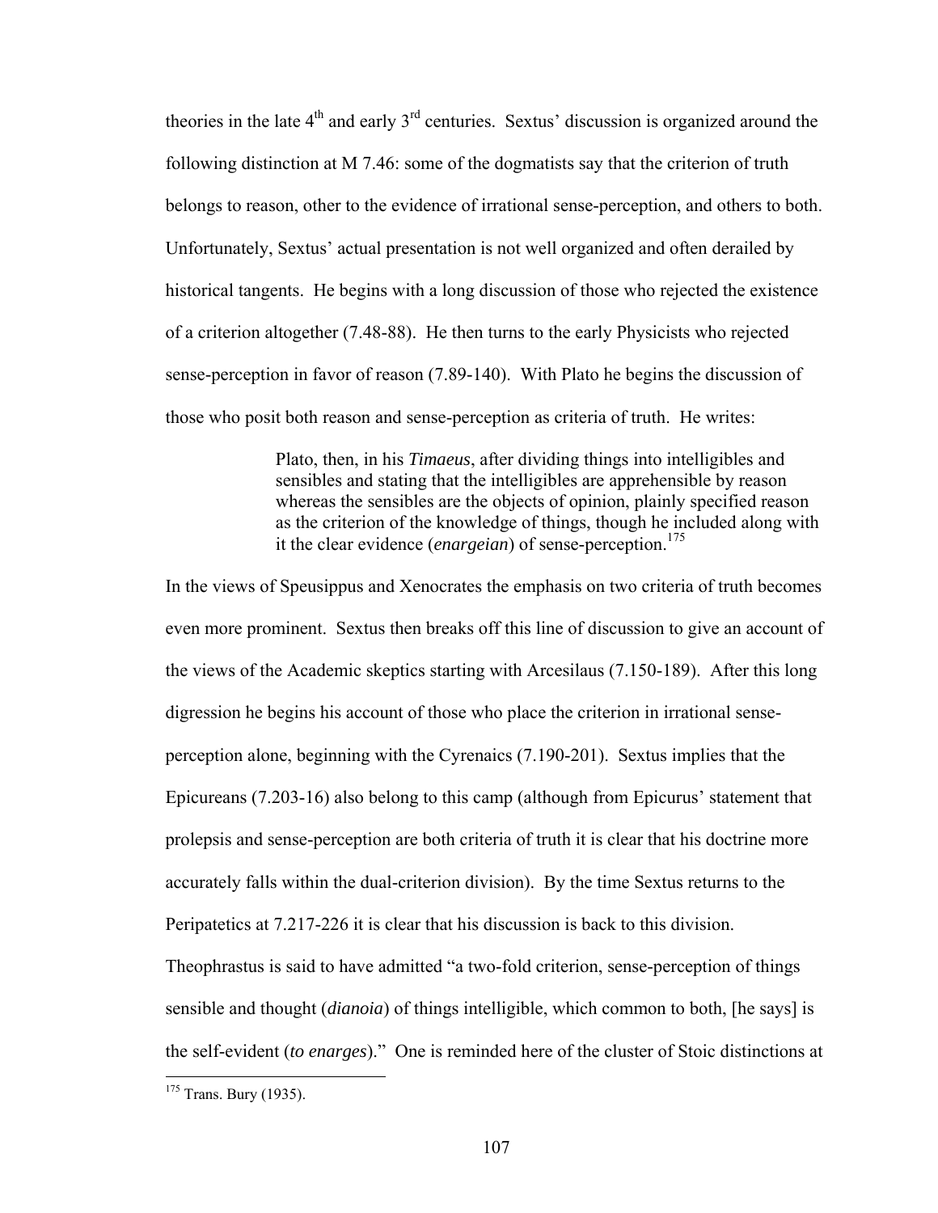theories in the late 4th and early 3rd centuries. Sextus' discussion is organized around the following distinction at M 7.46: some of the dogmatists say that the criterion of truth belongs to reason, other to the evidence of irrational sense-perception, and others to both. Unfortunately, Sextus' actual presentation is not well organized and often derailed by historical tangents. He begins with a long discussion of those who rejected the existence of a criterion altogether (7.48-88). He then turns to the early Physicists who rejected sense-perception in favor of reason (7.89-140). With Plato he begins the discussion of those who posit both reason and sense-perception as criteria of truth. He writes:

> Plato, then, in his *Timaeus*, after dividing things into intelligibles and sensibles and stating that the intelligibles are apprehensible by reason whereas the sensibles are the objects of opinion, plainly specified reason as the criterion of the knowledge of things, though he included along with it the clear evidence (*enargeian*) of sense-perception.[175]

In the views of Speusippus and Xenocrates the emphasis on two criteria of truth becomes even more prominent. Sextus then breaks off this line of discussion to give an account of the views of the Academic skeptics starting with Arcesilaus (7.150-189). After this long digression he begins his account of those who place the criterion in irrational sense-perception alone, beginning with the Cyrenaics (7.190-201). Sextus implies that the Epicureans (7.203-16) also belong to this camp (although from Epicurus' statement that prolepsis and sense-perception are both criteria of truth it is clear that his doctrine more accurately falls within the dual-criterion division). By the time Sextus returns to the Peripatetics at 7.217-226 it is clear that his discussion is back to this division. Theophrastus is said to have admitted "a two-fold criterion, sense-perception of things sensible and thought (*dianoia*) of things intelligible, which common to both, [he says] is the self-evident (*to enarges*)." One is reminded here of the cluster of Stoic distinctions at

[175] Trans. Bury (1935).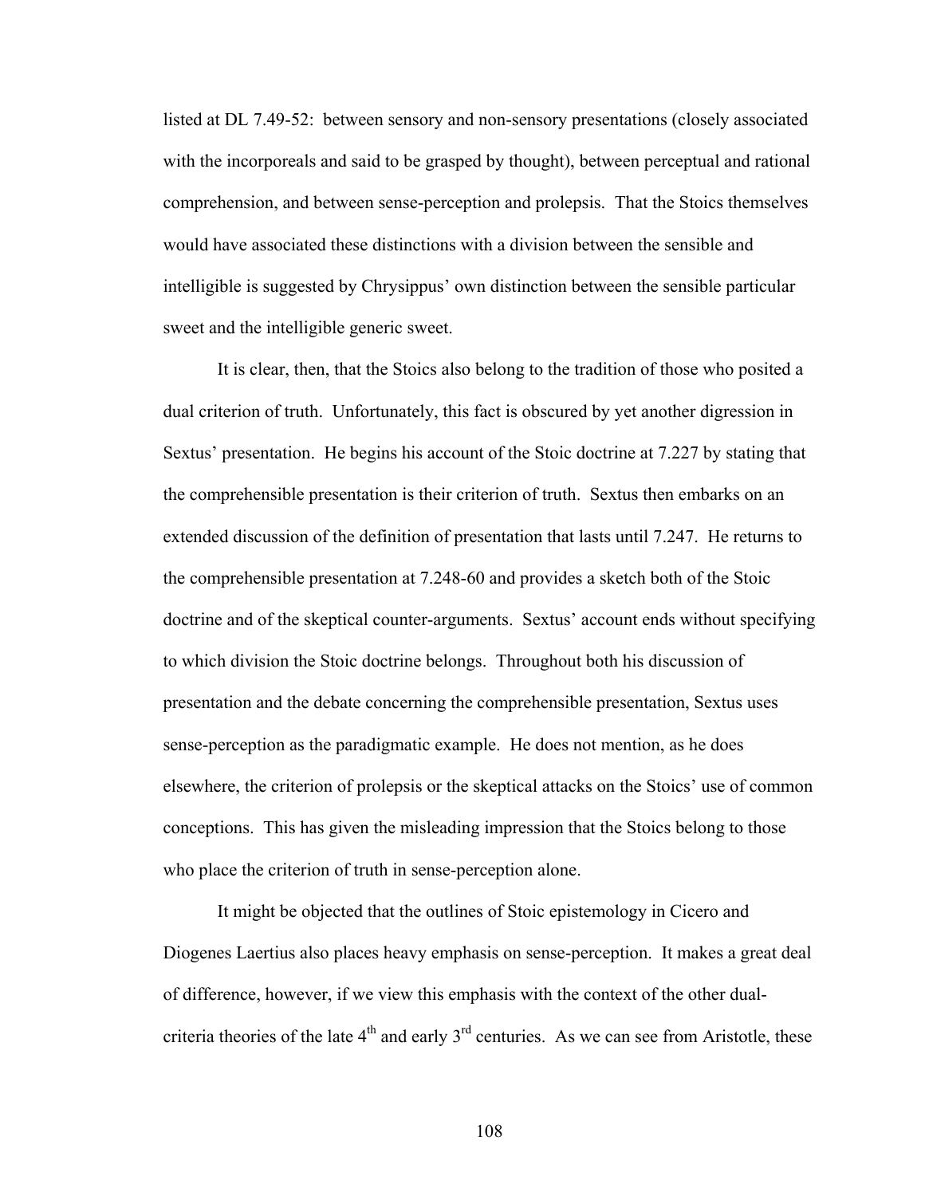listed at DL 7.49-52: between sensory and non-sensory presentations (closely associated with the incorporeals and said to be grasped by thought), between perceptual and rational comprehension, and between sense-perception and prolepsis. That the Stoics themselves would have associated these distinctions with a division between the sensible and intelligible is suggested by Chrysippus' own distinction between the sensible particular sweet and the intelligible generic sweet.

It is clear, then, that the Stoics also belong to the tradition of those who posited a dual criterion of truth. Unfortunately, this fact is obscured by yet another digression in Sextus' presentation. He begins his account of the Stoic doctrine at 7.227 by stating that the comprehensible presentation is their criterion of truth. Sextus then embarks on an extended discussion of the definition of presentation that lasts until 7.247. He returns to the comprehensible presentation at 7.248-60 and provides a sketch both of the Stoic doctrine and of the skeptical counter-arguments. Sextus' account ends without specifying to which division the Stoic doctrine belongs. Throughout both his discussion of presentation and the debate concerning the comprehensible presentation, Sextus uses sense-perception as the paradigmatic example. He does not mention, as he does elsewhere, the criterion of prolepsis or the skeptical attacks on the Stoics' use of common conceptions. This has given the misleading impression that the Stoics belong to those who place the criterion of truth in sense-perception alone.

It might be objected that the outlines of Stoic epistemology in Cicero and Diogenes Laertius also places heavy emphasis on sense-perception. It makes a great deal of difference, however, if we view this emphasis with the context of the other dual-criteria theories of the late 4th and early 3rd centuries. As we can see from Aristotle, these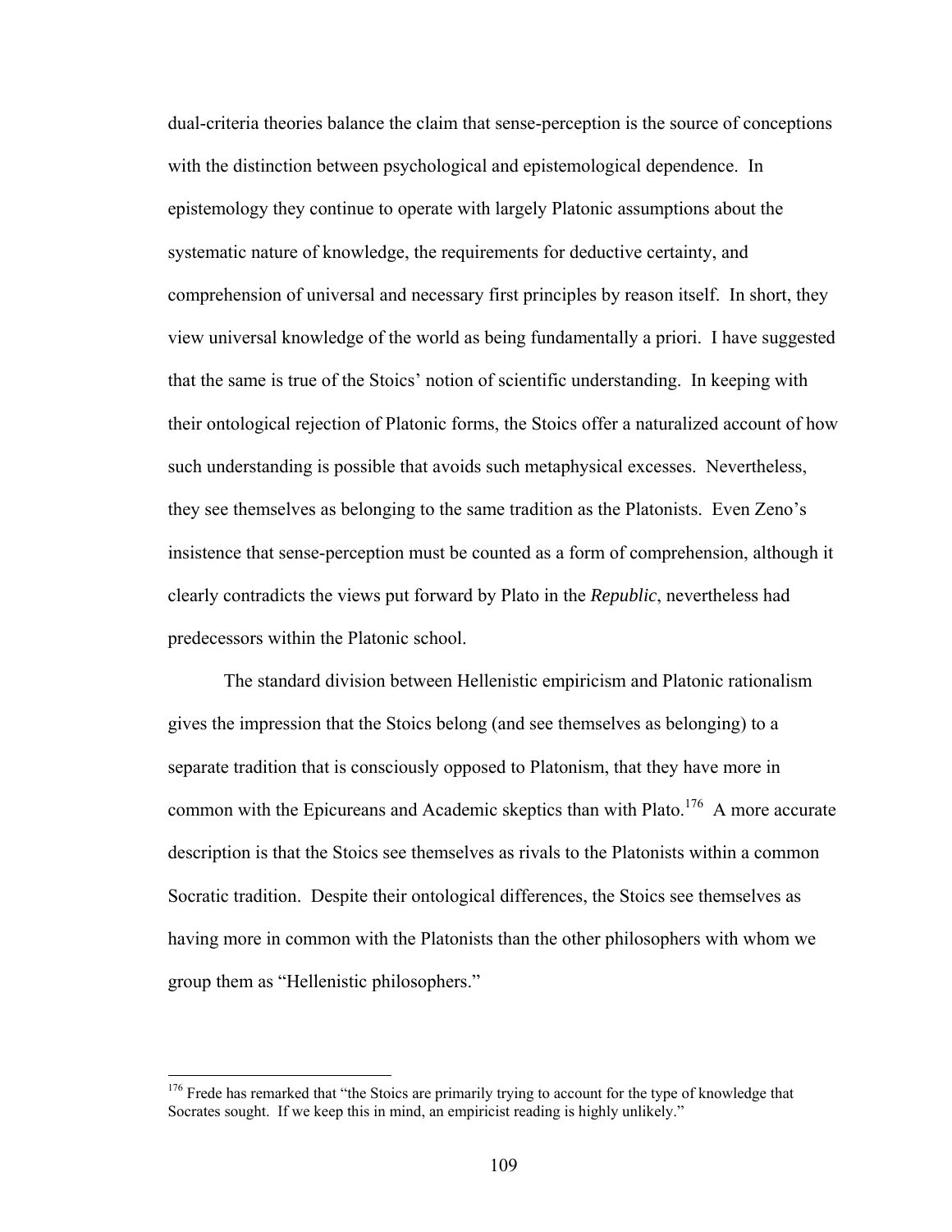dual-criteria theories balance the claim that sense-perception is the source of conceptions with the distinction between psychological and epistemological dependence. In epistemology they continue to operate with largely Platonic assumptions about the systematic nature of knowledge, the requirements for deductive certainty, and comprehension of universal and necessary first principles by reason itself. In short, they view universal knowledge of the world as being fundamentally a priori. I have suggested that the same is true of the Stoics' notion of scientific understanding. In keeping with their ontological rejection of Platonic forms, the Stoics offer a naturalized account of how such understanding is possible that avoids such metaphysical excesses. Nevertheless, they see themselves as belonging to the same tradition as the Platonists. Even Zeno's insistence that sense-perception must be counted as a form of comprehension, although it clearly contradicts the views put forward by Plato in the *Republic*, nevertheless had predecessors within the Platonic school.

The standard division between Hellenistic empiricism and Platonic rationalism gives the impression that the Stoics belong (and see themselves as belonging) to a separate tradition that is consciously opposed to Platonism, that they have more in common with the Epicureans and Academic skeptics than with Plato.[176] A more accurate description is that the Stoics see themselves as rivals to the Platonists within a common Socratic tradition. Despite their ontological differences, the Stoics see themselves as having more in common with the Platonists than the other philosophers with whom we group them as "Hellenistic philosophers."

---

[176] Frede has remarked that "the Stoics are primarily trying to account for the type of knowledge that Socrates sought. If we keep this in mind, an empiricist reading is highly unlikely."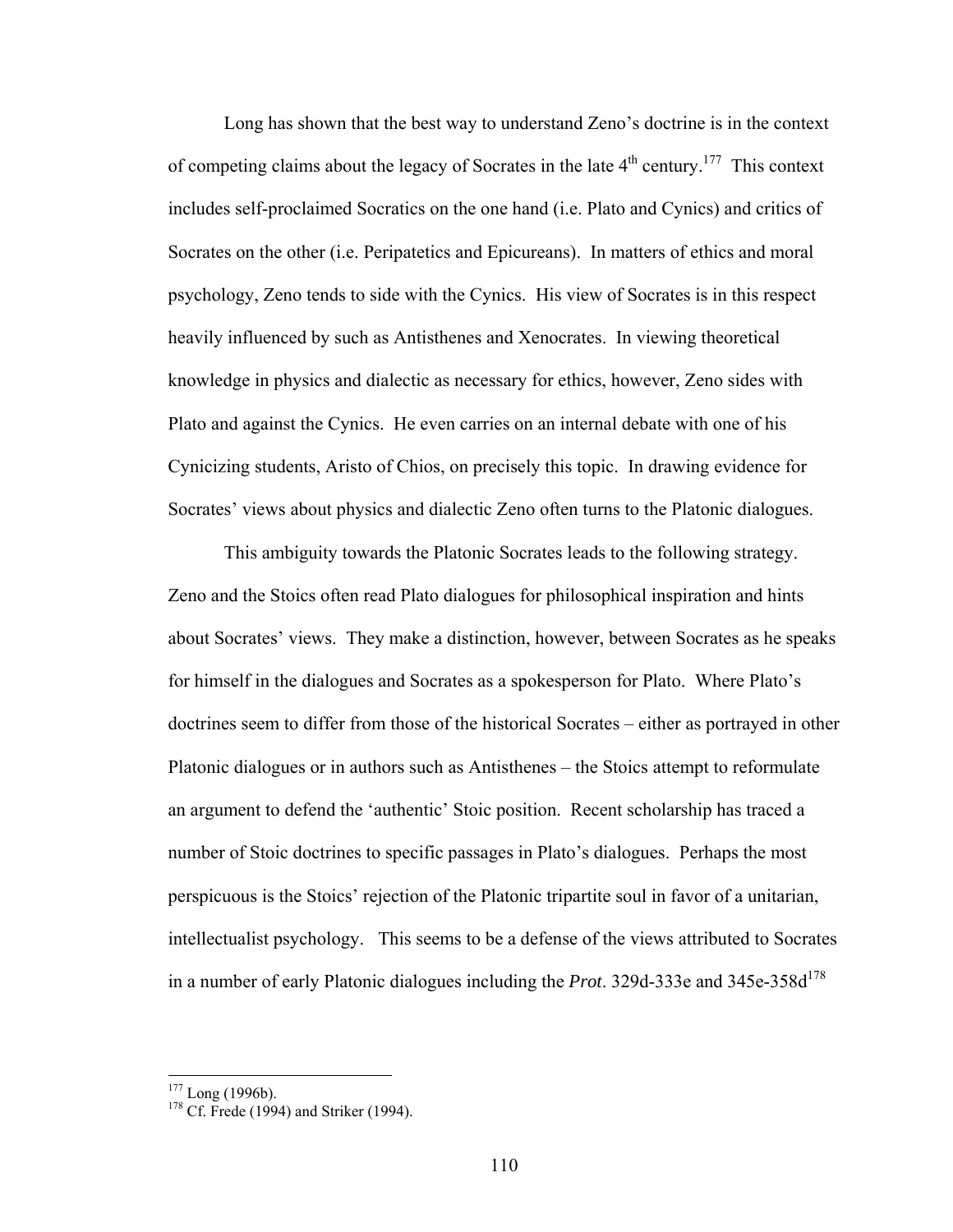Long has shown that the best way to understand Zeno's doctrine is in the context of competing claims about the legacy of Socrates in the late 4th century.[177] This context includes self-proclaimed Socratics on the one hand (i.e. Plato and Cynics) and critics of Socrates on the other (i.e. Peripatetics and Epicureans). In matters of ethics and moral psychology, Zeno tends to side with the Cynics. His view of Socrates is in this respect heavily influenced by such as Antisthenes and Xenocrates. In viewing theoretical knowledge in physics and dialectic as necessary for ethics, however, Zeno sides with Plato and against the Cynics. He even carries on an internal debate with one of his Cynicizing students, Aristo of Chios, on precisely this topic. In drawing evidence for Socrates' views about physics and dialectic Zeno often turns to the Platonic dialogues.

This ambiguity towards the Platonic Socrates leads to the following strategy. Zeno and the Stoics often read Plato dialogues for philosophical inspiration and hints about Socrates' views. They make a distinction, however, between Socrates as he speaks for himself in the dialogues and Socrates as a spokesperson for Plato. Where Plato's doctrines seem to differ from those of the historical Socrates – either as portrayed in other Platonic dialogues or in authors such as Antisthenes – the Stoics attempt to reformulate an argument to defend the 'authentic' Stoic position. Recent scholarship has traced a number of Stoic doctrines to specific passages in Plato's dialogues. Perhaps the most perspicuous is the Stoics' rejection of the Platonic tripartite soul in favor of a unitarian, intellectualist psychology. This seems to be a defense of the views attributed to Socrates in a number of early Platonic dialogues including the *Prot*. 329d-333e and 345e-358d[178]

---

[177] Long (1996b).

[178] Cf. Frede (1994) and Striker (1994).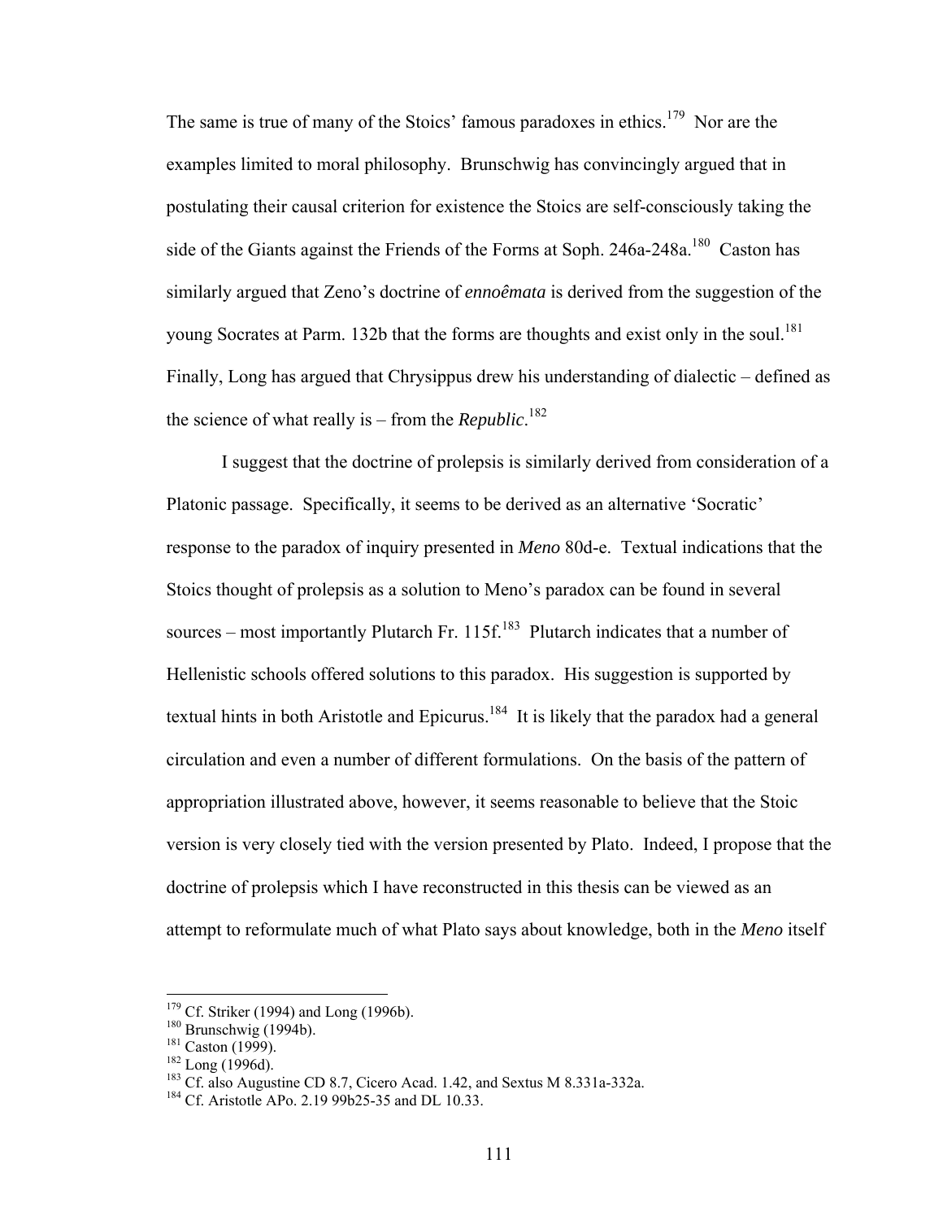The same is true of many of the Stoics' famous paradoxes in ethics.[179] Nor are the examples limited to moral philosophy. Brunschwig has convincingly argued that in postulating their causal criterion for existence the Stoics are self-consciously taking the side of the Giants against the Friends of the Forms at Soph. 246a-248a.[180] Caston has similarly argued that Zeno's doctrine of *ennoêmata* is derived from the suggestion of the young Socrates at Parm. 132b that the forms are thoughts and exist only in the soul.[181] Finally, Long has argued that Chrysippus drew his understanding of dialectic – defined as the science of what really is – from the ***Republic***.[182]

I suggest that the doctrine of prolepsis is similarly derived from consideration of a Platonic passage. Specifically, it seems to be derived as an alternative 'Socratic' response to the paradox of inquiry presented in *Meno* 80d-e. Textual indications that the Stoics thought of prolepsis as a solution to Meno's paradox can be found in several sources – most importantly Plutarch Fr. 115f.[183] Plutarch indicates that a number of Hellenistic schools offered solutions to this paradox. His suggestion is supported by textual hints in both Aristotle and Epicurus.[184] It is likely that the paradox had a general circulation and even a number of different formulations. On the basis of the pattern of appropriation illustrated above, however, it seems reasonable to believe that the Stoic version is very closely tied with the version presented by Plato. Indeed, I propose that the doctrine of prolepsis which I have reconstructed in this thesis can be viewed as an attempt to reformulate much of what Plato says about knowledge, both in the *Meno* itself

---

[179] Cf. Striker (1994) and Long (1996b).
[180] Brunschwig (1994b).
[181] Caston (1999).
[182] Long (1996d).
[183] Cf. also Augustine CD 8.7, Cicero Acad. 1.42, and Sextus M 8.331a-332a.
[184] Cf. Aristotle APo. 2.19 99b25-35 and DL 10.33.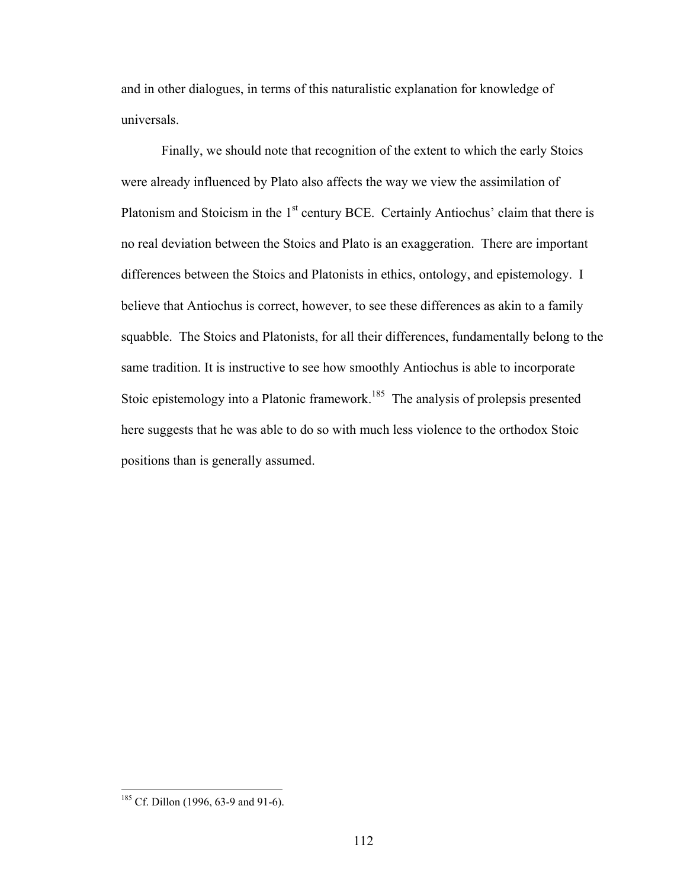and in other dialogues, in terms of this naturalistic explanation for knowledge of universals.

Finally, we should note that recognition of the extent to which the early Stoics were already influenced by Plato also affects the way we view the assimilation of Platonism and Stoicism in the 1st century BCE. Certainly Antiochus' claim that there is no real deviation between the Stoics and Plato is an exaggeration. There are important differences between the Stoics and Platonists in ethics, ontology, and epistemology. I believe that Antiochus is correct, however, to see these differences as akin to a family squabble. The Stoics and Platonists, for all their differences, fundamentally belong to the same tradition. It is instructive to see how smoothly Antiochus is able to incorporate Stoic epistemology into a Platonic framework.[185] The analysis of prolepsis presented here suggests that he was able to do so with much less violence to the orthodox Stoic positions than is generally assumed.

---

[185] Cf. Dillon (1996, 63-9 and 91-6).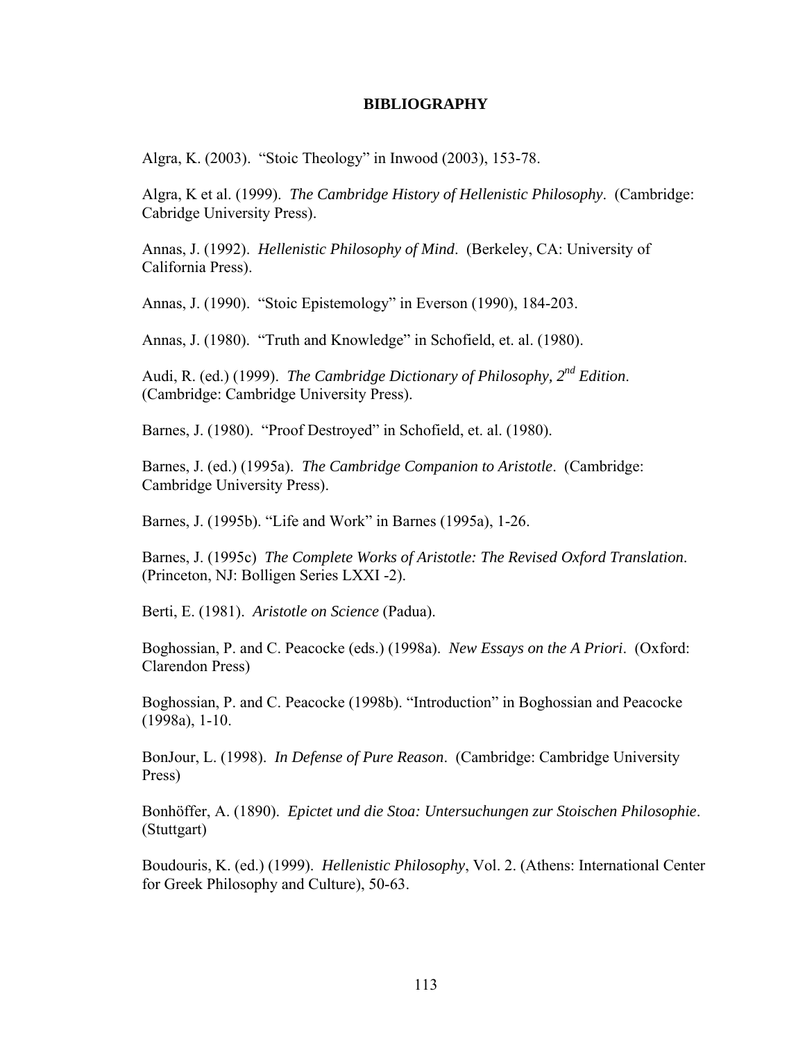# BIBLIOGRAPHY

Algra, K. (2003). "Stoic Theology" in Inwood (2003), 153-78.

Algra, K et al. (1999). *The Cambridge History of Hellenistic Philosophy*. (Cambridge: Cabridge University Press).

Annas, J. (1992). *Hellenistic Philosophy of Mind*. (Berkeley, CA: University of California Press).

Annas, J. (1990). "Stoic Epistemology" in Everson (1990), 184-203.

Annas, J. (1980). "Truth and Knowledge" in Schofield, et. al. (1980).

Audi, R. (ed.) (1999). *The Cambridge Dictionary of Philosophy, 2nd Edition*. (Cambridge: Cambridge University Press).

Barnes, J. (1980). "Proof Destroyed" in Schofield, et. al. (1980).

Barnes, J. (ed.) (1995a). *The Cambridge Companion to Aristotle*. (Cambridge: Cambridge University Press).

Barnes, J. (1995b). "Life and Work" in Barnes (1995a), 1-26.

Barnes, J. (1995c) *The Complete Works of Aristotle: The Revised Oxford Translation*. (Princeton, NJ: Bolligen Series LXXI -2).

Berti, E. (1981). *Aristotle on Science* (Padua).

Boghossian, P. and C. Peacocke (eds.) (1998a). *New Essays on the A Priori*. (Oxford: Clarendon Press)

Boghossian, P. and C. Peacocke (1998b). "Introduction" in Boghossian and Peacocke (1998a), 1-10.

BonJour, L. (1998). *In Defense of Pure Reason*. (Cambridge: Cambridge University Press)

Bonhöffer, A. (1890). *Epictet und die Stoa: Untersuchungen zur Stoischen Philosophie*. (Stuttgart)

Boudouris, K. (ed.) (1999). *Hellenistic Philosophy*, Vol. 2. (Athens: International Center for Greek Philosophy and Culture), 50-63.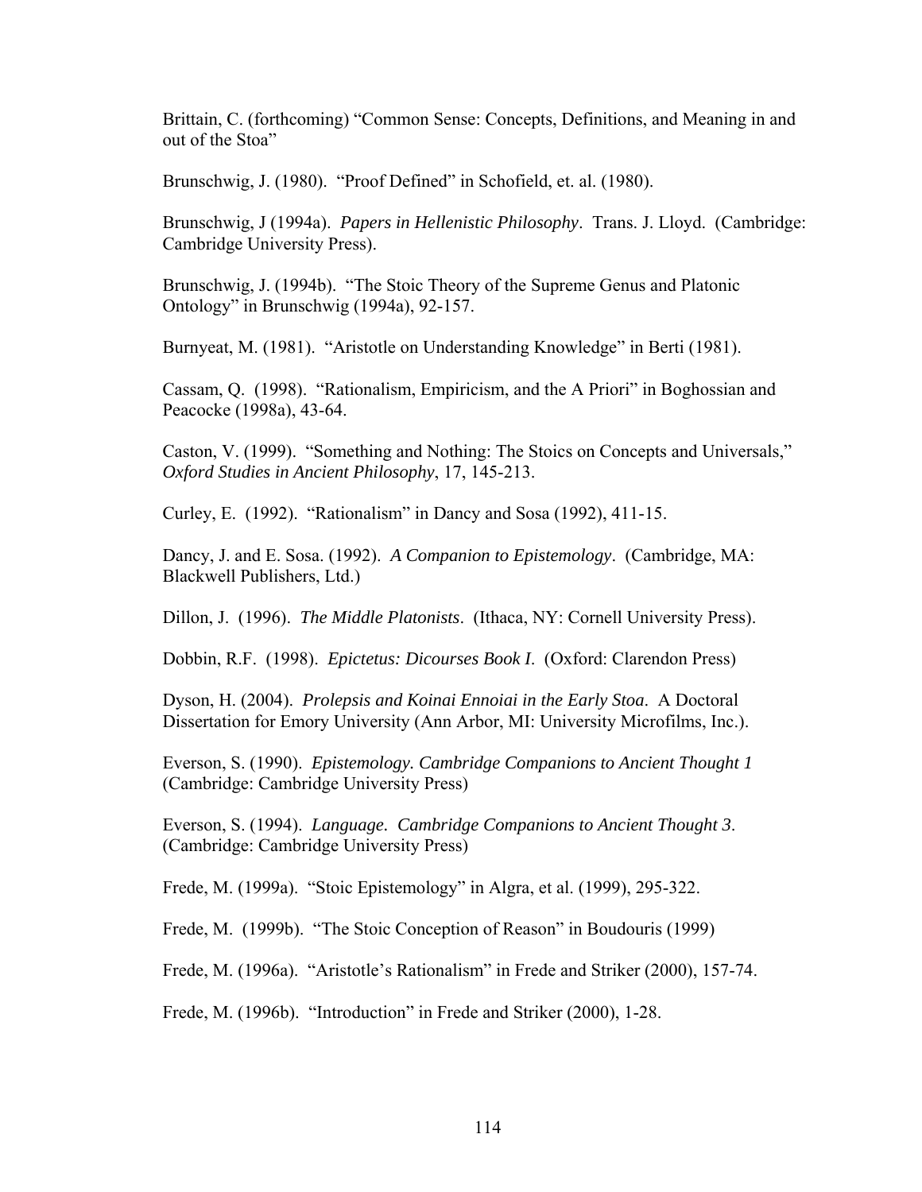Brittain, C. (forthcoming) "Common Sense: Concepts, Definitions, and Meaning in and out of the Stoa"

Brunschwig, J. (1980). "Proof Defined" in Schofield, et. al. (1980).

Brunschwig, J (1994a). *Papers in Hellenistic Philosophy*. Trans. J. Lloyd. (Cambridge: Cambridge University Press).

Brunschwig, J. (1994b). "The Stoic Theory of the Supreme Genus and Platonic Ontology" in Brunschwig (1994a), 92-157.

Burnyeat, M. (1981). "Aristotle on Understanding Knowledge" in Berti (1981).

Cassam, Q. (1998). "Rationalism, Empiricism, and the A Priori" in Boghossian and Peacocke (1998a), 43-64.

Caston, V. (1999). "Something and Nothing: The Stoics on Concepts and Universals," *Oxford Studies in Ancient Philosophy*, 17, 145-213.

Curley, E. (1992). "Rationalism" in Dancy and Sosa (1992), 411-15.

Dancy, J. and E. Sosa. (1992). *A Companion to Epistemology*. (Cambridge, MA: Blackwell Publishers, Ltd.)

Dillon, J. (1996). *The Middle Platonists*. (Ithaca, NY: Cornell University Press).

Dobbin, R.F. (1998). *Epictetus: Dicourses Book I*. (Oxford: Clarendon Press)

Dyson, H. (2004). *Prolepsis and Koinai Ennoiai in the Early Stoa*. A Doctoral Dissertation for Emory University (Ann Arbor, MI: University Microfilms, Inc.).

Everson, S. (1990). *Epistemology. Cambridge Companions to Ancient Thought 1* (Cambridge: Cambridge University Press)

Everson, S. (1994). *Language. Cambridge Companions to Ancient Thought 3*. (Cambridge: Cambridge University Press)

Frede, M. (1999a). "Stoic Epistemology" in Algra, et al. (1999), 295-322.

Frede, M. (1999b). "The Stoic Conception of Reason" in Boudouris (1999)

Frede, M. (1996a). "Aristotle's Rationalism" in Frede and Striker (2000), 157-74.

Frede, M. (1996b). "Introduction" in Frede and Striker (2000), 1-28.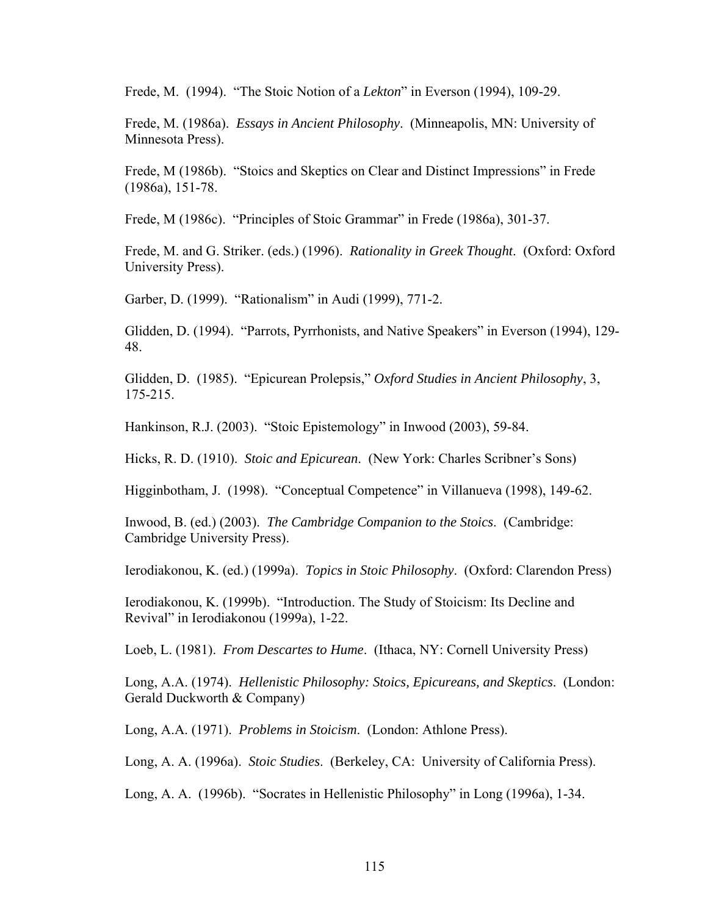Frede, M. (1994). "The Stoic Notion of a *Lekton*" in Everson (1994), 109-29.

Frede, M. (1986a). *Essays in Ancient Philosophy*. (Minneapolis, MN: University of Minnesota Press).

Frede, M (1986b). "Stoics and Skeptics on Clear and Distinct Impressions" in Frede (1986a), 151-78.

Frede, M (1986c). "Principles of Stoic Grammar" in Frede (1986a), 301-37.

Frede, M. and G. Striker. (eds.) (1996). *Rationality in Greek Thought*. (Oxford: Oxford University Press).

Garber, D. (1999). "Rationalism" in Audi (1999), 771-2.

Glidden, D. (1994). "Parrots, Pyrrhonists, and Native Speakers" in Everson (1994), 129-48.

Glidden, D. (1985). "Epicurean Prolepsis," *Oxford Studies in Ancient Philosophy*, 3, 175-215.

Hankinson, R.J. (2003). "Stoic Epistemology" in Inwood (2003), 59-84.

Hicks, R. D. (1910). *Stoic and Epicurean*. (New York: Charles Scribner's Sons)

Higginbotham, J. (1998). "Conceptual Competence" in Villanueva (1998), 149-62.

Inwood, B. (ed.) (2003). *The Cambridge Companion to the Stoics*. (Cambridge: Cambridge University Press).

Ierodiakonou, K. (ed.) (1999a). *Topics in Stoic Philosophy*. (Oxford: Clarendon Press)

Ierodiakonou, K. (1999b). "Introduction. The Study of Stoicism: Its Decline and Revival" in Ierodiakonou (1999a), 1-22.

Loeb, L. (1981). *From Descartes to Hume*. (Ithaca, NY: Cornell University Press)

Long, A.A. (1974). *Hellenistic Philosophy: Stoics, Epicureans, and Skeptics*. (London: Gerald Duckworth & Company)

Long, A.A. (1971). *Problems in Stoicism*. (London: Athlone Press).

Long, A. A. (1996a). *Stoic Studies*. (Berkeley, CA: University of California Press).

Long, A. A. (1996b). "Socrates in Hellenistic Philosophy" in Long (1996a), 1-34.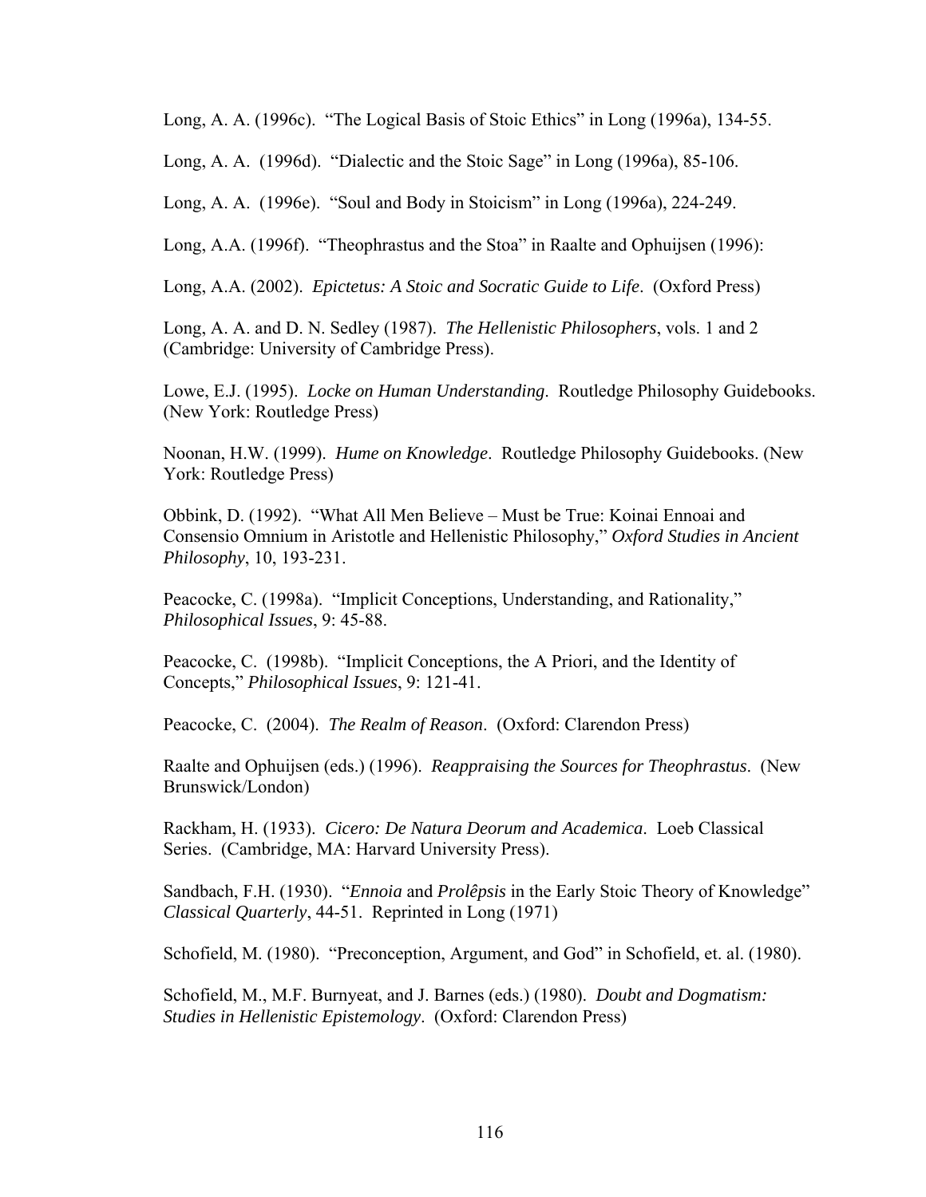Long, A. A. (1996c). "The Logical Basis of Stoic Ethics" in Long (1996a), 134-55.

Long, A. A. (1996d). "Dialectic and the Stoic Sage" in Long (1996a), 85-106.

Long, A. A. (1996e). "Soul and Body in Stoicism" in Long (1996a), 224-249.

Long, A.A. (1996f). "Theophrastus and the Stoa" in Raalte and Ophuijsen (1996):

Long, A.A. (2002). *Epictetus: A Stoic and Socratic Guide to Life*. (Oxford Press)

Long, A. A. and D. N. Sedley (1987). *The Hellenistic Philosophers*, vols. 1 and 2 (Cambridge: University of Cambridge Press).

Lowe, E.J. (1995). *Locke on Human Understanding*. Routledge Philosophy Guidebooks. (New York: Routledge Press)

Noonan, H.W. (1999). *Hume on Knowledge*. Routledge Philosophy Guidebooks. (New York: Routledge Press)

Obbink, D. (1992). "What All Men Believe – Must be True: Koinai Ennoai and Consensio Omnium in Aristotle and Hellenistic Philosophy," *Oxford Studies in Ancient Philosophy*, 10, 193-231.

Peacocke, C. (1998a). "Implicit Conceptions, Understanding, and Rationality," *Philosophical Issues*, 9: 45-88.

Peacocke, C. (1998b). "Implicit Conceptions, the A Priori, and the Identity of Concepts," *Philosophical Issues*, 9: 121-41.

Peacocke, C. (2004). *The Realm of Reason*. (Oxford: Clarendon Press)

Raalte and Ophuijsen (eds.) (1996). *Reappraising the Sources for Theophrastus*. (New Brunswick/London)

Rackham, H. (1933). *Cicero: De Natura Deorum and Academica*. Loeb Classical Series. (Cambridge, MA: Harvard University Press).

Sandbach, F.H. (1930). "*Ennoia* and *Prolêpsis* in the Early Stoic Theory of Knowledge" *Classical Quarterly*, 44-51. Reprinted in Long (1971)

Schofield, M. (1980). "Preconception, Argument, and God" in Schofield, et. al. (1980).

Schofield, M., M.F. Burnyeat, and J. Barnes (eds.) (1980). *Doubt and Dogmatism: Studies in Hellenistic Epistemology*. (Oxford: Clarendon Press)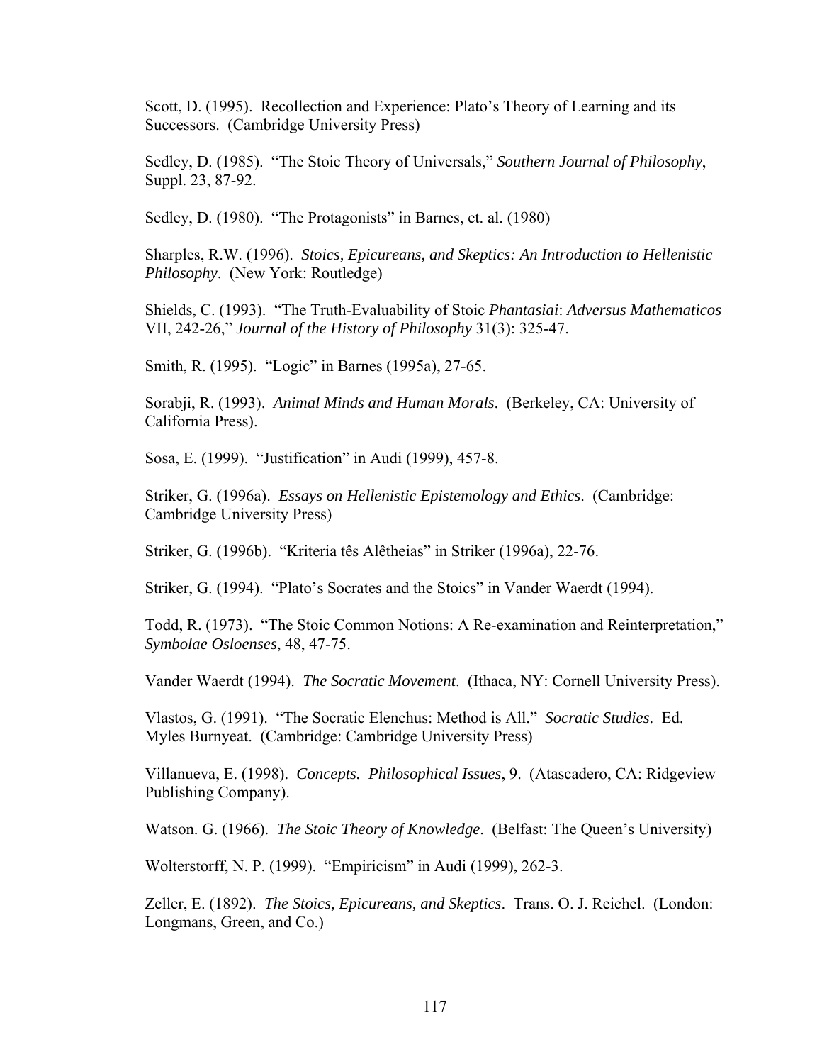Scott, D. (1995). Recollection and Experience: Plato's Theory of Learning and its Successors. (Cambridge University Press)

Sedley, D. (1985). "The Stoic Theory of Universals," *Southern Journal of Philosophy*, Suppl. 23, 87-92.

Sedley, D. (1980). "The Protagonists" in Barnes, et. al. (1980)

Sharples, R.W. (1996). *Stoics, Epicureans, and Skeptics: An Introduction to Hellenistic Philosophy*. (New York: Routledge)

Shields, C. (1993). "The Truth-Evaluability of Stoic *Phantasiai*: *Adversus Mathematicos* VII, 242-26," *Journal of the History of Philosophy* 31(3): 325-47.

Smith, R. (1995). "Logic" in Barnes (1995a), 27-65.

Sorabji, R. (1993). *Animal Minds and Human Morals*. (Berkeley, CA: University of California Press).

Sosa, E. (1999). "Justification" in Audi (1999), 457-8.

Striker, G. (1996a). *Essays on Hellenistic Epistemology and Ethics*. (Cambridge: Cambridge University Press)

Striker, G. (1996b). "Kriteria tês Alêtheias" in Striker (1996a), 22-76.

Striker, G. (1994). "Plato's Socrates and the Stoics" in Vander Waerdt (1994).

Todd, R. (1973). "The Stoic Common Notions: A Re-examination and Reinterpretation," *Symbolae Osloenses*, 48, 47-75.

Vander Waerdt (1994). *The Socratic Movement*. (Ithaca, NY: Cornell University Press).

Vlastos, G. (1991). "The Socratic Elenchus: Method is All." *Socratic Studies*. Ed. Myles Burnyeat. (Cambridge: Cambridge University Press)

Villanueva, E. (1998). *Concepts. Philosophical Issues*, 9. (Atascadero, CA: Ridgeview Publishing Company).

Watson. G. (1966). *The Stoic Theory of Knowledge*. (Belfast: The Queen's University)

Wolterstorff, N. P. (1999). "Empiricism" in Audi (1999), 262-3.

Zeller, E. (1892). *The Stoics, Epicureans, and Skeptics*. Trans. O. J. Reichel. (London: Longmans, Green, and Co.)